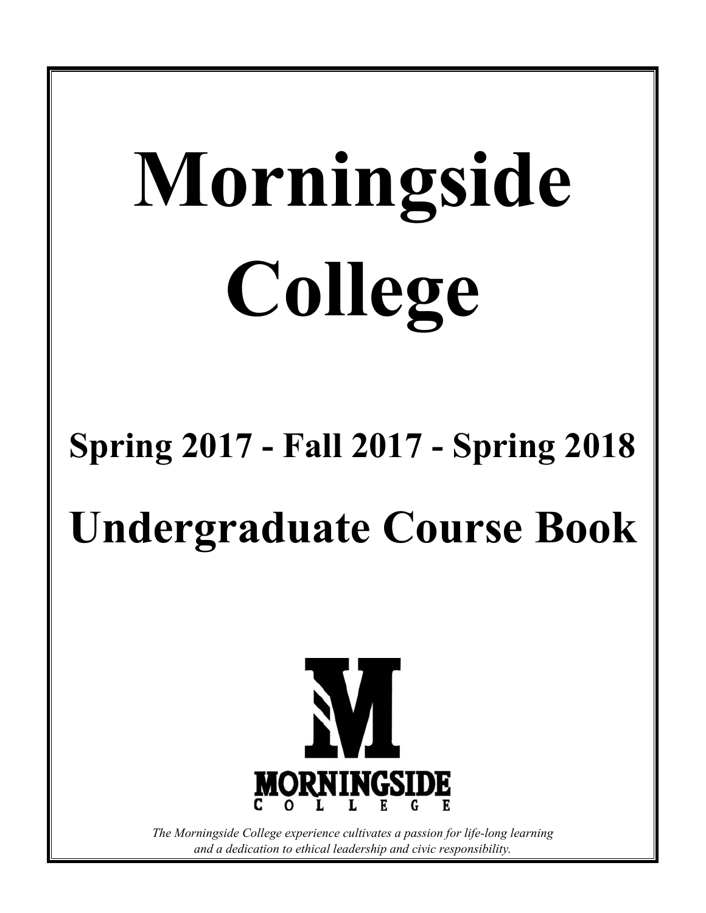# Morningside College

## Spring 2017 - Fall 2017 - Spring 2018

## Undergraduate Course Book

MORNINGSIDE COLLEGE

*The Morningside College experience cultivates a passion for life-long learning and a dedication to ethical leadership and civic responsibility.*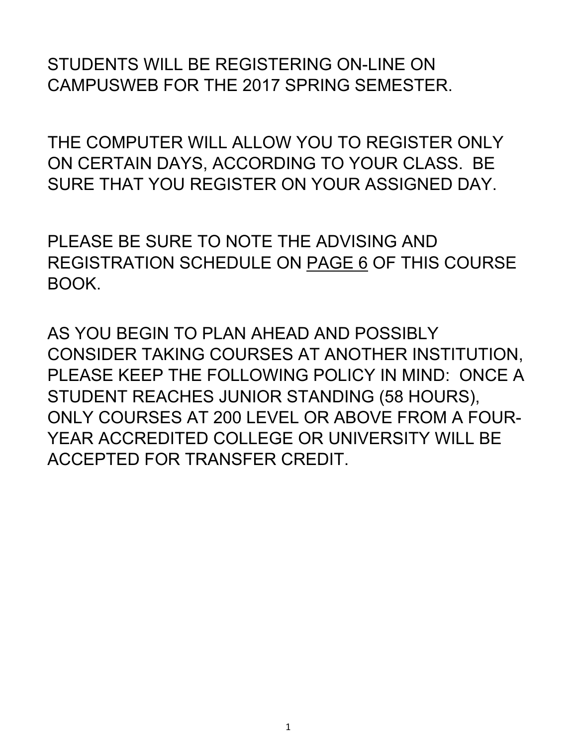STUDENTS WILL BE REGISTERING ON-LINE ON CAMPUSWEB FOR THE 2017 SPRING SEMESTER.

THE COMPUTER WILL ALLOW YOU TO REGISTER ONLY ON CERTAIN DAYS, ACCORDING TO YOUR CLASS. BE SURE THAT YOU REGISTER ON YOUR ASSIGNED DAY.

PLEASE BE SURE TO NOTE THE ADVISING AND REGISTRATION SCHEDULE ON <u>PAGE 6</u> OF THIS COURSE BOOK.

AS YOU BEGIN TO PLAN AHEAD AND POSSIBLY CONSIDER TAKING COURSES AT ANOTHER INSTITUTION, PLEASE KEEP THE FOLLOWING POLICY IN MIND: ONCE A STUDENT REACHES JUNIOR STANDING (58 HOURS), ONLY COURSES AT 200 LEVEL OR ABOVE FROM A FOUR-YEAR ACCREDITED COLLEGE OR UNIVERSITY WILL BE ACCEPTED FOR TRANSFER CREDIT.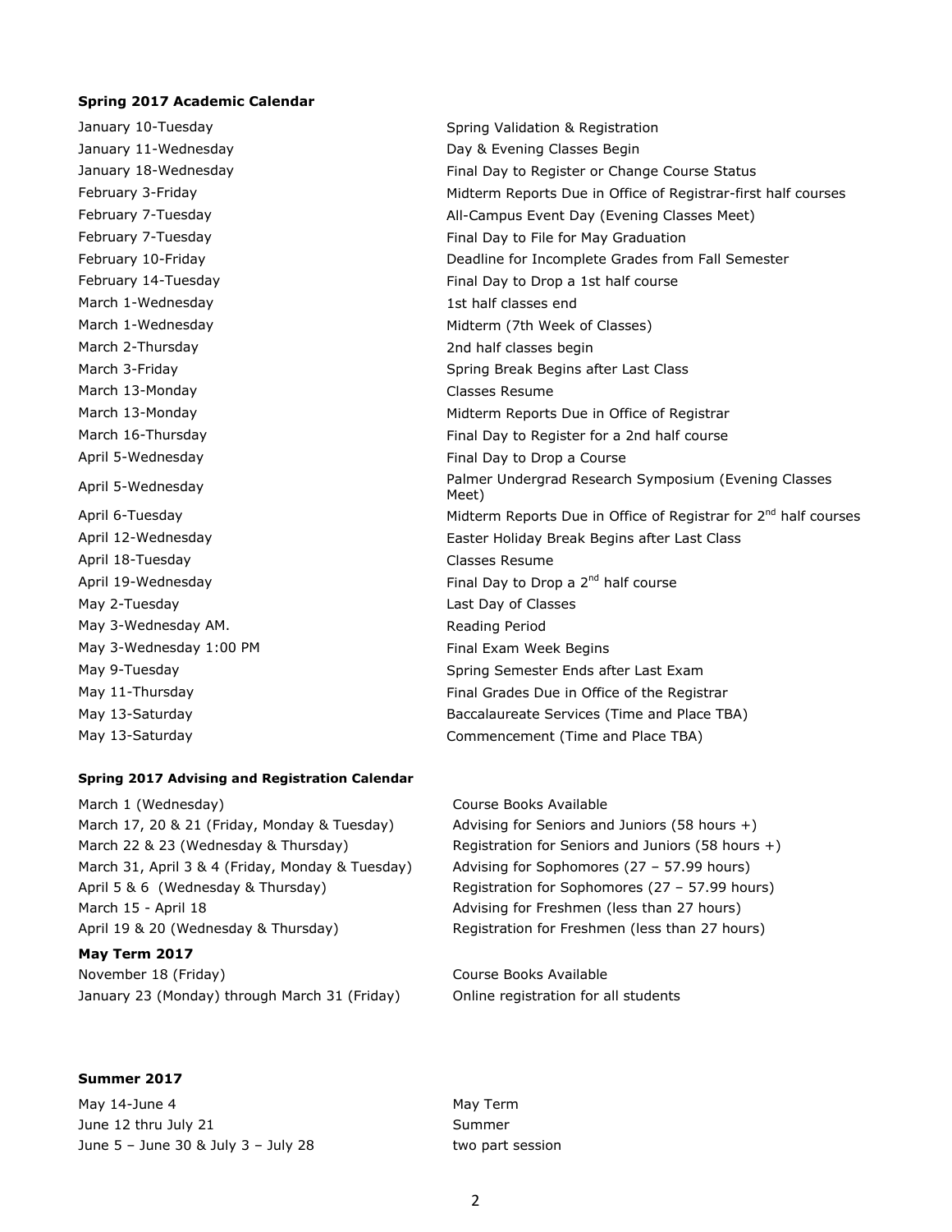**Spring 2017 Academic Calendar**

| Date | Event |
|---|---|
| January 10-Tuesday | Spring Validation & Registration |
| January 11-Wednesday | Day & Evening Classes Begin |
| January 18-Wednesday | Final Day to Register or Change Course Status |
| February 3-Friday | Midterm Reports Due in Office of Registrar-first half courses |
| February 7-Tuesday | All-Campus Event Day (Evening Classes Meet) |
| February 7-Tuesday | Final Day to File for May Graduation |
| February 10-Friday | Deadline for Incomplete Grades from Fall Semester |
| February 14-Tuesday | Final Day to Drop a 1st half course |
| March 1-Wednesday | 1st half classes end |
| March 1-Wednesday | Midterm (7th Week of Classes) |
| March 2-Thursday | 2nd half classes begin |
| March 3-Friday | Spring Break Begins after Last Class |
| March 13-Monday | Classes Resume |
| March 13-Monday | Midterm Reports Due in Office of Registrar |
| March 16-Thursday | Final Day to Register for a 2nd half course |
| April 5-Wednesday | Final Day to Drop a Course |
| April 5-Wednesday | Palmer Undergrad Research Symposium (Evening Classes Meet) |
| April 6-Tuesday | Midterm Reports Due in Office of Registrar for 2nd half courses |
| April 12-Wednesday | Easter Holiday Break Begins after Last Class |
| April 18-Tuesday | Classes Resume |
| April 19-Wednesday | Final Day to Drop a 2nd half course |
| May 2-Tuesday | Last Day of Classes |
| May 3-Wednesday AM. | Reading Period |
| May 3-Wednesday 1:00 PM | Final Exam Week Begins |
| May 9-Tuesday | Spring Semester Ends after Last Exam |
| May 11-Thursday | Final Grades Due in Office of the Registrar |
| May 13-Saturday | Baccalaureate Services (Time and Place TBA) |
| May 13-Saturday | Commencement (Time and Place TBA) |

**Spring 2017 Advising and Registration Calendar**

| Date | Event |
|---|---|
| March 1 (Wednesday) | Course Books Available |
| March 17, 20 & 21 (Friday, Monday & Tuesday) | Advising for Seniors and Juniors (58 hours +) |
| March 22 & 23 (Wednesday & Thursday) | Registration for Seniors and Juniors (58 hours +) |
| March 31, April 3 & 4 (Friday, Monday & Tuesday) | Advising for Sophomores (27 – 57.99 hours) |
| April 5 & 6 (Wednesday & Thursday) | Registration for Sophomores (27 – 57.99 hours) |
| March 15 - April 18 | Advising for Freshmen (less than 27 hours) |
| April 19 & 20 (Wednesday & Thursday) | Registration for Freshmen (less than 27 hours) |

**May Term 2017**

| Date | Event |
|---|---|
| November 18 (Friday) | Course Books Available |
| January 23 (Monday) through March 31 (Friday) | Online registration for all students |

**Summer 2017**

| Date | Session |
|---|---|
| May 14-June 4 | May Term |
| June 12 thru July 21 | Summer |
| June 5 – June 30 & July 3 – July 28 | two part session |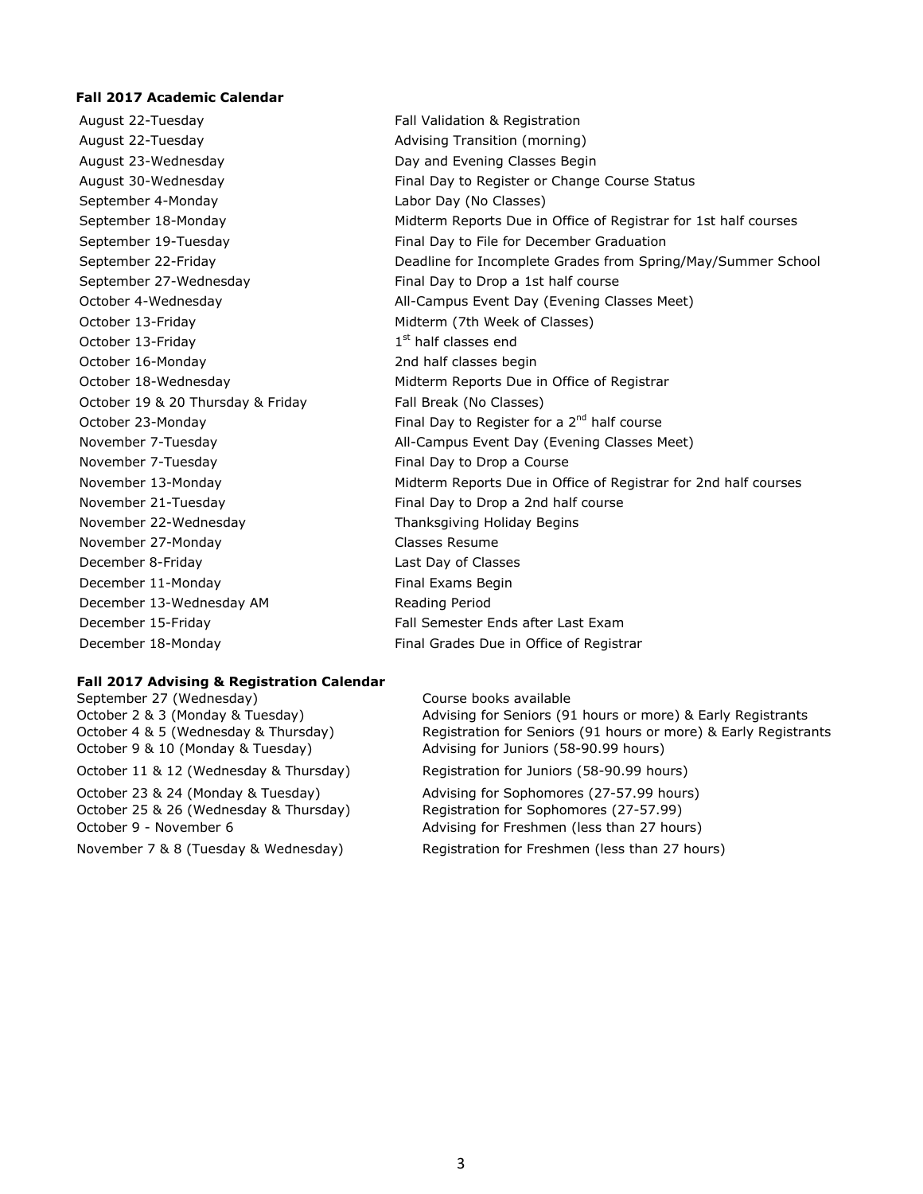**Fall 2017 Academic Calendar**

| | |
|---|---|
| August 22-Tuesday | Fall Validation & Registration |
| August 22-Tuesday | Advising Transition (morning) |
| August 23-Wednesday | Day and Evening Classes Begin |
| August 30-Wednesday | Final Day to Register or Change Course Status |
| September 4-Monday | Labor Day (No Classes) |
| September 18-Monday | Midterm Reports Due in Office of Registrar for 1st half courses |
| September 19-Tuesday | Final Day to File for December Graduation |
| September 22-Friday | Deadline for Incomplete Grades from Spring/May/Summer School |
| September 27-Wednesday | Final Day to Drop a 1st half course |
| October 4-Wednesday | All-Campus Event Day (Evening Classes Meet) |
| October 13-Friday | Midterm (7th Week of Classes) |
| October 13-Friday | 1st half classes end |
| October 16-Monday | 2nd half classes begin |
| October 18-Wednesday | Midterm Reports Due in Office of Registrar |
| October 19 & 20 Thursday & Friday | Fall Break (No Classes) |
| October 23-Monday | Final Day to Register for a 2nd half course |
| November 7-Tuesday | All-Campus Event Day (Evening Classes Meet) |
| November 7-Tuesday | Final Day to Drop a Course |
| November 13-Monday | Midterm Reports Due in Office of Registrar for 2nd half courses |
| November 21-Tuesday | Final Day to Drop a 2nd half course |
| November 22-Wednesday | Thanksgiving Holiday Begins |
| November 27-Monday | Classes Resume |
| December 8-Friday | Last Day of Classes |
| December 11-Monday | Final Exams Begin |
| December 13-Wednesday AM | Reading Period |
| December 15-Friday | Fall Semester Ends after Last Exam |
| December 18-Monday | Final Grades Due in Office of Registrar |

**Fall 2017 Advising & Registration Calendar**

| | |
|---|---|
| September 27 (Wednesday) | Course books available |
| October 2 & 3 (Monday & Tuesday) | Advising for Seniors (91 hours or more) & Early Registrants |
| October 4 & 5 (Wednesday & Thursday) | Registration for Seniors (91 hours or more) & Early Registrants |
| October 9 & 10 (Monday & Tuesday) | Advising for Juniors (58-90.99 hours) |
| October 11 & 12 (Wednesday & Thursday) | Registration for Juniors (58-90.99 hours) |
| October 23 & 24 (Monday & Tuesday) | Advising for Sophomores (27-57.99 hours) |
| October 25 & 26 (Wednesday & Thursday) | Registration for Sophomores (27-57.99) |
| October 9 - November 6 | Advising for Freshmen (less than 27 hours) |
| November 7 & 8 (Tuesday & Wednesday) | Registration for Freshmen (less than 27 hours) |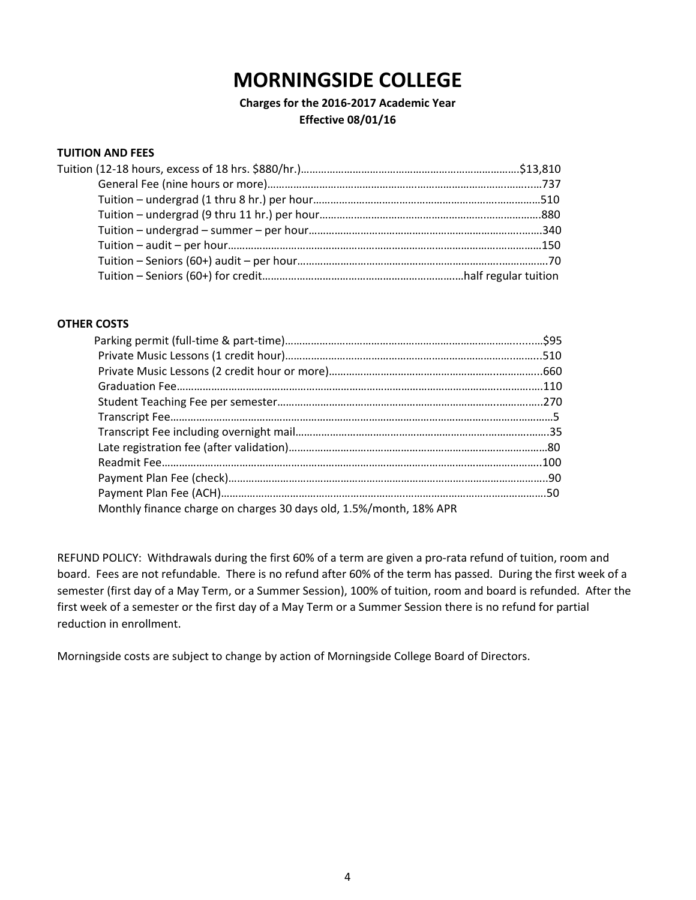# MORNINGSIDE COLLEGE

**Charges for the 2016-2017 Academic Year**
**Effective 08/01/16**

**TUITION AND FEES**

| Item | Amount |
|---|---|
| Tuition (12-18 hours, excess of 18 hrs. $880/hr.) | $13,810 |
| General Fee (nine hours or more) | 737 |
| Tuition – undergrad (1 thru 8 hr.) per hour | 510 |
| Tuition – undergrad (9 thru 11 hr.) per hour | 880 |
| Tuition – undergrad – summer – per hour | 340 |
| Tuition – audit – per hour | 150 |
| Tuition – Seniors (60+) audit – per hour | 70 |
| Tuition – Seniors (60+) for credit | half regular tuition |

**OTHER COSTS**

| Item | Amount |
|---|---|
| Parking permit (full-time & part-time) | $95 |
| Private Music Lessons (1 credit hour) | 510 |
| Private Music Lessons (2 credit hour or more) | 660 |
| Graduation Fee | 110 |
| Student Teaching Fee per semester | 270 |
| Transcript Fee | 5 |
| Transcript Fee including overnight mail | 35 |
| Late registration fee (after validation) | 80 |
| Readmit Fee | 100 |
| Payment Plan Fee (check) | 90 |
| Payment Plan Fee (ACH) | 50 |

Monthly finance charge on charges 30 days old, 1.5%/month, 18% APR

REFUND POLICY: Withdrawals during the first 60% of a term are given a pro-rata refund of tuition, room and board. Fees are not refundable. There is no refund after 60% of the term has passed. During the first week of a semester (first day of a May Term, or a Summer Session), 100% of tuition, room and board is refunded. After the first week of a semester or the first day of a May Term or a Summer Session there is no refund for partial reduction in enrollment.

Morningside costs are subject to change by action of Morningside College Board of Directors.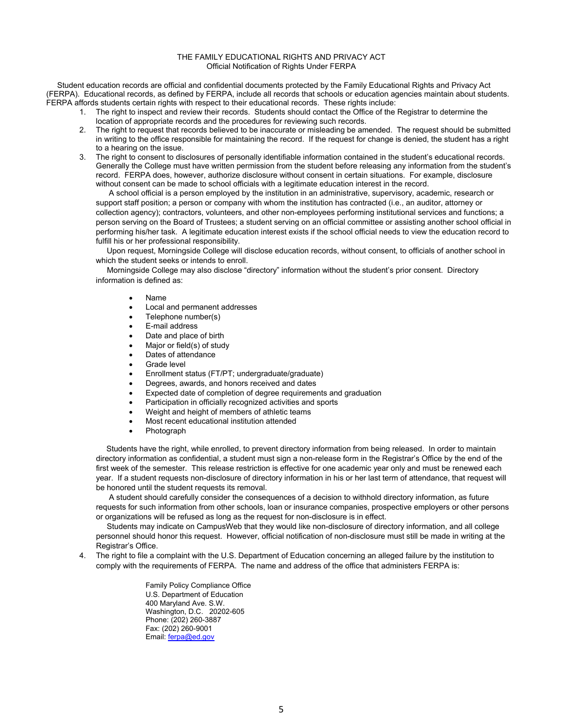# THE FAMILY EDUCATIONAL RIGHTS AND PRIVACY ACT

## Official Notification of Rights Under FERPA

Student education records are official and confidential documents protected by the Family Educational Rights and Privacy Act (FERPA). Educational records, as defined by FERPA, include all records that schools or education agencies maintain about students. FERPA affords students certain rights with respect to their educational records. These rights include:

1. The right to inspect and review their records. Students should contact the Office of the Registrar to determine the location of appropriate records and the procedures for reviewing such records.
2. The right to request that records believed to be inaccurate or misleading be amended. The request should be submitted in writing to the office responsible for maintaining the record. If the request for change is denied, the student has a right to a hearing on the issue.
3. The right to consent to disclosures of personally identifiable information contained in the student's educational records. Generally the College must have written permission from the student before releasing any information from the student's record. FERPA does, however, authorize disclosure without consent in certain situations. For example, disclosure without consent can be made to school officials with a legitimate education interest in the record.

   A school official is a person employed by the institution in an administrative, supervisory, academic, research or support staff position; a person or company with whom the institution has contracted (i.e., an auditor, attorney or collection agency); contractors, volunteers, and other non-employees performing institutional services and functions; a person serving on the Board of Trustees; a student serving on an official committee or assisting another school official in performing his/her task. A legitimate education interest exists if the school official needs to view the education record to fulfill his or her professional responsibility.

   Upon request, Morningside College will disclose education records, without consent, to officials of another school in which the student seeks or intends to enroll.

   Morningside College may also disclose "directory" information without the student's prior consent. Directory information is defined as:

   - Name
   - Local and permanent addresses
   - Telephone number(s)
   - E-mail address
   - Date and place of birth
   - Major or field(s) of study
   - Dates of attendance
   - Grade level
   - Enrollment status (FT/PT; undergraduate/graduate)
   - Degrees, awards, and honors received and dates
   - Expected date of completion of degree requirements and graduation
   - Participation in officially recognized activities and sports
   - Weight and height of members of athletic teams
   - Most recent educational institution attended
   - Photograph

   Students have the right, while enrolled, to prevent directory information from being released. In order to maintain directory information as confidential, a student must sign a non-release form in the Registrar's Office by the end of the first week of the semester. This release restriction is effective for one academic year only and must be renewed each year. If a student requests non-disclosure of directory information in his or her last term of attendance, that request will be honored until the student requests its removal.

   A student should carefully consider the consequences of a decision to withhold directory information, as future requests for such information from other schools, loan or insurance companies, prospective employers or other persons or organizations will be refused as long as the request for non-disclosure is in effect.

   Students may indicate on CampusWeb that they would like non-disclosure of directory information, and all college personnel should honor this request. However, official notification of non-disclosure must still be made in writing at the Registrar's Office.
4. The right to file a complaint with the U.S. Department of Education concerning an alleged failure by the institution to comply with the requirements of FERPA. The name and address of the office that administers FERPA is:

   Family Policy Compliance Office
   U.S. Department of Education
   400 Maryland Ave. S.W.
   Washington, D.C. 20202-605
   Phone: (202) 260-3887
   Fax: (202) 260-9001
   Email: ferpa@ed.gov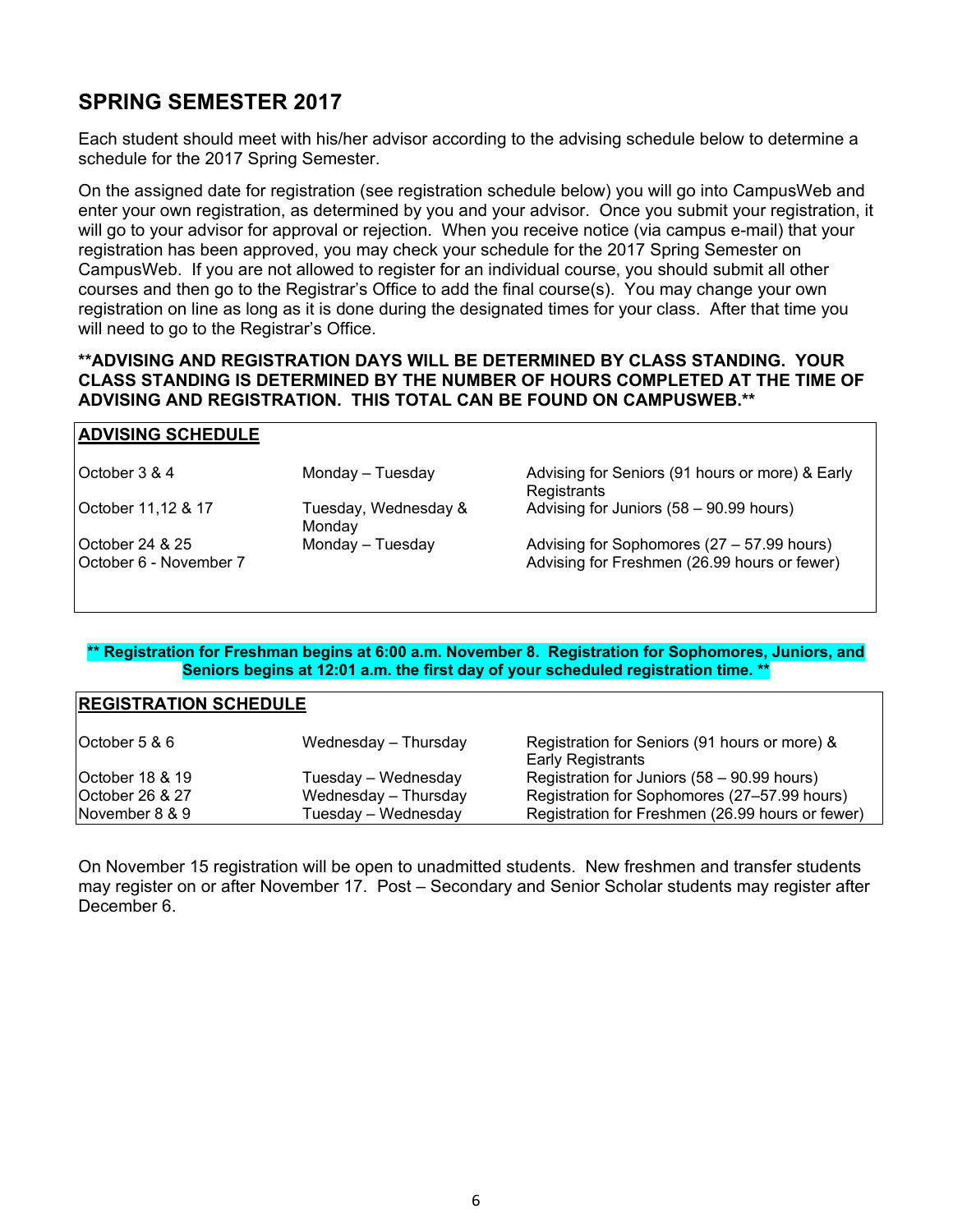## SPRING SEMESTER 2017

Each student should meet with his/her advisor according to the advising schedule below to determine a schedule for the 2017 Spring Semester.

On the assigned date for registration (see registration schedule below) you will go into CampusWeb and enter your own registration, as determined by you and your advisor. Once you submit your registration, it will go to your advisor for approval or rejection. When you receive notice (via campus e-mail) that your registration has been approved, you may check your schedule for the 2017 Spring Semester on CampusWeb. If you are not allowed to register for an individual course, you should submit all other courses and then go to the Registrar's Office to add the final course(s). You may change your own registration on line as long as it is done during the designated times for your class. After that time you will need to go to the Registrar's Office.

**\*\*ADVISING AND REGISTRATION DAYS WILL BE DETERMINED BY CLASS STANDING. YOUR CLASS STANDING IS DETERMINED BY THE NUMBER OF HOURS COMPLETED AT THE TIME OF ADVISING AND REGISTRATION. THIS TOTAL CAN BE FOUND ON CAMPUSWEB.\*\***

**ADVISING SCHEDULE**

| Date | Days | Description |
|---|---|---|
| October 3 & 4 | Monday – Tuesday | Advising for Seniors (91 hours or more) & Early Registrants |
| October 11,12 & 17 | Tuesday, Wednesday & Monday | Advising for Juniors (58 – 90.99 hours) |
| October 24 & 25 | Monday – Tuesday | Advising for Sophomores (27 – 57.99 hours) |
| October 6 - November 7 | | Advising for Freshmen (26.99 hours or fewer) |

**\*\* Registration for Freshman begins at 6:00 a.m. November 8. Registration for Sophomores, Juniors, and Seniors begins at 12:01 a.m. the first day of your scheduled registration time. \*\***

**REGISTRATION SCHEDULE**

| Date | Days | Description |
|---|---|---|
| October 5 & 6 | Wednesday – Thursday | Registration for Seniors (91 hours or more) & Early Registrants |
| October 18 & 19 | Tuesday – Wednesday | Registration for Juniors (58 – 90.99 hours) |
| October 26 & 27 | Wednesday – Thursday | Registration for Sophomores (27–57.99 hours) |
| November 8 & 9 | Tuesday – Wednesday | Registration for Freshmen (26.99 hours or fewer) |

On November 15 registration will be open to unadmitted students. New freshmen and transfer students may register on or after November 17. Post – Secondary and Senior Scholar students may register after December 6.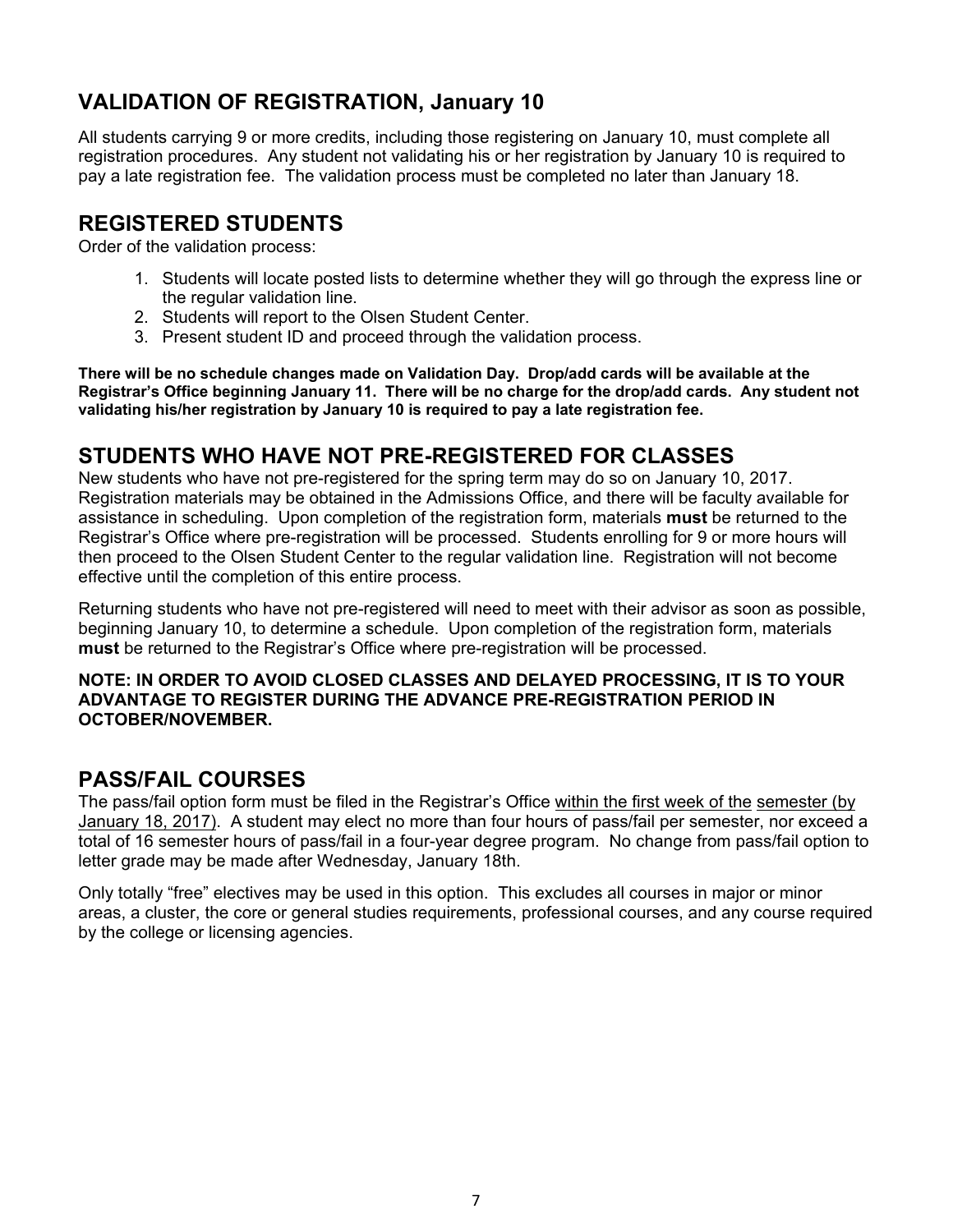## VALIDATION OF REGISTRATION, January 10

All students carrying 9 or more credits, including those registering on January 10, must complete all registration procedures. Any student not validating his or her registration by January 10 is required to pay a late registration fee. The validation process must be completed no later than January 18.

## REGISTERED STUDENTS

Order of the validation process:

1. Students will locate posted lists to determine whether they will go through the express line or the regular validation line.
2. Students will report to the Olsen Student Center.
3. Present student ID and proceed through the validation process.

**There will be no schedule changes made on Validation Day. Drop/add cards will be available at the Registrar's Office beginning January 11. There will be no charge for the drop/add cards. Any student not validating his/her registration by January 10 is required to pay a late registration fee.**

## STUDENTS WHO HAVE NOT PRE-REGISTERED FOR CLASSES

New students who have not pre-registered for the spring term may do so on January 10, 2017. Registration materials may be obtained in the Admissions Office, and there will be faculty available for assistance in scheduling. Upon completion of the registration form, materials **must** be returned to the Registrar's Office where pre-registration will be processed. Students enrolling for 9 or more hours will then proceed to the Olsen Student Center to the regular validation line. Registration will not become effective until the completion of this entire process.

Returning students who have not pre-registered will need to meet with their advisor as soon as possible, beginning January 10, to determine a schedule. Upon completion of the registration form, materials **must** be returned to the Registrar's Office where pre-registration will be processed.

**NOTE: IN ORDER TO AVOID CLOSED CLASSES AND DELAYED PROCESSING, IT IS TO YOUR ADVANTAGE TO REGISTER DURING THE ADVANCE PRE-REGISTRATION PERIOD IN OCTOBER/NOVEMBER.**

## PASS/FAIL COURSES

The pass/fail option form must be filed in the Registrar's Office within the first week of the semester (by January 18, 2017). A student may elect no more than four hours of pass/fail per semester, nor exceed a total of 16 semester hours of pass/fail in a four-year degree program. No change from pass/fail option to letter grade may be made after Wednesday, January 18th.

Only totally "free" electives may be used in this option. This excludes all courses in major or minor areas, a cluster, the core or general studies requirements, professional courses, and any course required by the college or licensing agencies.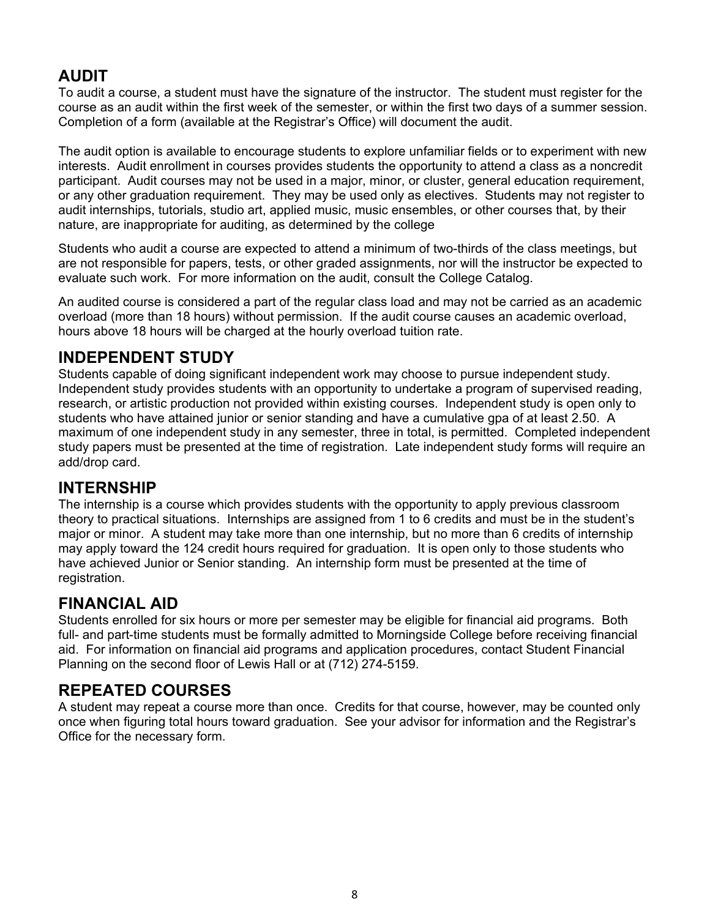## AUDIT

To audit a course, a student must have the signature of the instructor. The student must register for the course as an audit within the first week of the semester, or within the first two days of a summer session. Completion of a form (available at the Registrar's Office) will document the audit.

The audit option is available to encourage students to explore unfamiliar fields or to experiment with new interests. Audit enrollment in courses provides students the opportunity to attend a class as a noncredit participant. Audit courses may not be used in a major, minor, or cluster, general education requirement, or any other graduation requirement. They may be used only as electives. Students may not register to audit internships, tutorials, studio art, applied music, music ensembles, or other courses that, by their nature, are inappropriate for auditing, as determined by the college

Students who audit a course are expected to attend a minimum of two-thirds of the class meetings, but are not responsible for papers, tests, or other graded assignments, nor will the instructor be expected to evaluate such work. For more information on the audit, consult the College Catalog.

An audited course is considered a part of the regular class load and may not be carried as an academic overload (more than 18 hours) without permission. If the audit course causes an academic overload, hours above 18 hours will be charged at the hourly overload tuition rate.

## INDEPENDENT STUDY

Students capable of doing significant independent work may choose to pursue independent study. Independent study provides students with an opportunity to undertake a program of supervised reading, research, or artistic production not provided within existing courses. Independent study is open only to students who have attained junior or senior standing and have a cumulative gpa of at least 2.50. A maximum of one independent study in any semester, three in total, is permitted. Completed independent study papers must be presented at the time of registration. Late independent study forms will require an add/drop card.

## INTERNSHIP

The internship is a course which provides students with the opportunity to apply previous classroom theory to practical situations. Internships are assigned from 1 to 6 credits and must be in the student's major or minor. A student may take more than one internship, but no more than 6 credits of internship may apply toward the 124 credit hours required for graduation. It is open only to those students who have achieved Junior or Senior standing. An internship form must be presented at the time of registration.

## FINANCIAL AID

Students enrolled for six hours or more per semester may be eligible for financial aid programs. Both full- and part-time students must be formally admitted to Morningside College before receiving financial aid. For information on financial aid programs and application procedures, contact Student Financial Planning on the second floor of Lewis Hall or at (712) 274-5159.

## REPEATED COURSES

A student may repeat a course more than once. Credits for that course, however, may be counted only once when figuring total hours toward graduation. See your advisor for information and the Registrar's Office for the necessary form.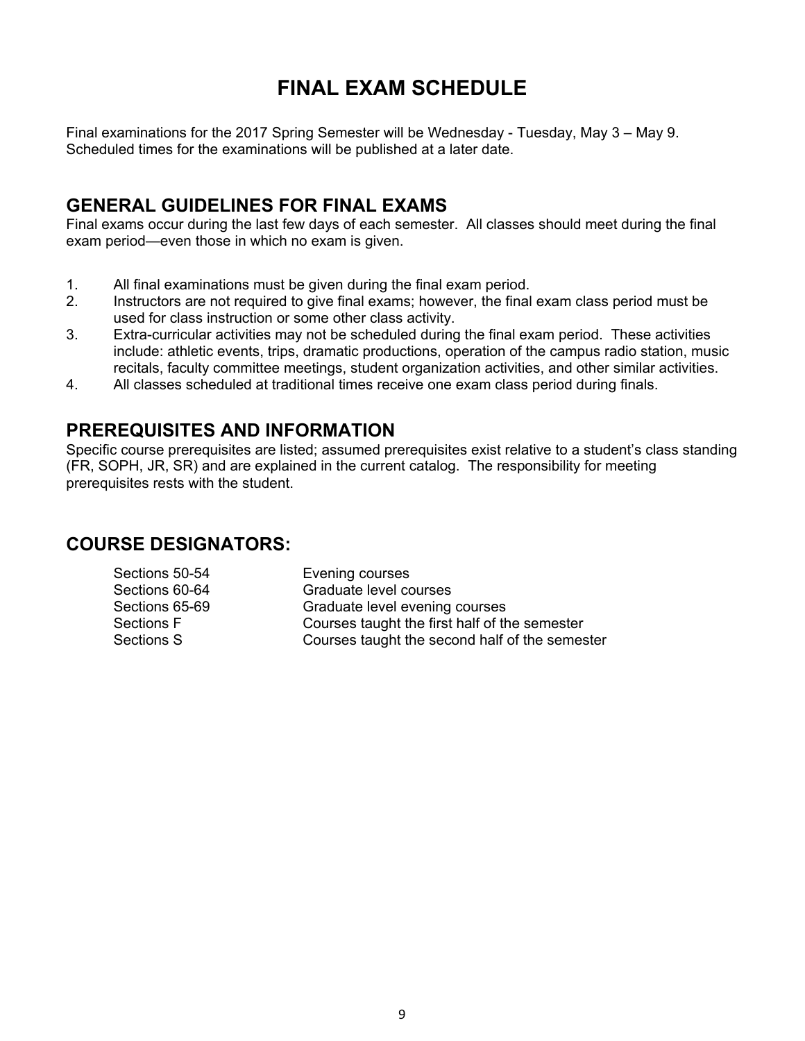# FINAL EXAM SCHEDULE

Final examinations for the 2017 Spring Semester will be Wednesday - Tuesday, May 3 – May 9. Scheduled times for the examinations will be published at a later date.

## GENERAL GUIDELINES FOR FINAL EXAMS

Final exams occur during the last few days of each semester. All classes should meet during the final exam period—even those in which no exam is given.

1. All final examinations must be given during the final exam period.
2. Instructors are not required to give final exams; however, the final exam class period must be used for class instruction or some other class activity.
3. Extra-curricular activities may not be scheduled during the final exam period. These activities include: athletic events, trips, dramatic productions, operation of the campus radio station, music recitals, faculty committee meetings, student organization activities, and other similar activities.
4. All classes scheduled at traditional times receive one exam class period during finals.

## PREREQUISITES AND INFORMATION

Specific course prerequisites are listed; assumed prerequisites exist relative to a student's class standing (FR, SOPH, JR, SR) and are explained in the current catalog. The responsibility for meeting prerequisites rests with the student.

## COURSE DESIGNATORS:

| | |
|---|---|
| Sections 50-54 | Evening courses |
| Sections 60-64 | Graduate level courses |
| Sections 65-69 | Graduate level evening courses |
| Sections F | Courses taught the first half of the semester |
| Sections S | Courses taught the second half of the semester |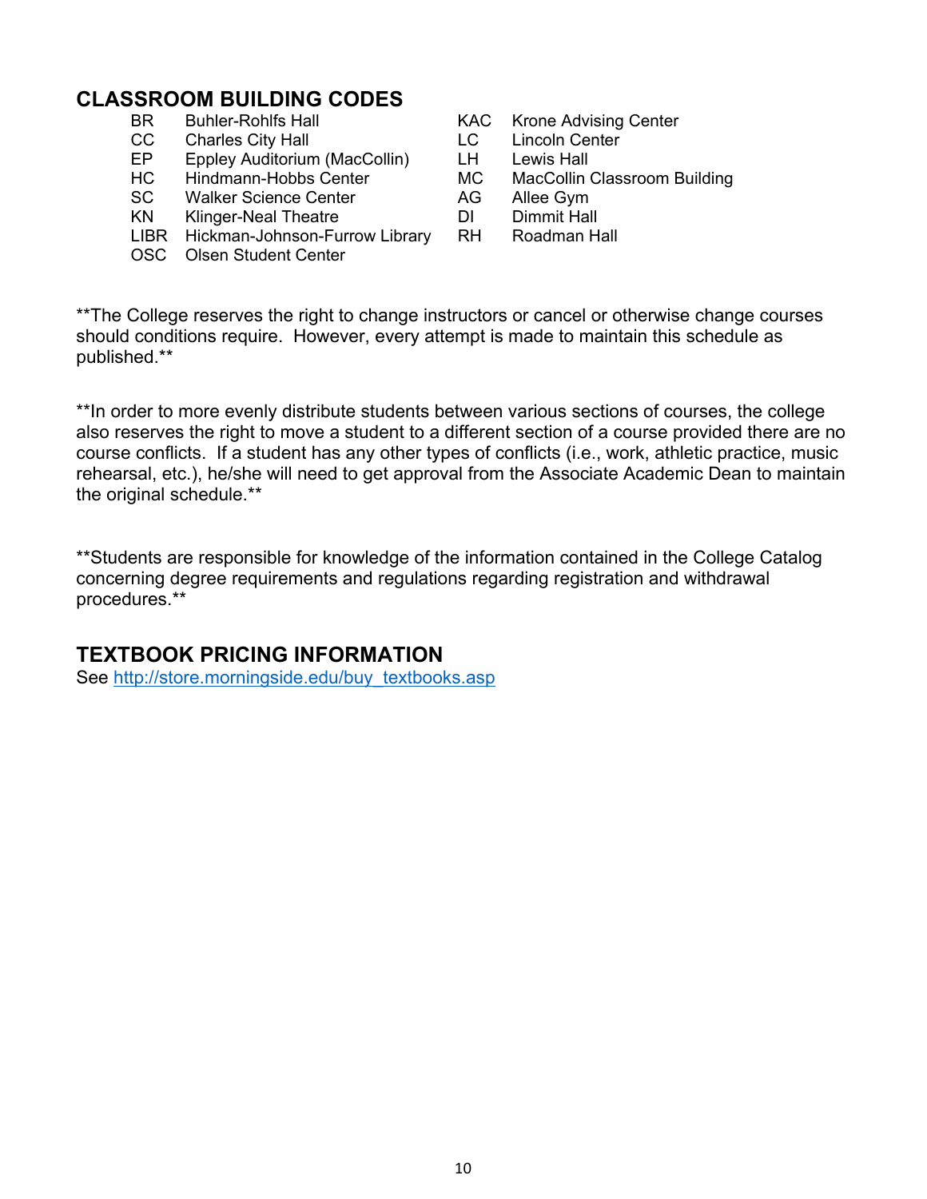## CLASSROOM BUILDING CODES

| Code | Building | Code | Building |
|---|---|---|---|
| BR | Buhler-Rohlfs Hall | KAC | Krone Advising Center |
| CC | Charles City Hall | LC | Lincoln Center |
| EP | Eppley Auditorium (MacCollin) | LH | Lewis Hall |
| HC | Hindmann-Hobbs Center | MC | MacCollin Classroom Building |
| SC | Walker Science Center | AG | Allee Gym |
| KN | Klinger-Neal Theatre | DI | Dimmit Hall |
| LIBR | Hickman-Johnson-Furrow Library | RH | Roadman Hall |
| OSC | Olsen Student Center | | |

**The College reserves the right to change instructors or cancel or otherwise change courses should conditions require. However, every attempt is made to maintain this schedule as published.**

**In order to more evenly distribute students between various sections of courses, the college also reserves the right to move a student to a different section of a course provided there are no course conflicts. If a student has any other types of conflicts (i.e., work, athletic practice, music rehearsal, etc.), he/she will need to get approval from the Associate Academic Dean to maintain the original schedule.**

**Students are responsible for knowledge of the information contained in the College Catalog concerning degree requirements and regulations regarding registration and withdrawal procedures.**

## TEXTBOOK PRICING INFORMATION

See http://store.morningside.edu/buy_textbooks.asp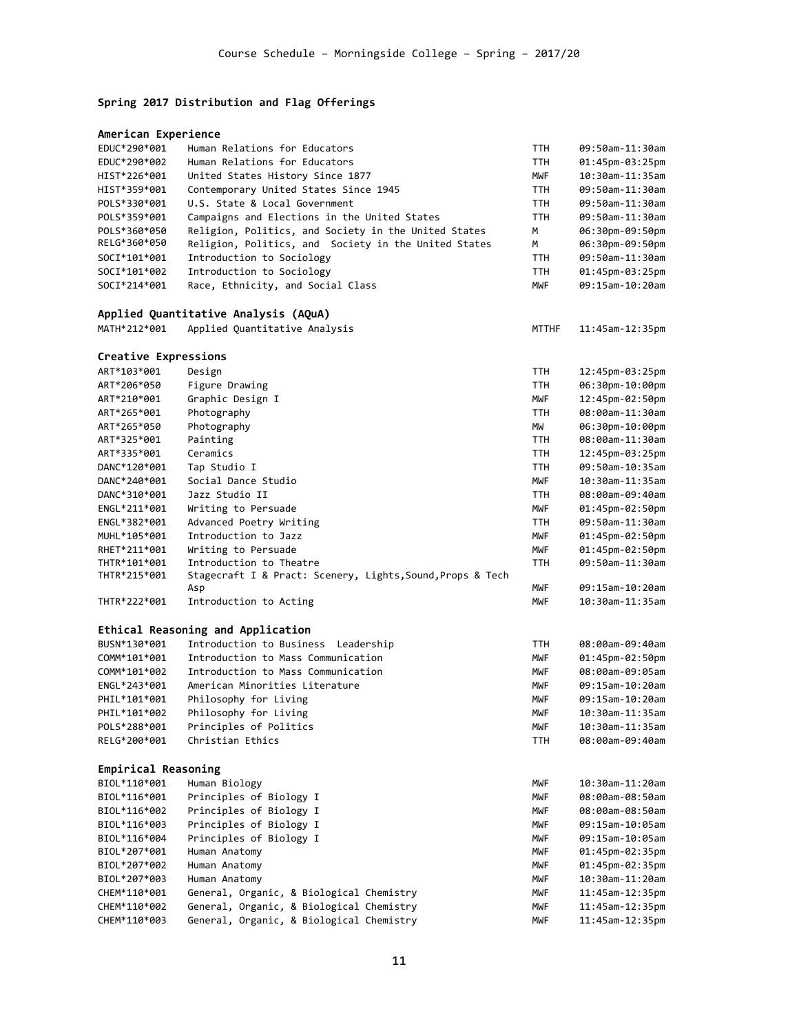## Spring 2017 Distribution and Flag Offerings

### American Experience

| | | | |
|---|---|---|---|
| EDUC*290*001 | Human Relations for Educators | TTH | 09:50am-11:30am |
| EDUC*290*002 | Human Relations for Educators | TTH | 01:45pm-03:25pm |
| HIST*226*001 | United States History Since 1877 | MWF | 10:30am-11:35am |
| HIST*359*001 | Contemporary United States Since 1945 | TTH | 09:50am-11:30am |
| POLS*330*001 | U.S. State & Local Government | TTH | 09:50am-11:30am |
| POLS*359*001 | Campaigns and Elections in the United States | TTH | 09:50am-11:30am |
| POLS*360*050 | Religion, Politics, and Society in the United States | M | 06:30pm-09:50pm |
| RELG*360*050 | Religion, Politics, and Society in the United States | M | 06:30pm-09:50pm |
| SOCI*101*001 | Introduction to Sociology | TTH | 09:50am-11:30am |
| SOCI*101*002 | Introduction to Sociology | TTH | 01:45pm-03:25pm |
| SOCI*214*001 | Race, Ethnicity, and Social Class | MWF | 09:15am-10:20am |

### Applied Quantitative Analysis (AQuA)

| | | | |
|---|---|---|---|
| MATH*212*001 | Applied Quantitative Analysis | MTTHF | 11:45am-12:35pm |

### Creative Expressions

| | | | |
|---|---|---|---|
| ART*103*001 | Design | TTH | 12:45pm-03:25pm |
| ART*206*050 | Figure Drawing | TTH | 06:30pm-10:00pm |
| ART*210*001 | Graphic Design I | MWF | 12:45pm-02:50pm |
| ART*265*001 | Photography | TTH | 08:00am-11:30am |
| ART*265*050 | Photography | MW | 06:30pm-10:00pm |
| ART*325*001 | Painting | TTH | 08:00am-11:30am |
| ART*335*001 | Ceramics | TTH | 12:45pm-03:25pm |
| DANC*120*001 | Tap Studio I | TTH | 09:50am-10:35am |
| DANC*240*001 | Social Dance Studio | MWF | 10:30am-11:35am |
| DANC*310*001 | Jazz Studio II | TTH | 08:00am-09:40am |
| ENGL*211*001 | Writing to Persuade | MWF | 01:45pm-02:50pm |
| ENGL*382*001 | Advanced Poetry Writing | TTH | 09:50am-11:30am |
| MUHL*105*001 | Introduction to Jazz | MWF | 01:45pm-02:50pm |
| RHET*211*001 | Writing to Persuade | MWF | 01:45pm-02:50pm |
| THTR*101*001 | Introduction to Theatre | TTH | 09:50am-11:30am |
| THTR*215*001 | Stagecraft I & Pract: Scenery, Lights,Sound,Props & Tech Asp | MWF | 09:15am-10:20am |
| THTR*222*001 | Introduction to Acting | MWF | 10:30am-11:35am |

### Ethical Reasoning and Application

| | | | |
|---|---|---|---|
| BUSN*130*001 | Introduction to Business Leadership | TTH | 08:00am-09:40am |
| COMM*101*001 | Introduction to Mass Communication | MWF | 01:45pm-02:50pm |
| COMM*101*002 | Introduction to Mass Communication | MWF | 08:00am-09:05am |
| ENGL*243*001 | American Minorities Literature | MWF | 09:15am-10:20am |
| PHIL*101*001 | Philosophy for Living | MWF | 09:15am-10:20am |
| PHIL*101*002 | Philosophy for Living | MWF | 10:30am-11:35am |
| POLS*288*001 | Principles of Politics | MWF | 10:30am-11:35am |
| RELG*200*001 | Christian Ethics | TTH | 08:00am-09:40am |

### Empirical Reasoning

| | | | |
|---|---|---|---|
| BIOL*110*001 | Human Biology | MWF | 10:30am-11:20am |
| BIOL*116*001 | Principles of Biology I | MWF | 08:00am-08:50am |
| BIOL*116*002 | Principles of Biology I | MWF | 08:00am-08:50am |
| BIOL*116*003 | Principles of Biology I | MWF | 09:15am-10:05am |
| BIOL*116*004 | Principles of Biology I | MWF | 09:15am-10:05am |
| BIOL*207*001 | Human Anatomy | MWF | 01:45pm-02:35pm |
| BIOL*207*002 | Human Anatomy | MWF | 01:45pm-02:35pm |
| BIOL*207*003 | Human Anatomy | MWF | 10:30am-11:20am |
| CHEM*110*001 | General, Organic, & Biological Chemistry | MWF | 11:45am-12:35pm |
| CHEM*110*002 | General, Organic, & Biological Chemistry | MWF | 11:45am-12:35pm |
| CHEM*110*003 | General, Organic, & Biological Chemistry | MWF | 11:45am-12:35pm |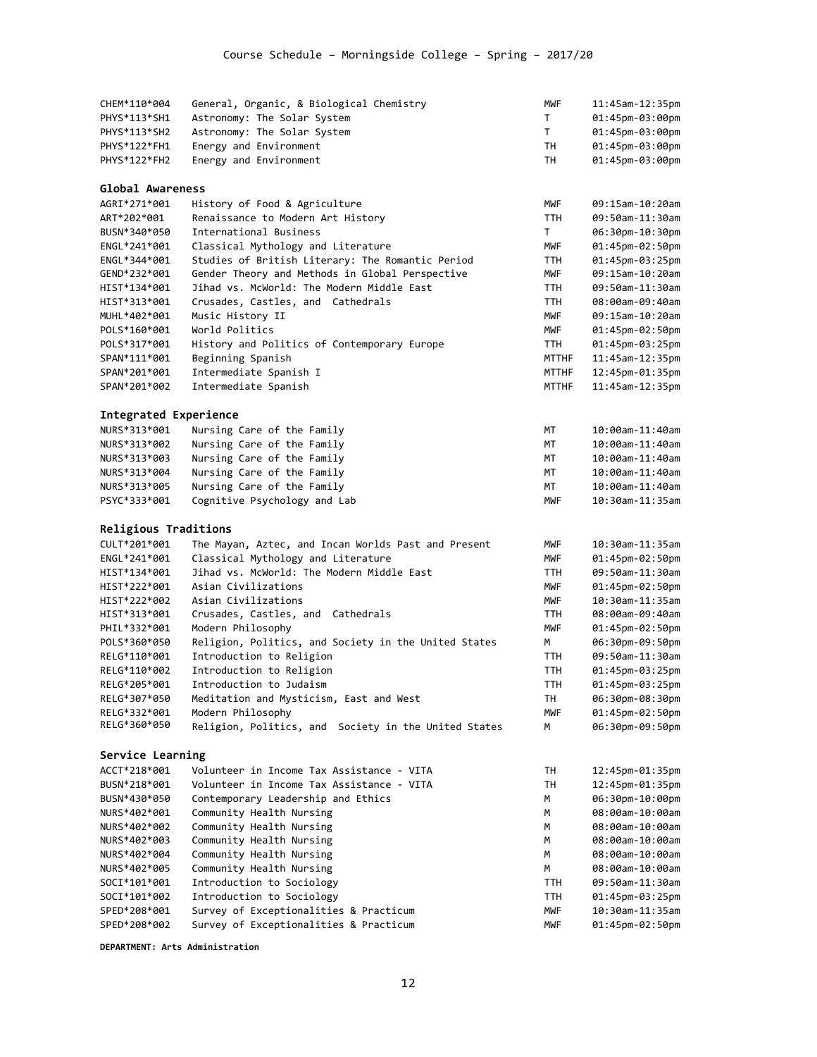| | | | |
|---|---|---|---|
| CHEM*110*004 | General, Organic, & Biological Chemistry | MWF | 11:45am-12:35pm |
| PHYS*113*SH1 | Astronomy: The Solar System | T | 01:45pm-03:00pm |
| PHYS*113*SH2 | Astronomy: The Solar System | T | 01:45pm-03:00pm |
| PHYS*122*FH1 | Energy and Environment | TH | 01:45pm-03:00pm |
| PHYS*122*FH2 | Energy and Environment | TH | 01:45pm-03:00pm |

### Global Awareness

| | | | |
|---|---|---|---|
| AGRI*271*001 | History of Food & Agriculture | MWF | 09:15am-10:20am |
| ART*202*001 | Renaissance to Modern Art History | TTH | 09:50am-11:30am |
| BUSN*340*050 | International Business | T | 06:30pm-10:30pm |
| ENGL*241*001 | Classical Mythology and Literature | MWF | 01:45pm-02:50pm |
| ENGL*344*001 | Studies of British Literary: The Romantic Period | TTH | 01:45pm-03:25pm |
| GEND*232*001 | Gender Theory and Methods in Global Perspective | MWF | 09:15am-10:20am |
| HIST*134*001 | Jihad vs. McWorld: The Modern Middle East | TTH | 09:50am-11:30am |
| HIST*313*001 | Crusades, Castles, and Cathedrals | TTH | 08:00am-09:40am |
| MUHL*402*001 | Music History II | MWF | 09:15am-10:20am |
| POLS*160*001 | World Politics | MWF | 01:45pm-02:50pm |
| POLS*317*001 | History and Politics of Contemporary Europe | TTH | 01:45pm-03:25pm |
| SPAN*111*001 | Beginning Spanish | MTTHF | 11:45am-12:35pm |
| SPAN*201*001 | Intermediate Spanish I | MTTHF | 12:45pm-01:35pm |
| SPAN*201*002 | Intermediate Spanish | MTTHF | 11:45am-12:35pm |

### Integrated Experience

| | | | |
|---|---|---|---|
| NURS*313*001 | Nursing Care of the Family | MT | 10:00am-11:40am |
| NURS*313*002 | Nursing Care of the Family | MT | 10:00am-11:40am |
| NURS*313*003 | Nursing Care of the Family | MT | 10:00am-11:40am |
| NURS*313*004 | Nursing Care of the Family | MT | 10:00am-11:40am |
| NURS*313*005 | Nursing Care of the Family | MT | 10:00am-11:40am |
| PSYC*333*001 | Cognitive Psychology and Lab | MWF | 10:30am-11:35am |

### Religious Traditions

| | | | |
|---|---|---|---|
| CULT*201*001 | The Mayan, Aztec, and Incan Worlds Past and Present | MWF | 10:30am-11:35am |
| ENGL*241*001 | Classical Mythology and Literature | MWF | 01:45pm-02:50pm |
| HIST*134*001 | Jihad vs. McWorld: The Modern Middle East | TTH | 09:50am-11:30am |
| HIST*222*001 | Asian Civilizations | MWF | 01:45pm-02:50pm |
| HIST*222*002 | Asian Civilizations | MWF | 10:30am-11:35am |
| HIST*313*001 | Crusades, Castles, and Cathedrals | TTH | 08:00am-09:40am |
| PHIL*332*001 | Modern Philosophy | MWF | 01:45pm-02:50pm |
| POLS*360*050 | Religion, Politics, and Society in the United States | M | 06:30pm-09:50pm |
| RELG*110*001 | Introduction to Religion | TTH | 09:50am-11:30am |
| RELG*110*002 | Introduction to Religion | TTH | 01:45pm-03:25pm |
| RELG*205*001 | Introduction to Judaism | TTH | 01:45pm-03:25pm |
| RELG*307*050 | Meditation and Mysticism, East and West | TH | 06:30pm-08:30pm |
| RELG*332*001 | Modern Philosophy | MWF | 01:45pm-02:50pm |
| RELG*360*050 | Religion, Politics, and Society in the United States | M | 06:30pm-09:50pm |

### Service Learning

| | | | |
|---|---|---|---|
| ACCT*218*001 | Volunteer in Income Tax Assistance - VITA | TH | 12:45pm-01:35pm |
| BUSN*218*001 | Volunteer in Income Tax Assistance - VITA | TH | 12:45pm-01:35pm |
| BUSN*430*050 | Contemporary Leadership and Ethics | M | 06:30pm-10:00pm |
| NURS*402*001 | Community Health Nursing | M | 08:00am-10:00am |
| NURS*402*002 | Community Health Nursing | M | 08:00am-10:00am |
| NURS*402*003 | Community Health Nursing | M | 08:00am-10:00am |
| NURS*402*004 | Community Health Nursing | M | 08:00am-10:00am |
| NURS*402*005 | Community Health Nursing | M | 08:00am-10:00am |
| SOCI*101*001 | Introduction to Sociology | TTH | 09:50am-11:30am |
| SOCI*101*002 | Introduction to Sociology | TTH | 01:45pm-03:25pm |
| SPED*208*001 | Survey of Exceptionalities & Practicum | MWF | 10:30am-11:35am |
| SPED*208*002 | Survey of Exceptionalities & Practicum | MWF | 01:45pm-02:50pm |

**DEPARTMENT: Arts Administration**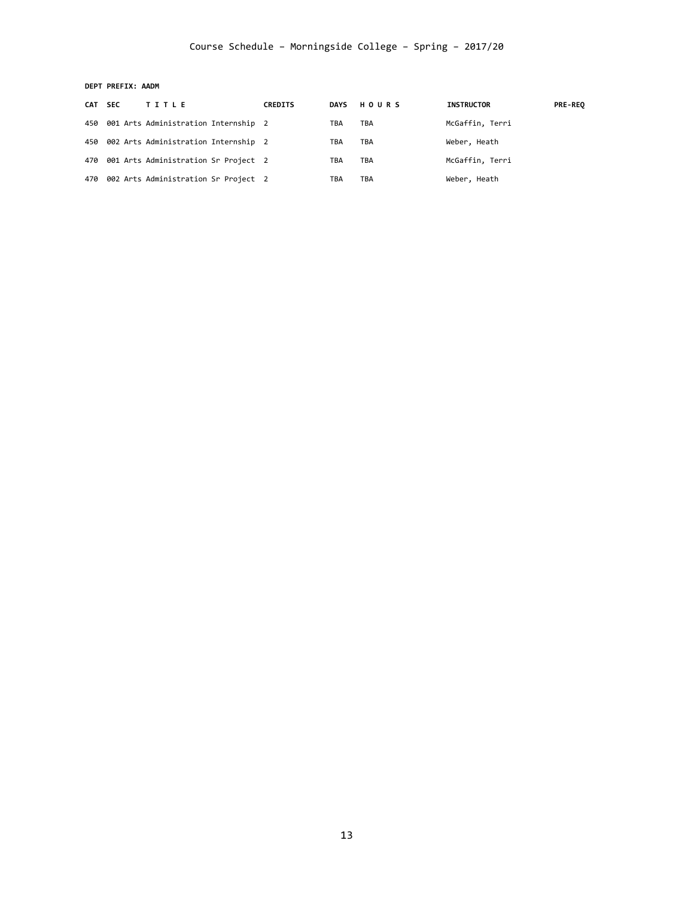Course Schedule – Morningside College – Spring – 2017/20

**DEPT PREFIX: AADM**

| CAT | SEC | TITLE | CREDITS | DAYS | HOURS | INSTRUCTOR | PRE-REQ |
|---|---|---|---|---|---|---|---|
| 450 | 001 | Arts Administration Internship | 2 | TBA | TBA | McGaffin, Terri | |
| 450 | 002 | Arts Administration Internship | 2 | TBA | TBA | Weber, Heath | |
| 470 | 001 | Arts Administration Sr Project | 2 | TBA | TBA | McGaffin, Terri | |
| 470 | 002 | Arts Administration Sr Project | 2 | TBA | TBA | Weber, Heath | |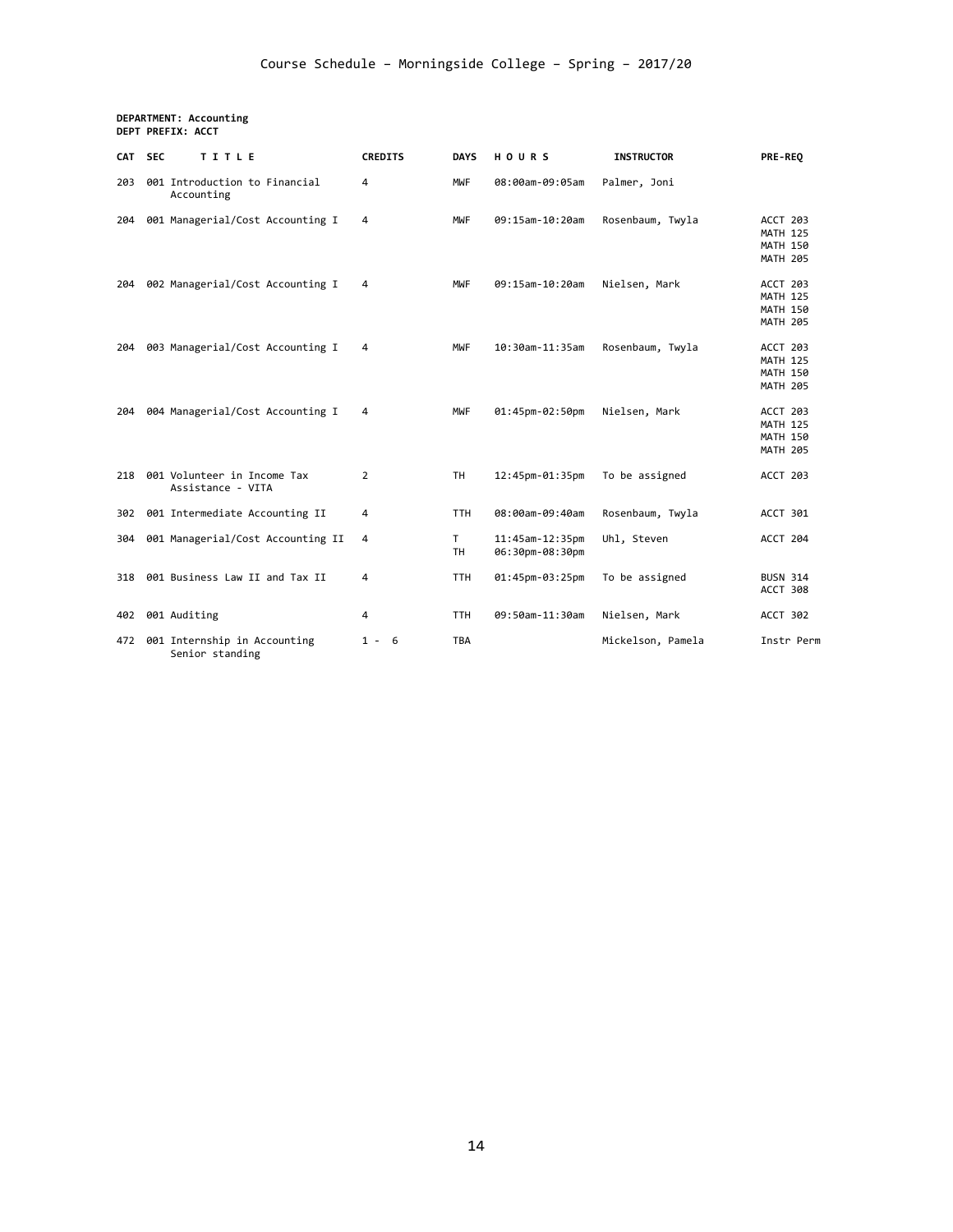# Course Schedule – Morningside College – Spring – 2017/20

**DEPARTMENT: Accounting**
**DEPT PREFIX: ACCT**

| CAT | SEC | TITLE | CREDITS | DAYS | HOURS | INSTRUCTOR | PRE-REQ |
|---|---|---|---|---|---|---|---|
| 203 | 001 | Introduction to Financial Accounting | 4 | MWF | 08:00am-09:05am | Palmer, Joni | |
| 204 | 001 | Managerial/Cost Accounting I | 4 | MWF | 09:15am-10:20am | Rosenbaum, Twyla | ACCT 203<br>MATH 125<br>MATH 150<br>MATH 205 |
| 204 | 002 | Managerial/Cost Accounting I | 4 | MWF | 09:15am-10:20am | Nielsen, Mark | ACCT 203<br>MATH 125<br>MATH 150<br>MATH 205 |
| 204 | 003 | Managerial/Cost Accounting I | 4 | MWF | 10:30am-11:35am | Rosenbaum, Twyla | ACCT 203<br>MATH 125<br>MATH 150<br>MATH 205 |
| 204 | 004 | Managerial/Cost Accounting I | 4 | MWF | 01:45pm-02:50pm | Nielsen, Mark | ACCT 203<br>MATH 125<br>MATH 150<br>MATH 205 |
| 218 | 001 | Volunteer in Income Tax Assistance - VITA | 2 | TH | 12:45pm-01:35pm | To be assigned | ACCT 203 |
| 302 | 001 | Intermediate Accounting II | 4 | TTH | 08:00am-09:40am | Rosenbaum, Twyla | ACCT 301 |
| 304 | 001 | Managerial/Cost Accounting II | 4 | T<br>TH | 11:45am-12:35pm<br>06:30pm-08:30pm | Uhl, Steven | ACCT 204 |
| 318 | 001 | Business Law II and Tax II | 4 | TTH | 01:45pm-03:25pm | To be assigned | BUSN 314<br>ACCT 308 |
| 402 | 001 | Auditing | 4 | TTH | 09:50am-11:30am | Nielsen, Mark | ACCT 302 |
| 472 | 001 | Internship in Accounting<br>Senior standing | 1 - 6 | TBA | | Mickelson, Pamela | Instr Perm |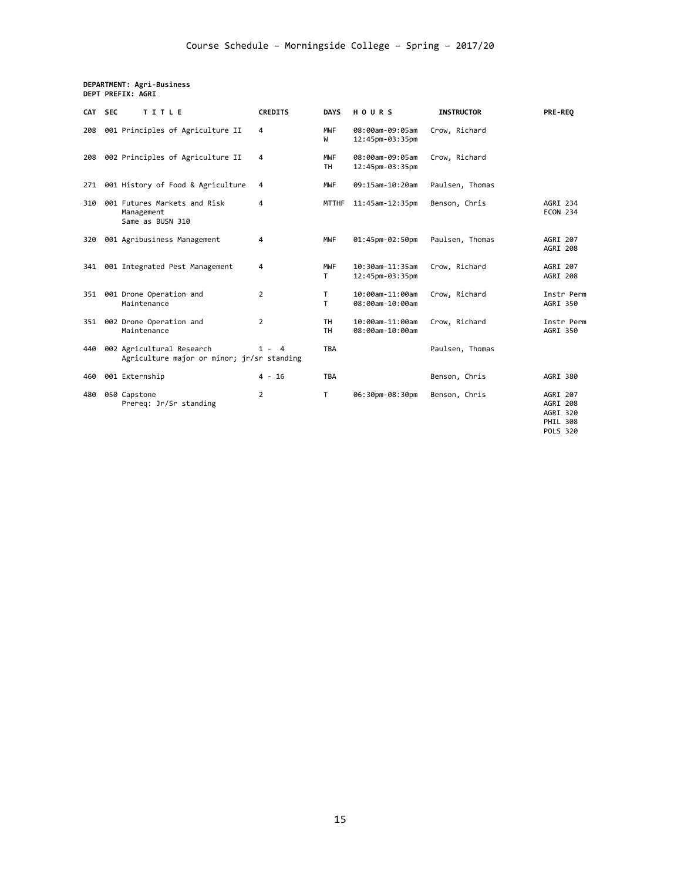# Course Schedule – Morningside College – Spring – 2017/20

**DEPARTMENT: Agri-Business**
**DEPT PREFIX: AGRI**

| CAT | SEC | TITLE | CREDITS | DAYS | HOURS | INSTRUCTOR | PRE-REQ |
|---|---|---|---|---|---|---|---|
| 208 | 001 | Principles of Agriculture II | 4 | MWF<br>W | 08:00am-09:05am<br>12:45pm-03:35pm | Crow, Richard | |
| 208 | 002 | Principles of Agriculture II | 4 | MWF<br>TH | 08:00am-09:05am<br>12:45pm-03:35pm | Crow, Richard | |
| 271 | 001 | History of Food & Agriculture | 4 | MWF | 09:15am-10:20am | Paulsen, Thomas | |
| 310 | 001 | Futures Markets and Risk Management<br>Same as BUSN 310 | 4 | MTTHF | 11:45am-12:35pm | Benson, Chris | AGRI 234<br>ECON 234 |
| 320 | 001 | Agribusiness Management | 4 | MWF | 01:45pm-02:50pm | Paulsen, Thomas | AGRI 207<br>AGRI 208 |
| 341 | 001 | Integrated Pest Management | 4 | MWF<br>T | 10:30am-11:35am<br>12:45pm-03:35pm | Crow, Richard | AGRI 207<br>AGRI 208 |
| 351 | 001 | Drone Operation and Maintenance | 2 | T<br>T | 10:00am-11:00am<br>08:00am-10:00am | Crow, Richard | Instr Perm<br>AGRI 350 |
| 351 | 002 | Drone Operation and Maintenance | 2 | TH<br>TH | 10:00am-11:00am<br>08:00am-10:00am | Crow, Richard | Instr Perm<br>AGRI 350 |
| 440 | 002 | Agricultural Research<br>Agriculture major or minor; jr/sr standing | 1 - 4 | TBA | | Paulsen, Thomas | |
| 460 | 001 | Externship | 4 - 16 | TBA | | Benson, Chris | AGRI 380 |
| 480 | 050 | Capstone<br>Prereq: Jr/Sr standing | 2 | T | 06:30pm-08:30pm | Benson, Chris | AGRI 207<br>AGRI 208<br>AGRI 320<br>PHIL 308<br>POLS 320 |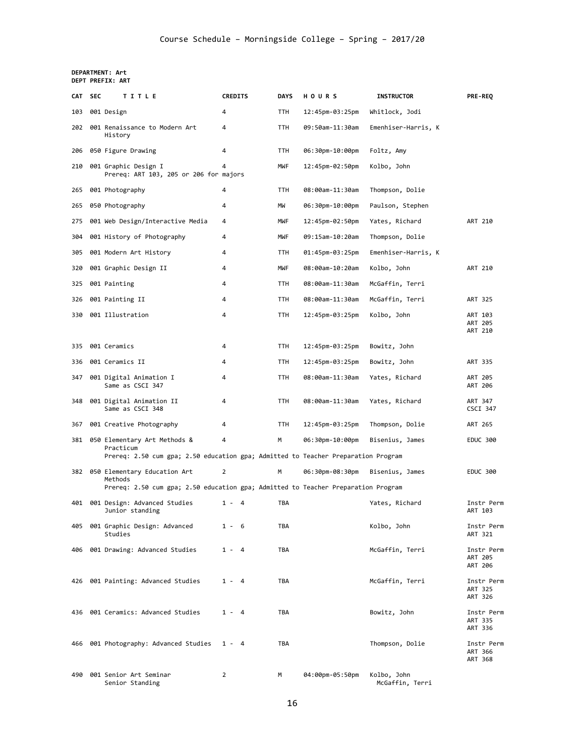Course Schedule – Morningside College – Spring – 2017/20

**DEPARTMENT: Art**
**DEPT PREFIX: ART**

| CAT | SEC | TITLE | CREDITS | DAYS | HOURS | INSTRUCTOR | PRE-REQ |
|---|---|---|---|---|---|---|---|
| 103 | 001 | Design | 4 | TTH | 12:45pm-03:25pm | Whitlock, Jodi | |
| 202 | 001 | Renaissance to Modern Art History | 4 | TTH | 09:50am-11:30am | Emenhiser-Harris, K | |
| 206 | 050 | Figure Drawing | 4 | TTH | 06:30pm-10:00pm | Foltz, Amy | |
| 210 | 001 | Graphic Design I<br>Prereq: ART 103, 205 or 206 for majors | 4 | MWF | 12:45pm-02:50pm | Kolbo, John | |
| 265 | 001 | Photography | 4 | TTH | 08:00am-11:30am | Thompson, Dolie | |
| 265 | 050 | Photography | 4 | MW | 06:30pm-10:00pm | Paulson, Stephen | |
| 275 | 001 | Web Design/Interactive Media | 4 | MWF | 12:45pm-02:50pm | Yates, Richard | ART 210 |
| 304 | 001 | History of Photography | 4 | MWF | 09:15am-10:20am | Thompson, Dolie | |
| 305 | 001 | Modern Art History | 4 | TTH | 01:45pm-03:25pm | Emenhiser-Harris, K | |
| 320 | 001 | Graphic Design II | 4 | MWF | 08:00am-10:20am | Kolbo, John | ART 210 |
| 325 | 001 | Painting | 4 | TTH | 08:00am-11:30am | McGaffin, Terri | |
| 326 | 001 | Painting II | 4 | TTH | 08:00am-11:30am | McGaffin, Terri | ART 325 |
| 330 | 001 | Illustration | 4 | TTH | 12:45pm-03:25pm | Kolbo, John | ART 103<br>ART 205<br>ART 210 |
| 335 | 001 | Ceramics | 4 | TTH | 12:45pm-03:25pm | Bowitz, John | |
| 336 | 001 | Ceramics II | 4 | TTH | 12:45pm-03:25pm | Bowitz, John | ART 335 |
| 347 | 001 | Digital Animation I<br>Same as CSCI 347 | 4 | TTH | 08:00am-11:30am | Yates, Richard | ART 205<br>ART 206 |
| 348 | 001 | Digital Animation II<br>Same as CSCI 348 | 4 | TTH | 08:00am-11:30am | Yates, Richard | ART 347<br>CSCI 347 |
| 367 | 001 | Creative Photography | 4 | TTH | 12:45pm-03:25pm | Thompson, Dolie | ART 265 |
| 381 | 050 | Elementary Art Methods & Practicum<br>Prereq: 2.50 cum gpa; 2.50 education gpa; Admitted to Teacher Preparation Program | 4 | M | 06:30pm-10:00pm | Bisenius, James | EDUC 300 |
| 382 | 050 | Elementary Education Art Methods<br>Prereq: 2.50 cum gpa; 2.50 education gpa; Admitted to Teacher Preparation Program | 2 | M | 06:30pm-08:30pm | Bisenius, James | EDUC 300 |
| 401 | 001 | Design: Advanced Studies<br>Junior standing | 1 - 4 | TBA | | Yates, Richard | Instr Perm<br>ART 103 |
| 405 | 001 | Graphic Design: Advanced Studies | 1 - 6 | TBA | | Kolbo, John | Instr Perm<br>ART 321 |
| 406 | 001 | Drawing: Advanced Studies | 1 - 4 | TBA | | McGaffin, Terri | Instr Perm<br>ART 205<br>ART 206 |
| 426 | 001 | Painting: Advanced Studies | 1 - 4 | TBA | | McGaffin, Terri | Instr Perm<br>ART 325<br>ART 326 |
| 436 | 001 | Ceramics: Advanced Studies | 1 - 4 | TBA | | Bowitz, John | Instr Perm<br>ART 335<br>ART 336 |
| 466 | 001 | Photography: Advanced Studies | 1 - 4 | TBA | | Thompson, Dolie | Instr Perm<br>ART 366<br>ART 368 |
| 490 | 001 | Senior Art Seminar<br>Senior Standing | 2 | M | 04:00pm-05:50pm | Kolbo, John<br>McGaffin, Terri | |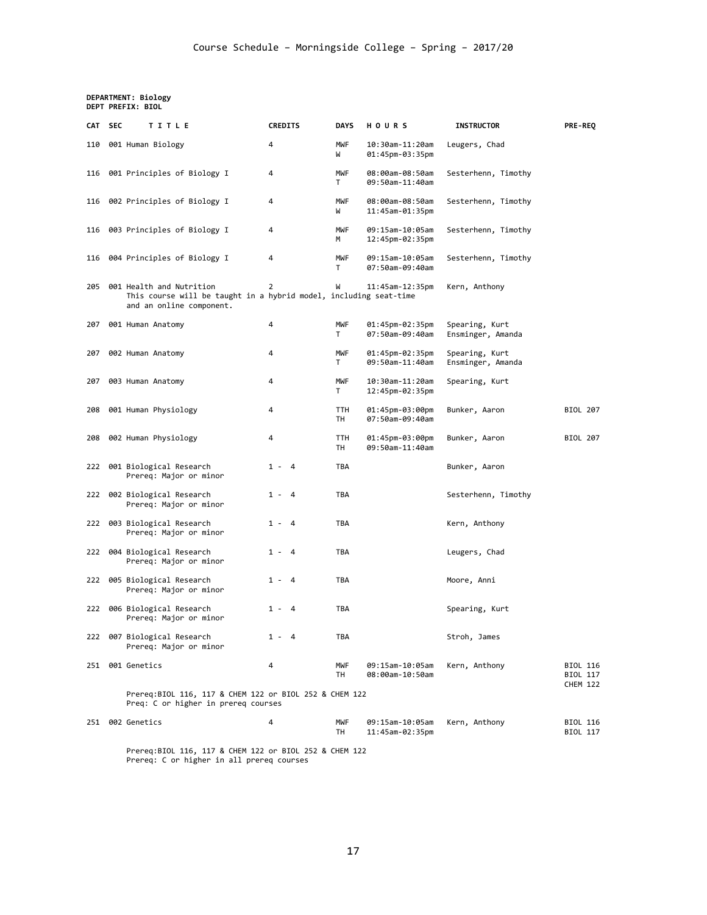# Course Schedule – Morningside College – Spring – 2017/20

**DEPARTMENT: Biology**
**DEPT PREFIX: BIOL**

| CAT | SEC | TITLE | CREDITS | DAYS | HOURS | INSTRUCTOR | PRE-REQ |
|---|---|---|---|---|---|---|---|
| 110 | 001 | Human Biology | 4 | MWF<br>W | 10:30am-11:20am<br>01:45pm-03:35pm | Leugers, Chad | |
| 116 | 001 | Principles of Biology I | 4 | MWF<br>T | 08:00am-08:50am<br>09:50am-11:40am | Sesterhenn, Timothy | |
| 116 | 002 | Principles of Biology I | 4 | MWF<br>W | 08:00am-08:50am<br>11:45am-01:35pm | Sesterhenn, Timothy | |
| 116 | 003 | Principles of Biology I | 4 | MWF<br>M | 09:15am-10:05am<br>12:45pm-02:35pm | Sesterhenn, Timothy | |
| 116 | 004 | Principles of Biology I | 4 | MWF<br>T | 09:15am-10:05am<br>07:50am-09:40am | Sesterhenn, Timothy | |
| 205 | 001 | Health and Nutrition<br>This course will be taught in a hybrid model, including seat-time and an online component. | 2 | W | 11:45am-12:35pm | Kern, Anthony | |
| 207 | 001 | Human Anatomy | 4 | MWF<br>T | 01:45pm-02:35pm<br>07:50am-09:40am | Spearing, Kurt<br>Ensminger, Amanda | |
| 207 | 002 | Human Anatomy | 4 | MWF<br>T | 01:45pm-02:35pm<br>09:50am-11:40am | Spearing, Kurt<br>Ensminger, Amanda | |
| 207 | 003 | Human Anatomy | 4 | MWF<br>T | 10:30am-11:20am<br>12:45pm-02:35pm | Spearing, Kurt | |
| 208 | 001 | Human Physiology | 4 | TTH<br>TH | 01:45pm-03:00pm<br>07:50am-09:40am | Bunker, Aaron | BIOL 207 |
| 208 | 002 | Human Physiology | 4 | TTH<br>TH | 01:45pm-03:00pm<br>09:50am-11:40am | Bunker, Aaron | BIOL 207 |
| 222 | 001 | Biological Research<br>Prereq: Major or minor | 1 - 4 | TBA | | Bunker, Aaron | |
| 222 | 002 | Biological Research<br>Prereq: Major or minor | 1 - 4 | TBA | | Sesterhenn, Timothy | |
| 222 | 003 | Biological Research<br>Prereq: Major or minor | 1 - 4 | TBA | | Kern, Anthony | |
| 222 | 004 | Biological Research<br>Prereq: Major or minor | 1 - 4 | TBA | | Leugers, Chad | |
| 222 | 005 | Biological Research<br>Prereq: Major or minor | 1 - 4 | TBA | | Moore, Anni | |
| 222 | 006 | Biological Research<br>Prereq: Major or minor | 1 - 4 | TBA | | Spearing, Kurt | |
| 222 | 007 | Biological Research<br>Prereq: Major or minor | 1 - 4 | TBA | | Stroh, James | |
| 251 | 001 | Genetics<br>Prereq:BIOL 116, 117 & CHEM 122 or BIOL 252 & CHEM 122<br>Preq: C or higher in prereq courses | 4 | MWF<br>TH | 09:15am-10:05am<br>08:00am-10:50am | Kern, Anthony | BIOL 116<br>BIOL 117<br>CHEM 122 |
| 251 | 002 | Genetics<br>Prereq:BIOL 116, 117 & CHEM 122 or BIOL 252 & CHEM 122<br>Prereq: C or higher in all prereq courses | 4 | MWF<br>TH | 09:15am-10:05am<br>11:45am-02:35pm | Kern, Anthony | BIOL 116<br>BIOL 117 |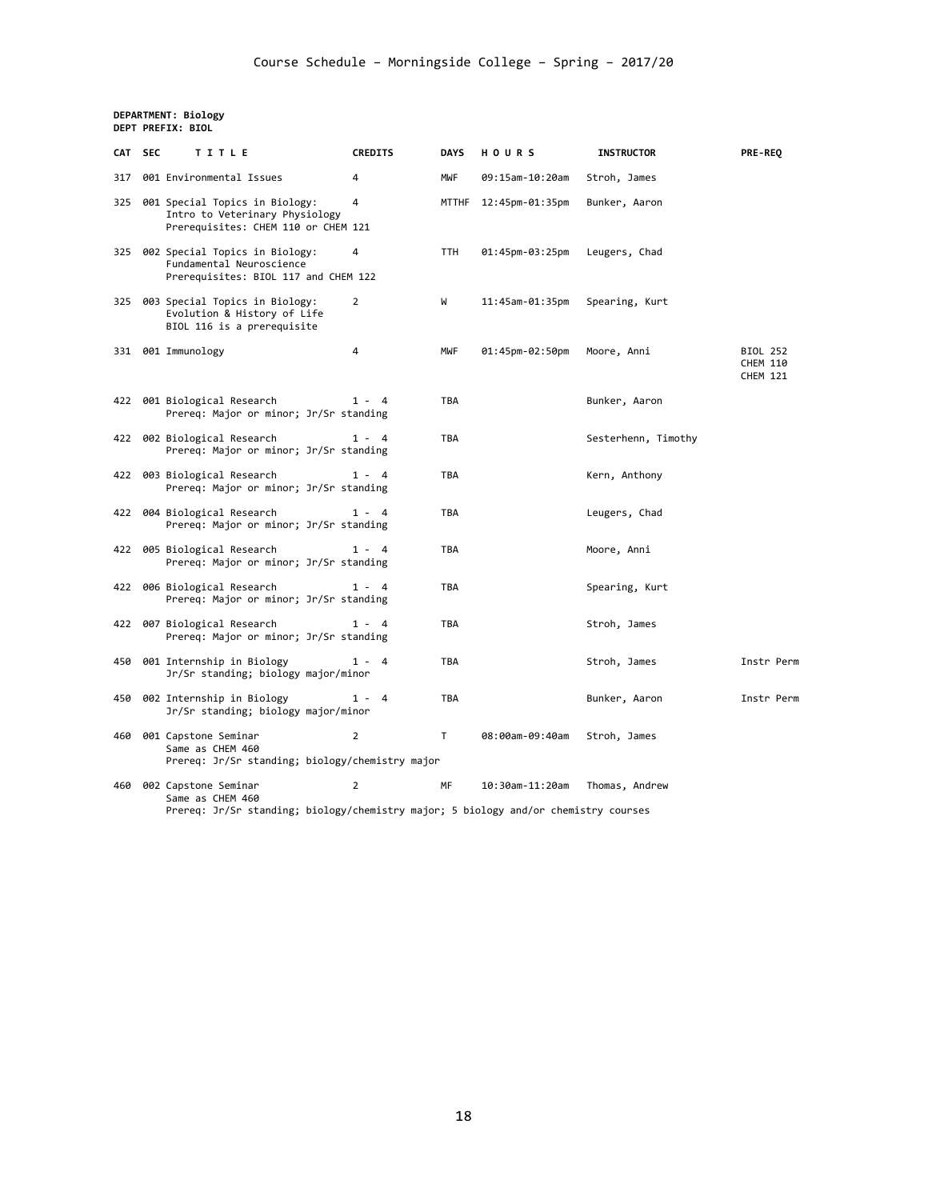# Course Schedule – Morningside College – Spring – 2017/20

**DEPARTMENT: Biology**
**DEPT PREFIX: BIOL**

| CAT | SEC | TITLE | CREDITS | DAYS | HOURS | INSTRUCTOR | PRE-REQ |
|---|---|---|---|---|---|---|---|
| 317 | 001 | Environmental Issues | 4 | MWF | 09:15am-10:20am | Stroh, James | |
| 325 | 001 | Special Topics in Biology: Intro to Veterinary Physiology Prerequisites: CHEM 110 or CHEM 121 | 4 | MTTHF | 12:45pm-01:35pm | Bunker, Aaron | |
| 325 | 002 | Special Topics in Biology: Fundamental Neuroscience Prerequisites: BIOL 117 and CHEM 122 | 4 | TTH | 01:45pm-03:25pm | Leugers, Chad | |
| 325 | 003 | Special Topics in Biology: Evolution & History of Life BIOL 116 is a prerequisite | 2 | W | 11:45am-01:35pm | Spearing, Kurt | |
| 331 | 001 | Immunology | 4 | MWF | 01:45pm-02:50pm | Moore, Anni | BIOL 252 CHEM 110 CHEM 121 |
| 422 | 001 | Biological Research Prereq: Major or minor; Jr/Sr standing | 1 - 4 | TBA | | Bunker, Aaron | |
| 422 | 002 | Biological Research Prereq: Major or minor; Jr/Sr standing | 1 - 4 | TBA | | Sesterhenn, Timothy | |
| 422 | 003 | Biological Research Prereq: Major or minor; Jr/Sr standing | 1 - 4 | TBA | | Kern, Anthony | |
| 422 | 004 | Biological Research Prereq: Major or minor; Jr/Sr standing | 1 - 4 | TBA | | Leugers, Chad | |
| 422 | 005 | Biological Research Prereq: Major or minor; Jr/Sr standing | 1 - 4 | TBA | | Moore, Anni | |
| 422 | 006 | Biological Research Prereq: Major or minor; Jr/Sr standing | 1 - 4 | TBA | | Spearing, Kurt | |
| 422 | 007 | Biological Research Prereq: Major or minor; Jr/Sr standing | 1 - 4 | TBA | | Stroh, James | |
| 450 | 001 | Internship in Biology Jr/Sr standing; biology major/minor | 1 - 4 | TBA | | Stroh, James | Instr Perm |
| 450 | 002 | Internship in Biology Jr/Sr standing; biology major/minor | 1 - 4 | TBA | | Bunker, Aaron | Instr Perm |
| 460 | 001 | Capstone Seminar Same as CHEM 460 Prereq: Jr/Sr standing; biology/chemistry major | 2 | T | 08:00am-09:40am | Stroh, James | |
| 460 | 002 | Capstone Seminar Same as CHEM 460 Prereq: Jr/Sr standing; biology/chemistry major; 5 biology and/or chemistry courses | 2 | MF | 10:30am-11:20am | Thomas, Andrew | |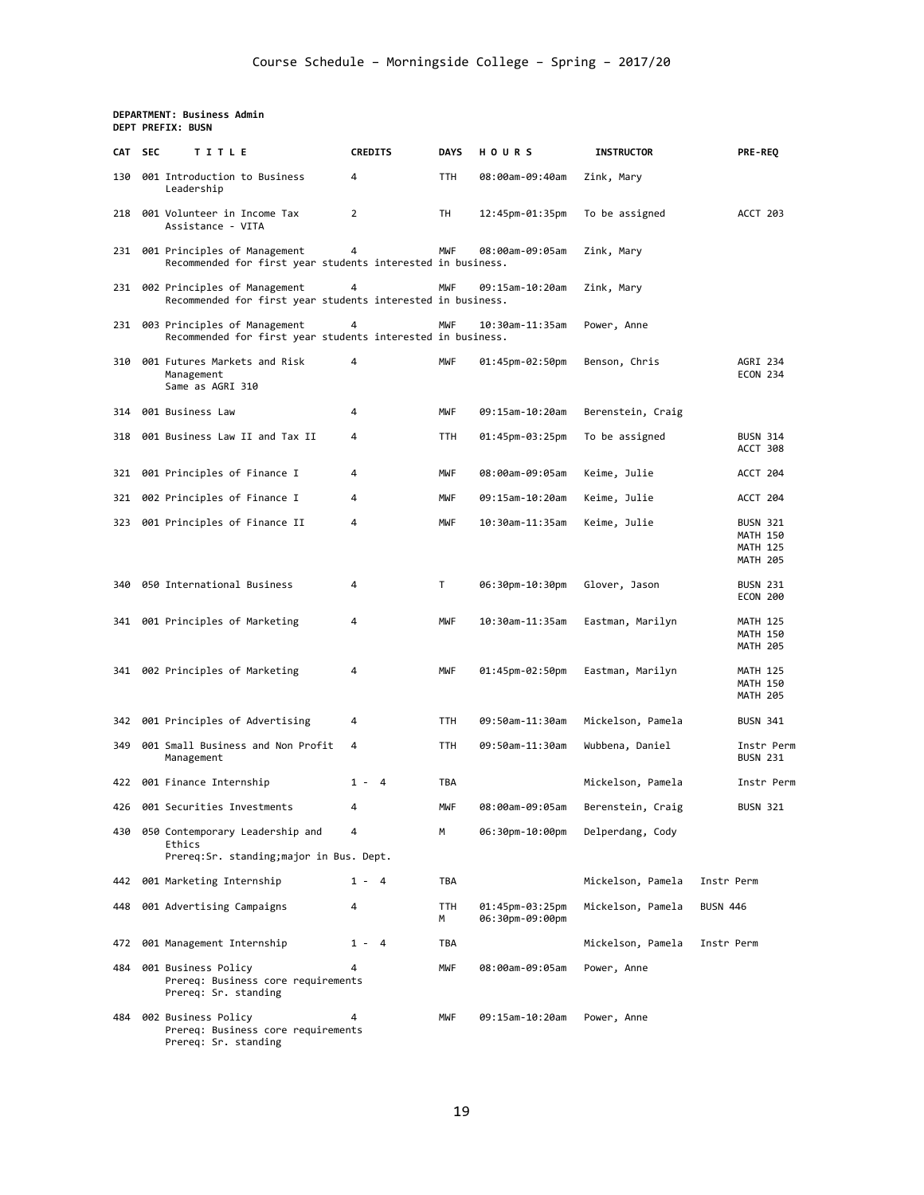**DEPARTMENT: Business Admin**
**DEPT PREFIX: BUSN**

| CAT | SEC | TITLE | CREDITS | DAYS | HOURS | INSTRUCTOR | PRE-REQ |
|---|---|---|---|---|---|---|---|
| 130 | 001 | Introduction to Business Leadership | 4 | TTH | 08:00am-09:40am | Zink, Mary | |
| 218 | 001 | Volunteer in Income Tax Assistance - VITA | 2 | TH | 12:45pm-01:35pm | To be assigned | ACCT 203 |
| 231 | 001 | Principles of Management<br>Recommended for first year students interested in business. | 4 | MWF | 08:00am-09:05am | Zink, Mary | |
| 231 | 002 | Principles of Management<br>Recommended for first year students interested in business. | 4 | MWF | 09:15am-10:20am | Zink, Mary | |
| 231 | 003 | Principles of Management<br>Recommended for first year students interested in business. | 4 | MWF | 10:30am-11:35am | Power, Anne | |
| 310 | 001 | Futures Markets and Risk Management<br>Same as AGRI 310 | 4 | MWF | 01:45pm-02:50pm | Benson, Chris | AGRI 234<br>ECON 234 |
| 314 | 001 | Business Law | 4 | MWF | 09:15am-10:20am | Berenstein, Craig | |
| 318 | 001 | Business Law II and Tax II | 4 | TTH | 01:45pm-03:25pm | To be assigned | BUSN 314<br>ACCT 308 |
| 321 | 001 | Principles of Finance I | 4 | MWF | 08:00am-09:05am | Keime, Julie | ACCT 204 |
| 321 | 002 | Principles of Finance I | 4 | MWF | 09:15am-10:20am | Keime, Julie | ACCT 204 |
| 323 | 001 | Principles of Finance II | 4 | MWF | 10:30am-11:35am | Keime, Julie | BUSN 321<br>MATH 150<br>MATH 125<br>MATH 205 |
| 340 | 050 | International Business | 4 | T | 06:30pm-10:30pm | Glover, Jason | BUSN 231<br>ECON 200 |
| 341 | 001 | Principles of Marketing | 4 | MWF | 10:30am-11:35am | Eastman, Marilyn | MATH 125<br>MATH 150<br>MATH 205 |
| 341 | 002 | Principles of Marketing | 4 | MWF | 01:45pm-02:50pm | Eastman, Marilyn | MATH 125<br>MATH 150<br>MATH 205 |
| 342 | 001 | Principles of Advertising | 4 | TTH | 09:50am-11:30am | Mickelson, Pamela | BUSN 341 |
| 349 | 001 | Small Business and Non Profit Management | 4 | TTH | 09:50am-11:30am | Wubbena, Daniel | Instr Perm<br>BUSN 231 |
| 422 | 001 | Finance Internship | 1 - 4 | TBA | | Mickelson, Pamela | Instr Perm |
| 426 | 001 | Securities Investments | 4 | MWF | 08:00am-09:05am | Berenstein, Craig | BUSN 321 |
| 430 | 050 | Contemporary Leadership and Ethics<br>Prereq:Sr. standing;major in Bus. Dept. | 4 | M | 06:30pm-10:00pm | Delperdang, Cody | |
| 442 | 001 | Marketing Internship | 1 - 4 | TBA | | Mickelson, Pamela | Instr Perm |
| 448 | 001 | Advertising Campaigns | 4 | TTH<br>M | 01:45pm-03:25pm<br>06:30pm-09:00pm | Mickelson, Pamela | BUSN 446 |
| 472 | 001 | Management Internship | 1 - 4 | TBA | | Mickelson, Pamela | Instr Perm |
| 484 | 001 | Business Policy<br>Prereq: Business core requirements<br>Prereq: Sr. standing | 4 | MWF | 08:00am-09:05am | Power, Anne | |
| 484 | 002 | Business Policy<br>Prereq: Business core requirements<br>Prereq: Sr. standing | 4 | MWF | 09:15am-10:20am | Power, Anne | |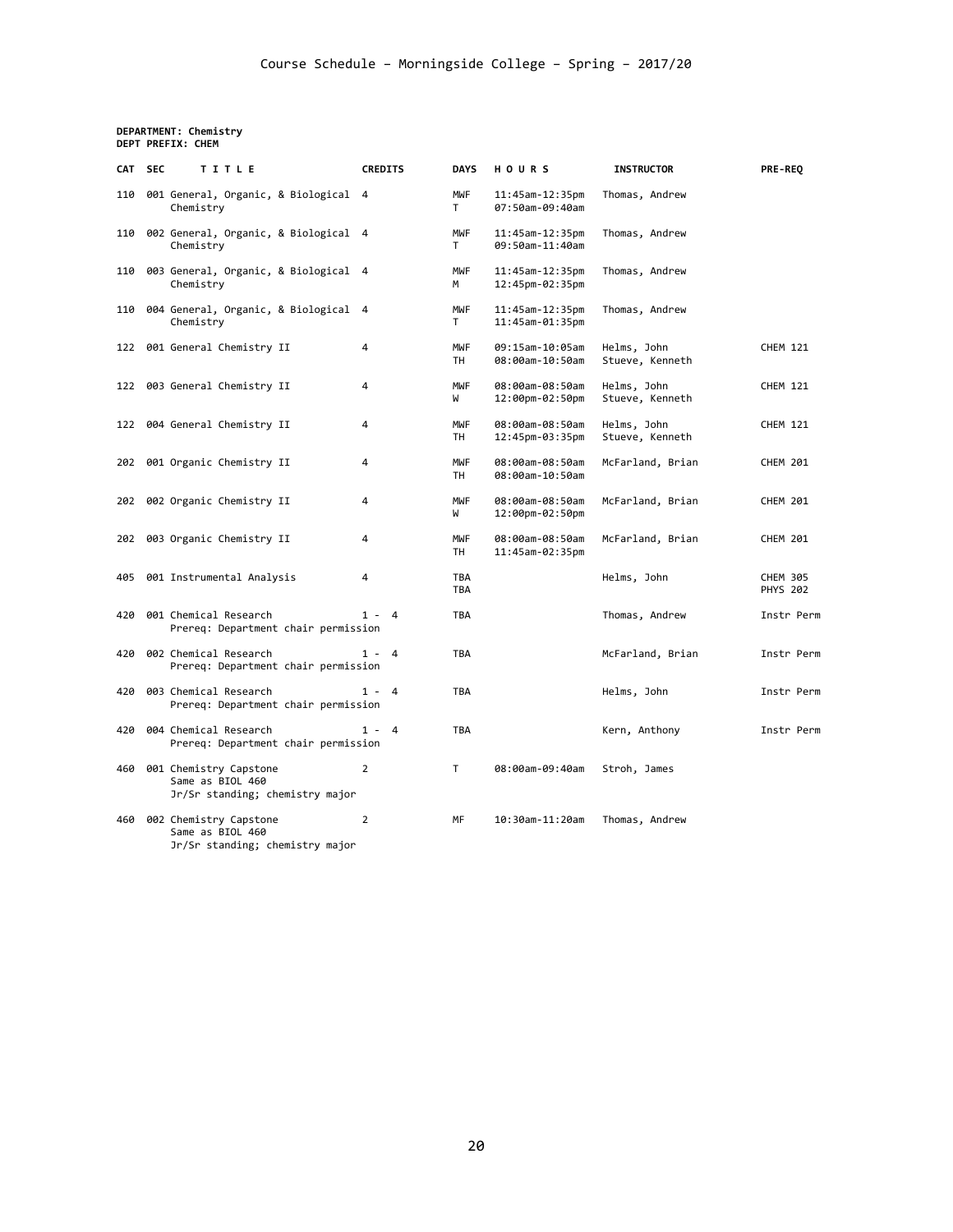Course Schedule – Morningside College – Spring – 2017/20

**DEPARTMENT: Chemistry**
**DEPT PREFIX: CHEM**

| CAT | SEC | TITLE | CREDITS | DAYS | HOURS | INSTRUCTOR | PRE-REQ |
|---|---|---|---|---|---|---|---|
| 110 | 001 | General, Organic, & Biological Chemistry | 4 | MWF<br>T | 11:45am-12:35pm<br>07:50am-09:40am | Thomas, Andrew | |
| 110 | 002 | General, Organic, & Biological Chemistry | 4 | MWF<br>T | 11:45am-12:35pm<br>09:50am-11:40am | Thomas, Andrew | |
| 110 | 003 | General, Organic, & Biological Chemistry | 4 | MWF<br>M | 11:45am-12:35pm<br>12:45pm-02:35pm | Thomas, Andrew | |
| 110 | 004 | General, Organic, & Biological Chemistry | 4 | MWF<br>T | 11:45am-12:35pm<br>11:45am-01:35pm | Thomas, Andrew | |
| 122 | 001 | General Chemistry II | 4 | MWF<br>TH | 09:15am-10:05am<br>08:00am-10:50am | Helms, John<br>Stueve, Kenneth | CHEM 121 |
| 122 | 003 | General Chemistry II | 4 | MWF<br>W | 08:00am-08:50am<br>12:00pm-02:50pm | Helms, John<br>Stueve, Kenneth | CHEM 121 |
| 122 | 004 | General Chemistry II | 4 | MWF<br>TH | 08:00am-08:50am<br>12:45pm-03:35pm | Helms, John<br>Stueve, Kenneth | CHEM 121 |
| 202 | 001 | Organic Chemistry II | 4 | MWF<br>TH | 08:00am-08:50am<br>08:00am-10:50am | McFarland, Brian | CHEM 201 |
| 202 | 002 | Organic Chemistry II | 4 | MWF<br>W | 08:00am-08:50am<br>12:00pm-02:50pm | McFarland, Brian | CHEM 201 |
| 202 | 003 | Organic Chemistry II | 4 | MWF<br>TH | 08:00am-08:50am<br>11:45am-02:35pm | McFarland, Brian | CHEM 201 |
| 405 | 001 | Instrumental Analysis | 4 | TBA<br>TBA | | Helms, John | CHEM 305<br>PHYS 202 |
| 420 | 001 | Chemical Research<br>Prereq: Department chair permission | 1 - 4 | TBA | | Thomas, Andrew | Instr Perm |
| 420 | 002 | Chemical Research<br>Prereq: Department chair permission | 1 - 4 | TBA | | McFarland, Brian | Instr Perm |
| 420 | 003 | Chemical Research<br>Prereq: Department chair permission | 1 - 4 | TBA | | Helms, John | Instr Perm |
| 420 | 004 | Chemical Research<br>Prereq: Department chair permission | 1 - 4 | TBA | | Kern, Anthony | Instr Perm |
| 460 | 001 | Chemistry Capstone<br>Same as BIOL 460<br>Jr/Sr standing; chemistry major | 2 | T | 08:00am-09:40am | Stroh, James | |
| 460 | 002 | Chemistry Capstone<br>Same as BIOL 460<br>Jr/Sr standing; chemistry major | 2 | MF | 10:30am-11:20am | Thomas, Andrew | |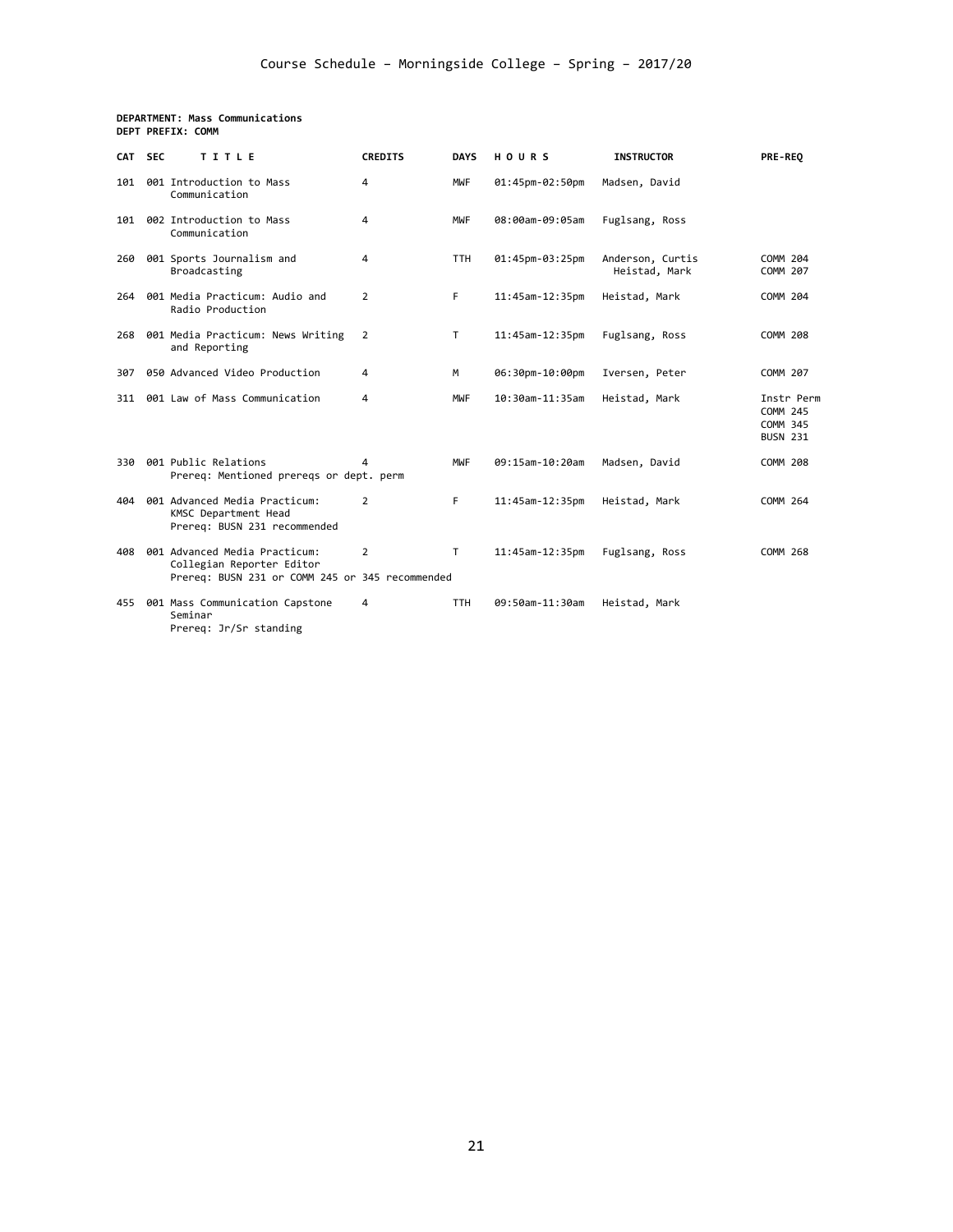Course Schedule – Morningside College – Spring – 2017/20

**DEPARTMENT: Mass Communications**
**DEPT PREFIX: COMM**

| CAT | SEC | TITLE | CREDITS | DAYS | HOURS | INSTRUCTOR | PRE-REQ |
|---|---|---|---|---|---|---|---|
| 101 | 001 | Introduction to Mass Communication | 4 | MWF | 01:45pm-02:50pm | Madsen, David | |
| 101 | 002 | Introduction to Mass Communication | 4 | MWF | 08:00am-09:05am | Fuglsang, Ross | |
| 260 | 001 | Sports Journalism and Broadcasting | 4 | TTH | 01:45pm-03:25pm | Anderson, Curtis<br>Heistad, Mark | COMM 204<br>COMM 207 |
| 264 | 001 | Media Practicum: Audio and Radio Production | 2 | F | 11:45am-12:35pm | Heistad, Mark | COMM 204 |
| 268 | 001 | Media Practicum: News Writing and Reporting | 2 | T | 11:45am-12:35pm | Fuglsang, Ross | COMM 208 |
| 307 | 050 | Advanced Video Production | 4 | M | 06:30pm-10:00pm | Iversen, Peter | COMM 207 |
| 311 | 001 | Law of Mass Communication | 4 | MWF | 10:30am-11:35am | Heistad, Mark | Instr Perm<br>COMM 245<br>COMM 345<br>BUSN 231 |
| 330 | 001 | Public Relations<br>Prereq: Mentioned prereqs or dept. perm | 4 | MWF | 09:15am-10:20am | Madsen, David | COMM 208 |
| 404 | 001 | Advanced Media Practicum: KMSC Department Head<br>Prereq: BUSN 231 recommended | 2 | F | 11:45am-12:35pm | Heistad, Mark | COMM 264 |
| 408 | 001 | Advanced Media Practicum: Collegian Reporter Editor<br>Prereq: BUSN 231 or COMM 245 or 345 recommended | 2 | T | 11:45am-12:35pm | Fuglsang, Ross | COMM 268 |
| 455 | 001 | Mass Communication Capstone Seminar<br>Prereq: Jr/Sr standing | 4 | TTH | 09:50am-11:30am | Heistad, Mark | |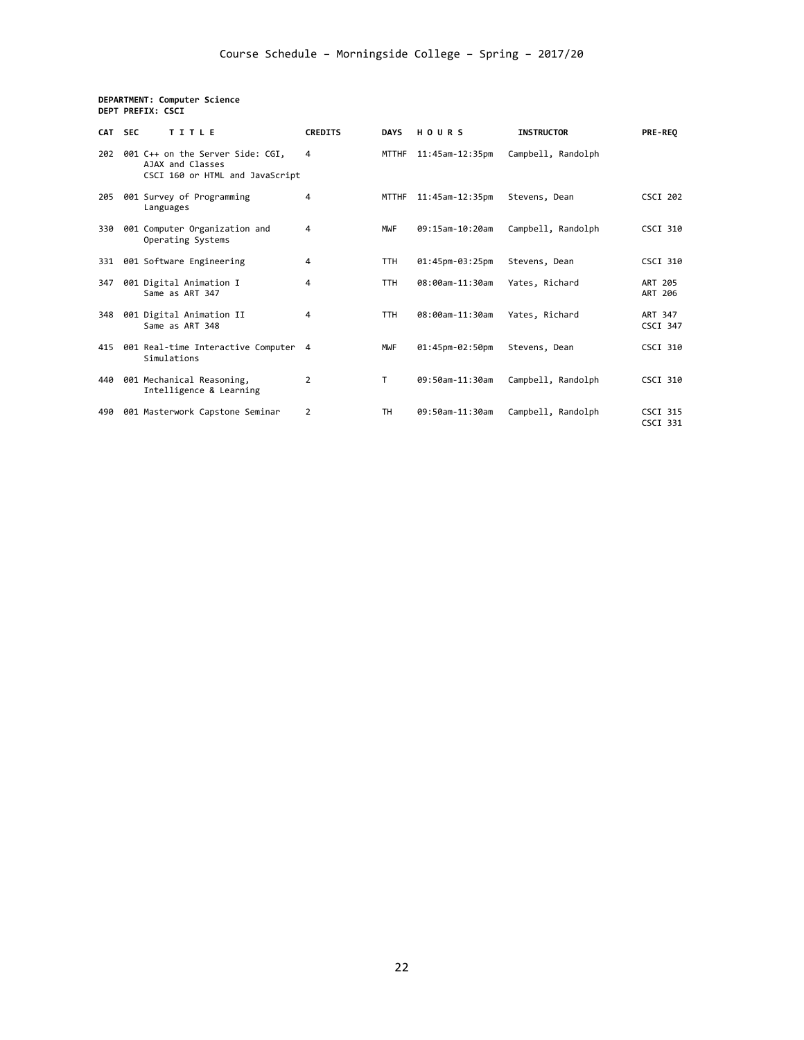Course Schedule – Morningside College – Spring – 2017/20

**DEPARTMENT: Computer Science**
**DEPT PREFIX: CSCI**

| CAT | SEC | TITLE | CREDITS | DAYS | HOURS | INSTRUCTOR | PRE-REQ |
|---|---|---|---|---|---|---|---|
| 202 | 001 | C++ on the Server Side: CGI, AJAX and Classes | 4 | MTTHF | 11:45am-12:35pm | Campbell, Randolph | CSCI 160 or HTML and JavaScript |
| 205 | 001 | Survey of Programming Languages | 4 | MTTHF | 11:45am-12:35pm | Stevens, Dean | CSCI 202 |
| 330 | 001 | Computer Organization and Operating Systems | 4 | MWF | 09:15am-10:20am | Campbell, Randolph | CSCI 310 |
| 331 | 001 | Software Engineering | 4 | TTH | 01:45pm-03:25pm | Stevens, Dean | CSCI 310 |
| 347 | 001 | Digital Animation I Same as ART 347 | 4 | TTH | 08:00am-11:30am | Yates, Richard | ART 205 ART 206 |
| 348 | 001 | Digital Animation II Same as ART 348 | 4 | TTH | 08:00am-11:30am | Yates, Richard | ART 347 CSCI 347 |
| 415 | 001 | Real-time Interactive Computer Simulations | 4 | MWF | 01:45pm-02:50pm | Stevens, Dean | CSCI 310 |
| 440 | 001 | Mechanical Reasoning, Intelligence & Learning | 2 | T | 09:50am-11:30am | Campbell, Randolph | CSCI 310 |
| 490 | 001 | Masterwork Capstone Seminar | 2 | TH | 09:50am-11:30am | Campbell, Randolph | CSCI 315 CSCI 331 |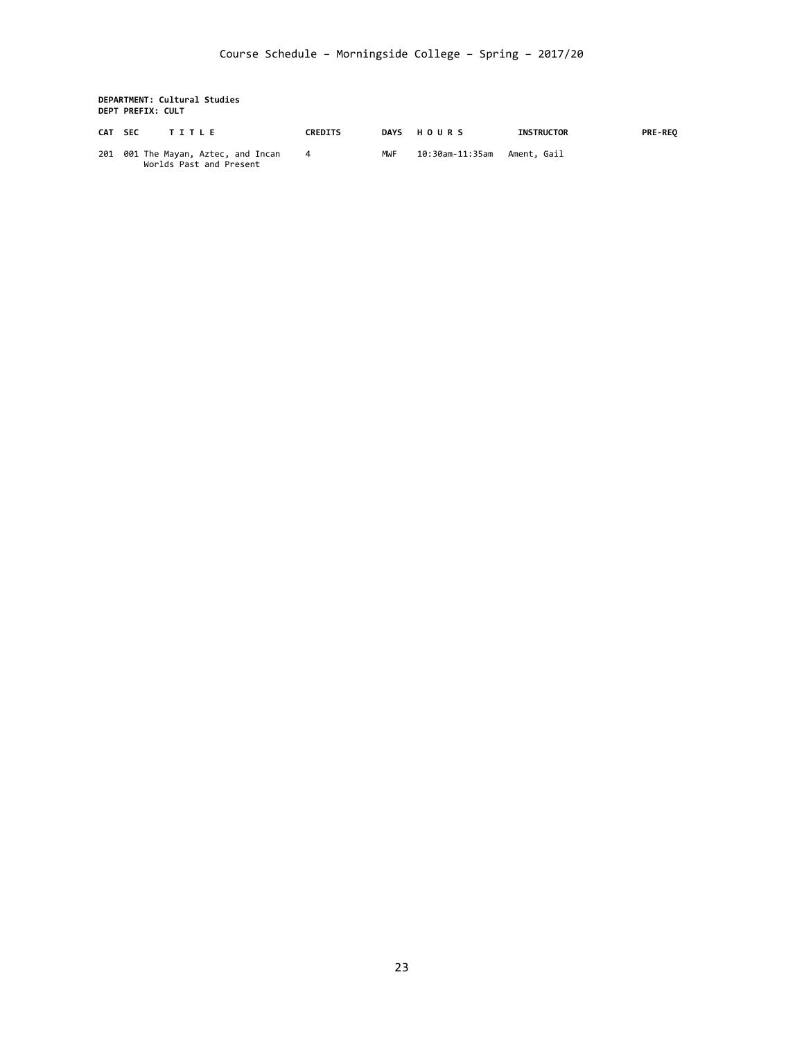**DEPARTMENT: Cultural Studies**
**DEPT PREFIX: CULT**

| CAT | SEC | TITLE | CREDITS | DAYS | HOURS | INSTRUCTOR | PRE-REQ |
|---|---|---|---|---|---|---|---|
| 201 | 001 | The Mayan, Aztec, and Incan Worlds Past and Present | 4 | MWF | 10:30am-11:35am | Ament, Gail | |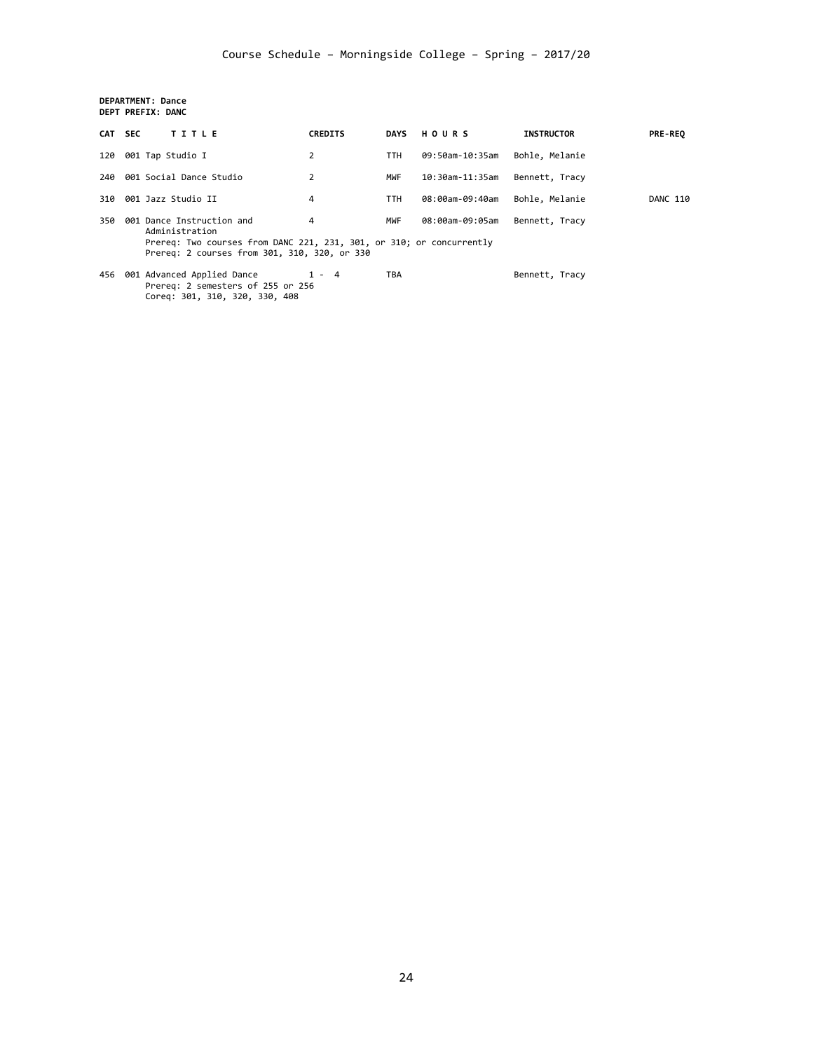Course Schedule – Morningside College – Spring – 2017/20

**DEPARTMENT: Dance**
**DEPT PREFIX: DANC**

| CAT | SEC | TITLE | CREDITS | DAYS | HOURS | INSTRUCTOR | PRE-REQ |
|---|---|---|---|---|---|---|---|
| 120 | 001 | Tap Studio I | 2 | TTH | 09:50am-10:35am | Bohle, Melanie | |
| 240 | 001 | Social Dance Studio | 2 | MWF | 10:30am-11:35am | Bennett, Tracy | |
| 310 | 001 | Jazz Studio II | 4 | TTH | 08:00am-09:40am | Bohle, Melanie | DANC 110 |
| 350 | 001 | Dance Instruction and Administration<br>Prereq: Two courses from DANC 221, 231, 301, or 310; or concurrently<br>Prereq: 2 courses from 301, 310, 320, or 330 | 4 | MWF | 08:00am-09:05am | Bennett, Tracy | |
| 456 | 001 | Advanced Applied Dance<br>Prereq: 2 semesters of 255 or 256<br>Coreq: 301, 310, 320, 330, 408 | 1 - 4 | TBA | | Bennett, Tracy | |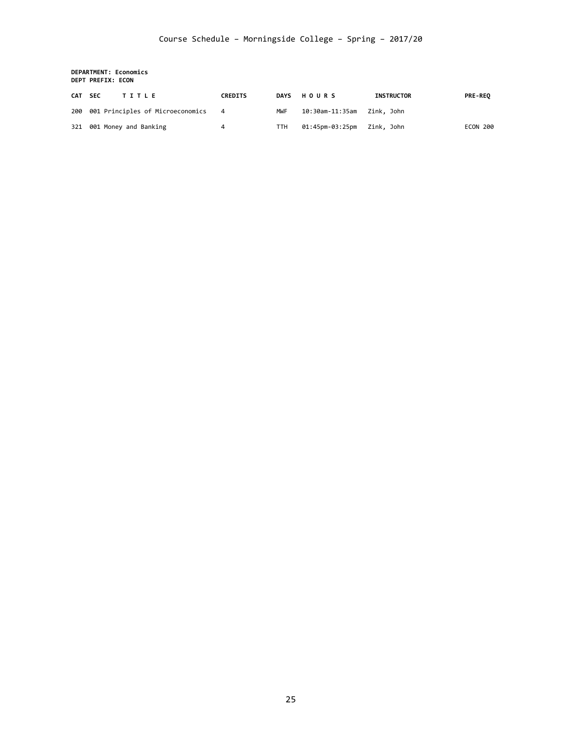Course Schedule – Morningside College – Spring – 2017/20

**DEPARTMENT: Economics**
**DEPT PREFIX: ECON**

| CAT | SEC | T I T L E | CREDITS | DAYS | H O U R S | INSTRUCTOR | PRE-REQ |
|---|---|---|---|---|---|---|---|
| 200 | 001 | Principles of Microeconomics | 4 | MWF | 10:30am-11:35am | Zink, John | |
| 321 | 001 | Money and Banking | 4 | TTH | 01:45pm-03:25pm | Zink, John | ECON 200 |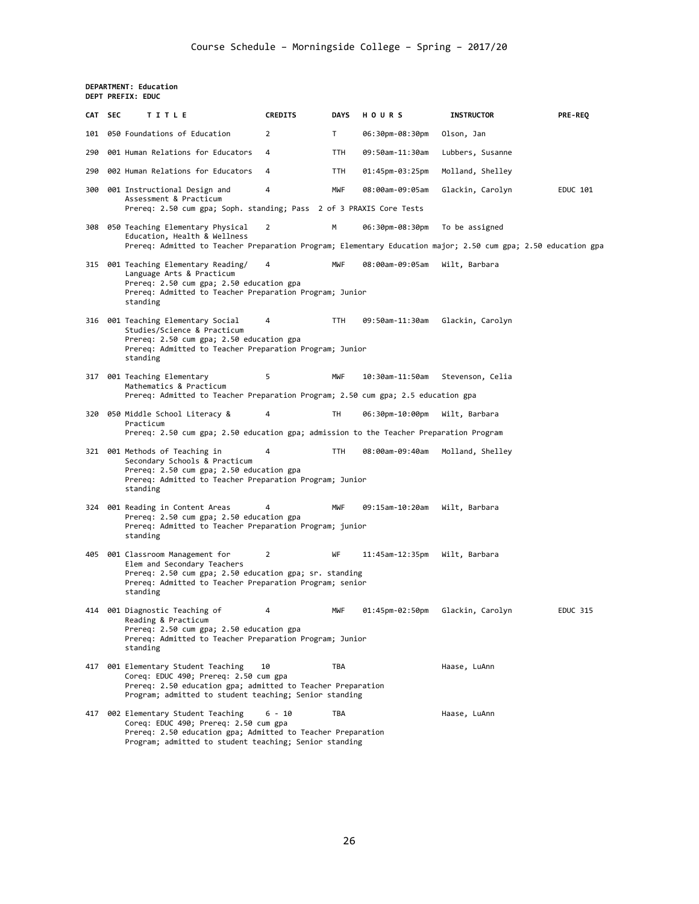**DEPARTMENT: Education**
**DEPT PREFIX: EDUC**

| CAT | SEC | TITLE | CREDITS | DAYS | HOURS | INSTRUCTOR | PRE-REQ |
|---|---|---|---|---|---|---|---|
| 101 | 050 | Foundations of Education | 2 | T | 06:30pm-08:30pm | Olson, Jan | |
| 290 | 001 | Human Relations for Educators | 4 | TTH | 09:50am-11:30am | Lubbers, Susanne | |
| 290 | 002 | Human Relations for Educators | 4 | TTH | 01:45pm-03:25pm | Molland, Shelley | |
| 300 | 001 | Instructional Design and Assessment & Practicum<br>Prereq: 2.50 cum gpa; Soph. standing; Pass 2 of 3 PRAXIS Core Tests | 4 | MWF | 08:00am-09:05am | Glackin, Carolyn | EDUC 101 |
| 308 | 050 | Teaching Elementary Physical Education, Health & Wellness<br>Prereq: Admitted to Teacher Preparation Program; Elementary Education major; 2.50 cum gpa; 2.50 education gpa | 2 | M | 06:30pm-08:30pm | To be assigned | |
| 315 | 001 | Teaching Elementary Reading/ Language Arts & Practicum<br>Prereq: 2.50 cum gpa; 2.50 education gpa<br>Prereq: Admitted to Teacher Preparation Program; Junior standing | 4 | MWF | 08:00am-09:05am | Wilt, Barbara | |
| 316 | 001 | Teaching Elementary Social Studies/Science & Practicum<br>Prereq: 2.50 cum gpa; 2.50 education gpa<br>Prereq: Admitted to Teacher Preparation Program; Junior standing | 4 | TTH | 09:50am-11:30am | Glackin, Carolyn | |
| 317 | 001 | Teaching Elementary Mathematics & Practicum<br>Prereq: Admitted to Teacher Preparation Program; 2.50 cum gpa; 2.5 education gpa | 5 | MWF | 10:30am-11:50am | Stevenson, Celia | |
| 320 | 050 | Middle School Literacy & Practicum<br>Prereq: 2.50 cum gpa; 2.50 education gpa; admission to the Teacher Preparation Program | 4 | TH | 06:30pm-10:00pm | Wilt, Barbara | |
| 321 | 001 | Methods of Teaching in Secondary Schools & Practicum<br>Prereq: 2.50 cum gpa; 2.50 education gpa<br>Prereq: Admitted to Teacher Preparation Program; Junior standing | 4 | TTH | 08:00am-09:40am | Molland, Shelley | |
| 324 | 001 | Reading in Content Areas<br>Prereq: 2.50 cum gpa; 2.50 education gpa<br>Prereq: Admitted to Teacher Preparation Program; junior standing | 4 | MWF | 09:15am-10:20am | Wilt, Barbara | |
| 405 | 001 | Classroom Management for Elem and Secondary Teachers<br>Prereq: 2.50 cum gpa; 2.50 education gpa; sr. standing<br>Prereq: Admitted to Teacher Preparation Program; senior standing | 2 | WF | 11:45am-12:35pm | Wilt, Barbara | |
| 414 | 001 | Diagnostic Teaching of Reading & Practicum<br>Prereq: 2.50 cum gpa; 2.50 education gpa<br>Prereq: Admitted to Teacher Preparation Program; Junior standing | 4 | MWF | 01:45pm-02:50pm | Glackin, Carolyn | EDUC 315 |
| 417 | 001 | Elementary Student Teaching<br>Coreq: EDUC 490; Prereq: 2.50 cum gpa<br>Prereq: 2.50 education gpa; admitted to Teacher Preparation Program; admitted to student teaching; Senior standing | 10 | TBA | | Haase, LuAnn | |
| 417 | 002 | Elementary Student Teaching<br>Coreq: EDUC 490; Prereq: 2.50 cum gpa<br>Prereq: 2.50 education gpa; Admitted to Teacher Preparation Program; admitted to student teaching; Senior standing | 6 - 10 | TBA | | Haase, LuAnn | |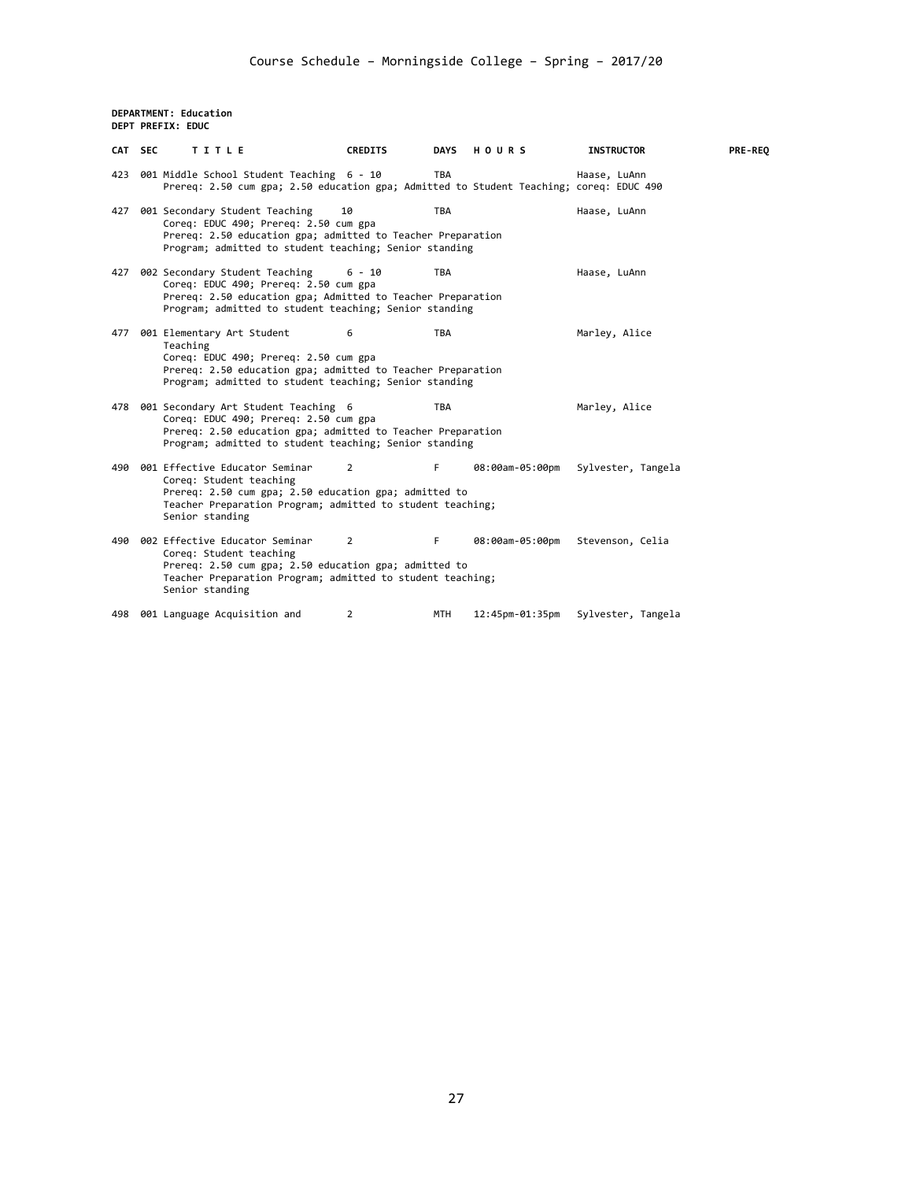**DEPARTMENT: Education**
**DEPT PREFIX: EDUC**

| CAT | SEC | TITLE | CREDITS | DAYS | HOURS | INSTRUCTOR | PRE-REQ |
|---|---|---|---|---|---|---|---|
| 423 | 001 | Middle School Student Teaching<br>Prereq: 2.50 cum gpa; 2.50 education gpa; Admitted to Student Teaching; coreq: EDUC 490 | 6 - 10 | TBA | | Haase, LuAnn | |
| 427 | 001 | Secondary Student Teaching<br>Coreq: EDUC 490; Prereq: 2.50 cum gpa<br>Prereq: 2.50 education gpa; admitted to Teacher Preparation Program; admitted to student teaching; Senior standing | 10 | TBA | | Haase, LuAnn | |
| 427 | 002 | Secondary Student Teaching<br>Coreq: EDUC 490; Prereq: 2.50 cum gpa<br>Prereq: 2.50 education gpa; Admitted to Teacher Preparation Program; admitted to student teaching; Senior standing | 6 - 10 | TBA | | Haase, LuAnn | |
| 477 | 001 | Elementary Art Student Teaching<br>Coreq: EDUC 490; Prereq: 2.50 cum gpa<br>Prereq: 2.50 education gpa; admitted to Teacher Preparation Program; admitted to student teaching; Senior standing | 6 | TBA | | Marley, Alice | |
| 478 | 001 | Secondary Art Student Teaching<br>Coreq: EDUC 490; Prereq: 2.50 cum gpa<br>Prereq: 2.50 education gpa; admitted to Teacher Preparation Program; admitted to student teaching; Senior standing | 6 | TBA | | Marley, Alice | |
| 490 | 001 | Effective Educator Seminar<br>Coreq: Student teaching<br>Prereq: 2.50 cum gpa; 2.50 education gpa; admitted to Teacher Preparation Program; admitted to student teaching; Senior standing | 2 | F | 08:00am-05:00pm | Sylvester, Tangela | |
| 490 | 002 | Effective Educator Seminar<br>Coreq: Student teaching<br>Prereq: 2.50 cum gpa; 2.50 education gpa; admitted to Teacher Preparation Program; admitted to student teaching; Senior standing | 2 | F | 08:00am-05:00pm | Stevenson, Celia | |
| 498 | 001 | Language Acquisition and | 2 | MTH | 12:45pm-01:35pm | Sylvester, Tangela | |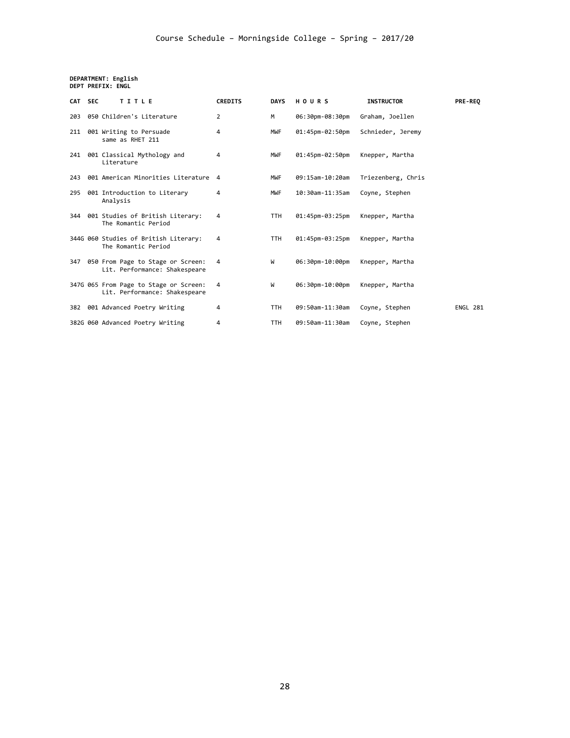Course Schedule – Morningside College – Spring – 2017/20

**DEPARTMENT: English**
**DEPT PREFIX: ENGL**

| CAT | SEC | TITLE | CREDITS | DAYS | HOURS | INSTRUCTOR | PRE-REQ |
|---|---|---|---|---|---|---|---|
| 203 | 050 | Children's Literature | 2 | M | 06:30pm-08:30pm | Graham, Joellen | |
| 211 | 001 | Writing to Persuade same as RHET 211 | 4 | MWF | 01:45pm-02:50pm | Schnieder, Jeremy | |
| 241 | 001 | Classical Mythology and Literature | 4 | MWF | 01:45pm-02:50pm | Knepper, Martha | |
| 243 | 001 | American Minorities Literature | 4 | MWF | 09:15am-10:20am | Triezenberg, Chris | |
| 295 | 001 | Introduction to Literary Analysis | 4 | MWF | 10:30am-11:35am | Coyne, Stephen | |
| 344 | 001 | Studies of British Literary: The Romantic Period | 4 | TTH | 01:45pm-03:25pm | Knepper, Martha | |
| 344G | 060 | Studies of British Literary: The Romantic Period | 4 | TTH | 01:45pm-03:25pm | Knepper, Martha | |
| 347 | 050 | From Page to Stage or Screen: Lit. Performance: Shakespeare | 4 | W | 06:30pm-10:00pm | Knepper, Martha | |
| 347G | 065 | From Page to Stage or Screen: Lit. Performance: Shakespeare | 4 | W | 06:30pm-10:00pm | Knepper, Martha | |
| 382 | 001 | Advanced Poetry Writing | 4 | TTH | 09:50am-11:30am | Coyne, Stephen | ENGL 281 |
| 382G | 060 | Advanced Poetry Writing | 4 | TTH | 09:50am-11:30am | Coyne, Stephen | |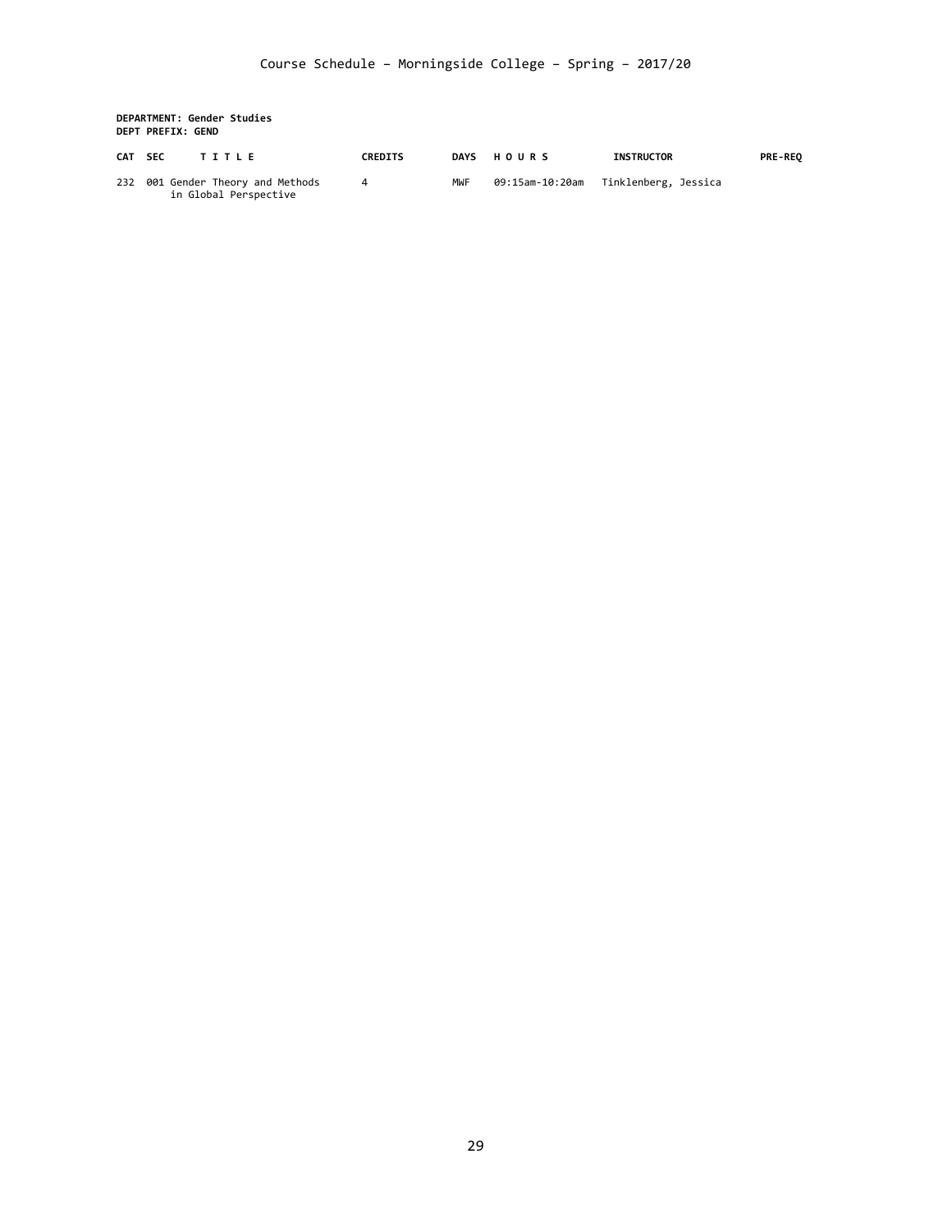# Course Schedule – Morningside College – Spring – 2017/20

**DEPARTMENT: Gender Studies**
**DEPT PREFIX: GEND**

| CAT | SEC | T I T L E | CREDITS | DAYS | H O U R S | INSTRUCTOR | PRE-REQ |
|---|---|---|---|---|---|---|---|
| 232 | 001 | Gender Theory and Methods in Global Perspective | 4 | MWF | 09:15am-10:20am | Tinklenberg, Jessica | |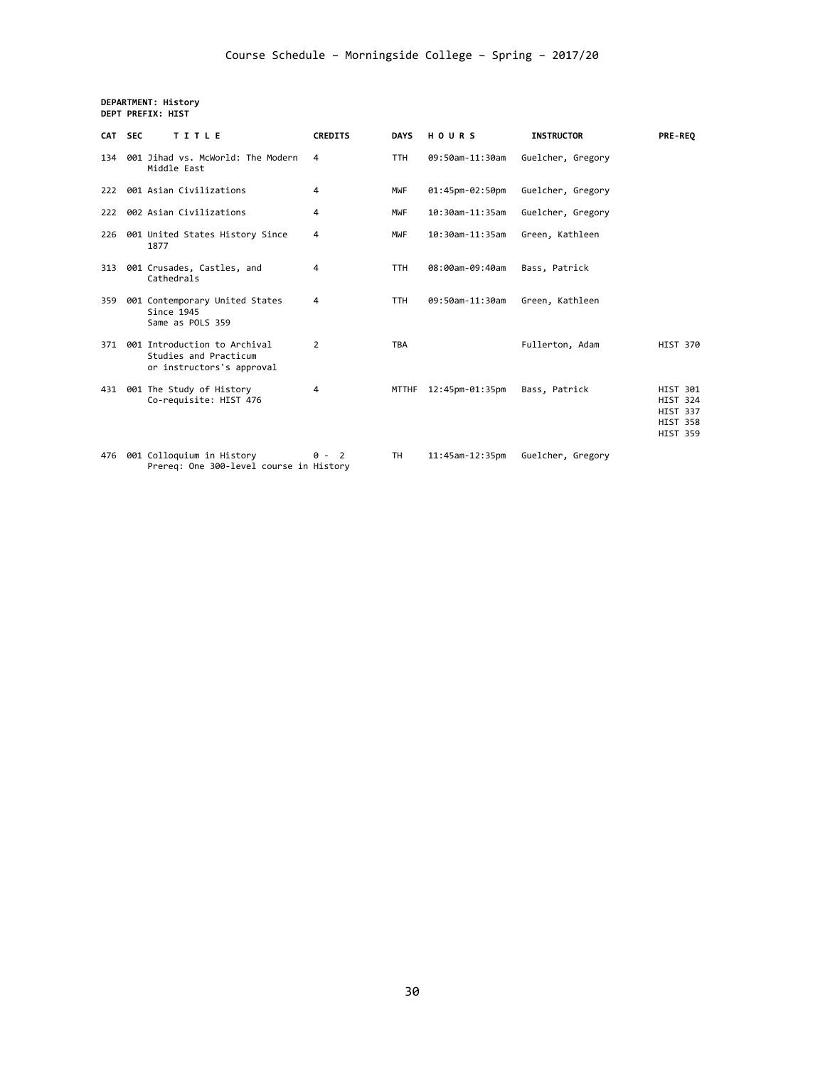# Course Schedule – Morningside College – Spring – 2017/20

**DEPARTMENT: History**
**DEPT PREFIX: HIST**

| CAT | SEC | TITLE | CREDITS | DAYS | HOURS | INSTRUCTOR | PRE-REQ |
|---|---|---|---|---|---|---|---|
| 134 | 001 | Jihad vs. McWorld: The Modern Middle East | 4 | TTH | 09:50am-11:30am | Guelcher, Gregory | |
| 222 | 001 | Asian Civilizations | 4 | MWF | 01:45pm-02:50pm | Guelcher, Gregory | |
| 222 | 002 | Asian Civilizations | 4 | MWF | 10:30am-11:35am | Guelcher, Gregory | |
| 226 | 001 | United States History Since 1877 | 4 | MWF | 10:30am-11:35am | Green, Kathleen | |
| 313 | 001 | Crusades, Castles, and Cathedrals | 4 | TTH | 08:00am-09:40am | Bass, Patrick | |
| 359 | 001 | Contemporary United States Since 1945<br>Same as POLS 359 | 4 | TTH | 09:50am-11:30am | Green, Kathleen | |
| 371 | 001 | Introduction to Archival Studies and Practicum<br>or instructors's approval | 2 | TBA | | Fullerton, Adam | HIST 370 |
| 431 | 001 | The Study of History<br>Co-requisite: HIST 476 | 4 | MTTHF | 12:45pm-01:35pm | Bass, Patrick | HIST 301<br>HIST 324<br>HIST 337<br>HIST 358<br>HIST 359 |
| 476 | 001 | Colloquium in History<br>Prereq: One 300-level course in History | 0 - 2 | TH | 11:45am-12:35pm | Guelcher, Gregory | |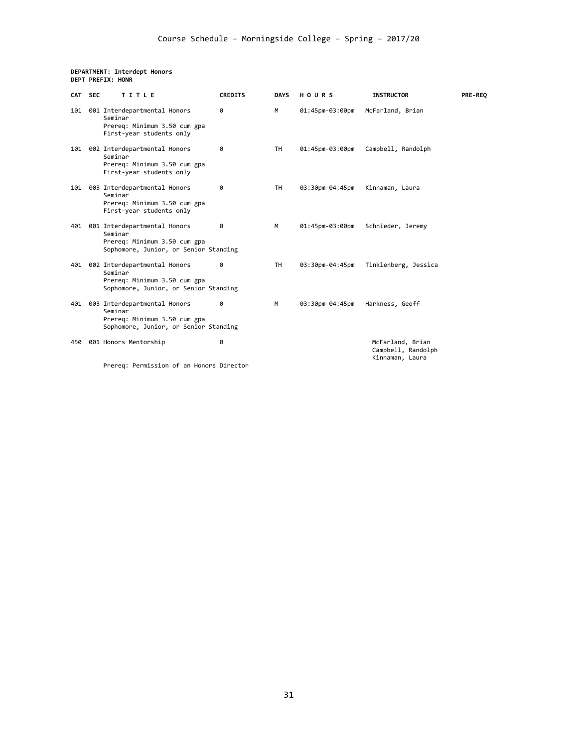**DEPARTMENT: Interdept Honors**
**DEPT PREFIX: HONR**

| CAT | SEC | TITLE | CREDITS | DAYS | HOURS | INSTRUCTOR | PRE-REQ |
|---|---|---|---|---|---|---|---|
| 101 | 001 | Interdepartmental Honors Seminar<br>Prereq: Minimum 3.50 cum gpa<br>First-year students only | 0 | M | 01:45pm-03:00pm | McFarland, Brian | |
| 101 | 002 | Interdepartmental Honors Seminar<br>Prereq: Minimum 3.50 cum gpa<br>First-year students only | 0 | TH | 01:45pm-03:00pm | Campbell, Randolph | |
| 101 | 003 | Interdepartmental Honors Seminar<br>Prereq: Minimum 3.50 cum gpa<br>First-year students only | 0 | TH | 03:30pm-04:45pm | Kinnaman, Laura | |
| 401 | 001 | Interdepartmental Honors Seminar<br>Prereq: Minimum 3.50 cum gpa<br>Sophomore, Junior, or Senior Standing | 0 | M | 01:45pm-03:00pm | Schnieder, Jeremy | |
| 401 | 002 | Interdepartmental Honors Seminar<br>Prereq: Minimum 3.50 cum gpa<br>Sophomore, Junior, or Senior Standing | 0 | TH | 03:30pm-04:45pm | Tinklenberg, Jessica | |
| 401 | 003 | Interdepartmental Honors Seminar<br>Prereq: Minimum 3.50 cum gpa<br>Sophomore, Junior, or Senior Standing | 0 | M | 03:30pm-04:45pm | Harkness, Geoff | |
| 450 | 001 | Honors Mentorship<br>Prereq: Permission of an Honors Director | 0 | | | McFarland, Brian<br>Campbell, Randolph<br>Kinnaman, Laura | |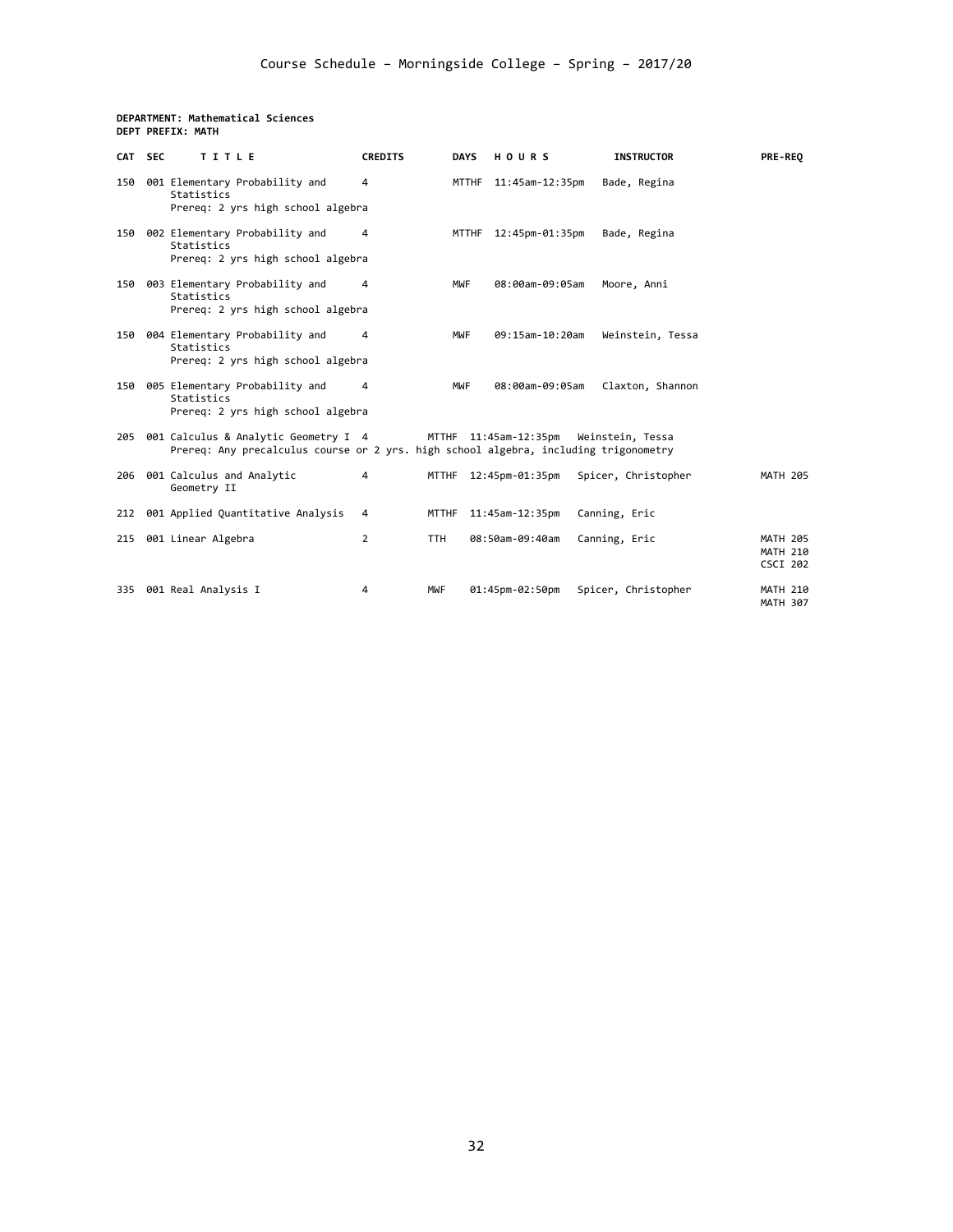**DEPARTMENT: Mathematical Sciences**
**DEPT PREFIX: MATH**

| CAT | SEC | TITLE | CREDITS | DAYS | HOURS | INSTRUCTOR | PRE-REQ |
|---|---|---|---|---|---|---|---|
| 150 | 001 | Elementary Probability and Statistics<br>Prereq: 2 yrs high school algebra | 4 | MTTHF | 11:45am-12:35pm | Bade, Regina | |
| 150 | 002 | Elementary Probability and Statistics<br>Prereq: 2 yrs high school algebra | 4 | MTTHF | 12:45pm-01:35pm | Bade, Regina | |
| 150 | 003 | Elementary Probability and Statistics<br>Prereq: 2 yrs high school algebra | 4 | MWF | 08:00am-09:05am | Moore, Anni | |
| 150 | 004 | Elementary Probability and Statistics<br>Prereq: 2 yrs high school algebra | 4 | MWF | 09:15am-10:20am | Weinstein, Tessa | |
| 150 | 005 | Elementary Probability and Statistics<br>Prereq: 2 yrs high school algebra | 4 | MWF | 08:00am-09:05am | Claxton, Shannon | |
| 205 | 001 | Calculus & Analytic Geometry I<br>Prereq: Any precalculus course or 2 yrs. high school algebra, including trigonometry | 4 | MTTHF | 11:45am-12:35pm | Weinstein, Tessa | |
| 206 | 001 | Calculus and Analytic Geometry II | 4 | MTTHF | 12:45pm-01:35pm | Spicer, Christopher | MATH 205 |
| 212 | 001 | Applied Quantitative Analysis | 4 | MTTHF | 11:45am-12:35pm | Canning, Eric | |
| 215 | 001 | Linear Algebra | 2 | TTH | 08:50am-09:40am | Canning, Eric | MATH 205<br>MATH 210<br>CSCI 202 |
| 335 | 001 | Real Analysis I | 4 | MWF | 01:45pm-02:50pm | Spicer, Christopher | MATH 210<br>MATH 307 |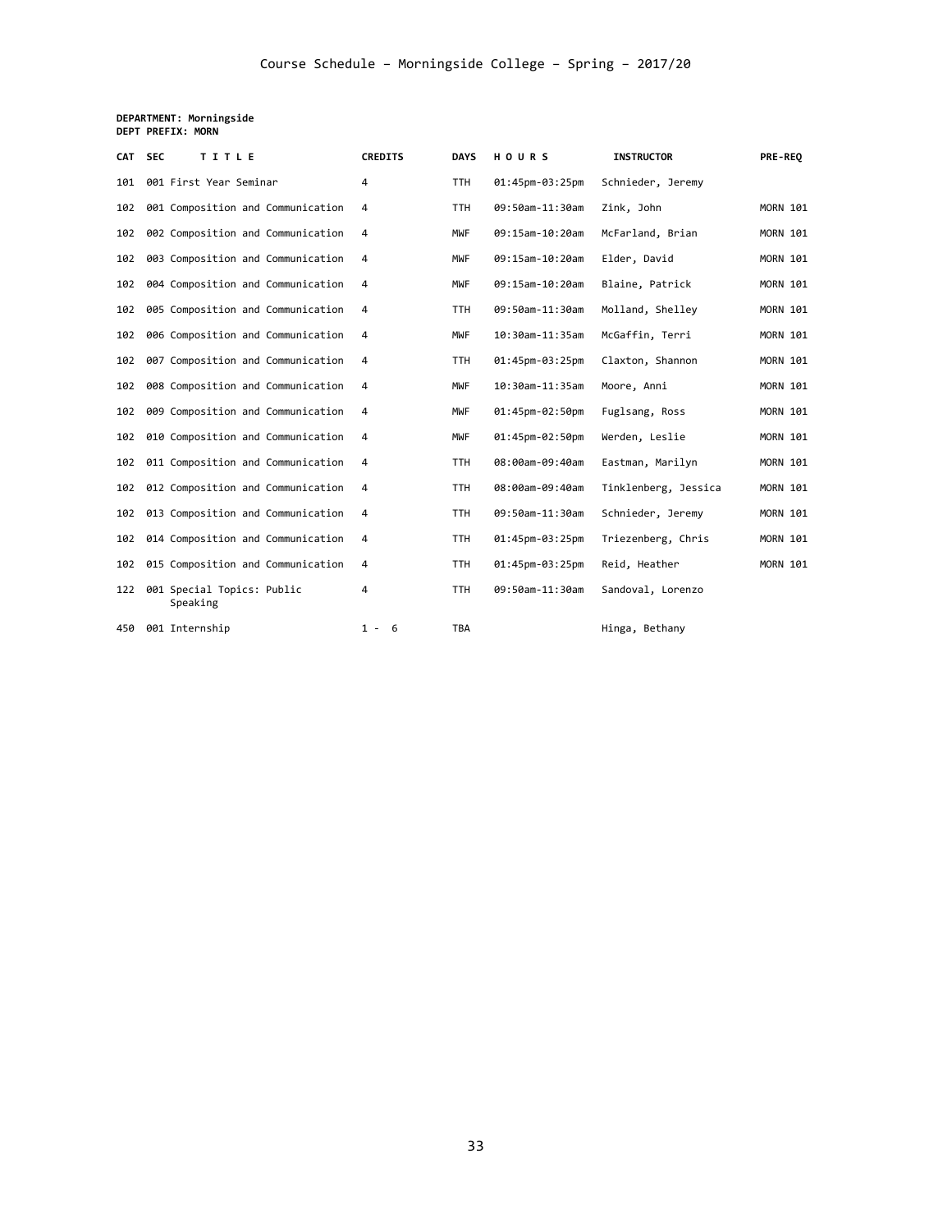# Course Schedule – Morningside College – Spring – 2017/20

**DEPARTMENT: Morningside**
**DEPT PREFIX: MORN**

| CAT | SEC | T I T L E | CREDITS | DAYS | H O U R S | INSTRUCTOR | PRE-REQ |
|---|---|---|---|---|---|---|---|
| 101 | 001 | First Year Seminar | 4 | TTH | 01:45pm-03:25pm | Schnieder, Jeremy | |
| 102 | 001 | Composition and Communication | 4 | TTH | 09:50am-11:30am | Zink, John | MORN 101 |
| 102 | 002 | Composition and Communication | 4 | MWF | 09:15am-10:20am | McFarland, Brian | MORN 101 |
| 102 | 003 | Composition and Communication | 4 | MWF | 09:15am-10:20am | Elder, David | MORN 101 |
| 102 | 004 | Composition and Communication | 4 | MWF | 09:15am-10:20am | Blaine, Patrick | MORN 101 |
| 102 | 005 | Composition and Communication | 4 | TTH | 09:50am-11:30am | Molland, Shelley | MORN 101 |
| 102 | 006 | Composition and Communication | 4 | MWF | 10:30am-11:35am | McGaffin, Terri | MORN 101 |
| 102 | 007 | Composition and Communication | 4 | TTH | 01:45pm-03:25pm | Claxton, Shannon | MORN 101 |
| 102 | 008 | Composition and Communication | 4 | MWF | 10:30am-11:35am | Moore, Anni | MORN 101 |
| 102 | 009 | Composition and Communication | 4 | MWF | 01:45pm-02:50pm | Fuglsang, Ross | MORN 101 |
| 102 | 010 | Composition and Communication | 4 | MWF | 01:45pm-02:50pm | Werden, Leslie | MORN 101 |
| 102 | 011 | Composition and Communication | 4 | TTH | 08:00am-09:40am | Eastman, Marilyn | MORN 101 |
| 102 | 012 | Composition and Communication | 4 | TTH | 08:00am-09:40am | Tinklenberg, Jessica | MORN 101 |
| 102 | 013 | Composition and Communication | 4 | TTH | 09:50am-11:30am | Schnieder, Jeremy | MORN 101 |
| 102 | 014 | Composition and Communication | 4 | TTH | 01:45pm-03:25pm | Triezenberg, Chris | MORN 101 |
| 102 | 015 | Composition and Communication | 4 | TTH | 01:45pm-03:25pm | Reid, Heather | MORN 101 |
| 122 | 001 | Special Topics: Public Speaking | 4 | TTH | 09:50am-11:30am | Sandoval, Lorenzo | |
| 450 | 001 | Internship | 1 - 6 | TBA | | Hinga, Bethany | |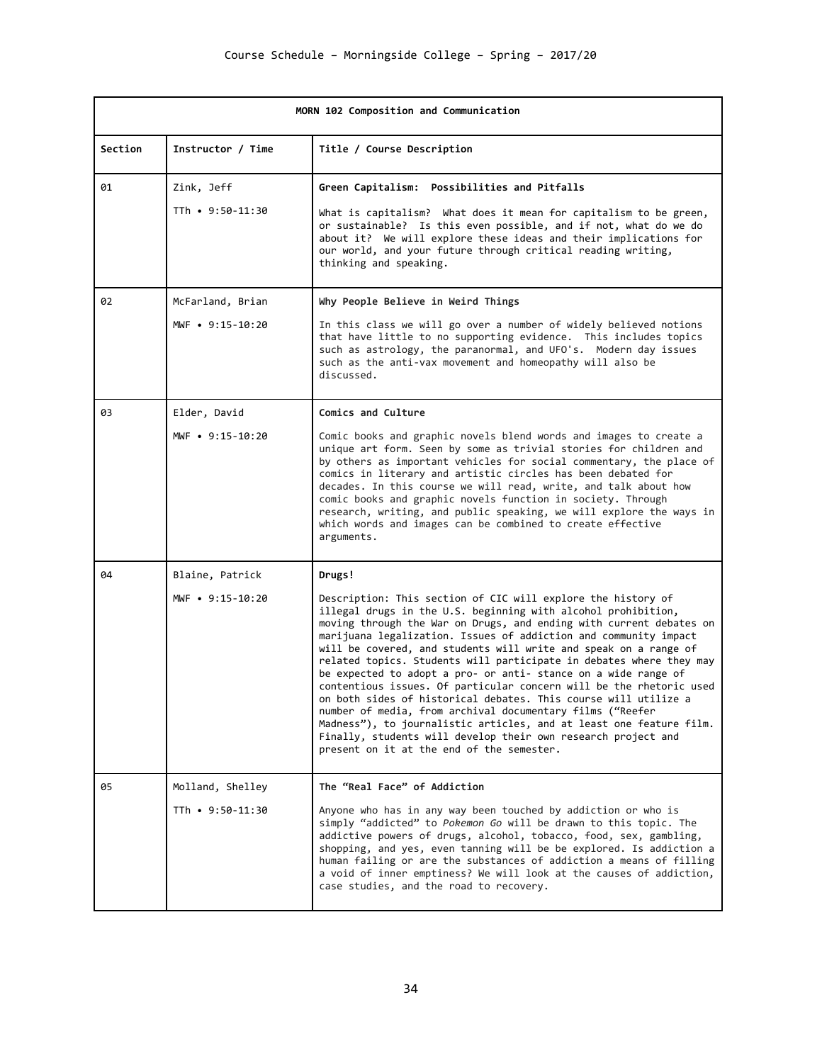Course Schedule – Morningside College – Spring – 2017/20

| MORN 102 Composition and Communication | | |
|---|---|---|
| **Section** | **Instructor / Time** | **Title / Course Description** |
| 01 | Zink, Jeff<br>TTh • 9:50-11:30 | **Green Capitalism: Possibilities and Pitfalls**<br>What is capitalism? What does it mean for capitalism to be green, or sustainable? Is this even possible, and if not, what do we do about it? We will explore these ideas and their implications for our world, and your future through critical reading writing, thinking and speaking. |
| 02 | McFarland, Brian<br>MWF • 9:15-10:20 | **Why People Believe in Weird Things**<br>In this class we will go over a number of widely believed notions that have little to no supporting evidence. This includes topics such as astrology, the paranormal, and UFO's. Modern day issues such as the anti-vax movement and homeopathy will also be discussed. |
| 03 | Elder, David<br>MWF • 9:15-10:20 | **Comics and Culture**<br>Comic books and graphic novels blend words and images to create a unique art form. Seen by some as trivial stories for children and by others as important vehicles for social commentary, the place of comics in literary and artistic circles has been debated for decades. In this course we will read, write, and talk about how comic books and graphic novels function in society. Through research, writing, and public speaking, we will explore the ways in which words and images can be combined to create effective arguments. |
| 04 | Blaine, Patrick<br>MWF • 9:15-10:20 | **Drugs!**<br>Description: This section of CIC will explore the history of illegal drugs in the U.S. beginning with alcohol prohibition, moving through the War on Drugs, and ending with current debates on marijuana legalization. Issues of addiction and community impact will be covered, and students will write and speak on a range of related topics. Students will participate in debates where they may be expected to adopt a pro- or anti- stance on a wide range of contentious issues. Of particular concern will be the rhetoric used on both sides of historical debates. This course will utilize a number of media, from archival documentary films ("Reefer Madness"), to journalistic articles, and at least one feature film. Finally, students will develop their own research project and present on it at the end of the semester. |
| 05 | Molland, Shelley<br>TTh • 9:50-11:30 | **The "Real Face" of Addiction**<br>Anyone who has in any way been touched by addiction or who is simply "addicted" to *Pokemon Go* will be drawn to this topic. The addictive powers of drugs, alcohol, tobacco, food, sex, gambling, shopping, and yes, even tanning will be be explored. Is addiction a human failing or are the substances of addiction a means of filling a void of inner emptiness? We will look at the causes of addiction, case studies, and the road to recovery. |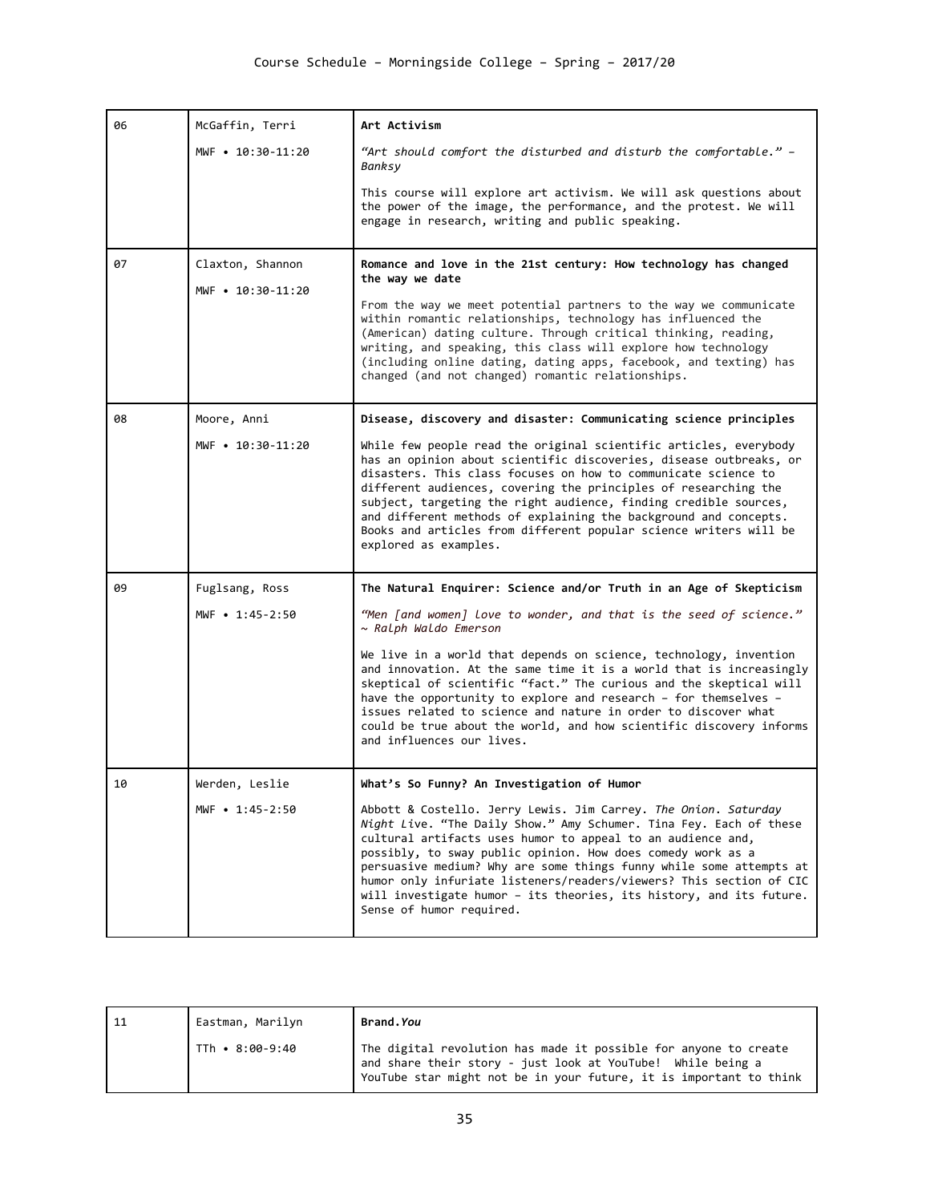| | | |
|---|---|---|
| 06 | McGaffin, Terri<br><br>MWF • 10:30-11:20 | **Art Activism**<br><br>*"Art should comfort the disturbed and disturb the comfortable." – Banksy*<br><br>This course will explore art activism. We will ask questions about the power of the image, the performance, and the protest. We will engage in research, writing and public speaking. |
| 07 | Claxton, Shannon<br><br>MWF • 10:30-11:20 | **Romance and love in the 21st century: How technology has changed the way we date**<br><br>From the way we meet potential partners to the way we communicate within romantic relationships, technology has influenced the (American) dating culture. Through critical thinking, reading, writing, and speaking, this class will explore how technology (including online dating, dating apps, facebook, and texting) has changed (and not changed) romantic relationships. |
| 08 | Moore, Anni<br><br>MWF • 10:30-11:20 | **Disease, discovery and disaster: Communicating science principles**<br><br>While few people read the original scientific articles, everybody has an opinion about scientific discoveries, disease outbreaks, or disasters. This class focuses on how to communicate science to different audiences, covering the principles of researching the subject, targeting the right audience, finding credible sources, and different methods of explaining the background and concepts. Books and articles from different popular science writers will be explored as examples. |
| 09 | Fuglsang, Ross<br><br>MWF • 1:45-2:50 | **The Natural Enquirer: Science and/or Truth in an Age of Skepticism**<br><br>*"Men [and women] love to wonder, and that is the seed of science." ~ Ralph Waldo Emerson*<br><br>We live in a world that depends on science, technology, invention and innovation. At the same time it is a world that is increasingly skeptical of scientific "fact." The curious and the skeptical will have the opportunity to explore and research – for themselves – issues related to science and nature in order to discover what could be true about the world, and how scientific discovery informs and influences our lives. |
| 10 | Werden, Leslie<br><br>MWF • 1:45-2:50 | **What's So Funny? An Investigation of Humor**<br><br>Abbott & Costello. Jerry Lewis. Jim Carrey. *The Onion*. *Saturday Night Live*. "The Daily Show." Amy Schumer. Tina Fey. Each of these cultural artifacts uses humor to appeal to an audience and, possibly, to sway public opinion. How does comedy work as a persuasive medium? Why are some things funny while some attempts at humor only infuriate listeners/readers/viewers? This section of CIC will investigate humor – its theories, its history, and its future. Sense of humor required. |

| | | |
|---|---|---|
| 11 | Eastman, Marilyn<br><br>TTh • 8:00-9:40 | **Brand.*You***<br><br>The digital revolution has made it possible for anyone to create and share their story - just look at YouTube! While being a YouTube star might not be in your future, it is important to think |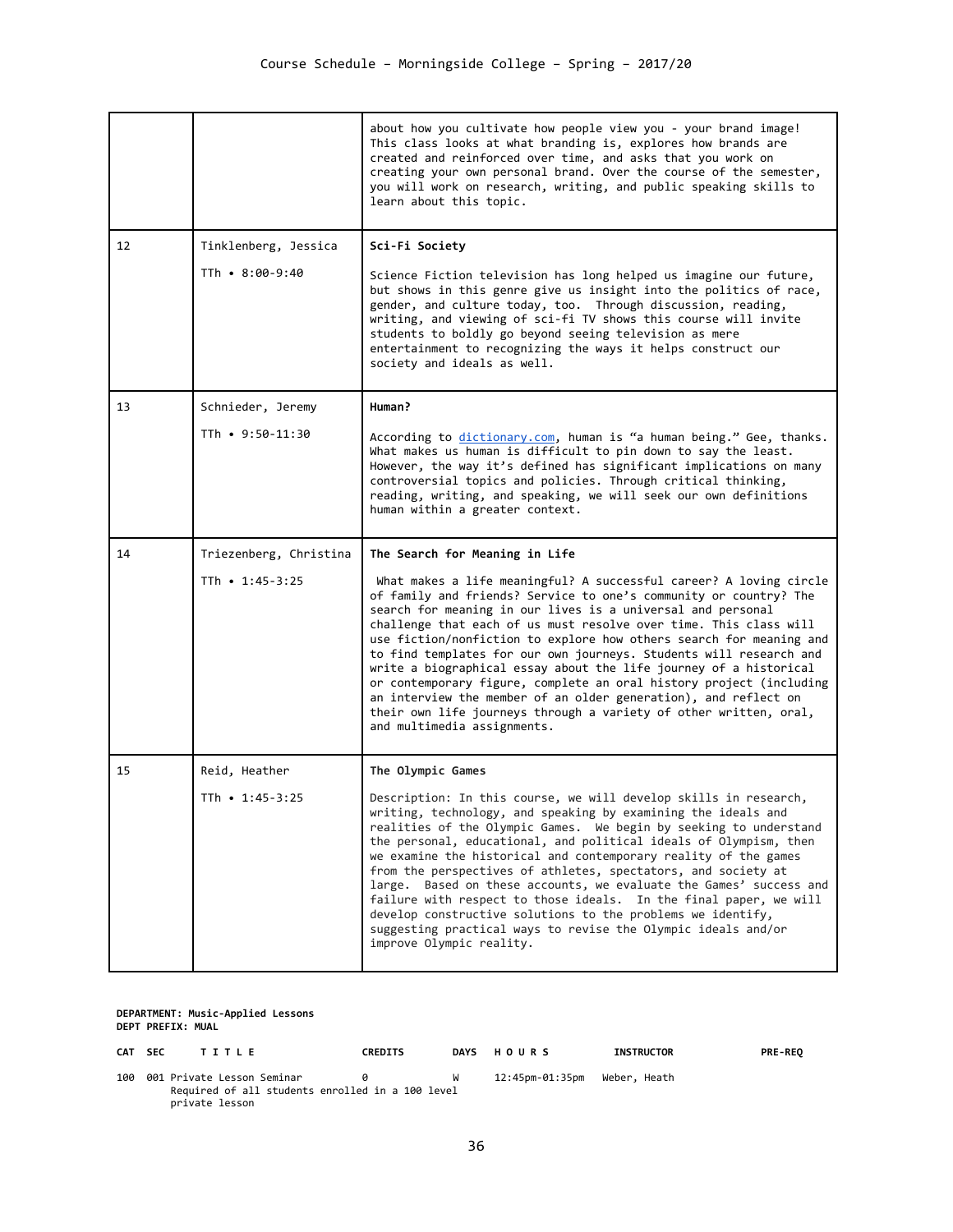| | | |
|---|---|---|
| | | about how you cultivate how people view you - your brand image! This class looks at what branding is, explores how brands are created and reinforced over time, and asks that you work on creating your own personal brand. Over the course of the semester, you will work on research, writing, and public speaking skills to learn about this topic. |
| 12 | Tinklenberg, Jessica<br><br>TTh • 8:00-9:40 | **Sci-Fi Society**<br><br>Science Fiction television has long helped us imagine our future, but shows in this genre give us insight into the politics of race, gender, and culture today, too. Through discussion, reading, writing, and viewing of sci-fi TV shows this course will invite students to boldly go beyond seeing television as mere entertainment to recognizing the ways it helps construct our society and ideals as well. |
| 13 | Schnieder, Jeremy<br><br>TTh • 9:50-11:30 | **Human?**<br><br>According to [dictionary.com](dictionary.com), human is "a human being." Gee, thanks. What makes us human is difficult to pin down to say the least. However, the way it's defined has significant implications on many controversial topics and policies. Through critical thinking, reading, writing, and speaking, we will seek our own definitions human within a greater context. |
| 14 | Triezenberg, Christina<br><br>TTh • 1:45-3:25 | **The Search for Meaning in Life**<br><br>What makes a life meaningful? A successful career? A loving circle of family and friends? Service to one's community or country? The search for meaning in our lives is a universal and personal challenge that each of us must resolve over time. This class will use fiction/nonfiction to explore how others search for meaning and to find templates for our own journeys. Students will research and write a biographical essay about the life journey of a historical or contemporary figure, complete an oral history project (including an interview the member of an older generation), and reflect on their own life journeys through a variety of other written, oral, and multimedia assignments. |
| 15 | Reid, Heather<br><br>TTh • 1:45-3:25 | **The Olympic Games**<br><br>Description: In this course, we will develop skills in research, writing, technology, and speaking by examining the ideals and realities of the Olympic Games. We begin by seeking to understand the personal, educational, and political ideals of Olympism, then we examine the historical and contemporary reality of the games from the perspectives of athletes, spectators, and society at large. Based on these accounts, we evaluate the Games' success and failure with respect to those ideals. In the final paper, we will develop constructive solutions to the problems we identify, suggesting practical ways to revise the Olympic ideals and/or improve Olympic reality. |

**DEPARTMENT: Music-Applied Lessons**
**DEPT PREFIX: MUAL**

| CAT | SEC | TITLE | CREDITS | DAYS | HOURS | INSTRUCTOR | PRE-REQ |
|---|---|---|---|---|---|---|---|
| 100 | 001 | Private Lesson Seminar<br>Required of all students enrolled in a 100 level private lesson | 0 | W | 12:45pm-01:35pm | Weber, Heath | |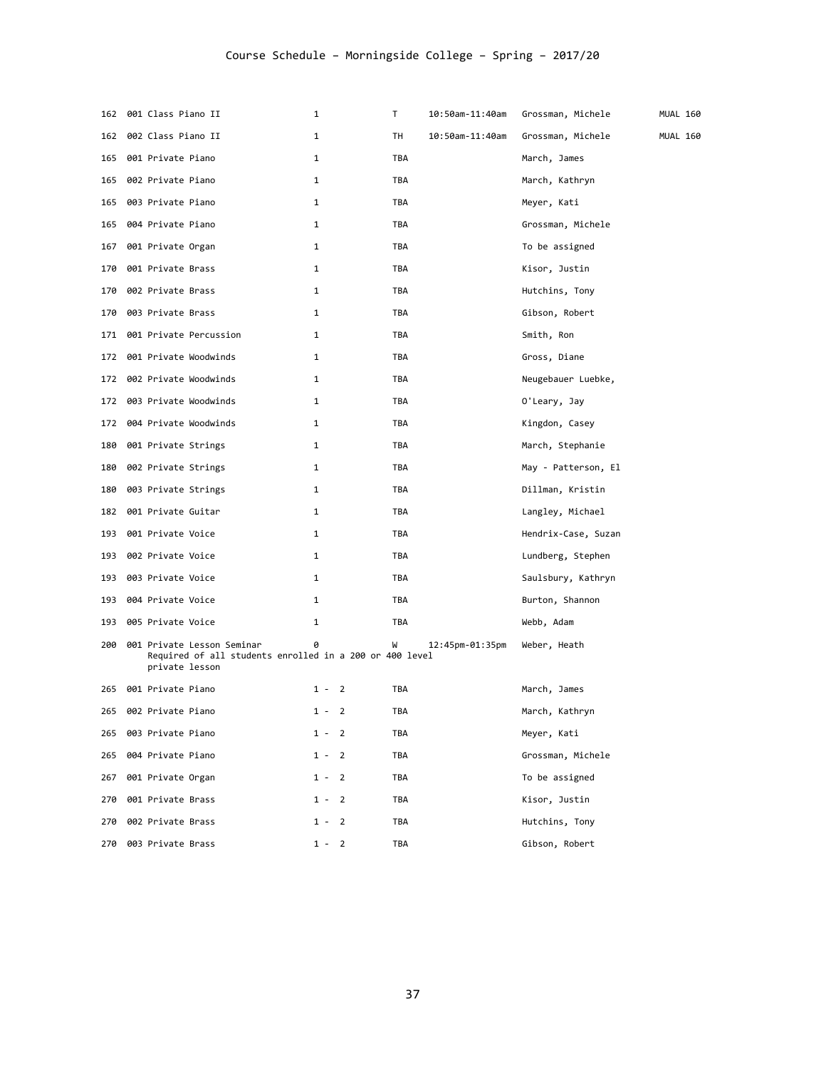| | | | | | | | |
|---|---|---|---|---|---|---|---|
| 162 | 001 | Class Piano II | 1 | T | 10:50am-11:40am | Grossman, Michele | MUAL 160 |
| 162 | 002 | Class Piano II | 1 | TH | 10:50am-11:40am | Grossman, Michele | MUAL 160 |
| 165 | 001 | Private Piano | 1 | TBA | | March, James | |
| 165 | 002 | Private Piano | 1 | TBA | | March, Kathryn | |
| 165 | 003 | Private Piano | 1 | TBA | | Meyer, Kati | |
| 165 | 004 | Private Piano | 1 | TBA | | Grossman, Michele | |
| 167 | 001 | Private Organ | 1 | TBA | | To be assigned | |
| 170 | 001 | Private Brass | 1 | TBA | | Kisor, Justin | |
| 170 | 002 | Private Brass | 1 | TBA | | Hutchins, Tony | |
| 170 | 003 | Private Brass | 1 | TBA | | Gibson, Robert | |
| 171 | 001 | Private Percussion | 1 | TBA | | Smith, Ron | |
| 172 | 001 | Private Woodwinds | 1 | TBA | | Gross, Diane | |
| 172 | 002 | Private Woodwinds | 1 | TBA | | Neugebauer Luebke, | |
| 172 | 003 | Private Woodwinds | 1 | TBA | | O'Leary, Jay | |
| 172 | 004 | Private Woodwinds | 1 | TBA | | Kingdon, Casey | |
| 180 | 001 | Private Strings | 1 | TBA | | March, Stephanie | |
| 180 | 002 | Private Strings | 1 | TBA | | May - Patterson, El | |
| 180 | 003 | Private Strings | 1 | TBA | | Dillman, Kristin | |
| 182 | 001 | Private Guitar | 1 | TBA | | Langley, Michael | |
| 193 | 001 | Private Voice | 1 | TBA | | Hendrix-Case, Suzan | |
| 193 | 002 | Private Voice | 1 | TBA | | Lundberg, Stephen | |
| 193 | 003 | Private Voice | 1 | TBA | | Saulsbury, Kathryn | |
| 193 | 004 | Private Voice | 1 | TBA | | Burton, Shannon | |
| 193 | 005 | Private Voice | 1 | TBA | | Webb, Adam | |
| 200 | 001 | Private Lesson Seminar<br>Required of all students enrolled in a 200 or 400 level private lesson | 0 | W | 12:45pm-01:35pm | Weber, Heath | |
| 265 | 001 | Private Piano | 1 - 2 | TBA | | March, James | |
| 265 | 002 | Private Piano | 1 - 2 | TBA | | March, Kathryn | |
| 265 | 003 | Private Piano | 1 - 2 | TBA | | Meyer, Kati | |
| 265 | 004 | Private Piano | 1 - 2 | TBA | | Grossman, Michele | |
| 267 | 001 | Private Organ | 1 - 2 | TBA | | To be assigned | |
| 270 | 001 | Private Brass | 1 - 2 | TBA | | Kisor, Justin | |
| 270 | 002 | Private Brass | 1 - 2 | TBA | | Hutchins, Tony | |
| 270 | 003 | Private Brass | 1 - 2 | TBA | | Gibson, Robert | |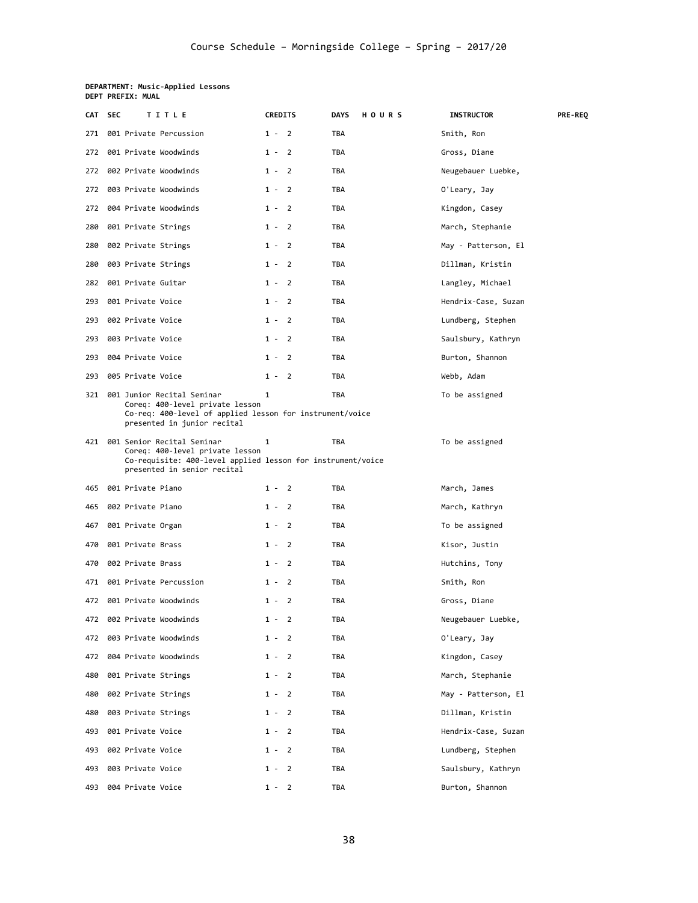**DEPARTMENT: Music-Applied Lessons**
**DEPT PREFIX: MUAL**

| CAT | SEC | TITLE | CREDITS | DAYS | HOURS | INSTRUCTOR | PRE-REQ |
|---|---|---|---|---|---|---|---|
| 271 | 001 | Private Percussion | 1 - 2 | TBA | | Smith, Ron | |
| 272 | 001 | Private Woodwinds | 1 - 2 | TBA | | Gross, Diane | |
| 272 | 002 | Private Woodwinds | 1 - 2 | TBA | | Neugebauer Luebke, | |
| 272 | 003 | Private Woodwinds | 1 - 2 | TBA | | O'Leary, Jay | |
| 272 | 004 | Private Woodwinds | 1 - 2 | TBA | | Kingdon, Casey | |
| 280 | 001 | Private Strings | 1 - 2 | TBA | | March, Stephanie | |
| 280 | 002 | Private Strings | 1 - 2 | TBA | | May - Patterson, El | |
| 280 | 003 | Private Strings | 1 - 2 | TBA | | Dillman, Kristin | |
| 282 | 001 | Private Guitar | 1 - 2 | TBA | | Langley, Michael | |
| 293 | 001 | Private Voice | 1 - 2 | TBA | | Hendrix-Case, Suzan | |
| 293 | 002 | Private Voice | 1 - 2 | TBA | | Lundberg, Stephen | |
| 293 | 003 | Private Voice | 1 - 2 | TBA | | Saulsbury, Kathryn | |
| 293 | 004 | Private Voice | 1 - 2 | TBA | | Burton, Shannon | |
| 293 | 005 | Private Voice | 1 - 2 | TBA | | Webb, Adam | |
| 321 | 001 | Junior Recital Seminar<br>Coreq: 400-level private lesson<br>Co-req: 400-level of applied lesson for instrument/voice presented in junior recital | 1 | TBA | | To be assigned | |
| 421 | 001 | Senior Recital Seminar<br>Coreq: 400-level private lesson<br>Co-requisite: 400-level applied lesson for instrument/voice presented in senior recital | 1 | TBA | | To be assigned | |
| 465 | 001 | Private Piano | 1 - 2 | TBA | | March, James | |
| 465 | 002 | Private Piano | 1 - 2 | TBA | | March, Kathryn | |
| 467 | 001 | Private Organ | 1 - 2 | TBA | | To be assigned | |
| 470 | 001 | Private Brass | 1 - 2 | TBA | | Kisor, Justin | |
| 470 | 002 | Private Brass | 1 - 2 | TBA | | Hutchins, Tony | |
| 471 | 001 | Private Percussion | 1 - 2 | TBA | | Smith, Ron | |
| 472 | 001 | Private Woodwinds | 1 - 2 | TBA | | Gross, Diane | |
| 472 | 002 | Private Woodwinds | 1 - 2 | TBA | | Neugebauer Luebke, | |
| 472 | 003 | Private Woodwinds | 1 - 2 | TBA | | O'Leary, Jay | |
| 472 | 004 | Private Woodwinds | 1 - 2 | TBA | | Kingdon, Casey | |
| 480 | 001 | Private Strings | 1 - 2 | TBA | | March, Stephanie | |
| 480 | 002 | Private Strings | 1 - 2 | TBA | | May - Patterson, El | |
| 480 | 003 | Private Strings | 1 - 2 | TBA | | Dillman, Kristin | |
| 493 | 001 | Private Voice | 1 - 2 | TBA | | Hendrix-Case, Suzan | |
| 493 | 002 | Private Voice | 1 - 2 | TBA | | Lundberg, Stephen | |
| 493 | 003 | Private Voice | 1 - 2 | TBA | | Saulsbury, Kathryn | |
| 493 | 004 | Private Voice | 1 - 2 | TBA | | Burton, Shannon | |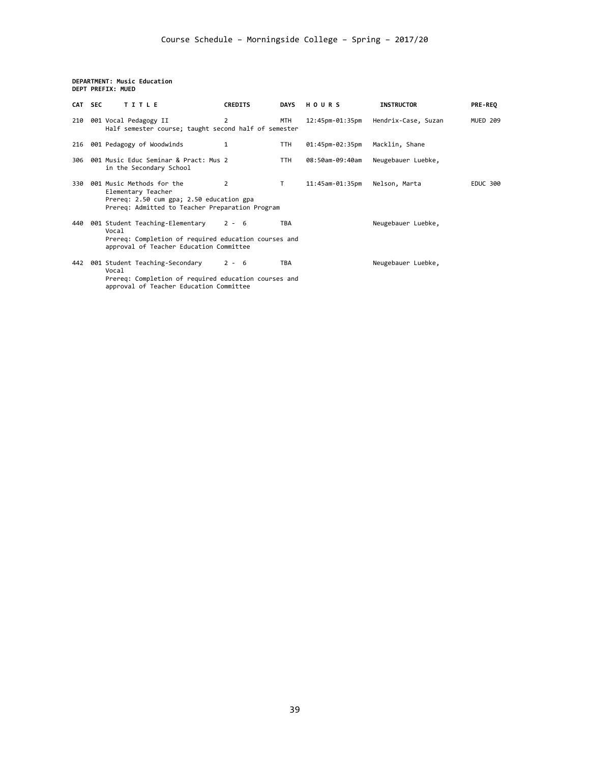**DEPARTMENT: Music Education**
**DEPT PREFIX: MUED**

| CAT | SEC | TITLE | CREDITS | DAYS | HOURS | INSTRUCTOR | PRE-REQ |
|---|---|---|---|---|---|---|---|
| 210 | 001 | Vocal Pedagogy II<br>Half semester course; taught second half of semester | 2 | MTH | 12:45pm-01:35pm | Hendrix-Case, Suzan | MUED 209 |
| 216 | 001 | Pedagogy of Woodwinds | 1 | TTH | 01:45pm-02:35pm | Macklin, Shane | |
| 306 | 001 | Music Educ Seminar & Pract: Mus in the Secondary School | 2 | TTH | 08:50am-09:40am | Neugebauer Luebke, | |
| 330 | 001 | Music Methods for the Elementary Teacher<br>Prereq: 2.50 cum gpa; 2.50 education gpa<br>Prereq: Admitted to Teacher Preparation Program | 2 | T | 11:45am-01:35pm | Nelson, Marta | EDUC 300 |
| 440 | 001 | Student Teaching-Elementary Vocal<br>Prereq: Completion of required education courses and approval of Teacher Education Committee | 2 - 6 | TBA | | Neugebauer Luebke, | |
| 442 | 001 | Student Teaching-Secondary Vocal<br>Prereq: Completion of required education courses and approval of Teacher Education Committee | 2 - 6 | TBA | | Neugebauer Luebke, | |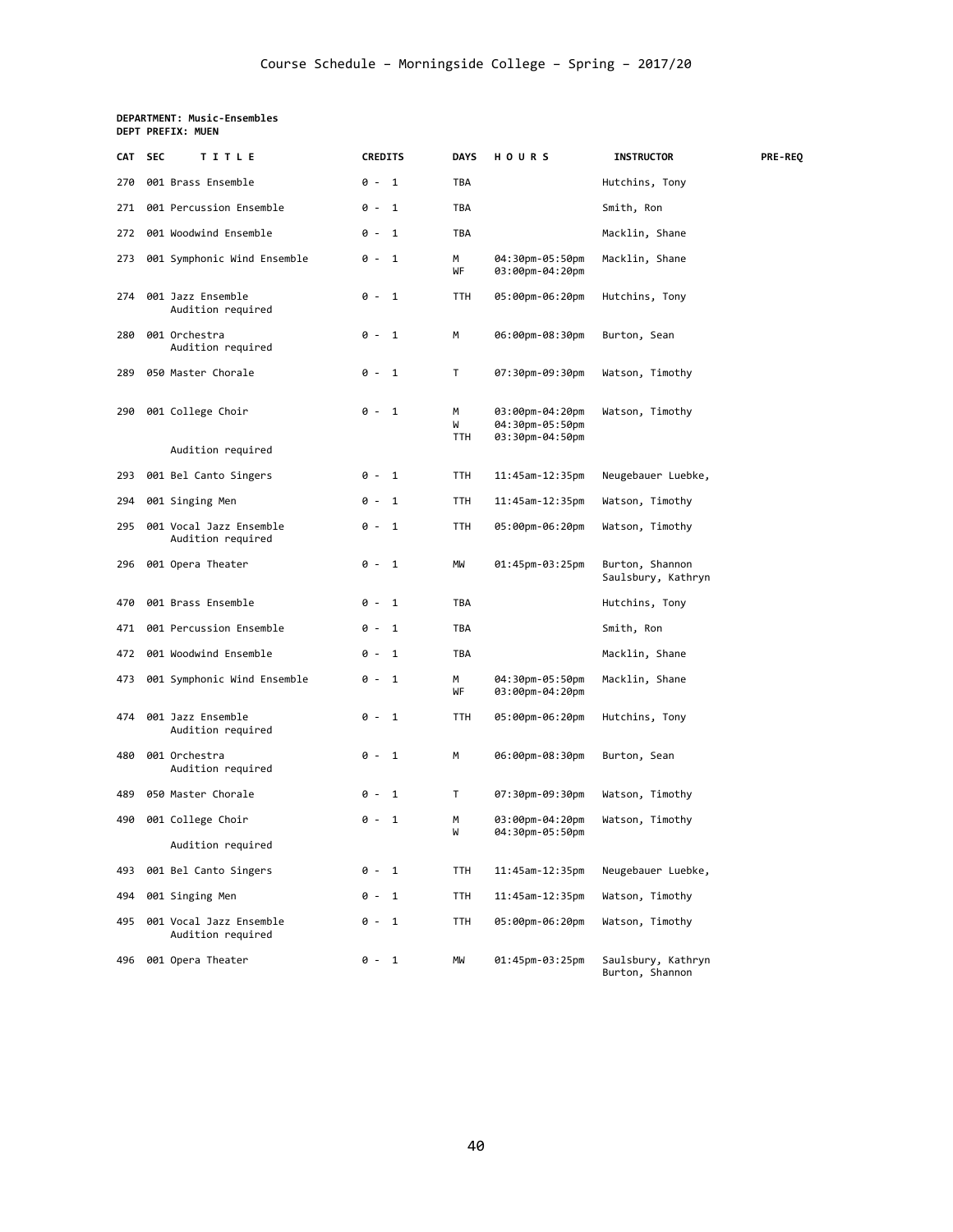Course Schedule – Morningside College – Spring – 2017/20

**DEPARTMENT: Music-Ensembles**
**DEPT PREFIX: MUEN**

| CAT | SEC | TITLE | CREDITS | DAYS | HOURS | INSTRUCTOR | PRE-REQ |
|---|---|---|---|---|---|---|---|
| 270 | 001 | Brass Ensemble | 0 - 1 | TBA | | Hutchins, Tony | |
| 271 | 001 | Percussion Ensemble | 0 - 1 | TBA | | Smith, Ron | |
| 272 | 001 | Woodwind Ensemble | 0 - 1 | TBA | | Macklin, Shane | |
| 273 | 001 | Symphonic Wind Ensemble | 0 - 1 | M<br>WF | 04:30pm-05:50pm<br>03:00pm-04:20pm | Macklin, Shane | |
| 274 | 001 | Jazz Ensemble<br>Audition required | 0 - 1 | TTH | 05:00pm-06:20pm | Hutchins, Tony | |
| 280 | 001 | Orchestra<br>Audition required | 0 - 1 | M | 06:00pm-08:30pm | Burton, Sean | |
| 289 | 050 | Master Chorale | 0 - 1 | T | 07:30pm-09:30pm | Watson, Timothy | |
| 290 | 001 | College Choir<br>Audition required | 0 - 1 | M<br>W<br>TTH | 03:00pm-04:20pm<br>04:30pm-05:50pm<br>03:30pm-04:50pm | Watson, Timothy | |
| 293 | 001 | Bel Canto Singers | 0 - 1 | TTH | 11:45am-12:35pm | Neugebauer Luebke, | |
| 294 | 001 | Singing Men | 0 - 1 | TTH | 11:45am-12:35pm | Watson, Timothy | |
| 295 | 001 | Vocal Jazz Ensemble<br>Audition required | 0 - 1 | TTH | 05:00pm-06:20pm | Watson, Timothy | |
| 296 | 001 | Opera Theater | 0 - 1 | MW | 01:45pm-03:25pm | Burton, Shannon<br>Saulsbury, Kathryn | |
| 470 | 001 | Brass Ensemble | 0 - 1 | TBA | | Hutchins, Tony | |
| 471 | 001 | Percussion Ensemble | 0 - 1 | TBA | | Smith, Ron | |
| 472 | 001 | Woodwind Ensemble | 0 - 1 | TBA | | Macklin, Shane | |
| 473 | 001 | Symphonic Wind Ensemble | 0 - 1 | M<br>WF | 04:30pm-05:50pm<br>03:00pm-04:20pm | Macklin, Shane | |
| 474 | 001 | Jazz Ensemble<br>Audition required | 0 - 1 | TTH | 05:00pm-06:20pm | Hutchins, Tony | |
| 480 | 001 | Orchestra<br>Audition required | 0 - 1 | M | 06:00pm-08:30pm | Burton, Sean | |
| 489 | 050 | Master Chorale | 0 - 1 | T | 07:30pm-09:30pm | Watson, Timothy | |
| 490 | 001 | College Choir<br>Audition required | 0 - 1 | M<br>W | 03:00pm-04:20pm<br>04:30pm-05:50pm | Watson, Timothy | |
| 493 | 001 | Bel Canto Singers | 0 - 1 | TTH | 11:45am-12:35pm | Neugebauer Luebke, | |
| 494 | 001 | Singing Men | 0 - 1 | TTH | 11:45am-12:35pm | Watson, Timothy | |
| 495 | 001 | Vocal Jazz Ensemble<br>Audition required | 0 - 1 | TTH | 05:00pm-06:20pm | Watson, Timothy | |
| 496 | 001 | Opera Theater | 0 - 1 | MW | 01:45pm-03:25pm | Saulsbury, Kathryn<br>Burton, Shannon | |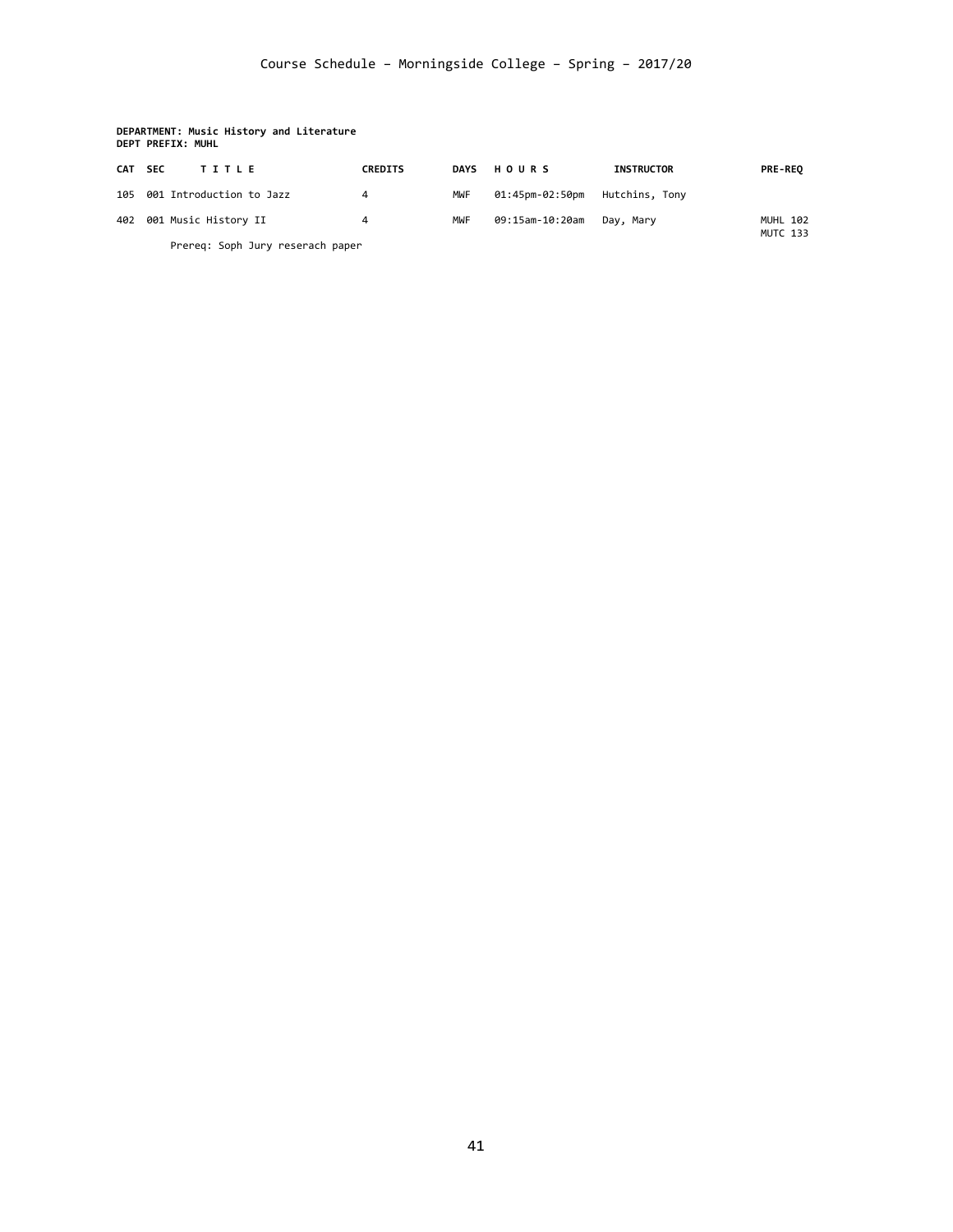**DEPARTMENT: Music History and Literature**
**DEPT PREFIX: MUHL**

| CAT | SEC | T I T L E | CREDITS | DAYS | H O U R S | INSTRUCTOR | PRE-REQ |
|---|---|---|---|---|---|---|---|
| 105 | 001 | Introduction to Jazz | 4 | MWF | 01:45pm-02:50pm | Hutchins, Tony | |
| 402 | 001 | Music History II | 4 | MWF | 09:15am-10:20am | Day, Mary | MUHL 102 MUTC 133 |
| | | Prereq: Soph Jury reserach paper | | | | | |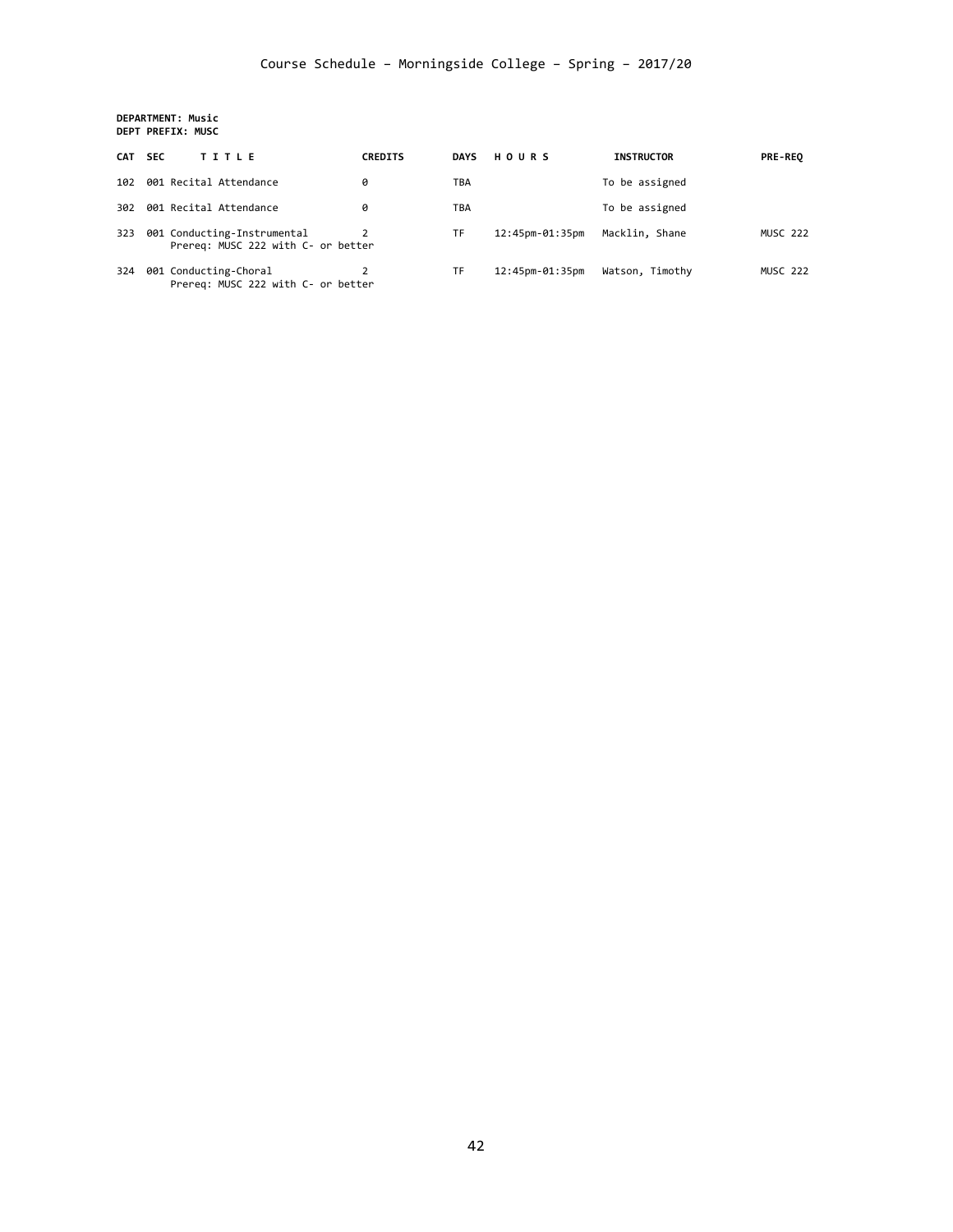Course Schedule – Morningside College – Spring – 2017/20

**DEPARTMENT: Music**
**DEPT PREFIX: MUSC**

| CAT | SEC | TITLE | CREDITS | DAYS | HOURS | INSTRUCTOR | PRE-REQ |
|---|---|---|---|---|---|---|---|
| 102 | 001 | Recital Attendance | 0 | TBA | | To be assigned | |
| 302 | 001 | Recital Attendance | 0 | TBA | | To be assigned | |
| 323 | 001 | Conducting-Instrumental<br>Prereq: MUSC 222 with C- or better | 2 | TF | 12:45pm-01:35pm | Macklin, Shane | MUSC 222 |
| 324 | 001 | Conducting-Choral<br>Prereq: MUSC 222 with C- or better | 2 | TF | 12:45pm-01:35pm | Watson, Timothy | MUSC 222 |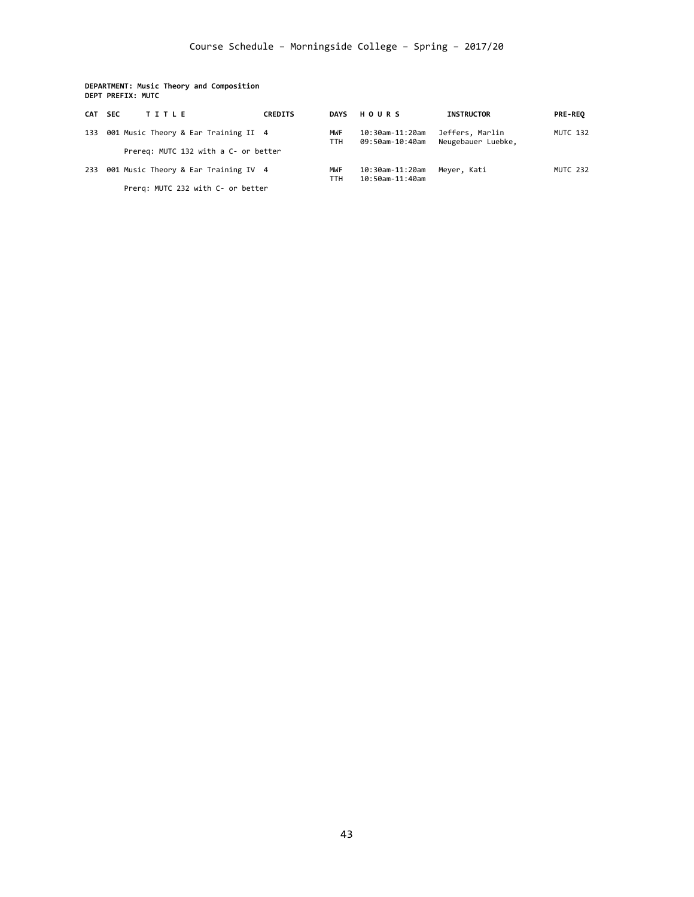**DEPARTMENT: Music Theory and Composition**
**DEPT PREFIX: MUTC**

| CAT | SEC | TITLE | CREDITS | DAYS | HOURS | INSTRUCTOR | PRE-REQ |
|---|---|---|---|---|---|---|---|
| 133 | 001 | Music Theory & Ear Training II | 4 | MWF | 10:30am-11:20am | Jeffers, Marlin | MUTC 132 |
| | | | | TTH | 09:50am-10:40am | Neugebauer Luebke, | |
| | | Prereq: MUTC 132 with a C- or better | | | | | |
| 233 | 001 | Music Theory & Ear Training IV | 4 | MWF | 10:30am-11:20am | Meyer, Kati | MUTC 232 |
| | | | | TTH | 10:50am-11:40am | | |
| | | Prerq: MUTC 232 with C- or better | | | | | |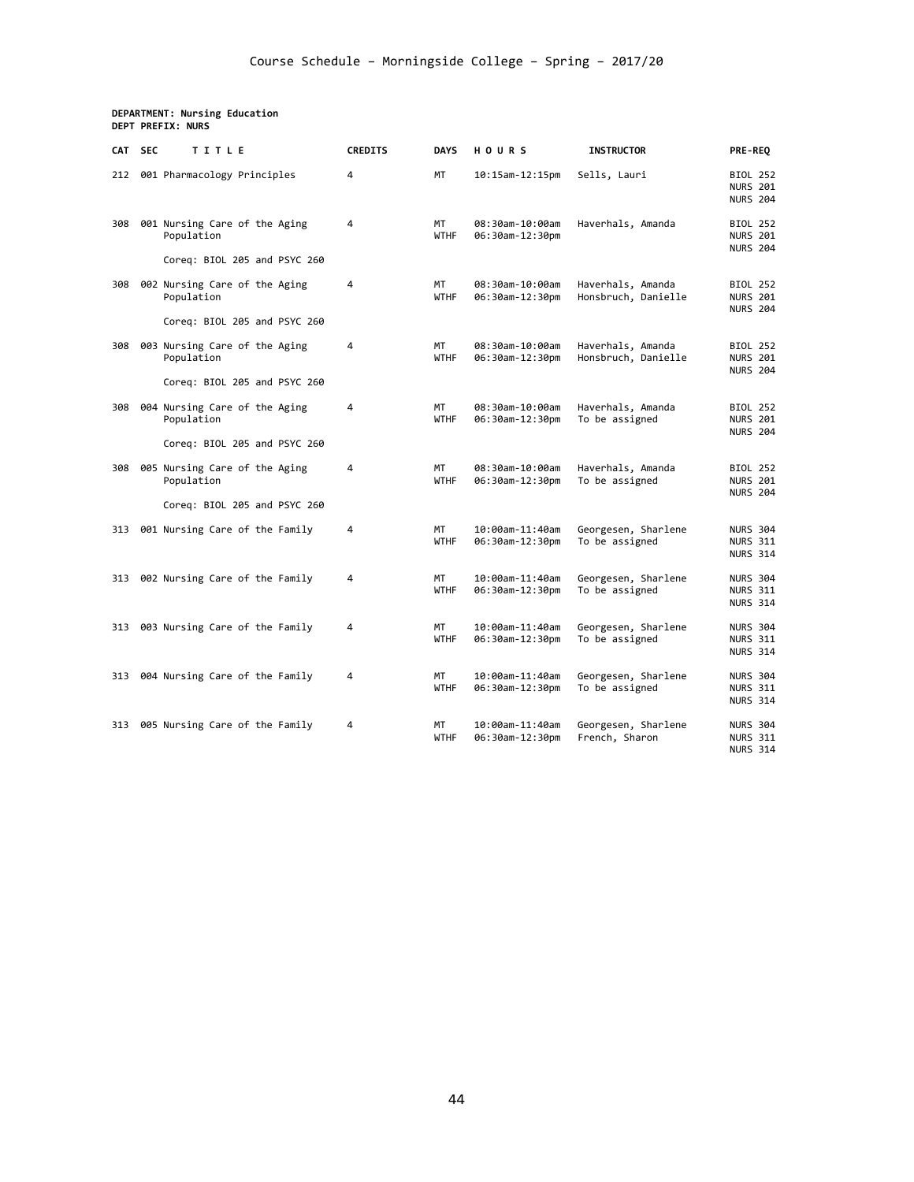Course Schedule – Morningside College – Spring – 2017/20

**DEPARTMENT: Nursing Education**
**DEPT PREFIX: NURS**

| CAT | SEC | TITLE | CREDITS | DAYS | HOURS | INSTRUCTOR | PRE-REQ |
|---|---|---|---|---|---|---|---|
| 212 | 001 | Pharmacology Principles | 4 | MT | 10:15am-12:15pm | Sells, Lauri | BIOL 252<br>NURS 201<br>NURS 204 |
| 308 | 001 | Nursing Care of the Aging Population<br><br>Coreq: BIOL 205 and PSYC 260 | 4 | MT<br>WTHF | 08:30am-10:00am<br>06:30am-12:30pm | Haverhals, Amanda | BIOL 252<br>NURS 201<br>NURS 204 |
| 308 | 002 | Nursing Care of the Aging Population<br><br>Coreq: BIOL 205 and PSYC 260 | 4 | MT<br>WTHF | 08:30am-10:00am<br>06:30am-12:30pm | Haverhals, Amanda<br>Honsbruch, Danielle | BIOL 252<br>NURS 201<br>NURS 204 |
| 308 | 003 | Nursing Care of the Aging Population<br><br>Coreq: BIOL 205 and PSYC 260 | 4 | MT<br>WTHF | 08:30am-10:00am<br>06:30am-12:30pm | Haverhals, Amanda<br>Honsbruch, Danielle | BIOL 252<br>NURS 201<br>NURS 204 |
| 308 | 004 | Nursing Care of the Aging Population<br><br>Coreq: BIOL 205 and PSYC 260 | 4 | MT<br>WTHF | 08:30am-10:00am<br>06:30am-12:30pm | Haverhals, Amanda<br>To be assigned | BIOL 252<br>NURS 201<br>NURS 204 |
| 308 | 005 | Nursing Care of the Aging Population<br><br>Coreq: BIOL 205 and PSYC 260 | 4 | MT<br>WTHF | 08:30am-10:00am<br>06:30am-12:30pm | Haverhals, Amanda<br>To be assigned | BIOL 252<br>NURS 201<br>NURS 204 |
| 313 | 001 | Nursing Care of the Family | 4 | MT<br>WTHF | 10:00am-11:40am<br>06:30am-12:30pm | Georgesen, Sharlene<br>To be assigned | NURS 304<br>NURS 311<br>NURS 314 |
| 313 | 002 | Nursing Care of the Family | 4 | MT<br>WTHF | 10:00am-11:40am<br>06:30am-12:30pm | Georgesen, Sharlene<br>To be assigned | NURS 304<br>NURS 311<br>NURS 314 |
| 313 | 003 | Nursing Care of the Family | 4 | MT<br>WTHF | 10:00am-11:40am<br>06:30am-12:30pm | Georgesen, Sharlene<br>To be assigned | NURS 304<br>NURS 311<br>NURS 314 |
| 313 | 004 | Nursing Care of the Family | 4 | MT<br>WTHF | 10:00am-11:40am<br>06:30am-12:30pm | Georgesen, Sharlene<br>To be assigned | NURS 304<br>NURS 311<br>NURS 314 |
| 313 | 005 | Nursing Care of the Family | 4 | MT<br>WTHF | 10:00am-11:40am<br>06:30am-12:30pm | Georgesen, Sharlene<br>French, Sharon | NURS 304<br>NURS 311<br>NURS 314 |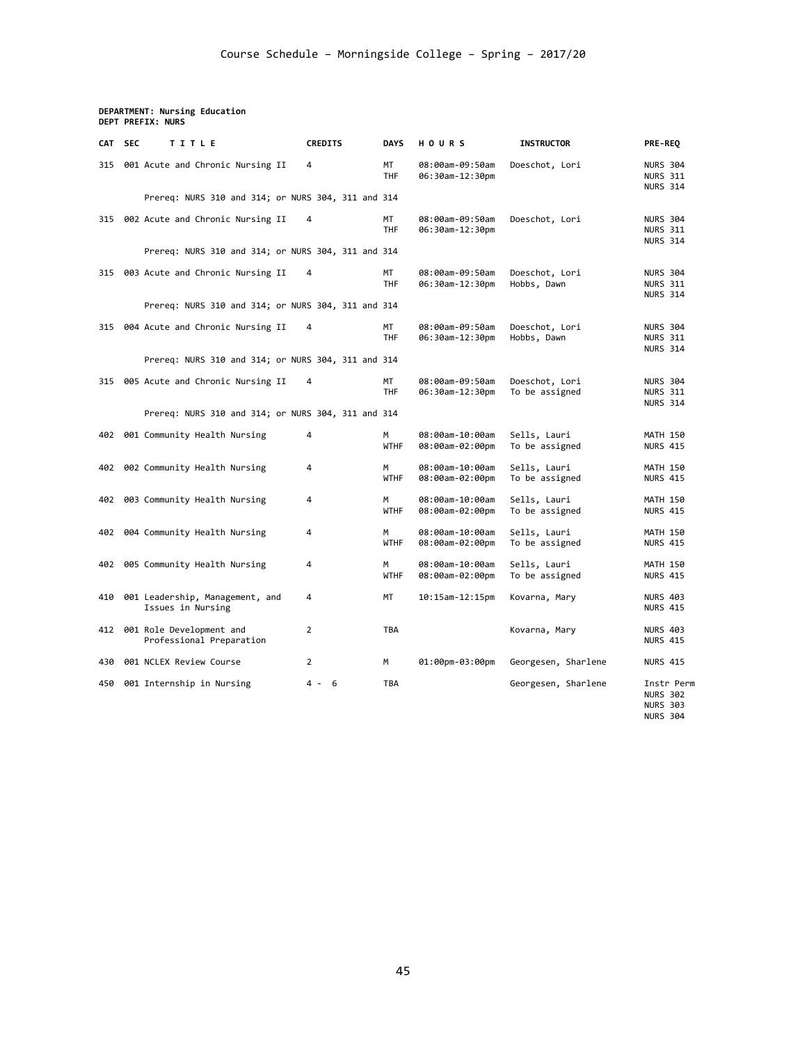# Course Schedule – Morningside College – Spring – 2017/20

**DEPARTMENT: Nursing Education**
**DEPT PREFIX: NURS**

| CAT | SEC | TITLE | CREDITS | DAYS | HOURS | INSTRUCTOR | PRE-REQ |
|---|---|---|---|---|---|---|---|
| 315 | 001 | Acute and Chronic Nursing II | 4 | MT<br>THF | 08:00am-09:50am<br>06:30am-12:30pm | Doeschot, Lori | NURS 304<br>NURS 311<br>NURS 314 |
| | | Prereq: NURS 310 and 314; or NURS 304, 311 and 314 | | | | | |
| 315 | 002 | Acute and Chronic Nursing II | 4 | MT<br>THF | 08:00am-09:50am<br>06:30am-12:30pm | Doeschot, Lori | NURS 304<br>NURS 311<br>NURS 314 |
| | | Prereq: NURS 310 and 314; or NURS 304, 311 and 314 | | | | | |
| 315 | 003 | Acute and Chronic Nursing II | 4 | MT<br>THF | 08:00am-09:50am<br>06:30am-12:30pm | Doeschot, Lori<br>Hobbs, Dawn | NURS 304<br>NURS 311<br>NURS 314 |
| | | Prereq: NURS 310 and 314; or NURS 304, 311 and 314 | | | | | |
| 315 | 004 | Acute and Chronic Nursing II | 4 | MT<br>THF | 08:00am-09:50am<br>06:30am-12:30pm | Doeschot, Lori<br>Hobbs, Dawn | NURS 304<br>NURS 311<br>NURS 314 |
| | | Prereq: NURS 310 and 314; or NURS 304, 311 and 314 | | | | | |
| 315 | 005 | Acute and Chronic Nursing II | 4 | MT<br>THF | 08:00am-09:50am<br>06:30am-12:30pm | Doeschot, Lori<br>To be assigned | NURS 304<br>NURS 311<br>NURS 314 |
| | | Prereq: NURS 310 and 314; or NURS 304, 311 and 314 | | | | | |
| 402 | 001 | Community Health Nursing | 4 | M<br>WTHF | 08:00am-10:00am<br>08:00am-02:00pm | Sells, Lauri<br>To be assigned | MATH 150<br>NURS 415 |
| 402 | 002 | Community Health Nursing | 4 | M<br>WTHF | 08:00am-10:00am<br>08:00am-02:00pm | Sells, Lauri<br>To be assigned | MATH 150<br>NURS 415 |
| 402 | 003 | Community Health Nursing | 4 | M<br>WTHF | 08:00am-10:00am<br>08:00am-02:00pm | Sells, Lauri<br>To be assigned | MATH 150<br>NURS 415 |
| 402 | 004 | Community Health Nursing | 4 | M<br>WTHF | 08:00am-10:00am<br>08:00am-02:00pm | Sells, Lauri<br>To be assigned | MATH 150<br>NURS 415 |
| 402 | 005 | Community Health Nursing | 4 | M<br>WTHF | 08:00am-10:00am<br>08:00am-02:00pm | Sells, Lauri<br>To be assigned | MATH 150<br>NURS 415 |
| 410 | 001 | Leadership, Management, and Issues in Nursing | 4 | MT | 10:15am-12:15pm | Kovarna, Mary | NURS 403<br>NURS 415 |
| 412 | 001 | Role Development and Professional Preparation | 2 | TBA | | Kovarna, Mary | NURS 403<br>NURS 415 |
| 430 | 001 | NCLEX Review Course | 2 | M | 01:00pm-03:00pm | Georgesen, Sharlene | NURS 415 |
| 450 | 001 | Internship in Nursing | 4 - 6 | TBA | | Georgesen, Sharlene | Instr Perm<br>NURS 302<br>NURS 303<br>NURS 304 |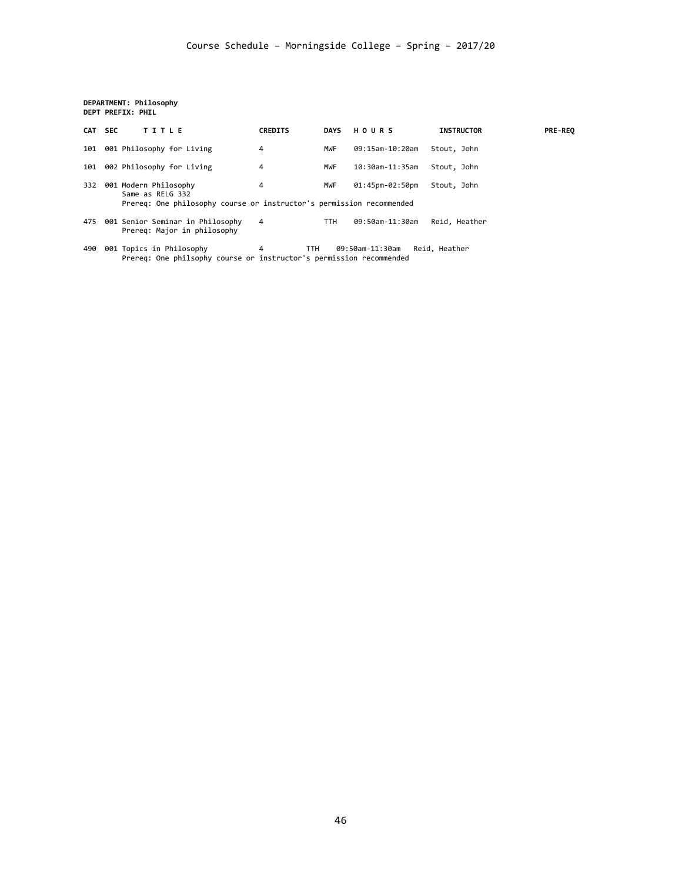Course Schedule – Morningside College – Spring – 2017/20

**DEPARTMENT: Philosophy**
**DEPT PREFIX: PHIL**

| CAT | SEC | TITLE | CREDITS | DAYS | HOURS | INSTRUCTOR | PRE-REQ |
|---|---|---|---|---|---|---|---|
| 101 | 001 | Philosophy for Living | 4 | MWF | 09:15am-10:20am | Stout, John | |
| 101 | 002 | Philosophy for Living | 4 | MWF | 10:30am-11:35am | Stout, John | |
| 332 | 001 | Modern Philosophy<br>Same as RELG 332<br>Prereq: One philosophy course or instructor's permission recommended | 4 | MWF | 01:45pm-02:50pm | Stout, John | |
| 475 | 001 | Senior Seminar in Philosophy<br>Prereq: Major in philosophy | 4 | TTH | 09:50am-11:30am | Reid, Heather | |
| 490 | 001 | Topics in Philosophy<br>Prereq: One philsophy course or instructor's permission recommended | 4 | TTH | 09:50am-11:30am | Reid, Heather | |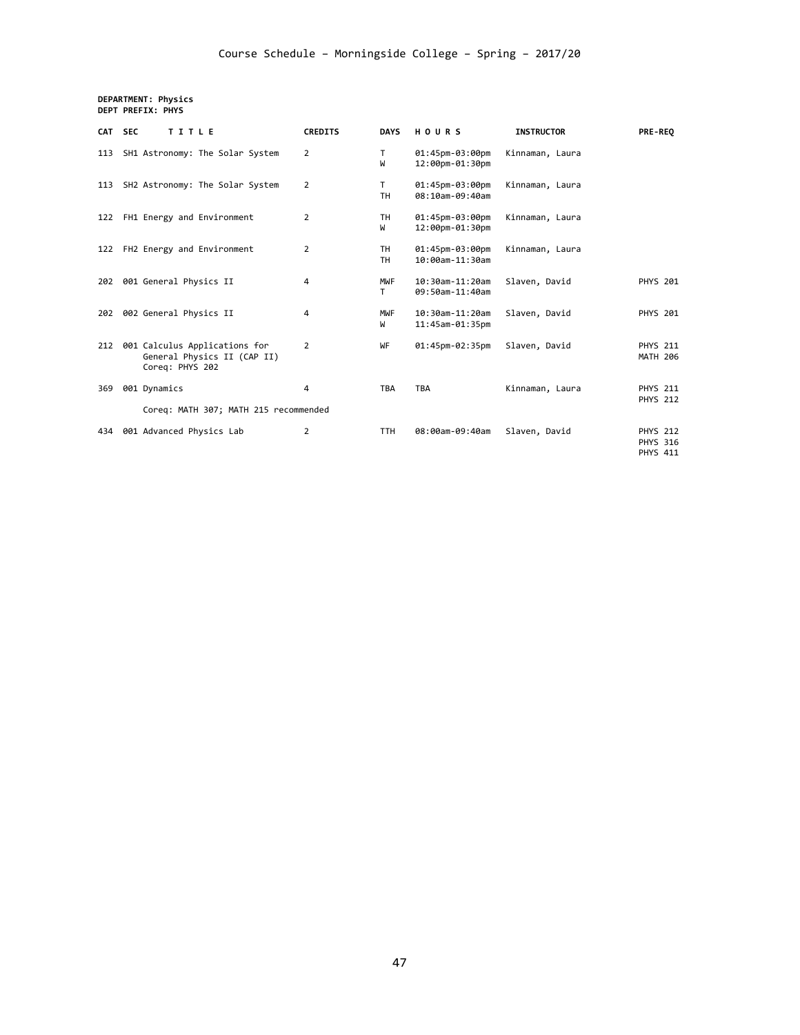Course Schedule – Morningside College – Spring – 2017/20

**DEPARTMENT: Physics**
**DEPT PREFIX: PHYS**

| CAT | SEC | TITLE | CREDITS | DAYS | HOURS | INSTRUCTOR | PRE-REQ |
|---|---|---|---|---|---|---|---|
| 113 | SH1 | Astronomy: The Solar System | 2 | T<br>W | 01:45pm-03:00pm<br>12:00pm-01:30pm | Kinnaman, Laura | |
| 113 | SH2 | Astronomy: The Solar System | 2 | T<br>TH | 01:45pm-03:00pm<br>08:10am-09:40am | Kinnaman, Laura | |
| 122 | FH1 | Energy and Environment | 2 | TH<br>W | 01:45pm-03:00pm<br>12:00pm-01:30pm | Kinnaman, Laura | |
| 122 | FH2 | Energy and Environment | 2 | TH<br>TH | 01:45pm-03:00pm<br>10:00am-11:30am | Kinnaman, Laura | |
| 202 | 001 | General Physics II | 4 | MWF<br>T | 10:30am-11:20am<br>09:50am-11:40am | Slaven, David | PHYS 201 |
| 202 | 002 | General Physics II | 4 | MWF<br>W | 10:30am-11:20am<br>11:45am-01:35pm | Slaven, David | PHYS 201 |
| 212 | 001 | Calculus Applications for General Physics II (CAP II)<br>Coreq: PHYS 202 | 2 | WF | 01:45pm-02:35pm | Slaven, David | PHYS 211<br>MATH 206 |
| 369 | 001 | Dynamics<br>Coreq: MATH 307; MATH 215 recommended | 4 | TBA | TBA | Kinnaman, Laura | PHYS 211<br>PHYS 212 |
| 434 | 001 | Advanced Physics Lab | 2 | TTH | 08:00am-09:40am | Slaven, David | PHYS 212<br>PHYS 316<br>PHYS 411 |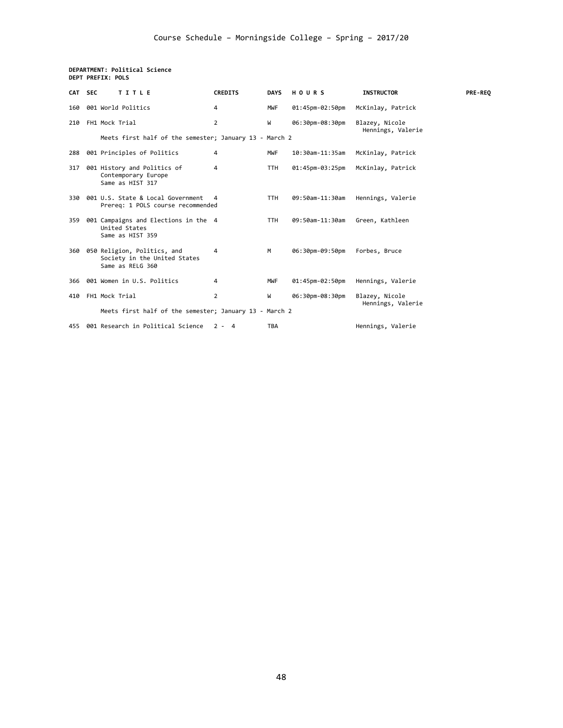**DEPARTMENT: Political Science**
**DEPT PREFIX: POLS**

| CAT | SEC | TITLE | CREDITS | DAYS | HOURS | INSTRUCTOR | PRE-REQ |
|---|---|---|---|---|---|---|---|
| 160 | 001 | World Politics | 4 | MWF | 01:45pm-02:50pm | McKinlay, Patrick | |
| 210 | FH1 | Mock Trial<br>Meets first half of the semester; January 13 - March 2 | 2 | W | 06:30pm-08:30pm | Blazey, Nicole<br>Hennings, Valerie | |
| 288 | 001 | Principles of Politics | 4 | MWF | 10:30am-11:35am | McKinlay, Patrick | |
| 317 | 001 | History and Politics of Contemporary Europe<br>Same as HIST 317 | 4 | TTH | 01:45pm-03:25pm | McKinlay, Patrick | |
| 330 | 001 | U.S. State & Local Government<br>Prereq: 1 POLS course recommended | 4 | TTH | 09:50am-11:30am | Hennings, Valerie | |
| 359 | 001 | Campaigns and Elections in the United States<br>Same as HIST 359 | 4 | TTH | 09:50am-11:30am | Green, Kathleen | |
| 360 | 050 | Religion, Politics, and Society in the United States<br>Same as RELG 360 | 4 | M | 06:30pm-09:50pm | Forbes, Bruce | |
| 366 | 001 | Women in U.S. Politics | 4 | MWF | 01:45pm-02:50pm | Hennings, Valerie | |
| 410 | FH1 | Mock Trial<br>Meets first half of the semester; January 13 - March 2 | 2 | W | 06:30pm-08:30pm | Blazey, Nicole<br>Hennings, Valerie | |
| 455 | 001 | Research in Political Science | 2 - 4 | TBA | | Hennings, Valerie | |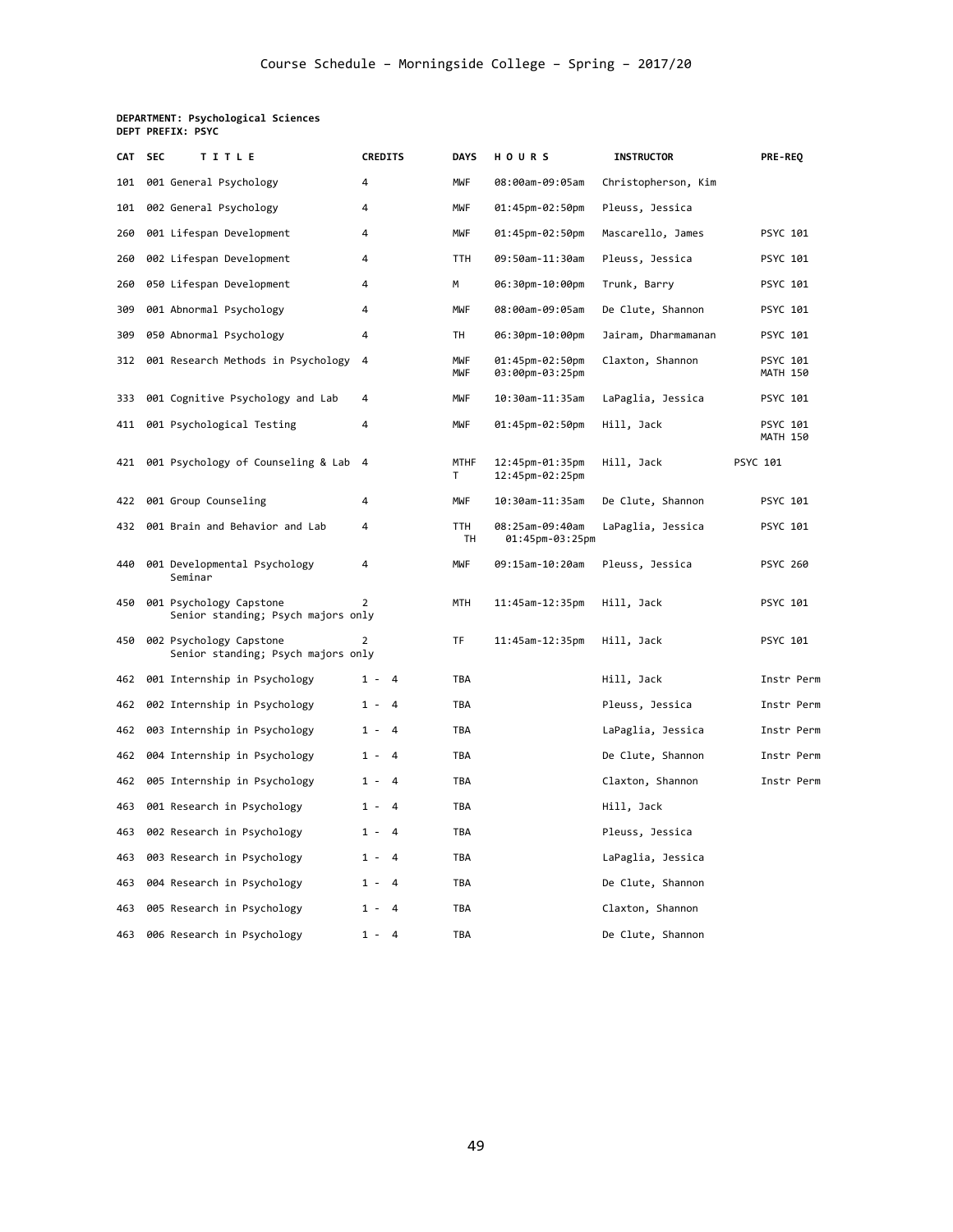Course Schedule – Morningside College – Spring – 2017/20

**DEPARTMENT: Psychological Sciences**
**DEPT PREFIX: PSYC**

| CAT | SEC | TITLE | CREDITS | DAYS | HOURS | INSTRUCTOR | PRE-REQ |
|---|---|---|---|---|---|---|---|
| 101 | 001 | General Psychology | 4 | MWF | 08:00am-09:05am | Christopherson, Kim | |
| 101 | 002 | General Psychology | 4 | MWF | 01:45pm-02:50pm | Pleuss, Jessica | |
| 260 | 001 | Lifespan Development | 4 | MWF | 01:45pm-02:50pm | Mascarello, James | PSYC 101 |
| 260 | 002 | Lifespan Development | 4 | TTH | 09:50am-11:30am | Pleuss, Jessica | PSYC 101 |
| 260 | 050 | Lifespan Development | 4 | M | 06:30pm-10:00pm | Trunk, Barry | PSYC 101 |
| 309 | 001 | Abnormal Psychology | 4 | MWF | 08:00am-09:05am | De Clute, Shannon | PSYC 101 |
| 309 | 050 | Abnormal Psychology | 4 | TH | 06:30pm-10:00pm | Jairam, Dharmamanan | PSYC 101 |
| 312 | 001 | Research Methods in Psychology | 4 | MWF<br>MWF | 01:45pm-02:50pm<br>03:00pm-03:25pm | Claxton, Shannon | PSYC 101<br>MATH 150 |
| 333 | 001 | Cognitive Psychology and Lab | 4 | MWF | 10:30am-11:35am | LaPaglia, Jessica | PSYC 101 |
| 411 | 001 | Psychological Testing | 4 | MWF | 01:45pm-02:50pm | Hill, Jack | PSYC 101<br>MATH 150 |
| 421 | 001 | Psychology of Counseling & Lab | 4 | MTHF<br>T | 12:45pm-01:35pm<br>12:45pm-02:25pm | Hill, Jack | PSYC 101 |
| 422 | 001 | Group Counseling | 4 | MWF | 10:30am-11:35am | De Clute, Shannon | PSYC 101 |
| 432 | 001 | Brain and Behavior and Lab | 4 | TTH<br>TH | 08:25am-09:40am<br>01:45pm-03:25pm | LaPaglia, Jessica | PSYC 101 |
| 440 | 001 | Developmental Psychology Seminar | 4 | MWF | 09:15am-10:20am | Pleuss, Jessica | PSYC 260 |
| 450 | 001 | Psychology Capstone<br>Senior standing; Psych majors only | 2 | MTH | 11:45am-12:35pm | Hill, Jack | PSYC 101 |
| 450 | 002 | Psychology Capstone<br>Senior standing; Psych majors only | 2 | TF | 11:45am-12:35pm | Hill, Jack | PSYC 101 |
| 462 | 001 | Internship in Psychology | 1 - 4 | TBA | | Hill, Jack | Instr Perm |
| 462 | 002 | Internship in Psychology | 1 - 4 | TBA | | Pleuss, Jessica | Instr Perm |
| 462 | 003 | Internship in Psychology | 1 - 4 | TBA | | LaPaglia, Jessica | Instr Perm |
| 462 | 004 | Internship in Psychology | 1 - 4 | TBA | | De Clute, Shannon | Instr Perm |
| 462 | 005 | Internship in Psychology | 1 - 4 | TBA | | Claxton, Shannon | Instr Perm |
| 463 | 001 | Research in Psychology | 1 - 4 | TBA | | Hill, Jack | |
| 463 | 002 | Research in Psychology | 1 - 4 | TBA | | Pleuss, Jessica | |
| 463 | 003 | Research in Psychology | 1 - 4 | TBA | | LaPaglia, Jessica | |
| 463 | 004 | Research in Psychology | 1 - 4 | TBA | | De Clute, Shannon | |
| 463 | 005 | Research in Psychology | 1 - 4 | TBA | | Claxton, Shannon | |
| 463 | 006 | Research in Psychology | 1 - 4 | TBA | | De Clute, Shannon | |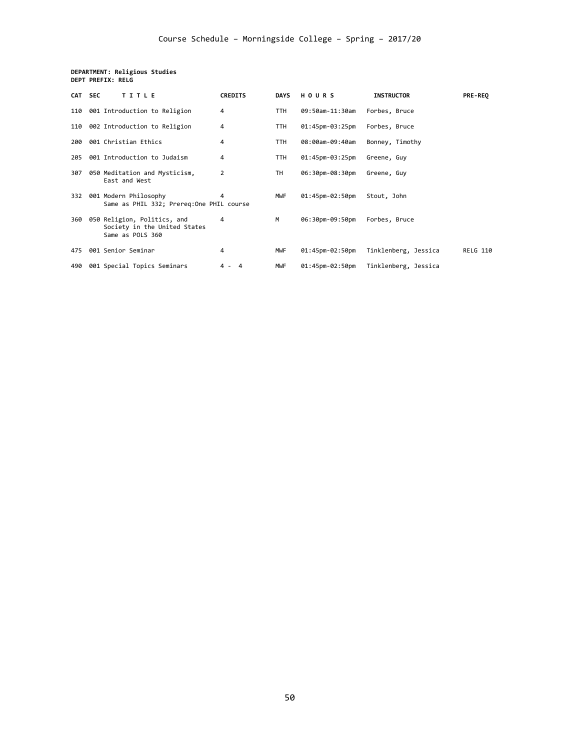# Course Schedule – Morningside College – Spring – 2017/20

**DEPARTMENT: Religious Studies**
**DEPT PREFIX: RELG**

| CAT | SEC | TITLE | CREDITS | DAYS | HOURS | INSTRUCTOR | PRE-REQ |
|---|---|---|---|---|---|---|---|
| 110 | 001 | Introduction to Religion | 4 | TTH | 09:50am-11:30am | Forbes, Bruce | |
| 110 | 002 | Introduction to Religion | 4 | TTH | 01:45pm-03:25pm | Forbes, Bruce | |
| 200 | 001 | Christian Ethics | 4 | TTH | 08:00am-09:40am | Bonney, Timothy | |
| 205 | 001 | Introduction to Judaism | 4 | TTH | 01:45pm-03:25pm | Greene, Guy | |
| 307 | 050 | Meditation and Mysticism, East and West | 2 | TH | 06:30pm-08:30pm | Greene, Guy | |
| 332 | 001 | Modern Philosophy<br>Same as PHIL 332; Prereq:One PHIL course | 4 | MWF | 01:45pm-02:50pm | Stout, John | |
| 360 | 050 | Religion, Politics, and Society in the United States<br>Same as POLS 360 | 4 | M | 06:30pm-09:50pm | Forbes, Bruce | |
| 475 | 001 | Senior Seminar | 4 | MWF | 01:45pm-02:50pm | Tinklenberg, Jessica | RELG 110 |
| 490 | 001 | Special Topics Seminars | 4 - 4 | MWF | 01:45pm-02:50pm | Tinklenberg, Jessica | |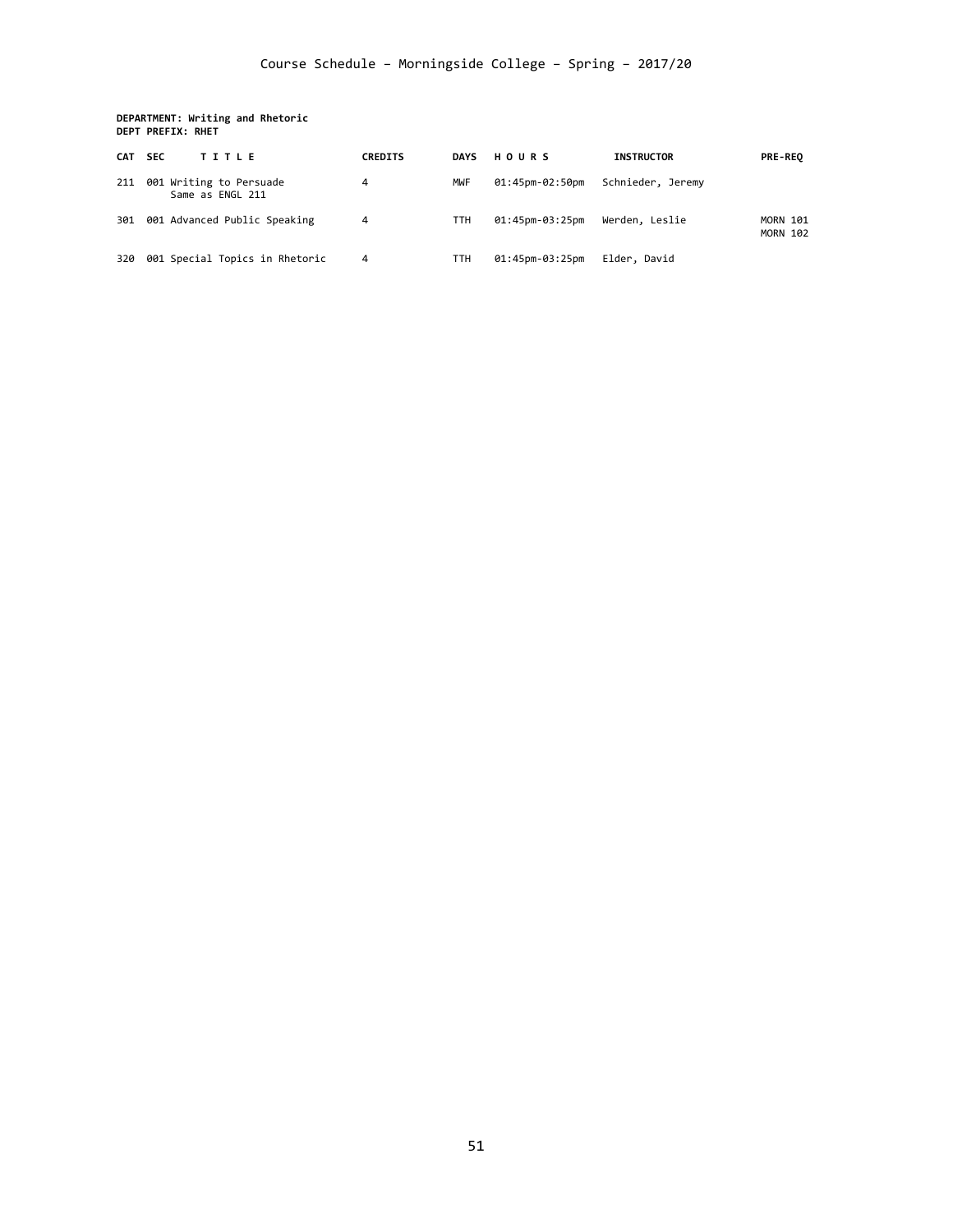Course Schedule – Morningside College – Spring – 2017/20

**DEPARTMENT: Writing and Rhetoric**
**DEPT PREFIX: RHET**

| CAT | SEC | TITLE | CREDITS | DAYS | HOURS | INSTRUCTOR | PRE-REQ |
|---|---|---|---|---|---|---|---|
| 211 | 001 | Writing to Persuade<br>Same as ENGL 211 | 4 | MWF | 01:45pm-02:50pm | Schnieder, Jeremy | |
| 301 | 001 | Advanced Public Speaking | 4 | TTH | 01:45pm-03:25pm | Werden, Leslie | MORN 101<br>MORN 102 |
| 320 | 001 | Special Topics in Rhetoric | 4 | TTH | 01:45pm-03:25pm | Elder, David | |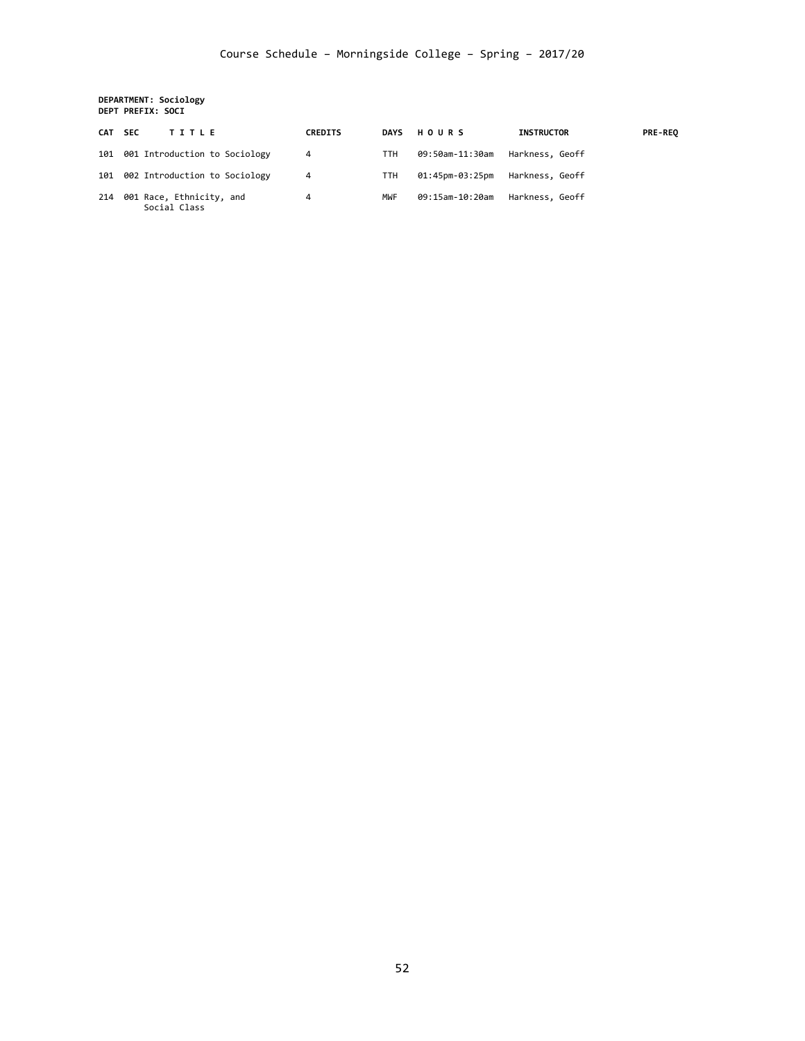Course Schedule – Morningside College – Spring – 2017/20

**DEPARTMENT: Sociology**
**DEPT PREFIX: SOCI**

| CAT | SEC | T I T L E | CREDITS | DAYS | H O U R S | INSTRUCTOR | PRE-REQ |
|---|---|---|---|---|---|---|---|
| 101 | 001 | Introduction to Sociology | 4 | TTH | 09:50am-11:30am | Harkness, Geoff | |
| 101 | 002 | Introduction to Sociology | 4 | TTH | 01:45pm-03:25pm | Harkness, Geoff | |
| 214 | 001 | Race, Ethnicity, and Social Class | 4 | MWF | 09:15am-10:20am | Harkness, Geoff | |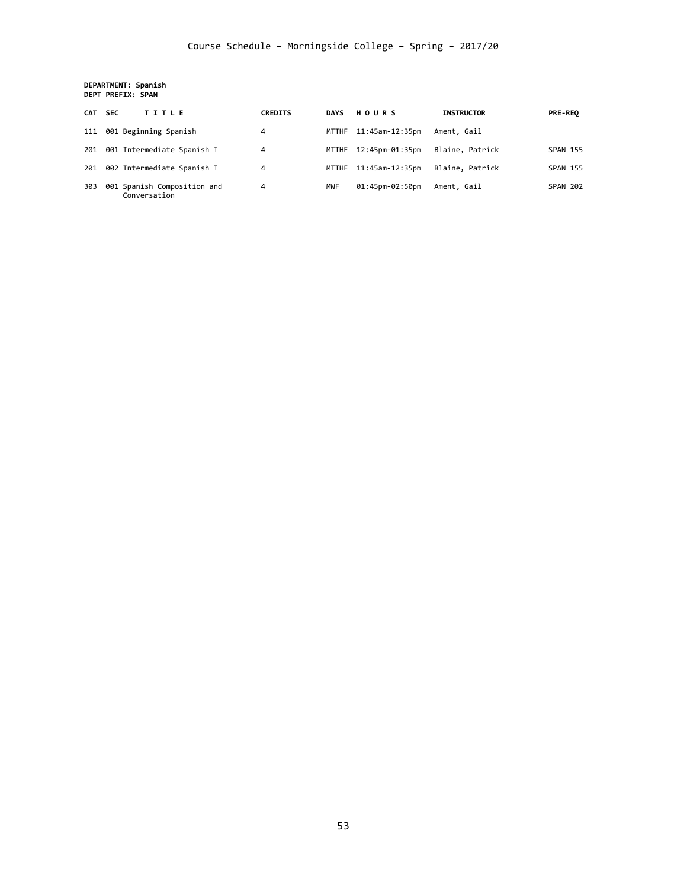**DEPARTMENT: Spanish**
**DEPT PREFIX: SPAN**

| CAT | SEC | TITLE | CREDITS | DAYS | HOURS | INSTRUCTOR | PRE-REQ |
|---|---|---|---|---|---|---|---|
| 111 | 001 | Beginning Spanish | 4 | MTTHF | 11:45am-12:35pm | Ament, Gail | |
| 201 | 001 | Intermediate Spanish I | 4 | MTTHF | 12:45pm-01:35pm | Blaine, Patrick | SPAN 155 |
| 201 | 002 | Intermediate Spanish I | 4 | MTTHF | 11:45am-12:35pm | Blaine, Patrick | SPAN 155 |
| 303 | 001 | Spanish Composition and Conversation | 4 | MWF | 01:45pm-02:50pm | Ament, Gail | SPAN 202 |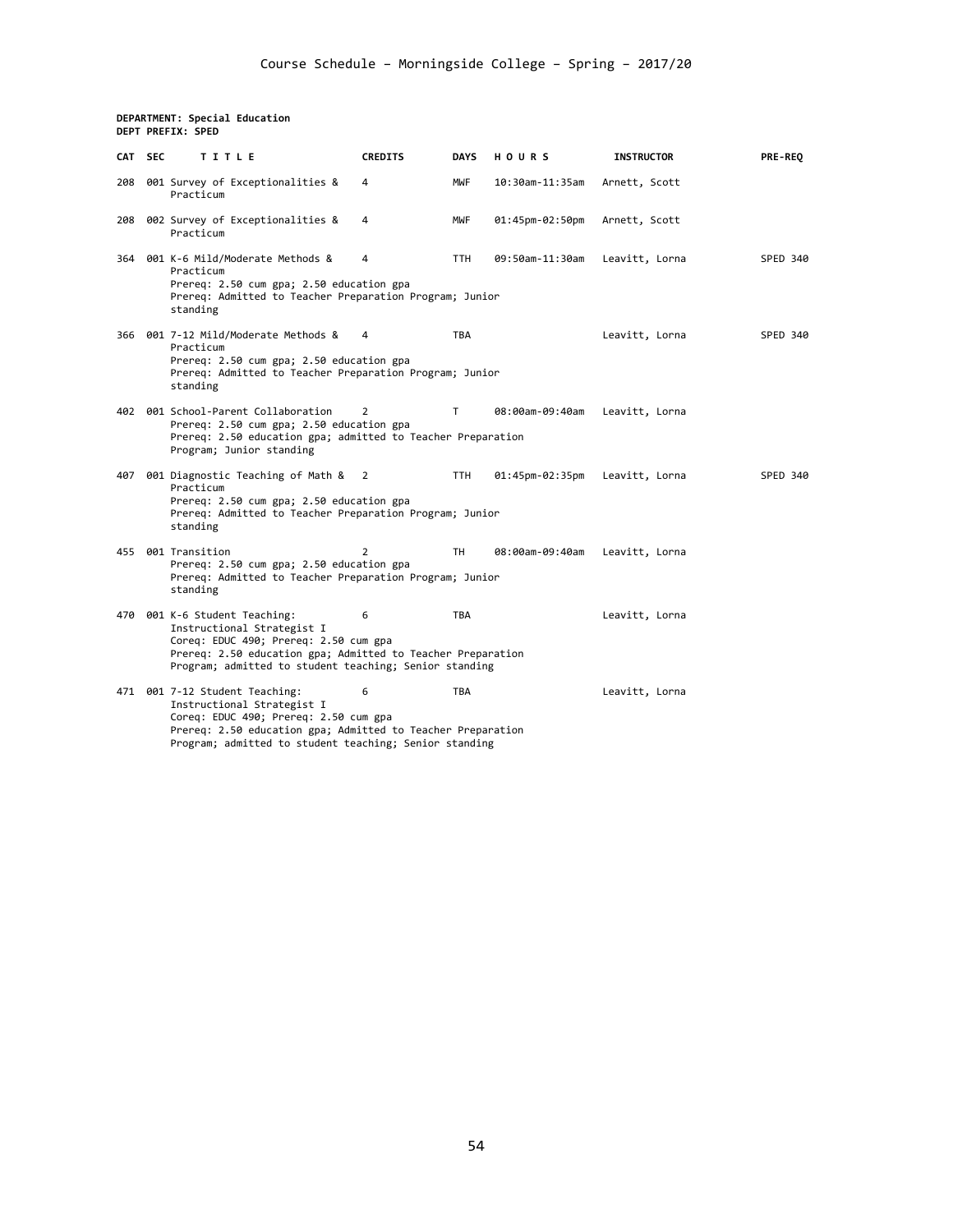**DEPARTMENT: Special Education**
**DEPT PREFIX: SPED**

| CAT | SEC | TITLE | CREDITS | DAYS | HOURS | INSTRUCTOR | PRE-REQ |
|---|---|---|---|---|---|---|---|
| 208 | 001 | Survey of Exceptionalities & Practicum | 4 | MWF | 10:30am-11:35am | Arnett, Scott | |
| 208 | 002 | Survey of Exceptionalities & Practicum | 4 | MWF | 01:45pm-02:50pm | Arnett, Scott | |
| 364 | 001 | K-6 Mild/Moderate Methods & Practicum<br>Prereq: 2.50 cum gpa; 2.50 education gpa<br>Prereq: Admitted to Teacher Preparation Program; Junior standing | 4 | TTH | 09:50am-11:30am | Leavitt, Lorna | SPED 340 |
| 366 | 001 | 7-12 Mild/Moderate Methods & Practicum<br>Prereq: 2.50 cum gpa; 2.50 education gpa<br>Prereq: Admitted to Teacher Preparation Program; Junior standing | 4 | TBA | | Leavitt, Lorna | SPED 340 |
| 402 | 001 | School-Parent Collaboration<br>Prereq: 2.50 cum gpa; 2.50 education gpa<br>Prereq: 2.50 education gpa; admitted to Teacher Preparation Program; Junior standing | 2 | T | 08:00am-09:40am | Leavitt, Lorna | |
| 407 | 001 | Diagnostic Teaching of Math & Practicum<br>Prereq: 2.50 cum gpa; 2.50 education gpa<br>Prereq: Admitted to Teacher Preparation Program; Junior standing | 2 | TTH | 01:45pm-02:35pm | Leavitt, Lorna | SPED 340 |
| 455 | 001 | Transition<br>Prereq: 2.50 cum gpa; 2.50 education gpa<br>Prereq: Admitted to Teacher Preparation Program; Junior standing | 2 | TH | 08:00am-09:40am | Leavitt, Lorna | |
| 470 | 001 | K-6 Student Teaching: Instructional Strategist I<br>Coreq: EDUC 490; Prereq: 2.50 cum gpa<br>Prereq: 2.50 education gpa; Admitted to Teacher Preparation Program; admitted to student teaching; Senior standing | 6 | TBA | | Leavitt, Lorna | |
| 471 | 001 | 7-12 Student Teaching: Instructional Strategist I<br>Coreq: EDUC 490; Prereq: 2.50 cum gpa<br>Prereq: 2.50 education gpa; Admitted to Teacher Preparation Program; admitted to student teaching; Senior standing | 6 | TBA | | Leavitt, Lorna | |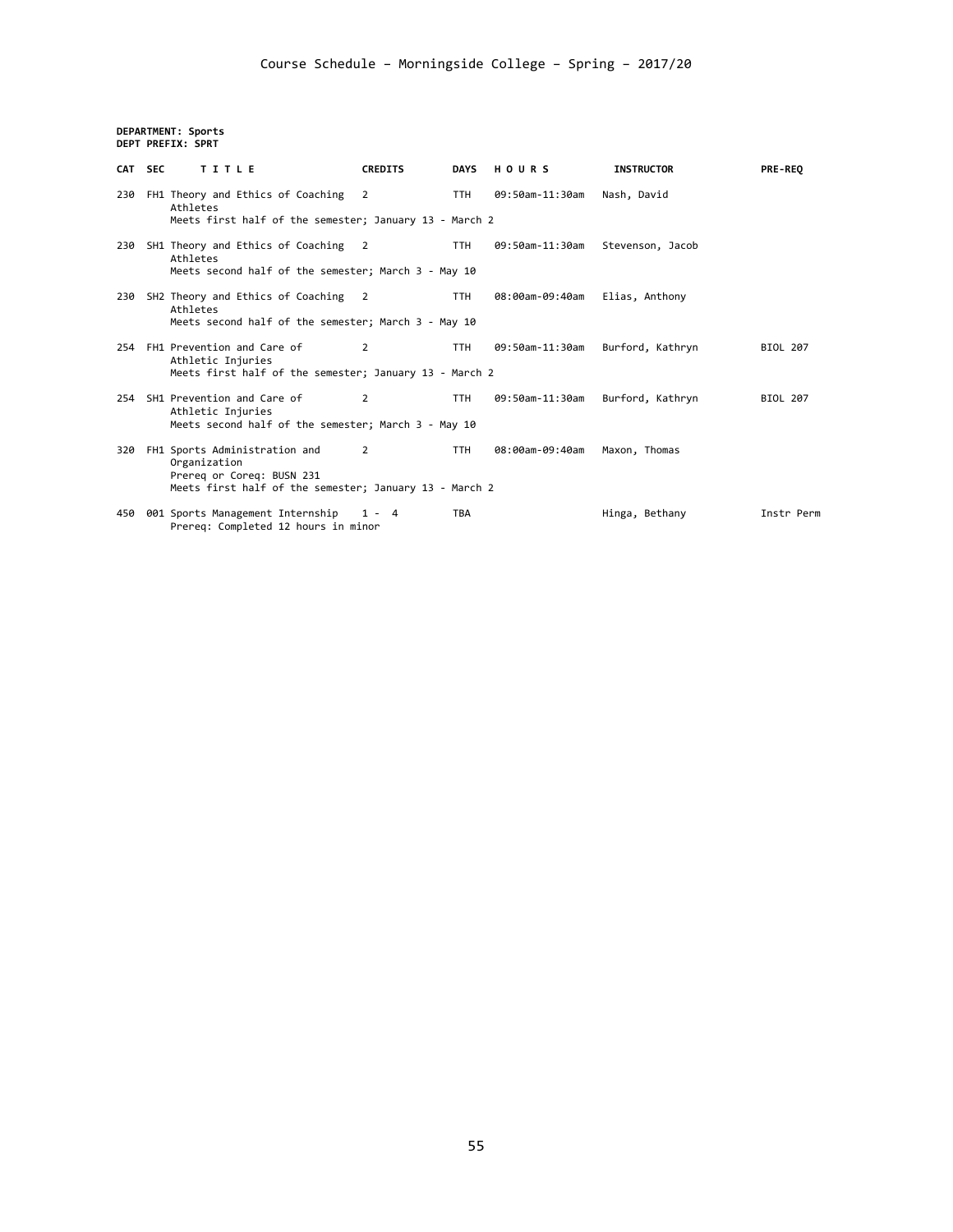# Course Schedule – Morningside College – Spring – 2017/20

**DEPARTMENT: Sports**
**DEPT PREFIX: SPRT**

| CAT | SEC | TITLE | CREDITS | DAYS | HOURS | INSTRUCTOR | PRE-REQ |
|---|---|---|---|---|---|---|---|
| 230 | FH1 | Theory and Ethics of Coaching Athletes<br>Meets first half of the semester; January 13 - March 2 | 2 | TTH | 09:50am-11:30am | Nash, David | |
| 230 | SH1 | Theory and Ethics of Coaching Athletes<br>Meets second half of the semester; March 3 - May 10 | 2 | TTH | 09:50am-11:30am | Stevenson, Jacob | |
| 230 | SH2 | Theory and Ethics of Coaching Athletes<br>Meets second half of the semester; March 3 - May 10 | 2 | TTH | 08:00am-09:40am | Elias, Anthony | |
| 254 | FH1 | Prevention and Care of Athletic Injuries<br>Meets first half of the semester; January 13 - March 2 | 2 | TTH | 09:50am-11:30am | Burford, Kathryn | BIOL 207 |
| 254 | SH1 | Prevention and Care of Athletic Injuries<br>Meets second half of the semester; March 3 - May 10 | 2 | TTH | 09:50am-11:30am | Burford, Kathryn | BIOL 207 |
| 320 | FH1 | Sports Administration and Organization<br>Prereq or Coreq: BUSN 231<br>Meets first half of the semester; January 13 - March 2 | 2 | TTH | 08:00am-09:40am | Maxon, Thomas | |
| 450 | 001 | Sports Management Internship<br>Prereq: Completed 12 hours in minor | 1 - 4 | TBA | | Hinga, Bethany | Instr Perm |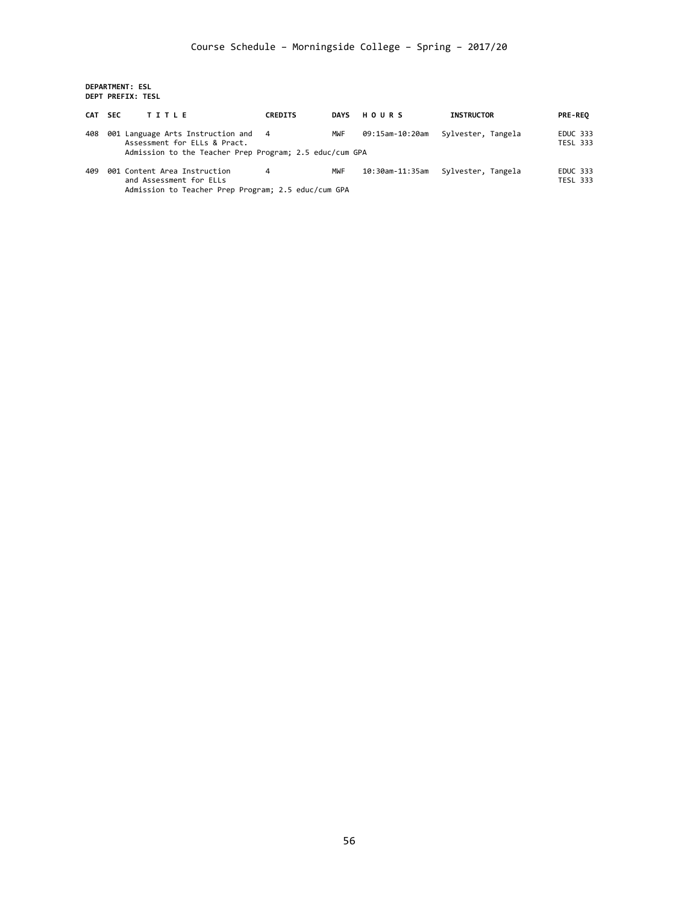Course Schedule – Morningside College – Spring – 2017/20

**DEPARTMENT: ESL**
**DEPT PREFIX: TESL**

| CAT | SEC | TITLE | CREDITS | DAYS | HOURS | INSTRUCTOR | PRE-REQ |
|---|---|---|---|---|---|---|---|
| 408 | 001 | Language Arts Instruction and Assessment for ELLs & Pract. | 4 | MWF | 09:15am-10:20am | Sylvester, Tangela | EDUC 333 TESL 333 |
| | | Admission to the Teacher Prep Program; 2.5 educ/cum GPA | | | | | |
| 409 | 001 | Content Area Instruction and Assessment for ELLs | 4 | MWF | 10:30am-11:35am | Sylvester, Tangela | EDUC 333 TESL 333 |
| | | Admission to Teacher Prep Program; 2.5 educ/cum GPA | | | | | |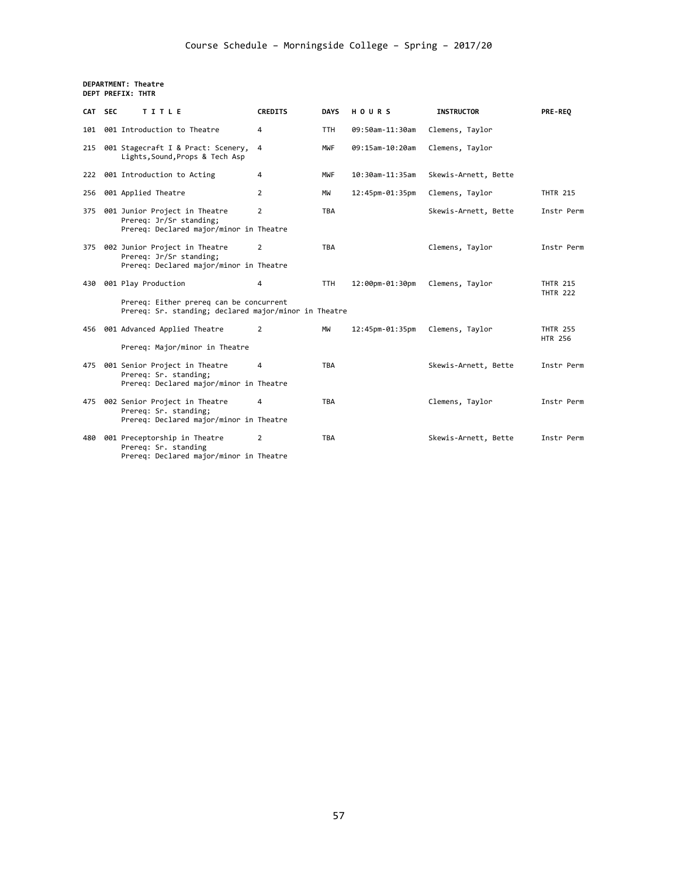Course Schedule – Morningside College – Spring – 2017/20

**DEPARTMENT: Theatre**
**DEPT PREFIX: THTR**

| CAT | SEC | TITLE | CREDITS | DAYS | HOURS | INSTRUCTOR | PRE-REQ |
|---|---|---|---|---|---|---|---|
| 101 | 001 | Introduction to Theatre | 4 | TTH | 09:50am-11:30am | Clemens, Taylor | |
| 215 | 001 | Stagecraft I & Pract: Scenery, Lights,Sound,Props & Tech Asp | 4 | MWF | 09:15am-10:20am | Clemens, Taylor | |
| 222 | 001 | Introduction to Acting | 4 | MWF | 10:30am-11:35am | Skewis-Arnett, Bette | |
| 256 | 001 | Applied Theatre | 2 | MW | 12:45pm-01:35pm | Clemens, Taylor | THTR 215 |
| 375 | 001 | Junior Project in Theatre<br>Prereq: Jr/Sr standing;<br>Prereq: Declared major/minor in Theatre | 2 | TBA | | Skewis-Arnett, Bette | Instr Perm |
| 375 | 002 | Junior Project in Theatre<br>Prereq: Jr/Sr standing;<br>Prereq: Declared major/minor in Theatre | 2 | TBA | | Clemens, Taylor | Instr Perm |
| 430 | 001 | Play Production<br>Prereq: Either prereq can be concurrent<br>Prereq: Sr. standing; declared major/minor in Theatre | 4 | TTH | 12:00pm-01:30pm | Clemens, Taylor | THTR 215<br>THTR 222 |
| 456 | 001 | Advanced Applied Theatre<br>Prereq: Major/minor in Theatre | 2 | MW | 12:45pm-01:35pm | Clemens, Taylor | THTR 255<br>HTR 256 |
| 475 | 001 | Senior Project in Theatre<br>Prereq: Sr. standing;<br>Prereq: Declared major/minor in Theatre | 4 | TBA | | Skewis-Arnett, Bette | Instr Perm |
| 475 | 002 | Senior Project in Theatre<br>Prereq: Sr. standing;<br>Prereq: Declared major/minor in Theatre | 4 | TBA | | Clemens, Taylor | Instr Perm |
| 480 | 001 | Preceptorship in Theatre<br>Prereq: Sr. standing<br>Prereq: Declared major/minor in Theatre | 2 | TBA | | Skewis-Arnett, Bette | Instr Perm |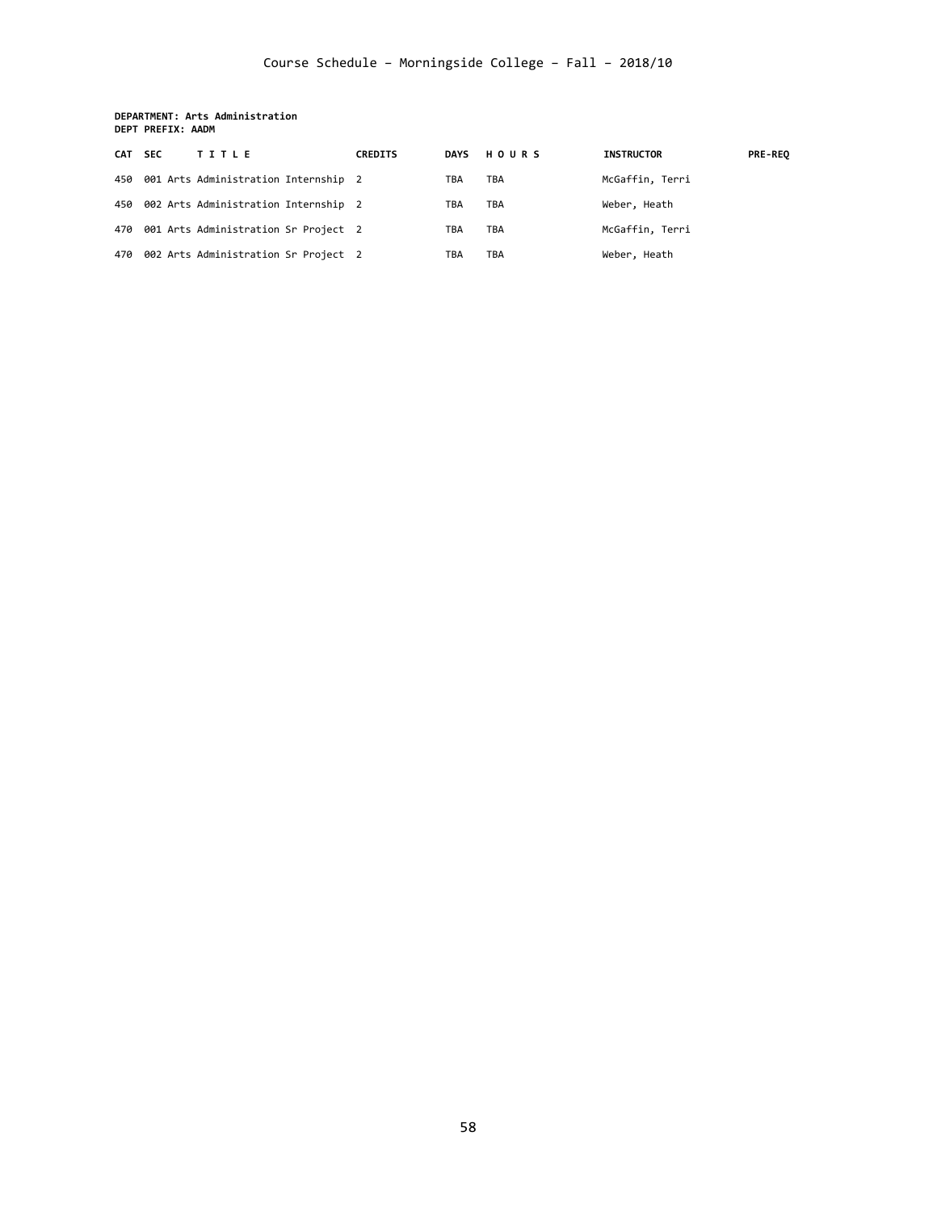Course Schedule – Morningside College – Fall – 2018/10

**DEPARTMENT: Arts Administration**
**DEPT PREFIX: AADM**

| CAT | SEC | TITLE | CREDITS | DAYS | HOURS | INSTRUCTOR | PRE-REQ |
|---|---|---|---|---|---|---|---|
| 450 | 001 | Arts Administration Internship | 2 | TBA | TBA | McGaffin, Terri | |
| 450 | 002 | Arts Administration Internship | 2 | TBA | TBA | Weber, Heath | |
| 470 | 001 | Arts Administration Sr Project | 2 | TBA | TBA | McGaffin, Terri | |
| 470 | 002 | Arts Administration Sr Project | 2 | TBA | TBA | Weber, Heath | |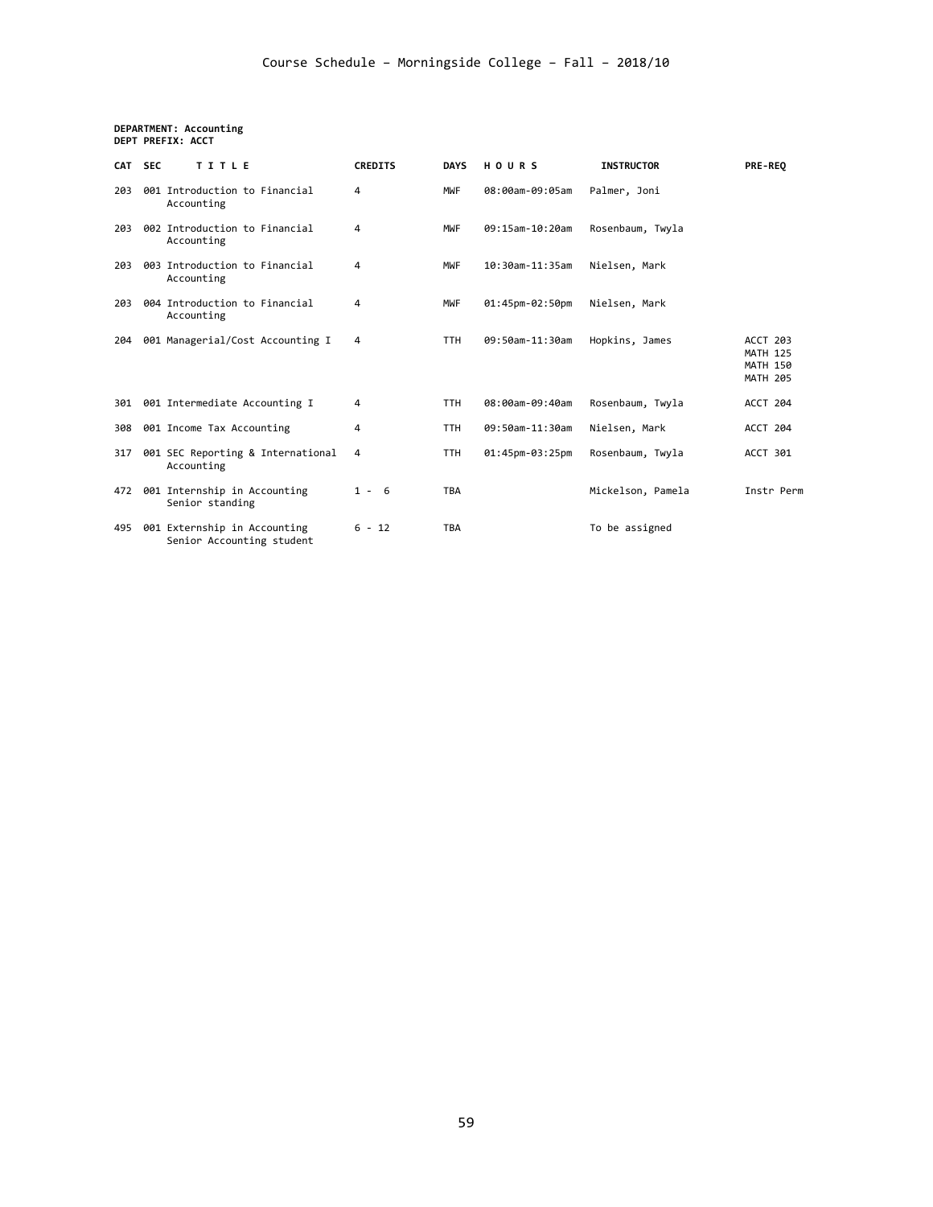Course Schedule – Morningside College – Fall – 2018/10

**DEPARTMENT: Accounting**
**DEPT PREFIX: ACCT**

| CAT | SEC | TITLE | CREDITS | DAYS | HOURS | INSTRUCTOR | PRE-REQ |
|---|---|---|---|---|---|---|---|
| 203 | 001 | Introduction to Financial Accounting | 4 | MWF | 08:00am-09:05am | Palmer, Joni | |
| 203 | 002 | Introduction to Financial Accounting | 4 | MWF | 09:15am-10:20am | Rosenbaum, Twyla | |
| 203 | 003 | Introduction to Financial Accounting | 4 | MWF | 10:30am-11:35am | Nielsen, Mark | |
| 203 | 004 | Introduction to Financial Accounting | 4 | MWF | 01:45pm-02:50pm | Nielsen, Mark | |
| 204 | 001 | Managerial/Cost Accounting I | 4 | TTH | 09:50am-11:30am | Hopkins, James | ACCT 203 MATH 125 MATH 150 MATH 205 |
| 301 | 001 | Intermediate Accounting I | 4 | TTH | 08:00am-09:40am | Rosenbaum, Twyla | ACCT 204 |
| 308 | 001 | Income Tax Accounting | 4 | TTH | 09:50am-11:30am | Nielsen, Mark | ACCT 204 |
| 317 | 001 | SEC Reporting & International Accounting | 4 | TTH | 01:45pm-03:25pm | Rosenbaum, Twyla | ACCT 301 |
| 472 | 001 | Internship in Accounting Senior standing | 1 - 6 | TBA | | Mickelson, Pamela | Instr Perm |
| 495 | 001 | Externship in Accounting Senior Accounting student | 6 - 12 | TBA | | To be assigned | |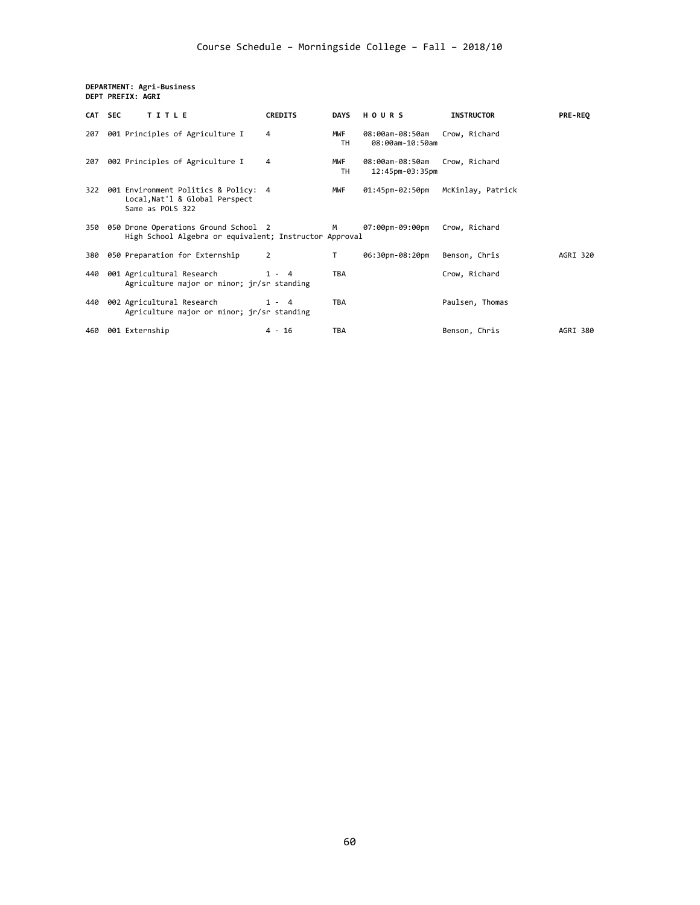# Course Schedule – Morningside College – Fall – 2018/10

**DEPARTMENT: Agri-Business**
**DEPT PREFIX: AGRI**

| CAT | SEC | TITLE | CREDITS | DAYS | HOURS | INSTRUCTOR | PRE-REQ |
|---|---|---|---|---|---|---|---|
| 207 | 001 | Principles of Agriculture I | 4 | MWF<br>TH | 08:00am-08:50am<br>08:00am-10:50am | Crow, Richard | |
| 207 | 002 | Principles of Agriculture I | 4 | MWF<br>TH | 08:00am-08:50am<br>12:45pm-03:35pm | Crow, Richard | |
| 322 | 001 | Environment Politics & Policy: Local,Nat'l & Global Perspect<br>Same as POLS 322 | 4 | MWF | 01:45pm-02:50pm | McKinlay, Patrick | |
| 350 | 050 | Drone Operations Ground School<br>High School Algebra or equivalent; Instructor Approval | 2 | M | 07:00pm-09:00pm | Crow, Richard | |
| 380 | 050 | Preparation for Externship | 2 | T | 06:30pm-08:20pm | Benson, Chris | AGRI 320 |
| 440 | 001 | Agricultural Research<br>Agriculture major or minor; jr/sr standing | 1 - 4 | TBA | | Crow, Richard | |
| 440 | 002 | Agricultural Research<br>Agriculture major or minor; jr/sr standing | 1 - 4 | TBA | | Paulsen, Thomas | |
| 460 | 001 | Externship | 4 - 16 | TBA | | Benson, Chris | AGRI 380 |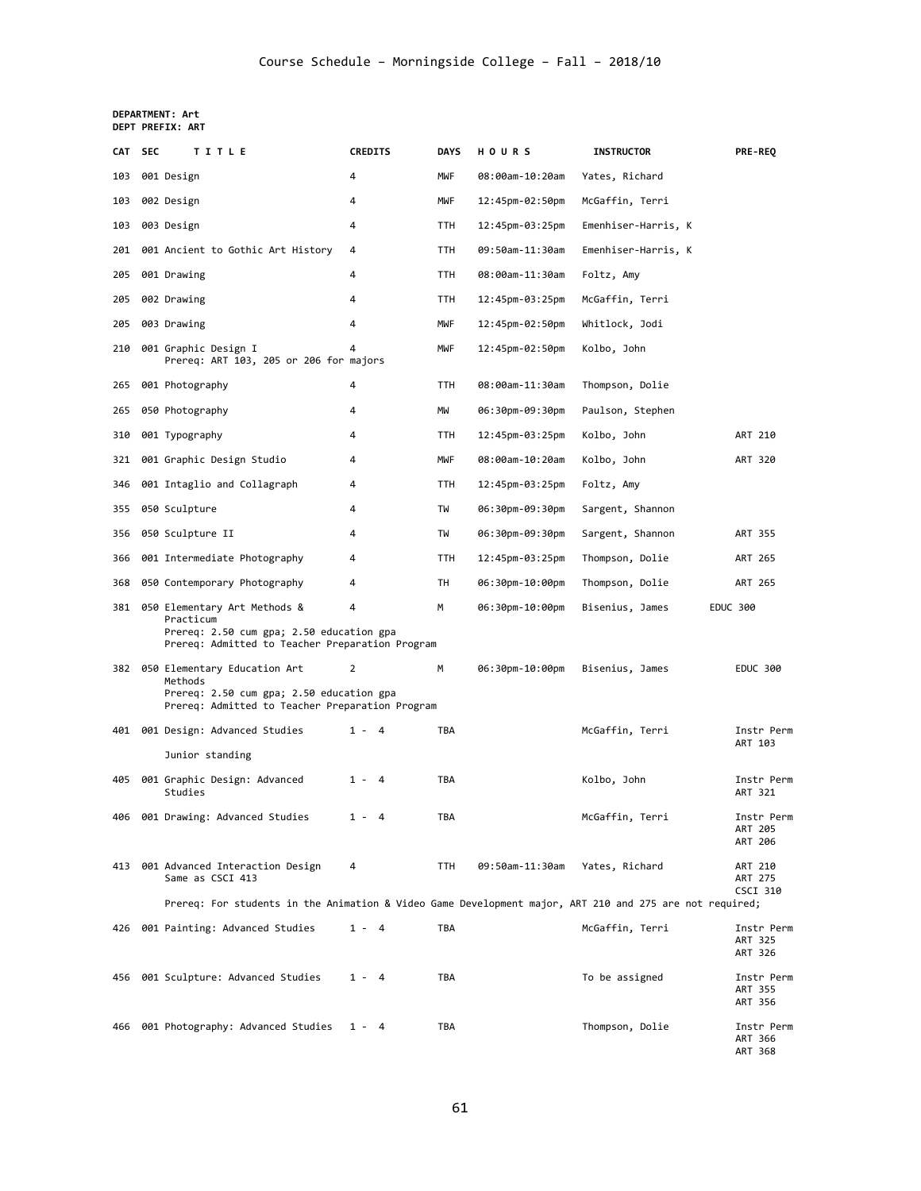# Course Schedule – Morningside College – Fall – 2018/10

**DEPARTMENT: Art**
**DEPT PREFIX: ART**

| CAT | SEC | TITLE | CREDITS | DAYS | HOURS | INSTRUCTOR | PRE-REQ |
|---|---|---|---|---|---|---|---|
| 103 | 001 | Design | 4 | MWF | 08:00am-10:20am | Yates, Richard | |
| 103 | 002 | Design | 4 | MWF | 12:45pm-02:50pm | McGaffin, Terri | |
| 103 | 003 | Design | 4 | TTH | 12:45pm-03:25pm | Emenhiser-Harris, K | |
| 201 | 001 | Ancient to Gothic Art History | 4 | TTH | 09:50am-11:30am | Emenhiser-Harris, K | |
| 205 | 001 | Drawing | 4 | TTH | 08:00am-11:30am | Foltz, Amy | |
| 205 | 002 | Drawing | 4 | TTH | 12:45pm-03:25pm | McGaffin, Terri | |
| 205 | 003 | Drawing | 4 | MWF | 12:45pm-02:50pm | Whitlock, Jodi | |
| 210 | 001 | Graphic Design I<br>Prereq: ART 103, 205 or 206 for majors | 4 | MWF | 12:45pm-02:50pm | Kolbo, John | |
| 265 | 001 | Photography | 4 | TTH | 08:00am-11:30am | Thompson, Dolie | |
| 265 | 050 | Photography | 4 | MW | 06:30pm-09:30pm | Paulson, Stephen | |
| 310 | 001 | Typography | 4 | TTH | 12:45pm-03:25pm | Kolbo, John | ART 210 |
| 321 | 001 | Graphic Design Studio | 4 | MWF | 08:00am-10:20am | Kolbo, John | ART 320 |
| 346 | 001 | Intaglio and Collagraph | 4 | TTH | 12:45pm-03:25pm | Foltz, Amy | |
| 355 | 050 | Sculpture | 4 | TW | 06:30pm-09:30pm | Sargent, Shannon | |
| 356 | 050 | Sculpture II | 4 | TW | 06:30pm-09:30pm | Sargent, Shannon | ART 355 |
| 366 | 001 | Intermediate Photography | 4 | TTH | 12:45pm-03:25pm | Thompson, Dolie | ART 265 |
| 368 | 050 | Contemporary Photography | 4 | TH | 06:30pm-10:00pm | Thompson, Dolie | ART 265 |
| 381 | 050 | Elementary Art Methods & Practicum<br>Prereq: 2.50 cum gpa; 2.50 education gpa<br>Prereq: Admitted to Teacher Preparation Program | 4 | M | 06:30pm-10:00pm | Bisenius, James | EDUC 300 |
| 382 | 050 | Elementary Education Art Methods<br>Prereq: 2.50 cum gpa; 2.50 education gpa<br>Prereq: Admitted to Teacher Preparation Program | 2 | M | 06:30pm-10:00pm | Bisenius, James | EDUC 300 |
| 401 | 001 | Design: Advanced Studies<br>Junior standing | 1 - 4 | TBA | | McGaffin, Terri | Instr Perm<br>ART 103 |
| 405 | 001 | Graphic Design: Advanced Studies | 1 - 4 | TBA | | Kolbo, John | Instr Perm<br>ART 321 |
| 406 | 001 | Drawing: Advanced Studies | 1 - 4 | TBA | | McGaffin, Terri | Instr Perm<br>ART 205<br>ART 206 |
| 413 | 001 | Advanced Interaction Design<br>Same as CSCI 413<br>Prereq: For students in the Animation & Video Game Development major, ART 210 and 275 are not required; | 4 | TTH | 09:50am-11:30am | Yates, Richard | ART 210<br>ART 275<br>CSCI 310 |
| 426 | 001 | Painting: Advanced Studies | 1 - 4 | TBA | | McGaffin, Terri | Instr Perm<br>ART 325<br>ART 326 |
| 456 | 001 | Sculpture: Advanced Studies | 1 - 4 | TBA | | To be assigned | Instr Perm<br>ART 355<br>ART 356 |
| 466 | 001 | Photography: Advanced Studies | 1 - 4 | TBA | | Thompson, Dolie | Instr Perm<br>ART 366<br>ART 368 |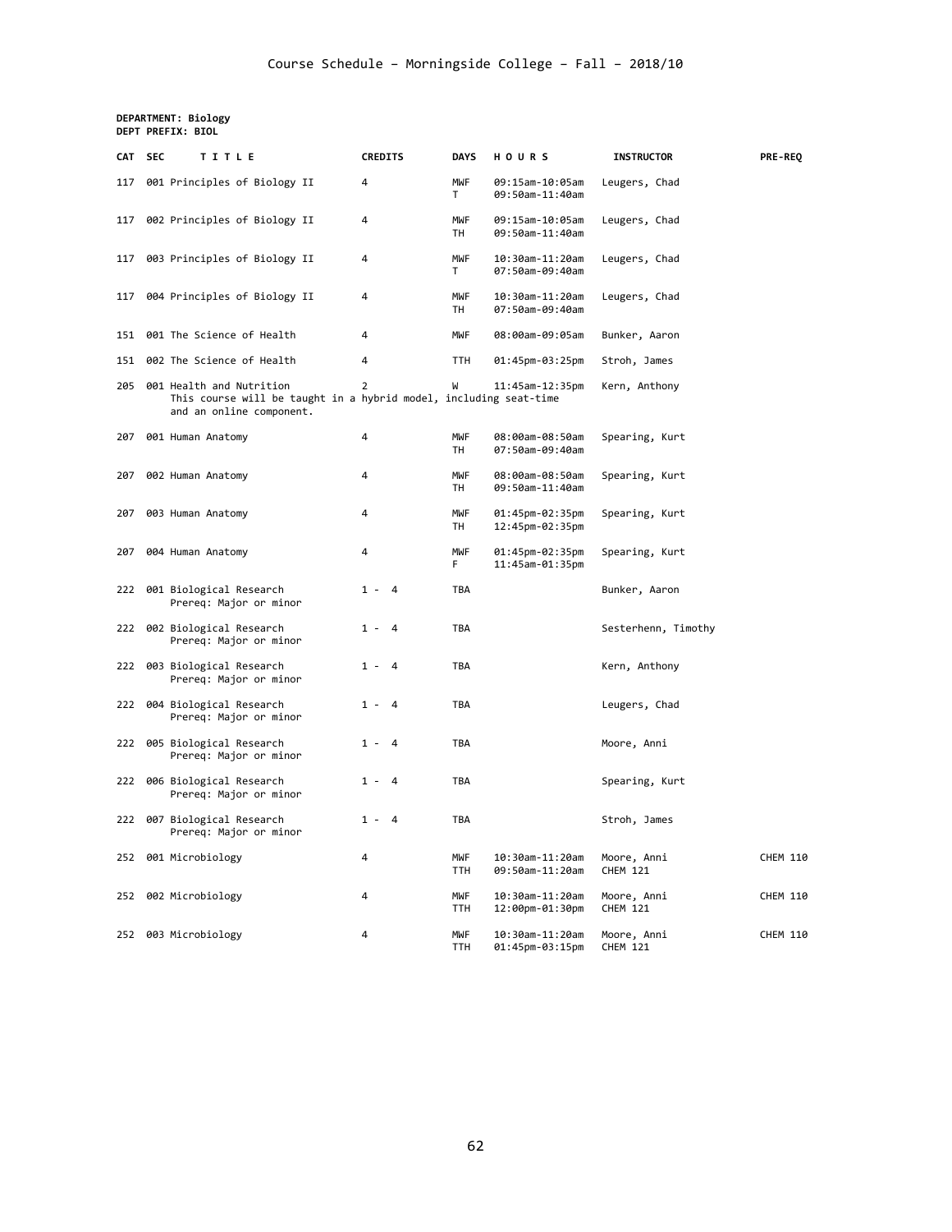# Course Schedule – Morningside College – Fall – 2018/10

**DEPARTMENT: Biology**
**DEPT PREFIX: BIOL**

| CAT | SEC | TITLE | CREDITS | DAYS | HOURS | INSTRUCTOR | PRE-REQ |
|---|---|---|---|---|---|---|---|
| 117 | 001 | Principles of Biology II | 4 | MWF<br>T | 09:15am-10:05am<br>09:50am-11:40am | Leugers, Chad | |
| 117 | 002 | Principles of Biology II | 4 | MWF<br>TH | 09:15am-10:05am<br>09:50am-11:40am | Leugers, Chad | |
| 117 | 003 | Principles of Biology II | 4 | MWF<br>T | 10:30am-11:20am<br>07:50am-09:40am | Leugers, Chad | |
| 117 | 004 | Principles of Biology II | 4 | MWF<br>TH | 10:30am-11:20am<br>07:50am-09:40am | Leugers, Chad | |
| 151 | 001 | The Science of Health | 4 | MWF | 08:00am-09:05am | Bunker, Aaron | |
| 151 | 002 | The Science of Health | 4 | TTH | 01:45pm-03:25pm | Stroh, James | |
| 205 | 001 | Health and Nutrition<br>This course will be taught in a hybrid model, including seat-time and an online component. | 2 | W | 11:45am-12:35pm | Kern, Anthony | |
| 207 | 001 | Human Anatomy | 4 | MWF<br>TH | 08:00am-08:50am<br>07:50am-09:40am | Spearing, Kurt | |
| 207 | 002 | Human Anatomy | 4 | MWF<br>TH | 08:00am-08:50am<br>09:50am-11:40am | Spearing, Kurt | |
| 207 | 003 | Human Anatomy | 4 | MWF<br>TH | 01:45pm-02:35pm<br>12:45pm-02:35pm | Spearing, Kurt | |
| 207 | 004 | Human Anatomy | 4 | MWF<br>F | 01:45pm-02:35pm<br>11:45am-01:35pm | Spearing, Kurt | |
| 222 | 001 | Biological Research<br>Prereq: Major or minor | 1 - 4 | TBA | | Bunker, Aaron | |
| 222 | 002 | Biological Research<br>Prereq: Major or minor | 1 - 4 | TBA | | Sesterhenn, Timothy | |
| 222 | 003 | Biological Research<br>Prereq: Major or minor | 1 - 4 | TBA | | Kern, Anthony | |
| 222 | 004 | Biological Research<br>Prereq: Major or minor | 1 - 4 | TBA | | Leugers, Chad | |
| 222 | 005 | Biological Research<br>Prereq: Major or minor | 1 - 4 | TBA | | Moore, Anni | |
| 222 | 006 | Biological Research<br>Prereq: Major or minor | 1 - 4 | TBA | | Spearing, Kurt | |
| 222 | 007 | Biological Research<br>Prereq: Major or minor | 1 - 4 | TBA | | Stroh, James | |
| 252 | 001 | Microbiology | 4 | MWF<br>TTH | 10:30am-11:20am<br>09:50am-11:20am | Moore, Anni<br>CHEM 121 | CHEM 110 |
| 252 | 002 | Microbiology | 4 | MWF<br>TTH | 10:30am-11:20am<br>12:00pm-01:30pm | Moore, Anni<br>CHEM 121 | CHEM 110 |
| 252 | 003 | Microbiology | 4 | MWF<br>TTH | 10:30am-11:20am<br>01:45pm-03:15pm | Moore, Anni<br>CHEM 121 | CHEM 110 |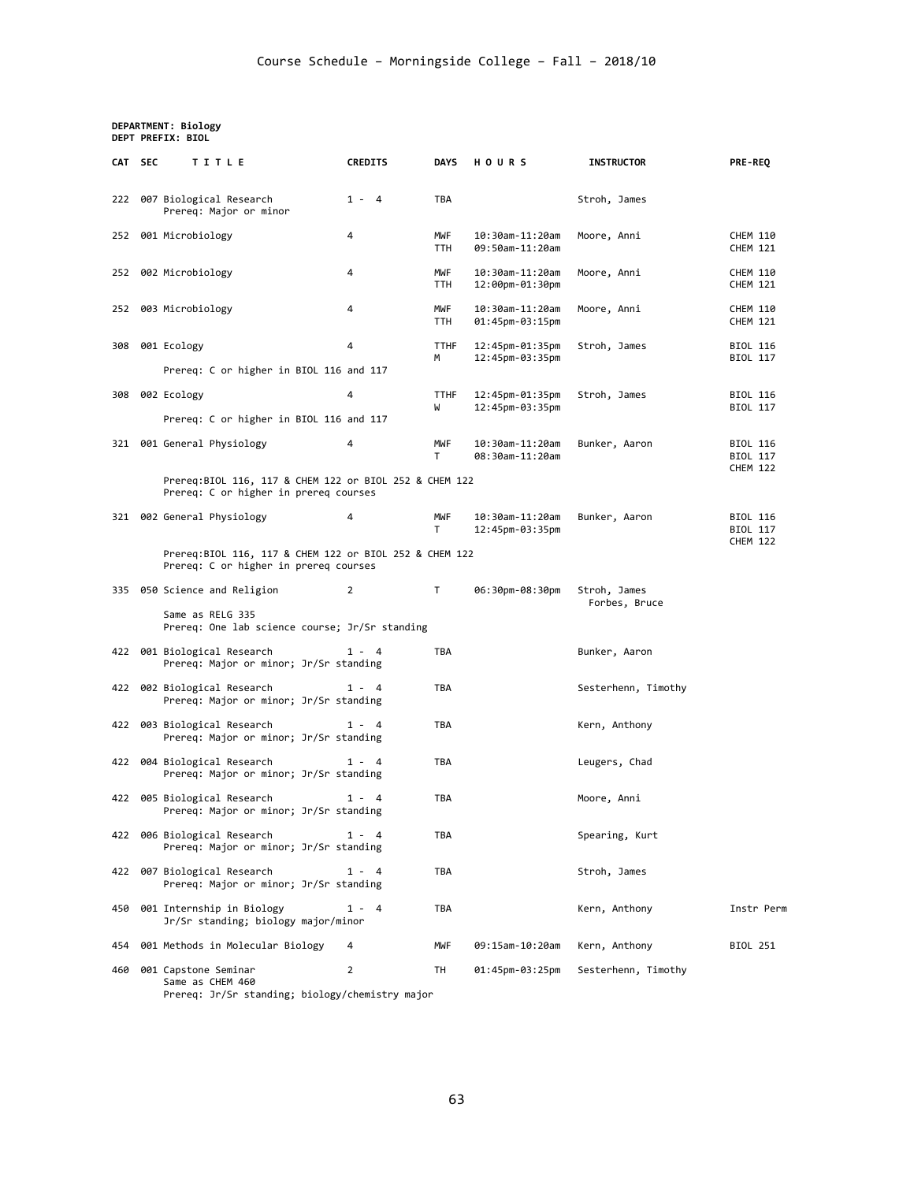# Course Schedule – Morningside College – Fall – 2018/10

**DEPARTMENT: Biology**
**DEPT PREFIX: BIOL**

| CAT | SEC | TITLE | CREDITS | DAYS | HOURS | INSTRUCTOR | PRE-REQ |
|---|---|---|---|---|---|---|---|
| 222 | 007 | Biological Research<br>Prereq: Major or minor | 1 - 4 | TBA | | Stroh, James | |
| 252 | 001 | Microbiology | 4 | MWF<br>TTH | 10:30am-11:20am<br>09:50am-11:20am | Moore, Anni | CHEM 110<br>CHEM 121 |
| 252 | 002 | Microbiology | 4 | MWF<br>TTH | 10:30am-11:20am<br>12:00pm-01:30pm | Moore, Anni | CHEM 110<br>CHEM 121 |
| 252 | 003 | Microbiology | 4 | MWF<br>TTH | 10:30am-11:20am<br>01:45pm-03:15pm | Moore, Anni | CHEM 110<br>CHEM 121 |
| 308 | 001 | Ecology<br>Prereq: C or higher in BIOL 116 and 117 | 4 | TTHF<br>M | 12:45pm-01:35pm<br>12:45pm-03:35pm | Stroh, James | BIOL 116<br>BIOL 117 |
| 308 | 002 | Ecology<br>Prereq: C or higher in BIOL 116 and 117 | 4 | TTHF<br>W | 12:45pm-01:35pm<br>12:45pm-03:35pm | Stroh, James | BIOL 116<br>BIOL 117 |
| 321 | 001 | General Physiology<br>Prereq:BIOL 116, 117 & CHEM 122 or BIOL 252 & CHEM 122<br>Prereq: C or higher in prereq courses | 4 | MWF<br>T | 10:30am-11:20am<br>08:30am-11:20am | Bunker, Aaron | BIOL 116<br>BIOL 117<br>CHEM 122 |
| 321 | 002 | General Physiology<br>Prereq:BIOL 116, 117 & CHEM 122 or BIOL 252 & CHEM 122<br>Prereq: C or higher in prereq courses | 4 | MWF<br>T | 10:30am-11:20am<br>12:45pm-03:35pm | Bunker, Aaron | BIOL 116<br>BIOL 117<br>CHEM 122 |
| 335 | 050 | Science and Religion<br>Same as RELG 335<br>Prereq: One lab science course; Jr/Sr standing | 2 | T | 06:30pm-08:30pm | Stroh, James<br>Forbes, Bruce | |
| 422 | 001 | Biological Research<br>Prereq: Major or minor; Jr/Sr standing | 1 - 4 | TBA | | Bunker, Aaron | |
| 422 | 002 | Biological Research<br>Prereq: Major or minor; Jr/Sr standing | 1 - 4 | TBA | | Sesterhenn, Timothy | |
| 422 | 003 | Biological Research<br>Prereq: Major or minor; Jr/Sr standing | 1 - 4 | TBA | | Kern, Anthony | |
| 422 | 004 | Biological Research<br>Prereq: Major or minor; Jr/Sr standing | 1 - 4 | TBA | | Leugers, Chad | |
| 422 | 005 | Biological Research<br>Prereq: Major or minor; Jr/Sr standing | 1 - 4 | TBA | | Moore, Anni | |
| 422 | 006 | Biological Research<br>Prereq: Major or minor; Jr/Sr standing | 1 - 4 | TBA | | Spearing, Kurt | |
| 422 | 007 | Biological Research<br>Prereq: Major or minor; Jr/Sr standing | 1 - 4 | TBA | | Stroh, James | |
| 450 | 001 | Internship in Biology<br>Jr/Sr standing; biology major/minor | 1 - 4 | TBA | | Kern, Anthony | Instr Perm |
| 454 | 001 | Methods in Molecular Biology | 4 | MWF | 09:15am-10:20am | Kern, Anthony | BIOL 251 |
| 460 | 001 | Capstone Seminar<br>Same as CHEM 460<br>Prereq: Jr/Sr standing; biology/chemistry major | 2 | TH | 01:45pm-03:25pm | Sesterhenn, Timothy | |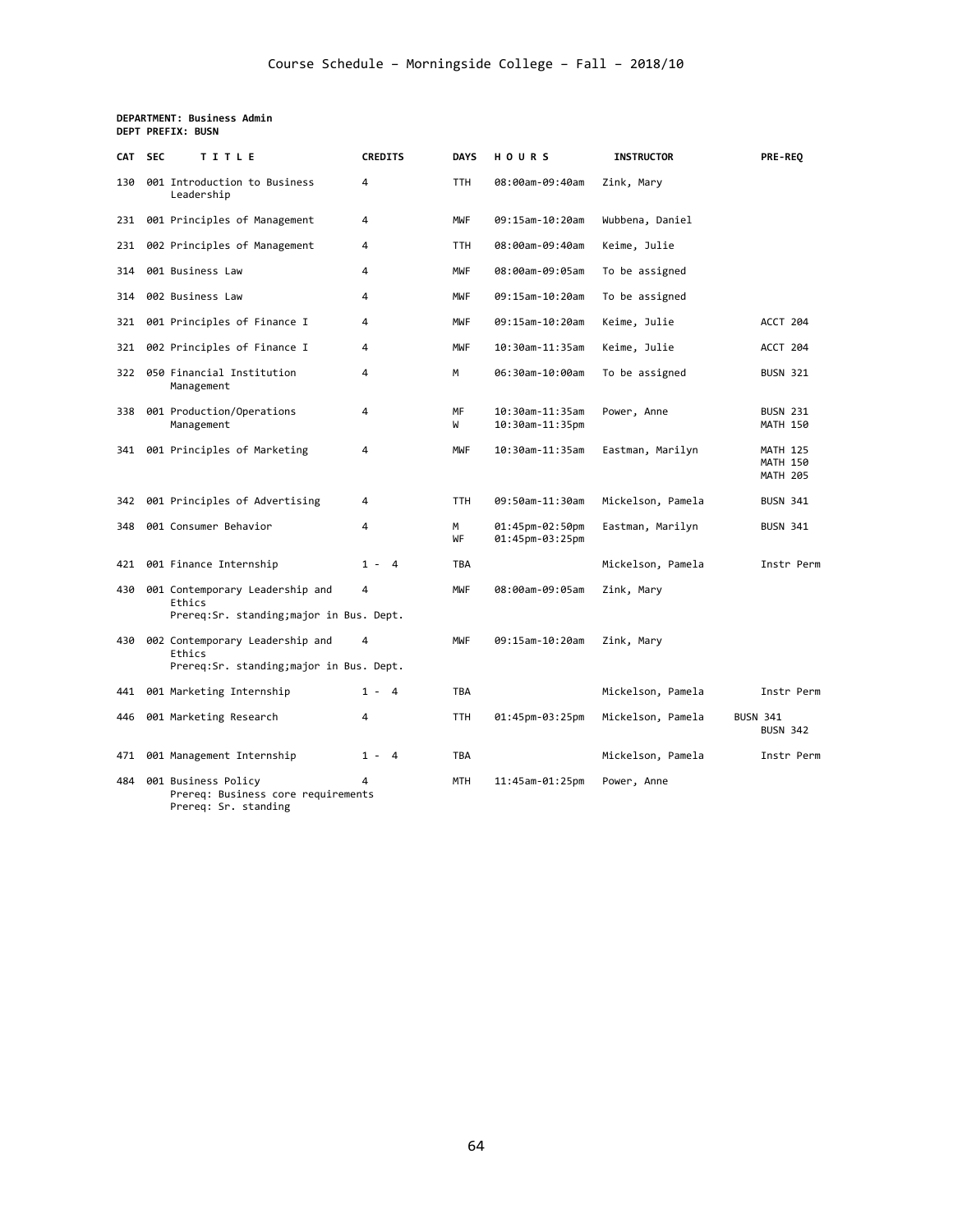**DEPARTMENT: Business Admin**
**DEPT PREFIX: BUSN**

| CAT | SEC | TITLE | CREDITS | DAYS | HOURS | INSTRUCTOR | PRE-REQ |
|---|---|---|---|---|---|---|---|
| 130 | 001 | Introduction to Business Leadership | 4 | TTH | 08:00am-09:40am | Zink, Mary | |
| 231 | 001 | Principles of Management | 4 | MWF | 09:15am-10:20am | Wubbena, Daniel | |
| 231 | 002 | Principles of Management | 4 | TTH | 08:00am-09:40am | Keime, Julie | |
| 314 | 001 | Business Law | 4 | MWF | 08:00am-09:05am | To be assigned | |
| 314 | 002 | Business Law | 4 | MWF | 09:15am-10:20am | To be assigned | |
| 321 | 001 | Principles of Finance I | 4 | MWF | 09:15am-10:20am | Keime, Julie | ACCT 204 |
| 321 | 002 | Principles of Finance I | 4 | MWF | 10:30am-11:35am | Keime, Julie | ACCT 204 |
| 322 | 050 | Financial Institution Management | 4 | M | 06:30am-10:00am | To be assigned | BUSN 321 |
| 338 | 001 | Production/Operations Management | 4 | MF<br>W | 10:30am-11:35am<br>10:30am-11:35pm | Power, Anne | BUSN 231<br>MATH 150 |
| 341 | 001 | Principles of Marketing | 4 | MWF | 10:30am-11:35am | Eastman, Marilyn | MATH 125<br>MATH 150<br>MATH 205 |
| 342 | 001 | Principles of Advertising | 4 | TTH | 09:50am-11:30am | Mickelson, Pamela | BUSN 341 |
| 348 | 001 | Consumer Behavior | 4 | M<br>WF | 01:45pm-02:50pm<br>01:45pm-03:25pm | Eastman, Marilyn | BUSN 341 |
| 421 | 001 | Finance Internship | 1 - 4 | TBA | | Mickelson, Pamela | Instr Perm |
| 430 | 001 | Contemporary Leadership and Ethics<br>Prereq:Sr. standing;major in Bus. Dept. | 4 | MWF | 08:00am-09:05am | Zink, Mary | |
| 430 | 002 | Contemporary Leadership and Ethics<br>Prereq:Sr. standing;major in Bus. Dept. | 4 | MWF | 09:15am-10:20am | Zink, Mary | |
| 441 | 001 | Marketing Internship | 1 - 4 | TBA | | Mickelson, Pamela | Instr Perm |
| 446 | 001 | Marketing Research | 4 | TTH | 01:45pm-03:25pm | Mickelson, Pamela | BUSN 341<br>BUSN 342 |
| 471 | 001 | Management Internship | 1 - 4 | TBA | | Mickelson, Pamela | Instr Perm |
| 484 | 001 | Business Policy<br>Prereq: Business core requirements<br>Prereq: Sr. standing | 4 | MTH | 11:45am-01:25pm | Power, Anne | |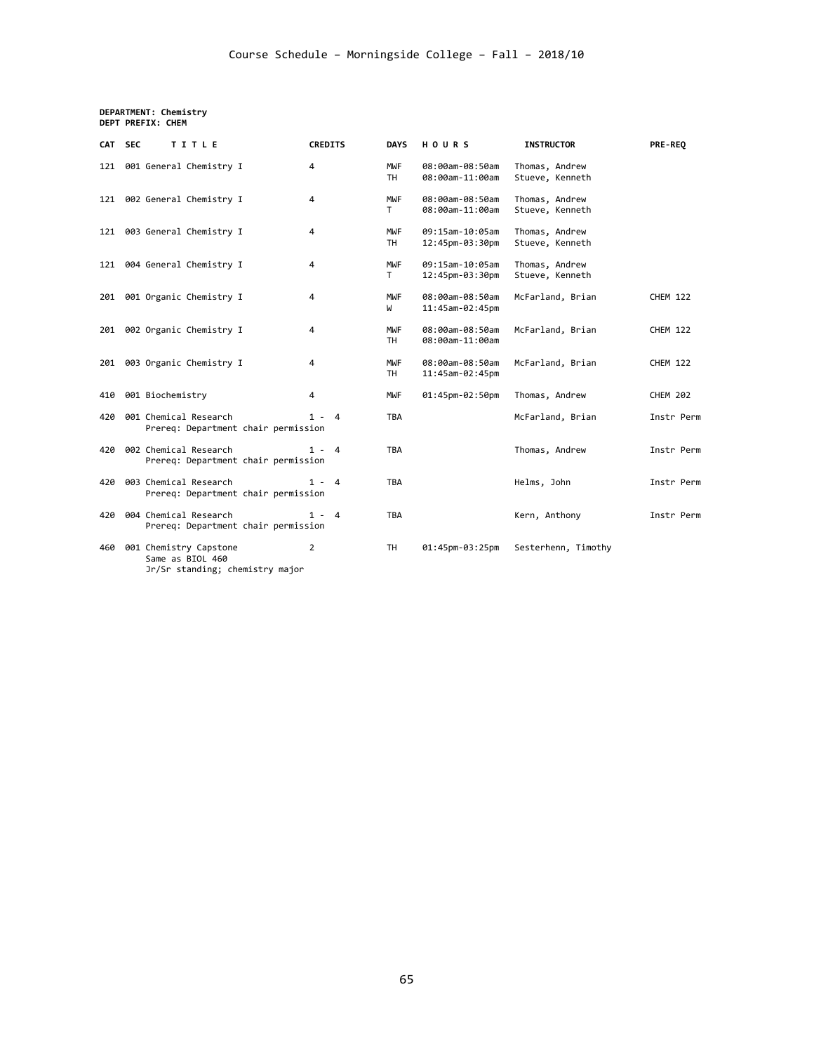# Course Schedule – Morningside College – Fall – 2018/10

**DEPARTMENT: Chemistry**
**DEPT PREFIX: CHEM**

| CAT | SEC | TITLE | CREDITS | DAYS | HOURS | INSTRUCTOR | PRE-REQ |
|---|---|---|---|---|---|---|---|
| 121 | 001 | General Chemistry I | 4 | MWF<br>TH | 08:00am-08:50am<br>08:00am-11:00am | Thomas, Andrew<br>Stueve, Kenneth | |
| 121 | 002 | General Chemistry I | 4 | MWF<br>T | 08:00am-08:50am<br>08:00am-11:00am | Thomas, Andrew<br>Stueve, Kenneth | |
| 121 | 003 | General Chemistry I | 4 | MWF<br>TH | 09:15am-10:05am<br>12:45pm-03:30pm | Thomas, Andrew<br>Stueve, Kenneth | |
| 121 | 004 | General Chemistry I | 4 | MWF<br>T | 09:15am-10:05am<br>12:45pm-03:30pm | Thomas, Andrew<br>Stueve, Kenneth | |
| 201 | 001 | Organic Chemistry I | 4 | MWF<br>W | 08:00am-08:50am<br>11:45am-02:45pm | McFarland, Brian | CHEM 122 |
| 201 | 002 | Organic Chemistry I | 4 | MWF<br>TH | 08:00am-08:50am<br>08:00am-11:00am | McFarland, Brian | CHEM 122 |
| 201 | 003 | Organic Chemistry I | 4 | MWF<br>TH | 08:00am-08:50am<br>11:45am-02:45pm | McFarland, Brian | CHEM 122 |
| 410 | 001 | Biochemistry | 4 | MWF | 01:45pm-02:50pm | Thomas, Andrew | CHEM 202 |
| 420 | 001 | Chemical Research<br>Prereq: Department chair permission | 1 - 4 | TBA | | McFarland, Brian | Instr Perm |
| 420 | 002 | Chemical Research<br>Prereq: Department chair permission | 1 - 4 | TBA | | Thomas, Andrew | Instr Perm |
| 420 | 003 | Chemical Research<br>Prereq: Department chair permission | 1 - 4 | TBA | | Helms, John | Instr Perm |
| 420 | 004 | Chemical Research<br>Prereq: Department chair permission | 1 - 4 | TBA | | Kern, Anthony | Instr Perm |
| 460 | 001 | Chemistry Capstone<br>Same as BIOL 460<br>Jr/Sr standing; chemistry major | 2 | TH | 01:45pm-03:25pm | Sesterhenn, Timothy | |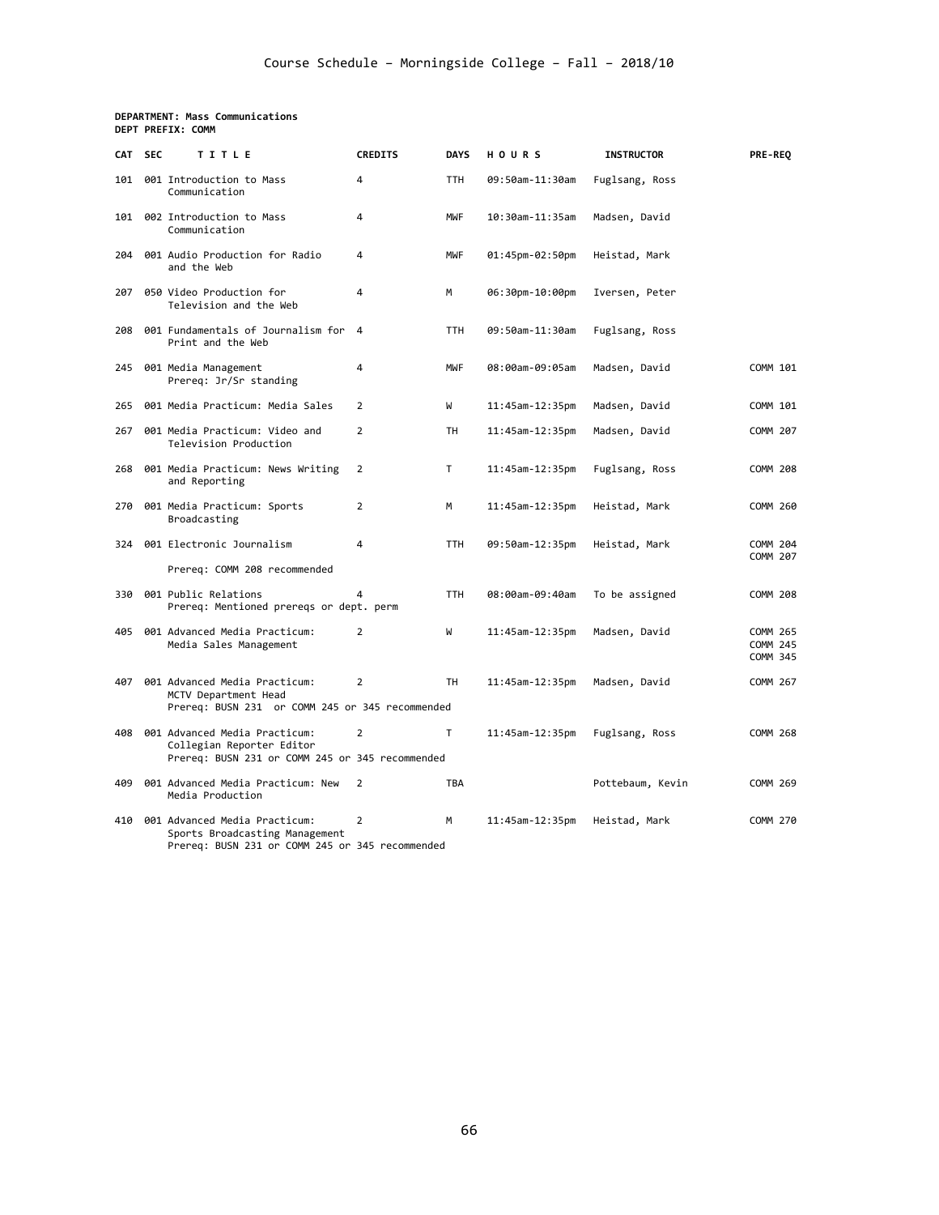**DEPARTMENT: Mass Communications**
**DEPT PREFIX: COMM**

| CAT | SEC | TITLE | CREDITS | DAYS | HOURS | INSTRUCTOR | PRE-REQ |
|---|---|---|---|---|---|---|---|
| 101 | 001 | Introduction to Mass Communication | 4 | TTH | 09:50am-11:30am | Fuglsang, Ross | |
| 101 | 002 | Introduction to Mass Communication | 4 | MWF | 10:30am-11:35am | Madsen, David | |
| 204 | 001 | Audio Production for Radio and the Web | 4 | MWF | 01:45pm-02:50pm | Heistad, Mark | |
| 207 | 050 | Video Production for Television and the Web | 4 | M | 06:30pm-10:00pm | Iversen, Peter | |
| 208 | 001 | Fundamentals of Journalism for Print and the Web | 4 | TTH | 09:50am-11:30am | Fuglsang, Ross | |
| 245 | 001 | Media Management<br>Prereq: Jr/Sr standing | 4 | MWF | 08:00am-09:05am | Madsen, David | COMM 101 |
| 265 | 001 | Media Practicum: Media Sales | 2 | W | 11:45am-12:35pm | Madsen, David | COMM 101 |
| 267 | 001 | Media Practicum: Video and Television Production | 2 | TH | 11:45am-12:35pm | Madsen, David | COMM 207 |
| 268 | 001 | Media Practicum: News Writing and Reporting | 2 | T | 11:45am-12:35pm | Fuglsang, Ross | COMM 208 |
| 270 | 001 | Media Practicum: Sports Broadcasting | 2 | M | 11:45am-12:35pm | Heistad, Mark | COMM 260 |
| 324 | 001 | Electronic Journalism<br>Prereq: COMM 208 recommended | 4 | TTH | 09:50am-12:35pm | Heistad, Mark | COMM 204<br>COMM 207 |
| 330 | 001 | Public Relations<br>Prereq: Mentioned prereqs or dept. perm | 4 | TTH | 08:00am-09:40am | To be assigned | COMM 208 |
| 405 | 001 | Advanced Media Practicum: Media Sales Management | 2 | W | 11:45am-12:35pm | Madsen, David | COMM 265<br>COMM 245<br>COMM 345 |
| 407 | 001 | Advanced Media Practicum: MCTV Department Head<br>Prereq: BUSN 231 or COMM 245 or 345 recommended | 2 | TH | 11:45am-12:35pm | Madsen, David | COMM 267 |
| 408 | 001 | Advanced Media Practicum: Collegian Reporter Editor<br>Prereq: BUSN 231 or COMM 245 or 345 recommended | 2 | T | 11:45am-12:35pm | Fuglsang, Ross | COMM 268 |
| 409 | 001 | Advanced Media Practicum: New Media Production | 2 | TBA | | Pottebaum, Kevin | COMM 269 |
| 410 | 001 | Advanced Media Practicum: Sports Broadcasting Management<br>Prereq: BUSN 231 or COMM 245 or 345 recommended | 2 | M | 11:45am-12:35pm | Heistad, Mark | COMM 270 |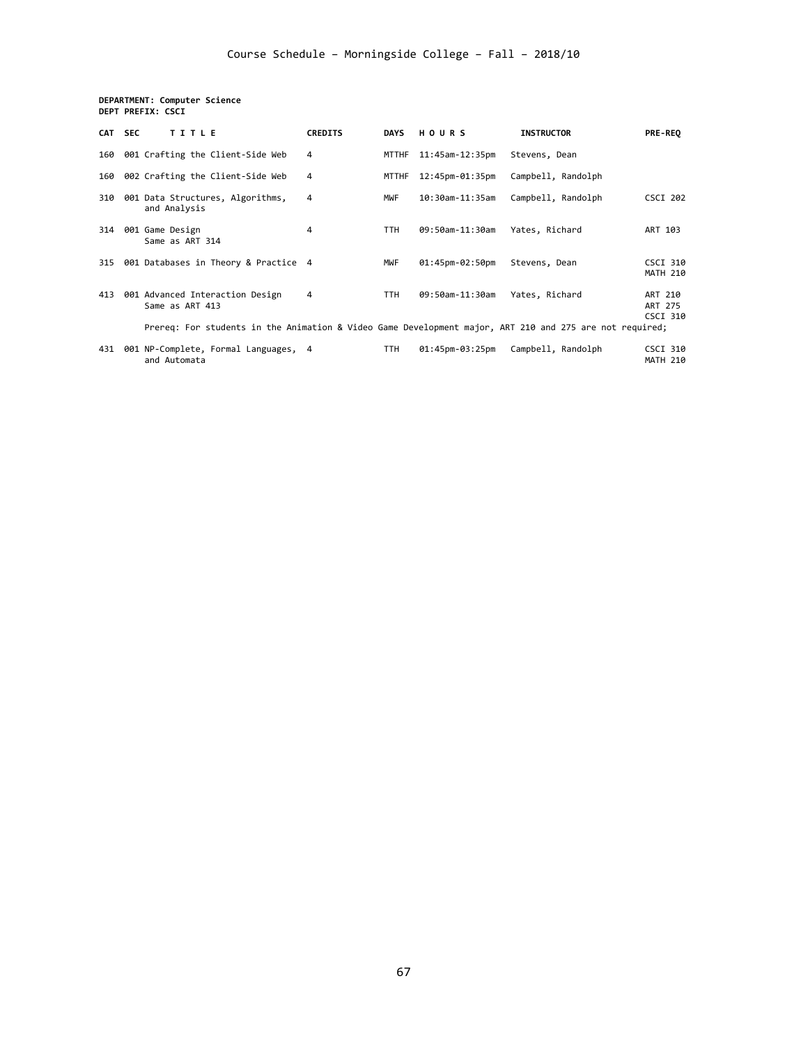**DEPARTMENT: Computer Science**
**DEPT PREFIX: CSCI**

| CAT | SEC | TITLE | CREDITS | DAYS | HOURS | INSTRUCTOR | PRE-REQ |
|---|---|---|---|---|---|---|---|
| 160 | 001 | Crafting the Client-Side Web | 4 | MTTHF | 11:45am-12:35pm | Stevens, Dean | |
| 160 | 002 | Crafting the Client-Side Web | 4 | MTTHF | 12:45pm-01:35pm | Campbell, Randolph | |
| 310 | 001 | Data Structures, Algorithms, and Analysis | 4 | MWF | 10:30am-11:35am | Campbell, Randolph | CSCI 202 |
| 314 | 001 | Game Design<br>Same as ART 314 | 4 | TTH | 09:50am-11:30am | Yates, Richard | ART 103 |
| 315 | 001 | Databases in Theory & Practice | 4 | MWF | 01:45pm-02:50pm | Stevens, Dean | CSCI 310<br>MATH 210 |
| 413 | 001 | Advanced Interaction Design<br>Same as ART 413 | 4 | TTH | 09:50am-11:30am | Yates, Richard | ART 210<br>ART 275<br>CSCI 310 |
| | | Prereq: For students in the Animation & Video Game Development major, ART 210 and 275 are not required; | | | | | |
| 431 | 001 | NP-Complete, Formal Languages, and Automata | 4 | TTH | 01:45pm-03:25pm | Campbell, Randolph | CSCI 310<br>MATH 210 |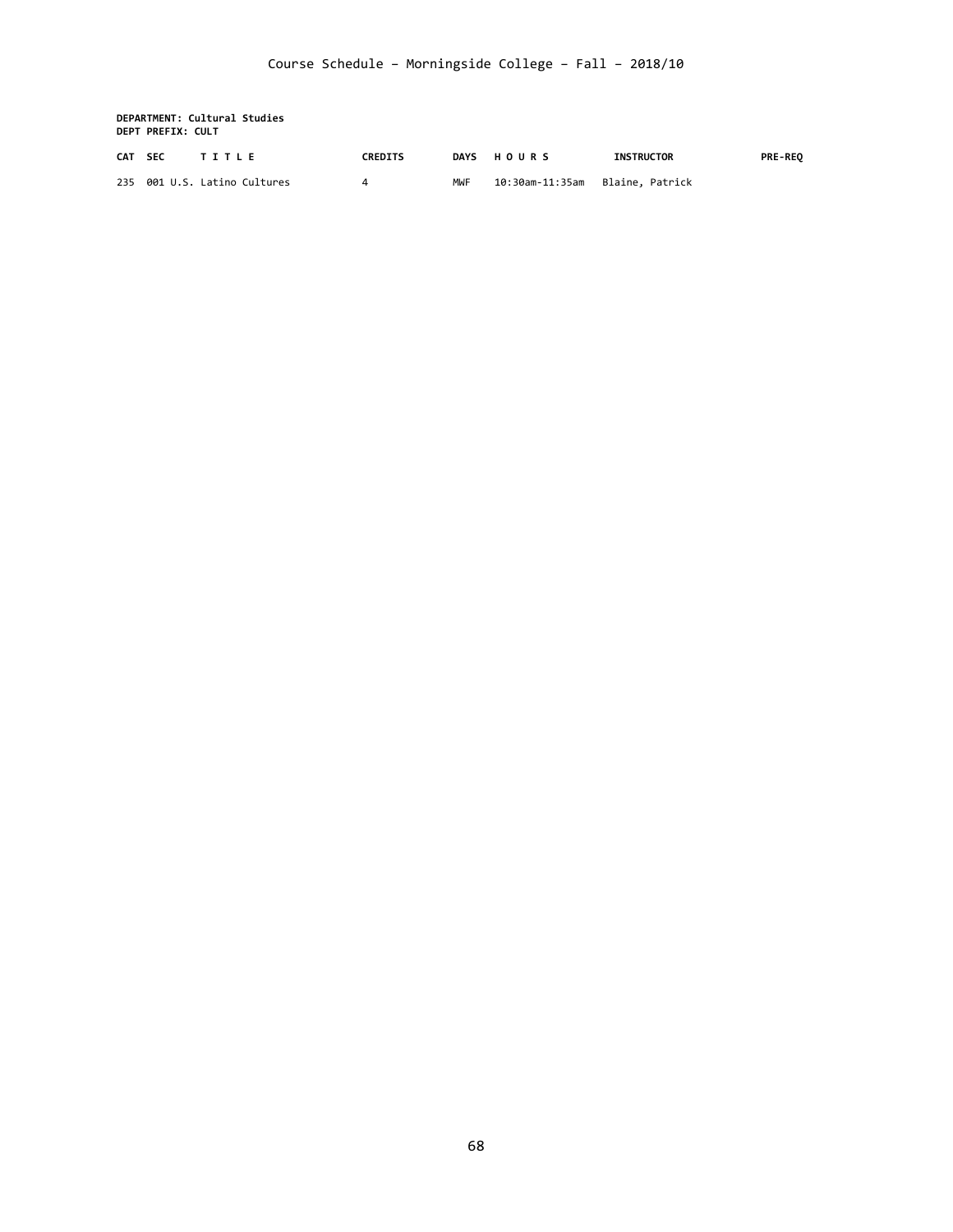**DEPARTMENT: Cultural Studies**
**DEPT PREFIX: CULT**

| CAT | SEC | T I T L E | CREDITS | DAYS | H O U R S | INSTRUCTOR | PRE-REQ |
|---|---|---|---|---|---|---|---|
| 235 | 001 | U.S. Latino Cultures | 4 | MWF | 10:30am-11:35am | Blaine, Patrick | |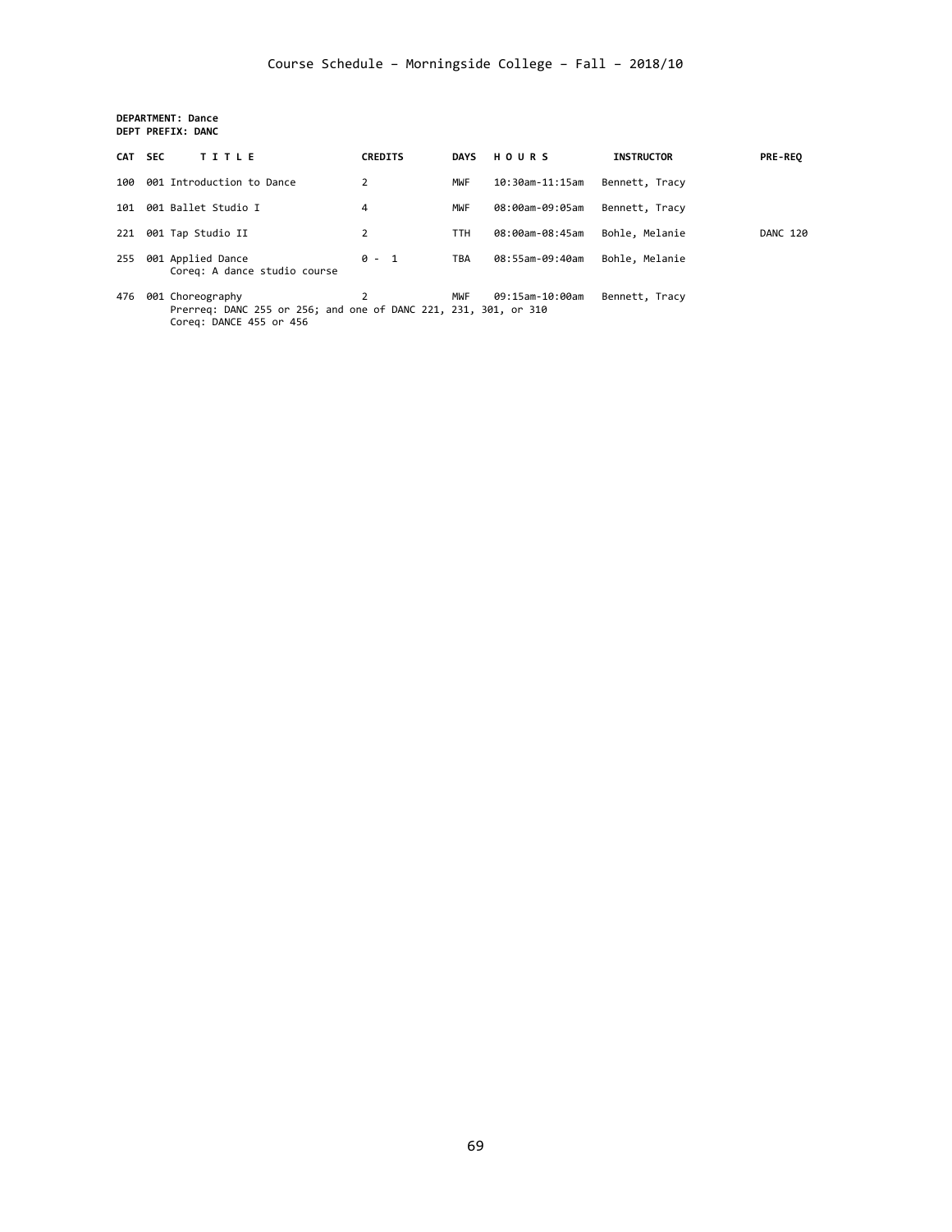Course Schedule – Morningside College – Fall – 2018/10

**DEPARTMENT: Dance**
**DEPT PREFIX: DANC**

| CAT | SEC | TITLE | CREDITS | DAYS | HOURS | INSTRUCTOR | PRE-REQ |
|---|---|---|---|---|---|---|---|
| 100 | 001 | Introduction to Dance | 2 | MWF | 10:30am-11:15am | Bennett, Tracy | |
| 101 | 001 | Ballet Studio I | 4 | MWF | 08:00am-09:05am | Bennett, Tracy | |
| 221 | 001 | Tap Studio II | 2 | TTH | 08:00am-08:45am | Bohle, Melanie | DANC 120 |
| 255 | 001 | Applied Dance<br>Coreq: A dance studio course | 0 - 1 | TBA | 08:55am-09:40am | Bohle, Melanie | |
| 476 | 001 | Choreography<br>Prerreq: DANC 255 or 256; and one of DANC 221, 231, 301, or 310<br>Coreq: DANCE 455 or 456 | 2 | MWF | 09:15am-10:00am | Bennett, Tracy | |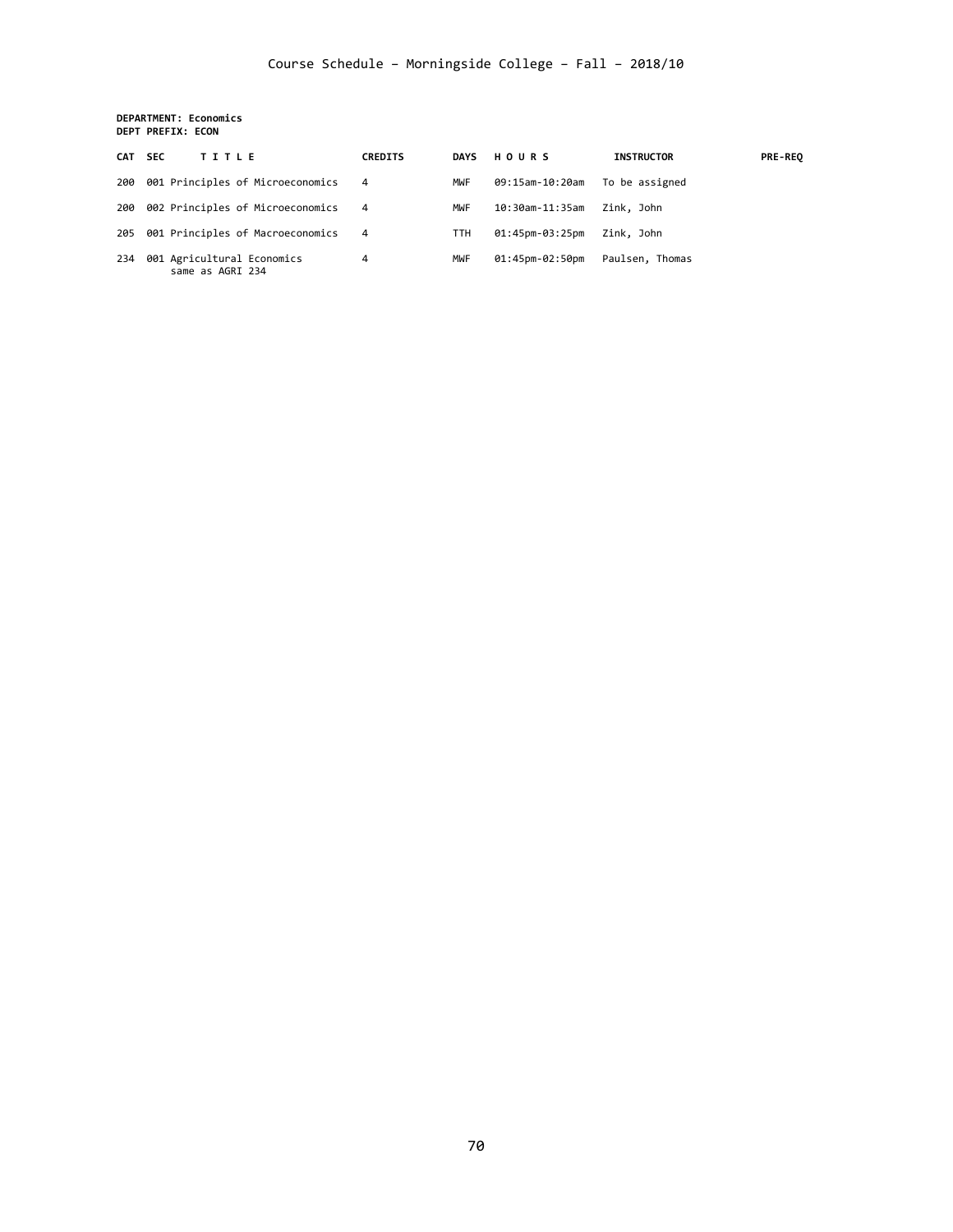Course Schedule – Morningside College – Fall – 2018/10

**DEPARTMENT: Economics**
**DEPT PREFIX: ECON**

| CAT | SEC | TITLE | CREDITS | DAYS | HOURS | INSTRUCTOR | PRE-REQ |
|---|---|---|---|---|---|---|---|
| 200 | 001 | Principles of Microeconomics | 4 | MWF | 09:15am-10:20am | To be assigned | |
| 200 | 002 | Principles of Microeconomics | 4 | MWF | 10:30am-11:35am | Zink, John | |
| 205 | 001 | Principles of Macroeconomics | 4 | TTH | 01:45pm-03:25pm | Zink, John | |
| 234 | 001 | Agricultural Economics<br>same as AGRI 234 | 4 | MWF | 01:45pm-02:50pm | Paulsen, Thomas | |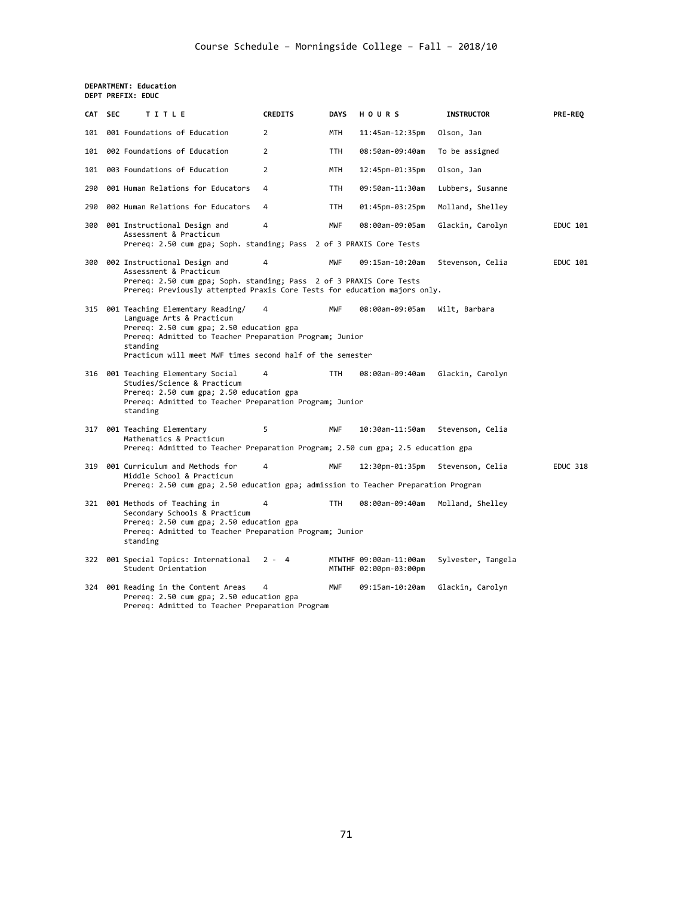# Course Schedule – Morningside College – Fall – 2018/10

**DEPARTMENT: Education**
**DEPT PREFIX: EDUC**

| CAT | SEC | TITLE | CREDITS | DAYS | HOURS | INSTRUCTOR | PRE-REQ |
|---|---|---|---|---|---|---|---|
| 101 | 001 | Foundations of Education | 2 | MTH | 11:45am-12:35pm | Olson, Jan | |
| 101 | 002 | Foundations of Education | 2 | TTH | 08:50am-09:40am | To be assigned | |
| 101 | 003 | Foundations of Education | 2 | MTH | 12:45pm-01:35pm | Olson, Jan | |
| 290 | 001 | Human Relations for Educators | 4 | TTH | 09:50am-11:30am | Lubbers, Susanne | |
| 290 | 002 | Human Relations for Educators | 4 | TTH | 01:45pm-03:25pm | Molland, Shelley | |
| 300 | 001 | Instructional Design and Assessment & Practicum<br>Prereq: 2.50 cum gpa; Soph. standing; Pass 2 of 3 PRAXIS Core Tests | 4 | MWF | 08:00am-09:05am | Glackin, Carolyn | EDUC 101 |
| 300 | 002 | Instructional Design and Assessment & Practicum<br>Prereq: 2.50 cum gpa; Soph. standing; Pass 2 of 3 PRAXIS Core Tests<br>Prereq: Previously attempted Praxis Core Tests for education majors only. | 4 | MWF | 09:15am-10:20am | Stevenson, Celia | EDUC 101 |
| 315 | 001 | Teaching Elementary Reading/ Language Arts & Practicum<br>Prereq: 2.50 cum gpa; 2.50 education gpa<br>Prereq: Admitted to Teacher Preparation Program; Junior standing<br>Practicum will meet MWF times second half of the semester | 4 | MWF | 08:00am-09:05am | Wilt, Barbara | |
| 316 | 001 | Teaching Elementary Social Studies/Science & Practicum<br>Prereq: 2.50 cum gpa; 2.50 education gpa<br>Prereq: Admitted to Teacher Preparation Program; Junior standing | 4 | TTH | 08:00am-09:40am | Glackin, Carolyn | |
| 317 | 001 | Teaching Elementary Mathematics & Practicum<br>Prereq: Admitted to Teacher Preparation Program; 2.50 cum gpa; 2.5 education gpa | 5 | MWF | 10:30am-11:50am | Stevenson, Celia | |
| 319 | 001 | Curriculum and Methods for Middle School & Practicum<br>Prereq: 2.50 cum gpa; 2.50 education gpa; admission to Teacher Preparation Program | 4 | MWF | 12:30pm-01:35pm | Stevenson, Celia | EDUC 318 |
| 321 | 001 | Methods of Teaching in Secondary Schools & Practicum<br>Prereq: 2.50 cum gpa; 2.50 education gpa<br>Prereq: Admitted to Teacher Preparation Program; Junior standing | 4 | TTH | 08:00am-09:40am | Molland, Shelley | |
| 322 | 001 | Special Topics: International Student Orientation | 2 - 4 | MTWTHF<br>MTWTHF | 09:00am-11:00am<br>02:00pm-03:00pm | Sylvester, Tangela | |
| 324 | 001 | Reading in the Content Areas<br>Prereq: 2.50 cum gpa; 2.50 education gpa<br>Prereq: Admitted to Teacher Preparation Program | 4 | MWF | 09:15am-10:20am | Glackin, Carolyn | |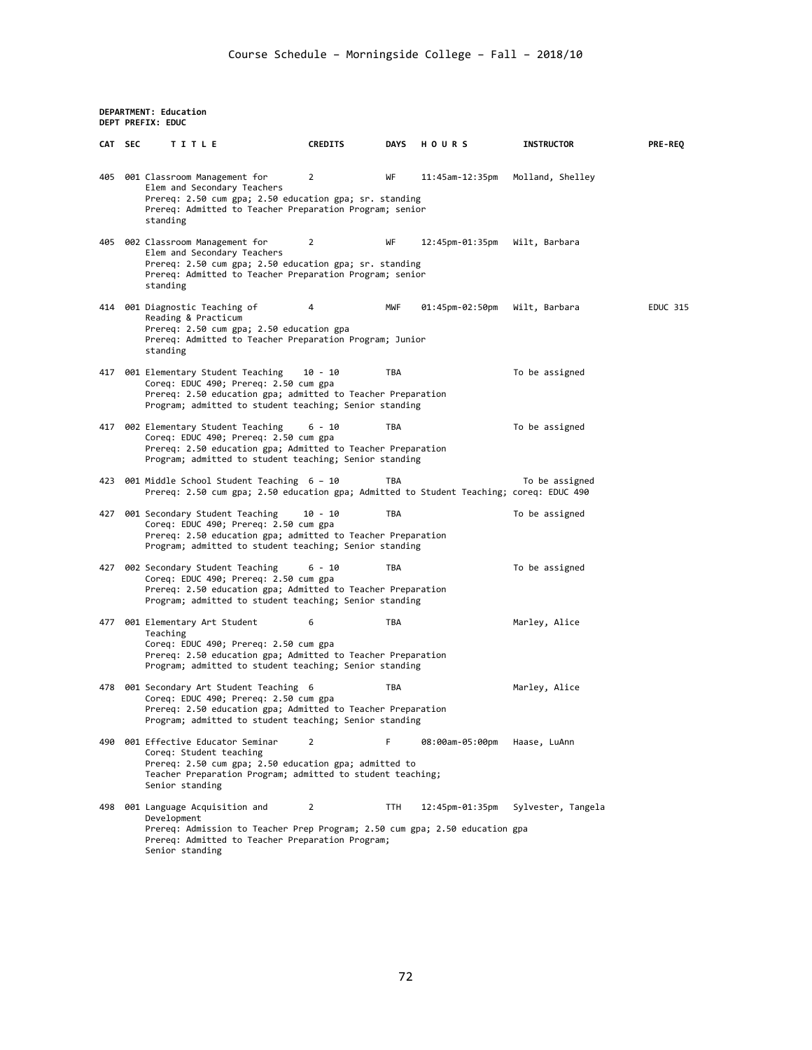**DEPARTMENT: Education**
**DEPT PREFIX: EDUC**

| CAT | SEC | TITLE | CREDITS | DAYS | HOURS | INSTRUCTOR | PRE-REQ |
|---|---|---|---|---|---|---|---|
| 405 | 001 | Classroom Management for Elem and Secondary Teachers<br>Prereq: 2.50 cum gpa; 2.50 education gpa; sr. standing<br>Prereq: Admitted to Teacher Preparation Program; senior standing | 2 | WF | 11:45am-12:35pm | Molland, Shelley | |
| 405 | 002 | Classroom Management for Elem and Secondary Teachers<br>Prereq: 2.50 cum gpa; 2.50 education gpa; sr. standing<br>Prereq: Admitted to Teacher Preparation Program; senior standing | 2 | WF | 12:45pm-01:35pm | Wilt, Barbara | |
| 414 | 001 | Diagnostic Teaching of Reading & Practicum<br>Prereq: 2.50 cum gpa; 2.50 education gpa<br>Prereq: Admitted to Teacher Preparation Program; Junior standing | 4 | MWF | 01:45pm-02:50pm | Wilt, Barbara | EDUC 315 |
| 417 | 001 | Elementary Student Teaching<br>Coreq: EDUC 490; Prereq: 2.50 cum gpa<br>Prereq: 2.50 education gpa; admitted to Teacher Preparation Program; admitted to student teaching; Senior standing | 10 - 10 | TBA | | To be assigned | |
| 417 | 002 | Elementary Student Teaching<br>Coreq: EDUC 490; Prereq: 2.50 cum gpa<br>Prereq: 2.50 education gpa; Admitted to Teacher Preparation Program; admitted to student teaching; Senior standing | 6 - 10 | TBA | | To be assigned | |
| 423 | 001 | Middle School Student Teaching<br>Prereq: 2.50 cum gpa; 2.50 education gpa; Admitted to Student Teaching; coreq: EDUC 490 | 6 – 10 | TBA | | To be assigned | |
| 427 | 001 | Secondary Student Teaching<br>Coreq: EDUC 490; Prereq: 2.50 cum gpa<br>Prereq: 2.50 education gpa; admitted to Teacher Preparation Program; admitted to student teaching; Senior standing | 10 - 10 | TBA | | To be assigned | |
| 427 | 002 | Secondary Student Teaching<br>Coreq: EDUC 490; Prereq: 2.50 cum gpa<br>Prereq: 2.50 education gpa; Admitted to Teacher Preparation Program; admitted to student teaching; Senior standing | 6 - 10 | TBA | | To be assigned | |
| 477 | 001 | Elementary Art Student Teaching<br>Coreq: EDUC 490; Prereq: 2.50 cum gpa<br>Prereq: 2.50 education gpa; Admitted to Teacher Preparation Program; admitted to student teaching; Senior standing | 6 | TBA | | Marley, Alice | |
| 478 | 001 | Secondary Art Student Teaching<br>Coreq: EDUC 490; Prereq: 2.50 cum gpa<br>Prereq: 2.50 education gpa; Admitted to Teacher Preparation Program; admitted to student teaching; Senior standing | 6 | TBA | | Marley, Alice | |
| 490 | 001 | Effective Educator Seminar<br>Coreq: Student teaching<br>Prereq: 2.50 cum gpa; 2.50 education gpa; admitted to Teacher Preparation Program; admitted to student teaching; Senior standing | 2 | F | 08:00am-05:00pm | Haase, LuAnn | |
| 498 | 001 | Language Acquisition and Development<br>Prereq: Admission to Teacher Prep Program; 2.50 cum gpa; 2.50 education gpa<br>Prereq: Admitted to Teacher Preparation Program; Senior standing | 2 | TTH | 12:45pm-01:35pm | Sylvester, Tangela | |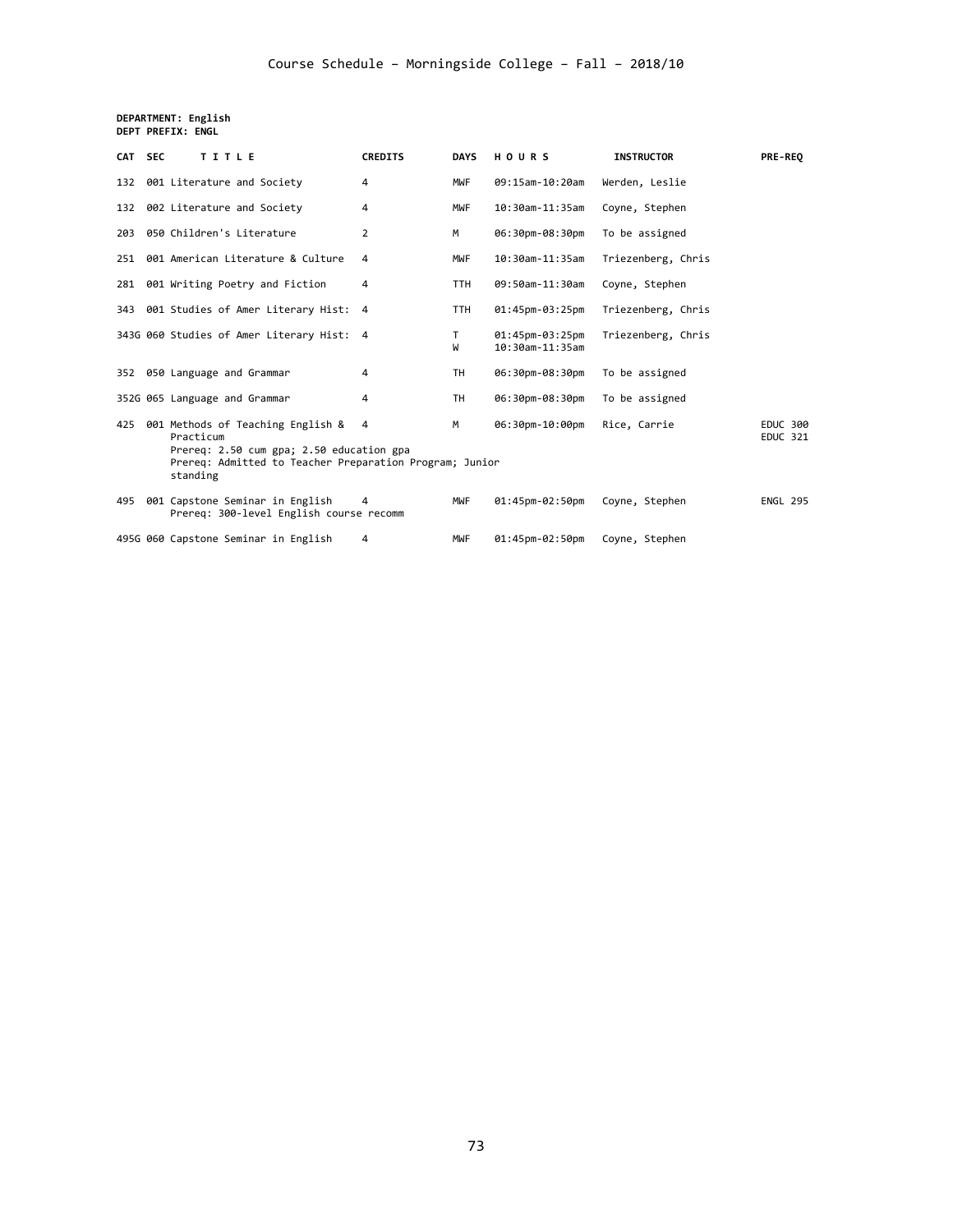Course Schedule – Morningside College – Fall – 2018/10

**DEPARTMENT: English**
**DEPT PREFIX: ENGL**

| CAT | SEC | TITLE | CREDITS | DAYS | HOURS | INSTRUCTOR | PRE-REQ |
|---|---|---|---|---|---|---|---|
| 132 | 001 | Literature and Society | 4 | MWF | 09:15am-10:20am | Werden, Leslie | |
| 132 | 002 | Literature and Society | 4 | MWF | 10:30am-11:35am | Coyne, Stephen | |
| 203 | 050 | Children's Literature | 2 | M | 06:30pm-08:30pm | To be assigned | |
| 251 | 001 | American Literature & Culture | 4 | MWF | 10:30am-11:35am | Triezenberg, Chris | |
| 281 | 001 | Writing Poetry and Fiction | 4 | TTH | 09:50am-11:30am | Coyne, Stephen | |
| 343 | 001 | Studies of Amer Literary Hist: | 4 | TTH | 01:45pm-03:25pm | Triezenberg, Chris | |
| 343G | 060 | Studies of Amer Literary Hist: | 4 | T<br>W | 01:45pm-03:25pm<br>10:30am-11:35am | Triezenberg, Chris | |
| 352 | 050 | Language and Grammar | 4 | TH | 06:30pm-08:30pm | To be assigned | |
| 352G | 065 | Language and Grammar | 4 | TH | 06:30pm-08:30pm | To be assigned | |
| 425 | 001 | Methods of Teaching English & Practicum<br>Prereq: 2.50 cum gpa; 2.50 education gpa<br>Prereq: Admitted to Teacher Preparation Program; Junior standing | 4 | M | 06:30pm-10:00pm | Rice, Carrie | EDUC 300<br>EDUC 321 |
| 495 | 001 | Capstone Seminar in English<br>Prereq: 300-level English course recomm | 4 | MWF | 01:45pm-02:50pm | Coyne, Stephen | ENGL 295 |
| 495G | 060 | Capstone Seminar in English | 4 | MWF | 01:45pm-02:50pm | Coyne, Stephen | |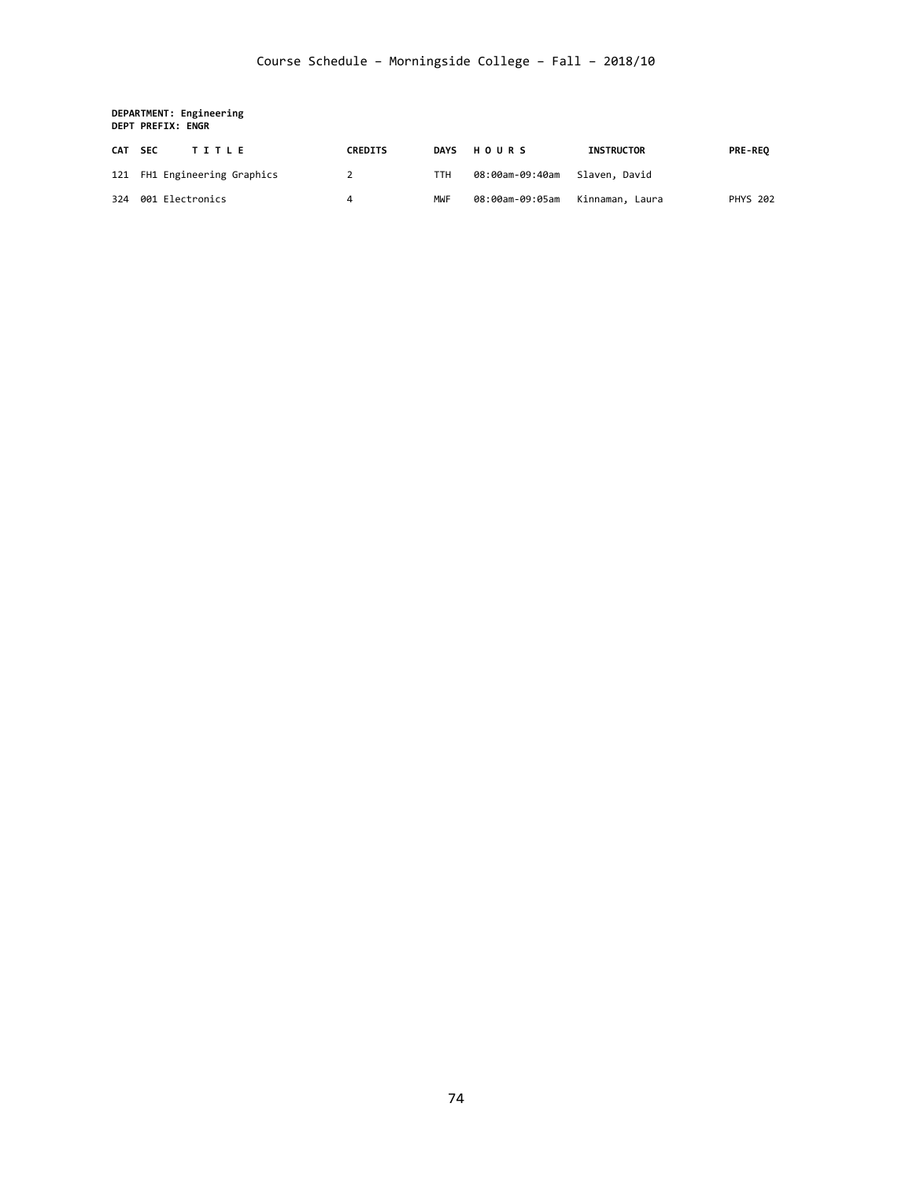**DEPARTMENT: Engineering**
**DEPT PREFIX: ENGR**

| CAT | SEC | T I T L E | CREDITS | DAYS | H O U R S | INSTRUCTOR | PRE-REQ |
|---|---|---|---|---|---|---|---|
| 121 | FH1 | Engineering Graphics | 2 | TTH | 08:00am-09:40am | Slaven, David | |
| 324 | 001 | Electronics | 4 | MWF | 08:00am-09:05am | Kinnaman, Laura | PHYS 202 |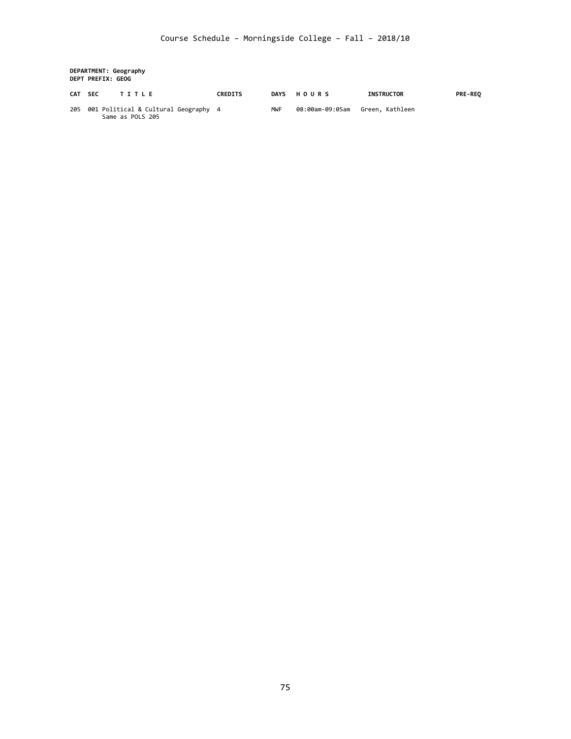**DEPARTMENT: Geography**
**DEPT PREFIX: GEOG**

| CAT | SEC | T I T L E | CREDITS | DAYS | H O U R S | INSTRUCTOR | PRE-REQ |
|---|---|---|---|---|---|---|---|
| 205 | 001 | Political & Cultural Geography<br>Same as POLS 205 | 4 | MWF | 08:00am-09:05am | Green, Kathleen | |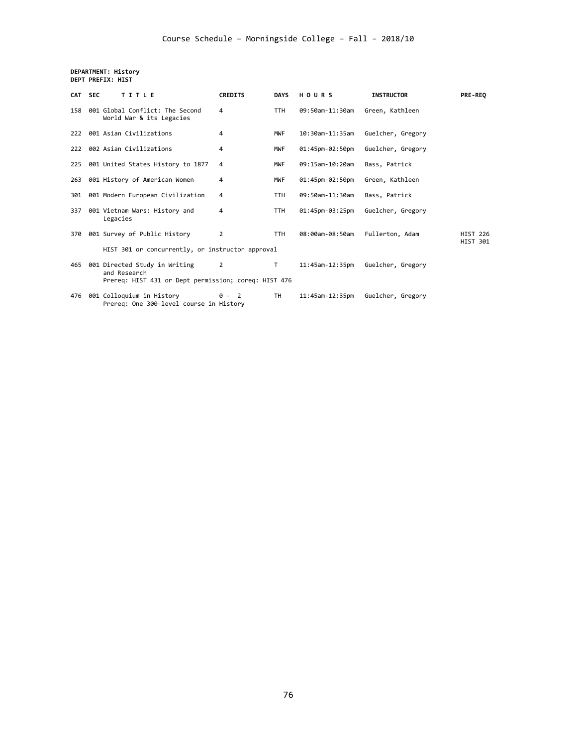# Course Schedule – Morningside College – Fall – 2018/10

**DEPARTMENT: History**
**DEPT PREFIX: HIST**

| CAT | SEC | TITLE | CREDITS | DAYS | HOURS | INSTRUCTOR | PRE-REQ |
|---|---|---|---|---|---|---|---|
| 158 | 001 | Global Conflict: The Second World War & its Legacies | 4 | TTH | 09:50am-11:30am | Green, Kathleen | |
| 222 | 001 | Asian Civilizations | 4 | MWF | 10:30am-11:35am | Guelcher, Gregory | |
| 222 | 002 | Asian Civilizations | 4 | MWF | 01:45pm-02:50pm | Guelcher, Gregory | |
| 225 | 001 | United States History to 1877 | 4 | MWF | 09:15am-10:20am | Bass, Patrick | |
| 263 | 001 | History of American Women | 4 | MWF | 01:45pm-02:50pm | Green, Kathleen | |
| 301 | 001 | Modern European Civilization | 4 | TTH | 09:50am-11:30am | Bass, Patrick | |
| 337 | 001 | Vietnam Wars: History and Legacies | 4 | TTH | 01:45pm-03:25pm | Guelcher, Gregory | |
| 370 | 001 | Survey of Public History<br>HIST 301 or concurrently, or instructor approval | 2 | TTH | 08:00am-08:50am | Fullerton, Adam | HIST 226<br>HIST 301 |
| 465 | 001 | Directed Study in Writing and Research<br>Prereq: HIST 431 or Dept permission; coreq: HIST 476 | 2 | T | 11:45am-12:35pm | Guelcher, Gregory | |
| 476 | 001 | Colloquium in History<br>Prereq: One 300-level course in History | 0 - 2 | TH | 11:45am-12:35pm | Guelcher, Gregory | |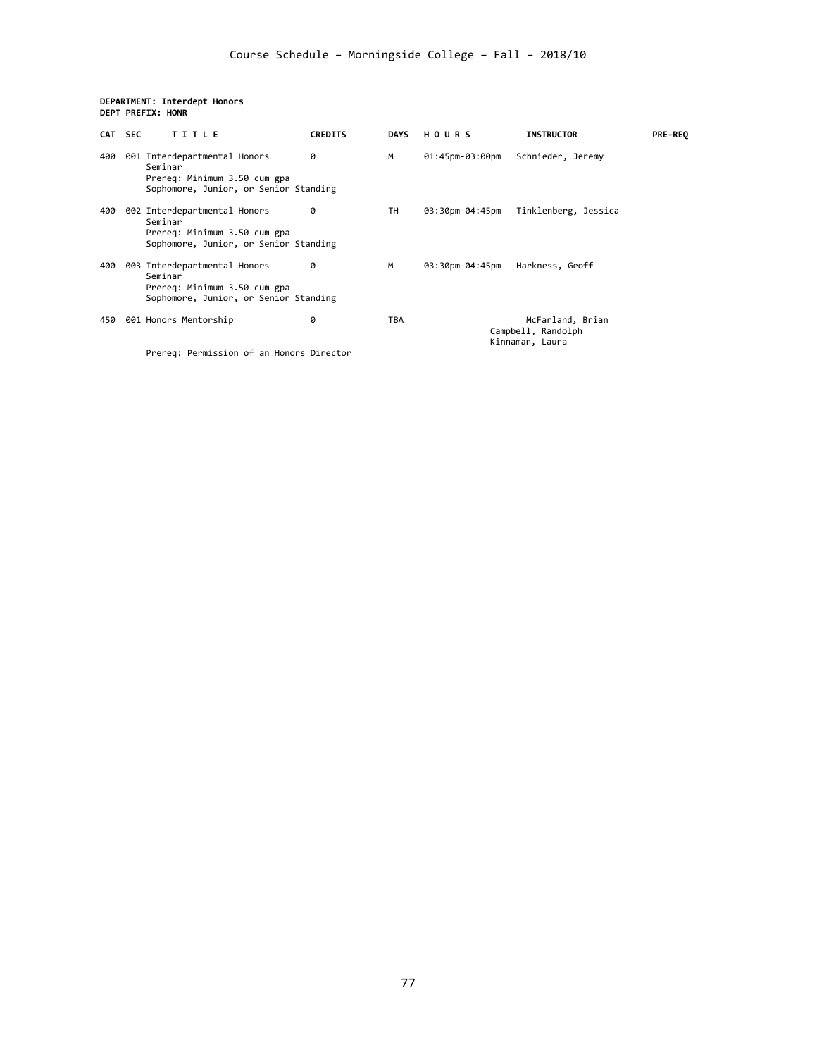**DEPARTMENT: Interdept Honors**
**DEPT PREFIX: HONR**

| CAT | SEC | TITLE | CREDITS | DAYS | HOURS | INSTRUCTOR | PRE-REQ |
|---|---|---|---|---|---|---|---|
| 400 | 001 | Interdepartmental Honors Seminar<br>Prereq: Minimum 3.50 cum gpa<br>Sophomore, Junior, or Senior Standing | 0 | M | 01:45pm-03:00pm | Schnieder, Jeremy | |
| 400 | 002 | Interdepartmental Honors Seminar<br>Prereq: Minimum 3.50 cum gpa<br>Sophomore, Junior, or Senior Standing | 0 | TH | 03:30pm-04:45pm | Tinklenberg, Jessica | |
| 400 | 003 | Interdepartmental Honors Seminar<br>Prereq: Minimum 3.50 cum gpa<br>Sophomore, Junior, or Senior Standing | 0 | M | 03:30pm-04:45pm | Harkness, Geoff | |
| 450 | 001 | Honors Mentorship<br>Prereq: Permission of an Honors Director | 0 | TBA | | McFarland, Brian<br>Campbell, Randolph<br>Kinnaman, Laura | |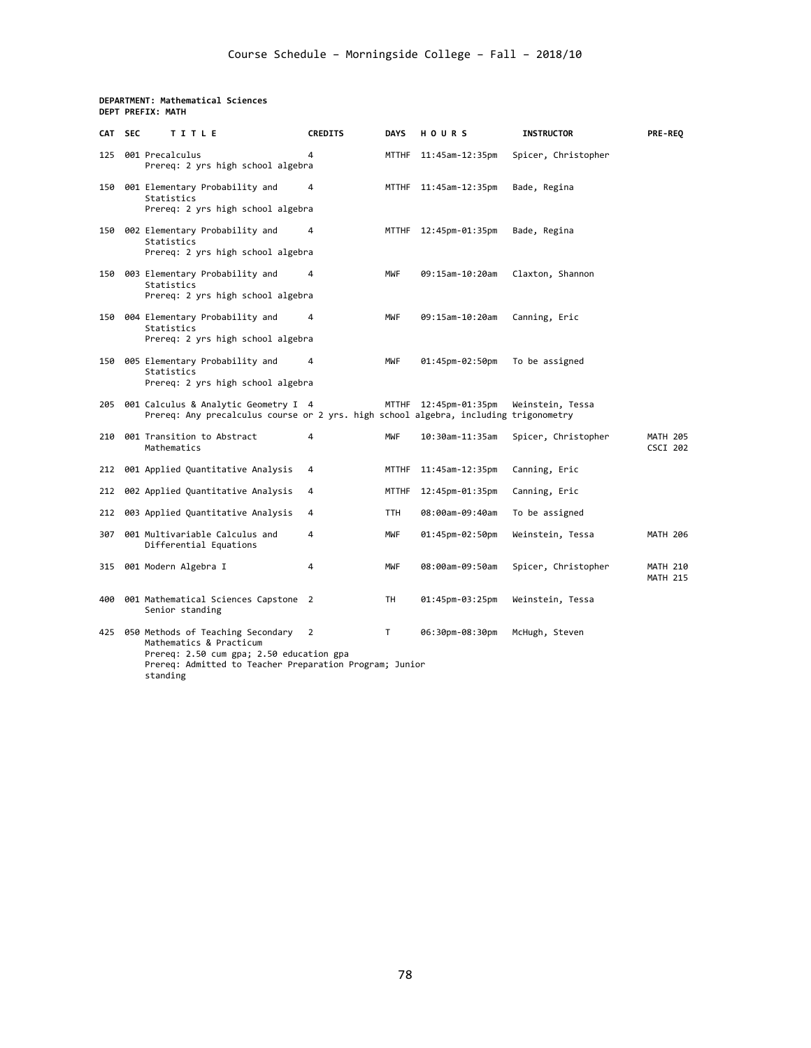Course Schedule – Morningside College – Fall – 2018/10

**DEPARTMENT: Mathematical Sciences**
**DEPT PREFIX: MATH**

| CAT | SEC | TITLE | CREDITS | DAYS | HOURS | INSTRUCTOR | PRE-REQ |
|---|---|---|---|---|---|---|---|
| 125 | 001 | Precalculus<br>Prereq: 2 yrs high school algebra | 4 | MTTHF | 11:45am-12:35pm | Spicer, Christopher | |
| 150 | 001 | Elementary Probability and Statistics<br>Prereq: 2 yrs high school algebra | 4 | MTTHF | 11:45am-12:35pm | Bade, Regina | |
| 150 | 002 | Elementary Probability and Statistics<br>Prereq: 2 yrs high school algebra | 4 | MTTHF | 12:45pm-01:35pm | Bade, Regina | |
| 150 | 003 | Elementary Probability and Statistics<br>Prereq: 2 yrs high school algebra | 4 | MWF | 09:15am-10:20am | Claxton, Shannon | |
| 150 | 004 | Elementary Probability and Statistics<br>Prereq: 2 yrs high school algebra | 4 | MWF | 09:15am-10:20am | Canning, Eric | |
| 150 | 005 | Elementary Probability and Statistics<br>Prereq: 2 yrs high school algebra | 4 | MWF | 01:45pm-02:50pm | To be assigned | |
| 205 | 001 | Calculus & Analytic Geometry I<br>Prereq: Any precalculus course or 2 yrs. high school algebra, including trigonometry | 4 | MTTHF | 12:45pm-01:35pm | Weinstein, Tessa | |
| 210 | 001 | Transition to Abstract Mathematics | 4 | MWF | 10:30am-11:35am | Spicer, Christopher | MATH 205<br>CSCI 202 |
| 212 | 001 | Applied Quantitative Analysis | 4 | MTTHF | 11:45am-12:35pm | Canning, Eric | |
| 212 | 002 | Applied Quantitative Analysis | 4 | MTTHF | 12:45pm-01:35pm | Canning, Eric | |
| 212 | 003 | Applied Quantitative Analysis | 4 | TTH | 08:00am-09:40am | To be assigned | |
| 307 | 001 | Multivariable Calculus and Differential Equations | 4 | MWF | 01:45pm-02:50pm | Weinstein, Tessa | MATH 206 |
| 315 | 001 | Modern Algebra I | 4 | MWF | 08:00am-09:50am | Spicer, Christopher | MATH 210<br>MATH 215 |
| 400 | 001 | Mathematical Sciences Capstone<br>Senior standing | 2 | TH | 01:45pm-03:25pm | Weinstein, Tessa | |
| 425 | 050 | Methods of Teaching Secondary Mathematics & Practicum<br>Prereq: 2.50 cum gpa; 2.50 education gpa<br>Prereq: Admitted to Teacher Preparation Program; Junior standing | 2 | T | 06:30pm-08:30pm | McHugh, Steven | |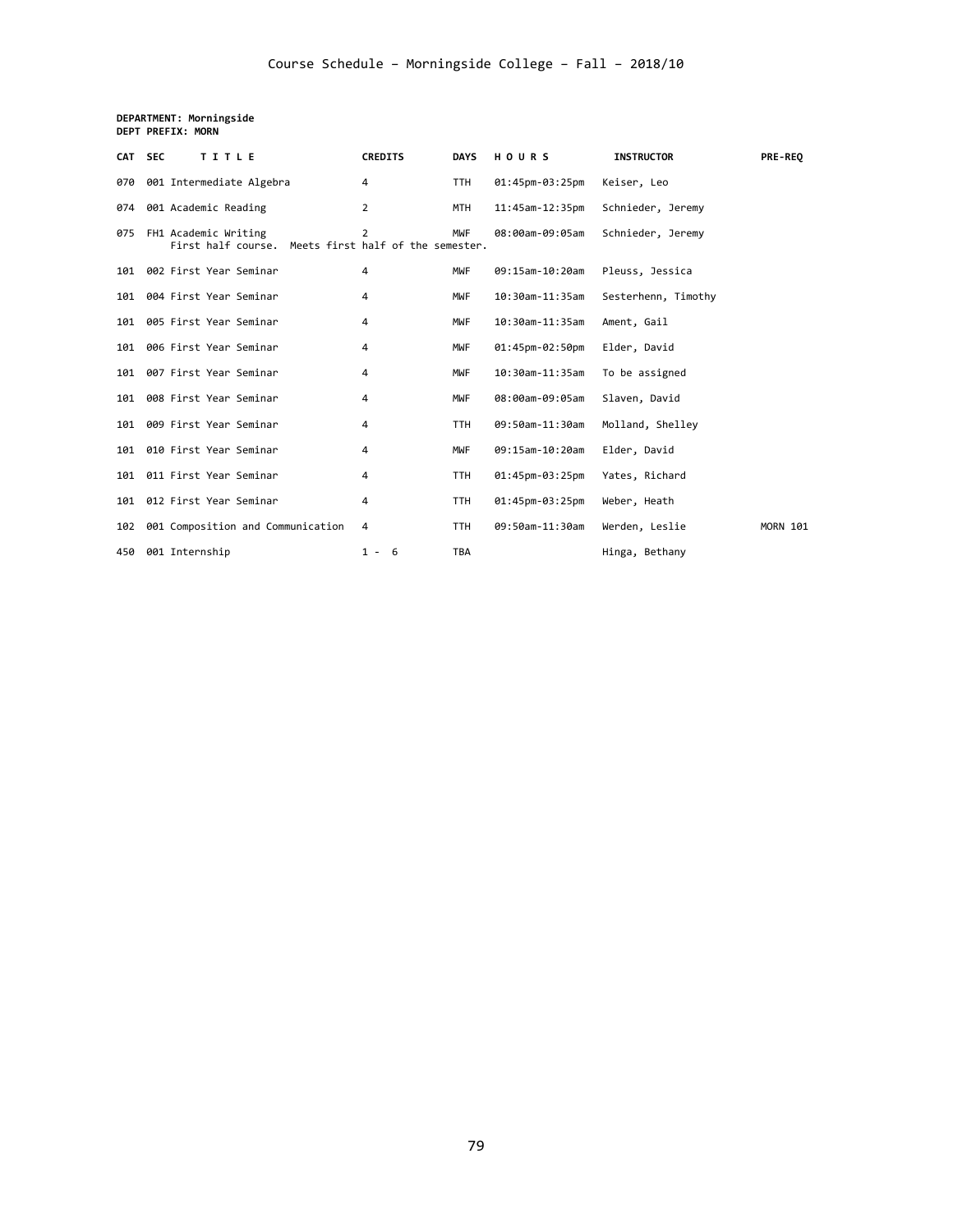# Course Schedule – Morningside College – Fall – 2018/10

**DEPARTMENT: Morningside**
**DEPT PREFIX: MORN**

| CAT | SEC | TITLE | CREDITS | DAYS | HOURS | INSTRUCTOR | PRE-REQ |
|---|---|---|---|---|---|---|---|
| 070 | 001 | Intermediate Algebra | 4 | TTH | 01:45pm-03:25pm | Keiser, Leo | |
| 074 | 001 | Academic Reading | 2 | MTH | 11:45am-12:35pm | Schnieder, Jeremy | |
| 075 | FH1 | Academic Writing<br>First half course. Meets first half of the semester. | 2 | MWF | 08:00am-09:05am | Schnieder, Jeremy | |
| 101 | 002 | First Year Seminar | 4 | MWF | 09:15am-10:20am | Pleuss, Jessica | |
| 101 | 004 | First Year Seminar | 4 | MWF | 10:30am-11:35am | Sesterhenn, Timothy | |
| 101 | 005 | First Year Seminar | 4 | MWF | 10:30am-11:35am | Ament, Gail | |
| 101 | 006 | First Year Seminar | 4 | MWF | 01:45pm-02:50pm | Elder, David | |
| 101 | 007 | First Year Seminar | 4 | MWF | 10:30am-11:35am | To be assigned | |
| 101 | 008 | First Year Seminar | 4 | MWF | 08:00am-09:05am | Slaven, David | |
| 101 | 009 | First Year Seminar | 4 | TTH | 09:50am-11:30am | Molland, Shelley | |
| 101 | 010 | First Year Seminar | 4 | MWF | 09:15am-10:20am | Elder, David | |
| 101 | 011 | First Year Seminar | 4 | TTH | 01:45pm-03:25pm | Yates, Richard | |
| 101 | 012 | First Year Seminar | 4 | TTH | 01:45pm-03:25pm | Weber, Heath | |
| 102 | 001 | Composition and Communication | 4 | TTH | 09:50am-11:30am | Werden, Leslie | MORN 101 |
| 450 | 001 | Internship | 1 - 6 | TBA | | Hinga, Bethany | |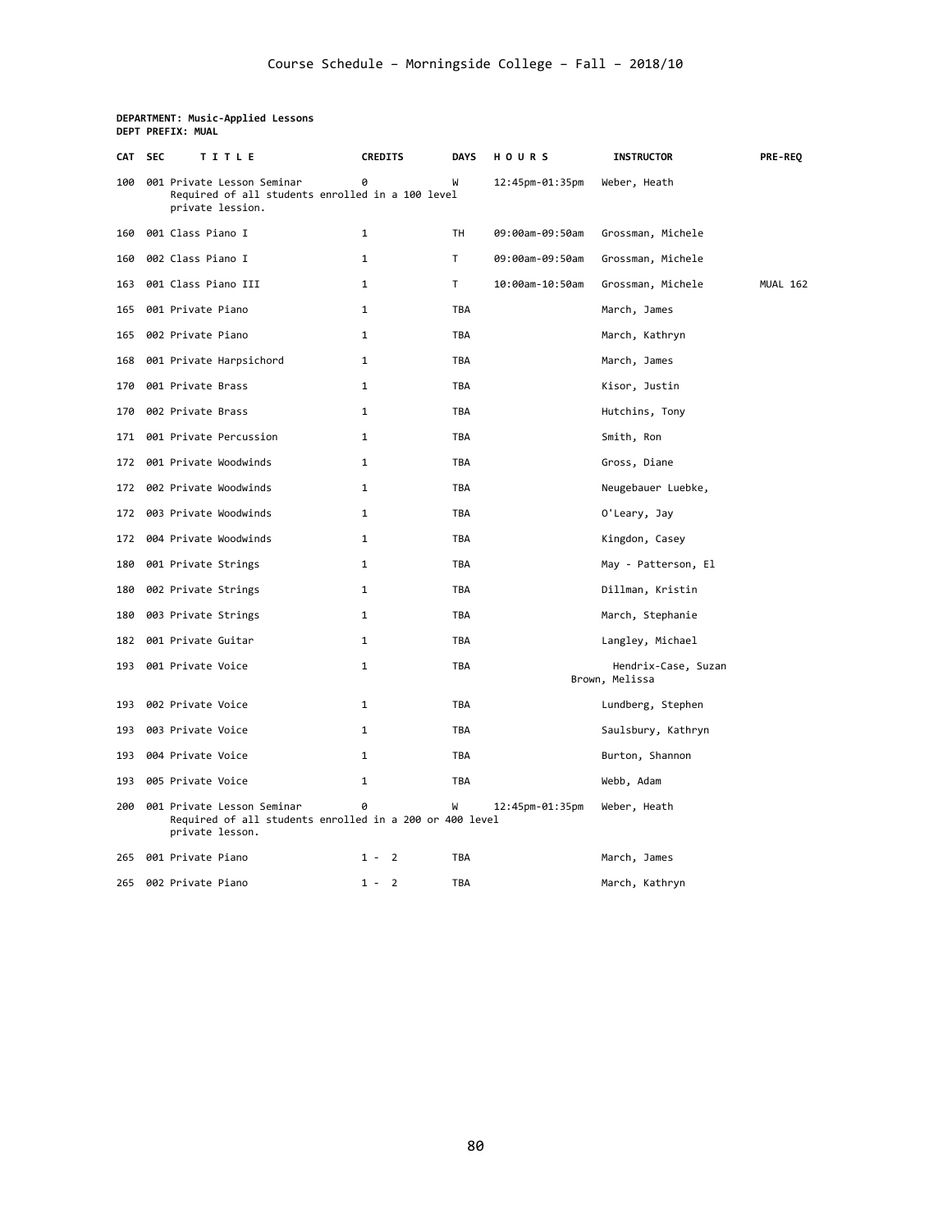**DEPARTMENT: Music-Applied Lessons**
**DEPT PREFIX: MUAL**

| CAT | SEC | TITLE | CREDITS | DAYS | HOURS | INSTRUCTOR | PRE-REQ |
|---|---|---|---|---|---|---|---|
| 100 | 001 | Private Lesson Seminar<br>Required of all students enrolled in a 100 level private lession. | 0 | W | 12:45pm-01:35pm | Weber, Heath | |
| 160 | 001 | Class Piano I | 1 | TH | 09:00am-09:50am | Grossman, Michele | |
| 160 | 002 | Class Piano I | 1 | T | 09:00am-09:50am | Grossman, Michele | |
| 163 | 001 | Class Piano III | 1 | T | 10:00am-10:50am | Grossman, Michele | MUAL 162 |
| 165 | 001 | Private Piano | 1 | TBA | | March, James | |
| 165 | 002 | Private Piano | 1 | TBA | | March, Kathryn | |
| 168 | 001 | Private Harpsichord | 1 | TBA | | March, James | |
| 170 | 001 | Private Brass | 1 | TBA | | Kisor, Justin | |
| 170 | 002 | Private Brass | 1 | TBA | | Hutchins, Tony | |
| 171 | 001 | Private Percussion | 1 | TBA | | Smith, Ron | |
| 172 | 001 | Private Woodwinds | 1 | TBA | | Gross, Diane | |
| 172 | 002 | Private Woodwinds | 1 | TBA | | Neugebauer Luebke, | |
| 172 | 003 | Private Woodwinds | 1 | TBA | | O'Leary, Jay | |
| 172 | 004 | Private Woodwinds | 1 | TBA | | Kingdon, Casey | |
| 180 | 001 | Private Strings | 1 | TBA | | May - Patterson, El | |
| 180 | 002 | Private Strings | 1 | TBA | | Dillman, Kristin | |
| 180 | 003 | Private Strings | 1 | TBA | | March, Stephanie | |
| 182 | 001 | Private Guitar | 1 | TBA | | Langley, Michael | |
| 193 | 001 | Private Voice | 1 | TBA | | Hendrix-Case, Suzan<br>Brown, Melissa | |
| 193 | 002 | Private Voice | 1 | TBA | | Lundberg, Stephen | |
| 193 | 003 | Private Voice | 1 | TBA | | Saulsbury, Kathryn | |
| 193 | 004 | Private Voice | 1 | TBA | | Burton, Shannon | |
| 193 | 005 | Private Voice | 1 | TBA | | Webb, Adam | |
| 200 | 001 | Private Lesson Seminar<br>Required of all students enrolled in a 200 or 400 level private lesson. | 0 | W | 12:45pm-01:35pm | Weber, Heath | |
| 265 | 001 | Private Piano | 1 - 2 | TBA | | March, James | |
| 265 | 002 | Private Piano | 1 - 2 | TBA | | March, Kathryn | |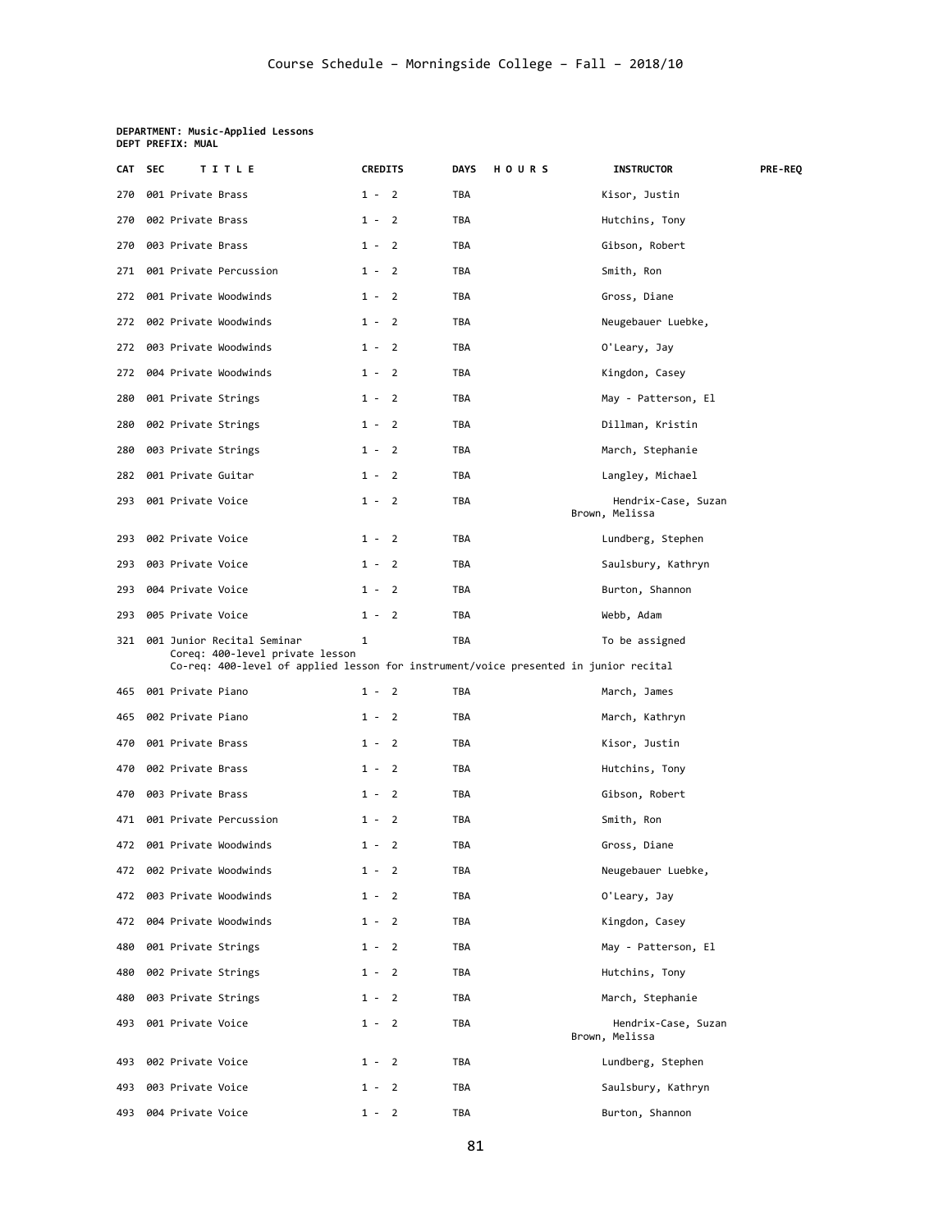# Course Schedule – Morningside College – Fall – 2018/10

**DEPARTMENT: Music-Applied Lessons**
**DEPT PREFIX: MUAL**

| CAT | SEC | TITLE | CREDITS | DAYS | HOURS | INSTRUCTOR | PRE-REQ |
|---|---|---|---|---|---|---|---|
| 270 | 001 | Private Brass | 1 - 2 | TBA | | Kisor, Justin | |
| 270 | 002 | Private Brass | 1 - 2 | TBA | | Hutchins, Tony | |
| 270 | 003 | Private Brass | 1 - 2 | TBA | | Gibson, Robert | |
| 271 | 001 | Private Percussion | 1 - 2 | TBA | | Smith, Ron | |
| 272 | 001 | Private Woodwinds | 1 - 2 | TBA | | Gross, Diane | |
| 272 | 002 | Private Woodwinds | 1 - 2 | TBA | | Neugebauer Luebke, | |
| 272 | 003 | Private Woodwinds | 1 - 2 | TBA | | O'Leary, Jay | |
| 272 | 004 | Private Woodwinds | 1 - 2 | TBA | | Kingdon, Casey | |
| 280 | 001 | Private Strings | 1 - 2 | TBA | | May - Patterson, El | |
| 280 | 002 | Private Strings | 1 - 2 | TBA | | Dillman, Kristin | |
| 280 | 003 | Private Strings | 1 - 2 | TBA | | March, Stephanie | |
| 282 | 001 | Private Guitar | 1 - 2 | TBA | | Langley, Michael | |
| 293 | 001 | Private Voice | 1 - 2 | TBA | | Hendrix-Case, Suzan; Brown, Melissa | |
| 293 | 002 | Private Voice | 1 - 2 | TBA | | Lundberg, Stephen | |
| 293 | 003 | Private Voice | 1 - 2 | TBA | | Saulsbury, Kathryn | |
| 293 | 004 | Private Voice | 1 - 2 | TBA | | Burton, Shannon | |
| 293 | 005 | Private Voice | 1 - 2 | TBA | | Webb, Adam | |
| 321 | 001 | Junior Recital Seminar<br>Coreq: 400-level private lesson<br>Co-req: 400-level of applied lesson for instrument/voice presented in junior recital | 1 | TBA | | To be assigned | |
| 465 | 001 | Private Piano | 1 - 2 | TBA | | March, James | |
| 465 | 002 | Private Piano | 1 - 2 | TBA | | March, Kathryn | |
| 470 | 001 | Private Brass | 1 - 2 | TBA | | Kisor, Justin | |
| 470 | 002 | Private Brass | 1 - 2 | TBA | | Hutchins, Tony | |
| 470 | 003 | Private Brass | 1 - 2 | TBA | | Gibson, Robert | |
| 471 | 001 | Private Percussion | 1 - 2 | TBA | | Smith, Ron | |
| 472 | 001 | Private Woodwinds | 1 - 2 | TBA | | Gross, Diane | |
| 472 | 002 | Private Woodwinds | 1 - 2 | TBA | | Neugebauer Luebke, | |
| 472 | 003 | Private Woodwinds | 1 - 2 | TBA | | O'Leary, Jay | |
| 472 | 004 | Private Woodwinds | 1 - 2 | TBA | | Kingdon, Casey | |
| 480 | 001 | Private Strings | 1 - 2 | TBA | | May - Patterson, El | |
| 480 | 002 | Private Strings | 1 - 2 | TBA | | Hutchins, Tony | |
| 480 | 003 | Private Strings | 1 - 2 | TBA | | March, Stephanie | |
| 493 | 001 | Private Voice | 1 - 2 | TBA | | Hendrix-Case, Suzan; Brown, Melissa | |
| 493 | 002 | Private Voice | 1 - 2 | TBA | | Lundberg, Stephen | |
| 493 | 003 | Private Voice | 1 - 2 | TBA | | Saulsbury, Kathryn | |
| 493 | 004 | Private Voice | 1 - 2 | TBA | | Burton, Shannon | |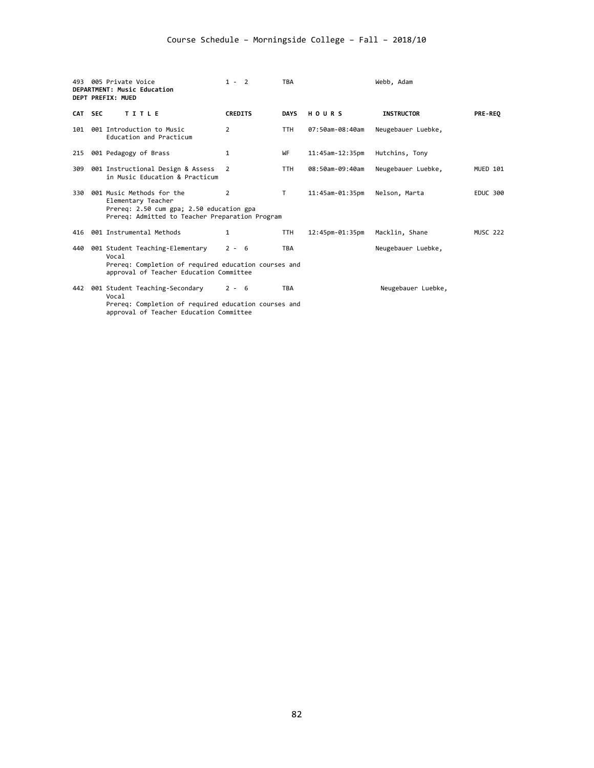| CAT | SEC | TITLE | CREDITS | DAYS | HOURS | INSTRUCTOR | PRE-REQ |
|---|---|---|---|---|---|---|---|
| 493 | 005 | Private Voice | 1 - 2 | TBA | | Webb, Adam | |

**DEPARTMENT: Music Education**
**DEPT PREFIX: MUED**

| CAT | SEC | TITLE | CREDITS | DAYS | HOURS | INSTRUCTOR | PRE-REQ |
|---|---|---|---|---|---|---|---|
| 101 | 001 | Introduction to Music Education and Practicum | 2 | TTH | 07:50am-08:40am | Neugebauer Luebke, | |
| 215 | 001 | Pedagogy of Brass | 1 | WF | 11:45am-12:35pm | Hutchins, Tony | |
| 309 | 001 | Instructional Design & Assess in Music Education & Practicum | 2 | TTH | 08:50am-09:40am | Neugebauer Luebke, | MUED 101 |
| 330 | 001 | Music Methods for the Elementary Teacher<br>Prereq: 2.50 cum gpa; 2.50 education gpa<br>Prereq: Admitted to Teacher Preparation Program | 2 | T | 11:45am-01:35pm | Nelson, Marta | EDUC 300 |
| 416 | 001 | Instrumental Methods | 1 | TTH | 12:45pm-01:35pm | Macklin, Shane | MUSC 222 |
| 440 | 001 | Student Teaching-Elementary Vocal<br>Prereq: Completion of required education courses and approval of Teacher Education Committee | 2 - 6 | TBA | | Neugebauer Luebke, | |
| 442 | 001 | Student Teaching-Secondary Vocal<br>Prereq: Completion of required education courses and approval of Teacher Education Committee | 2 - 6 | TBA | | Neugebauer Luebke, | |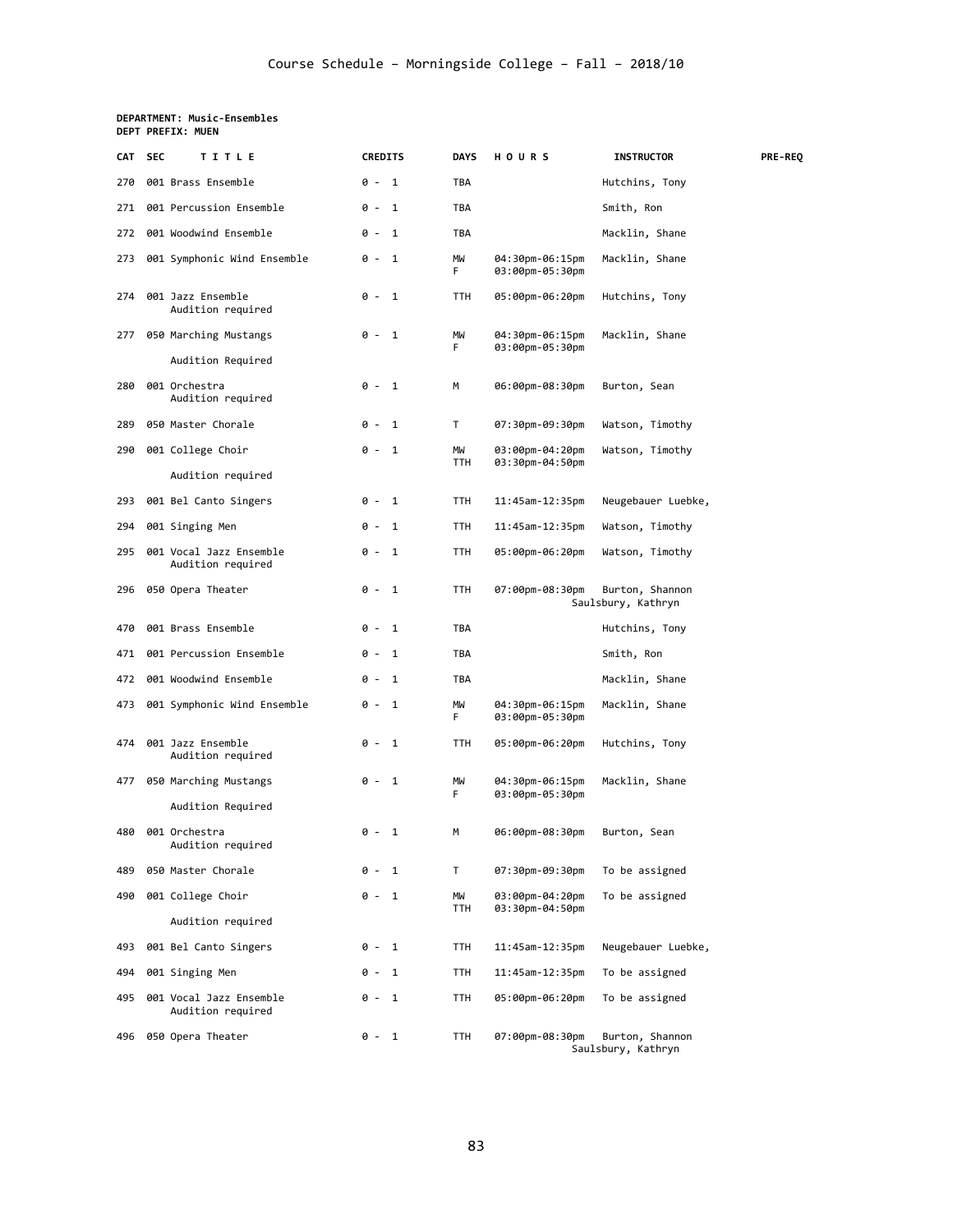# Course Schedule – Morningside College – Fall – 2018/10

**DEPARTMENT: Music-Ensembles**
**DEPT PREFIX: MUEN**

| CAT | SEC | TITLE | CREDITS | DAYS | HOURS | INSTRUCTOR | PRE-REQ |
|---|---|---|---|---|---|---|---|
| 270 | 001 | Brass Ensemble | 0 - 1 | TBA | | Hutchins, Tony | |
| 271 | 001 | Percussion Ensemble | 0 - 1 | TBA | | Smith, Ron | |
| 272 | 001 | Woodwind Ensemble | 0 - 1 | TBA | | Macklin, Shane | |
| 273 | 001 | Symphonic Wind Ensemble | 0 - 1 | MW<br>F | 04:30pm-06:15pm<br>03:00pm-05:30pm | Macklin, Shane | |
| 274 | 001 | Jazz Ensemble<br>Audition required | 0 - 1 | TTH | 05:00pm-06:20pm | Hutchins, Tony | |
| 277 | 050 | Marching Mustangs<br>Audition Required | 0 - 1 | MW<br>F | 04:30pm-06:15pm<br>03:00pm-05:30pm | Macklin, Shane | |
| 280 | 001 | Orchestra<br>Audition required | 0 - 1 | M | 06:00pm-08:30pm | Burton, Sean | |
| 289 | 050 | Master Chorale | 0 - 1 | T | 07:30pm-09:30pm | Watson, Timothy | |
| 290 | 001 | College Choir<br>Audition required | 0 - 1 | MW<br>TTH | 03:00pm-04:20pm<br>03:30pm-04:50pm | Watson, Timothy | |
| 293 | 001 | Bel Canto Singers | 0 - 1 | TTH | 11:45am-12:35pm | Neugebauer Luebke, | |
| 294 | 001 | Singing Men | 0 - 1 | TTH | 11:45am-12:35pm | Watson, Timothy | |
| 295 | 001 | Vocal Jazz Ensemble<br>Audition required | 0 - 1 | TTH | 05:00pm-06:20pm | Watson, Timothy | |
| 296 | 050 | Opera Theater | 0 - 1 | TTH | 07:00pm-08:30pm | Burton, Shannon<br>Saulsbury, Kathryn | |
| 470 | 001 | Brass Ensemble | 0 - 1 | TBA | | Hutchins, Tony | |
| 471 | 001 | Percussion Ensemble | 0 - 1 | TBA | | Smith, Ron | |
| 472 | 001 | Woodwind Ensemble | 0 - 1 | TBA | | Macklin, Shane | |
| 473 | 001 | Symphonic Wind Ensemble | 0 - 1 | MW<br>F | 04:30pm-06:15pm<br>03:00pm-05:30pm | Macklin, Shane | |
| 474 | 001 | Jazz Ensemble<br>Audition required | 0 - 1 | TTH | 05:00pm-06:20pm | Hutchins, Tony | |
| 477 | 050 | Marching Mustangs<br>Audition Required | 0 - 1 | MW<br>F | 04:30pm-06:15pm<br>03:00pm-05:30pm | Macklin, Shane | |
| 480 | 001 | Orchestra<br>Audition required | 0 - 1 | M | 06:00pm-08:30pm | Burton, Sean | |
| 489 | 050 | Master Chorale | 0 - 1 | T | 07:30pm-09:30pm | To be assigned | |
| 490 | 001 | College Choir<br>Audition required | 0 - 1 | MW<br>TTH | 03:00pm-04:20pm<br>03:30pm-04:50pm | To be assigned | |
| 493 | 001 | Bel Canto Singers | 0 - 1 | TTH | 11:45am-12:35pm | Neugebauer Luebke, | |
| 494 | 001 | Singing Men | 0 - 1 | TTH | 11:45am-12:35pm | To be assigned | |
| 495 | 001 | Vocal Jazz Ensemble<br>Audition required | 0 - 1 | TTH | 05:00pm-06:20pm | To be assigned | |
| 496 | 050 | Opera Theater | 0 - 1 | TTH | 07:00pm-08:30pm | Burton, Shannon<br>Saulsbury, Kathryn | |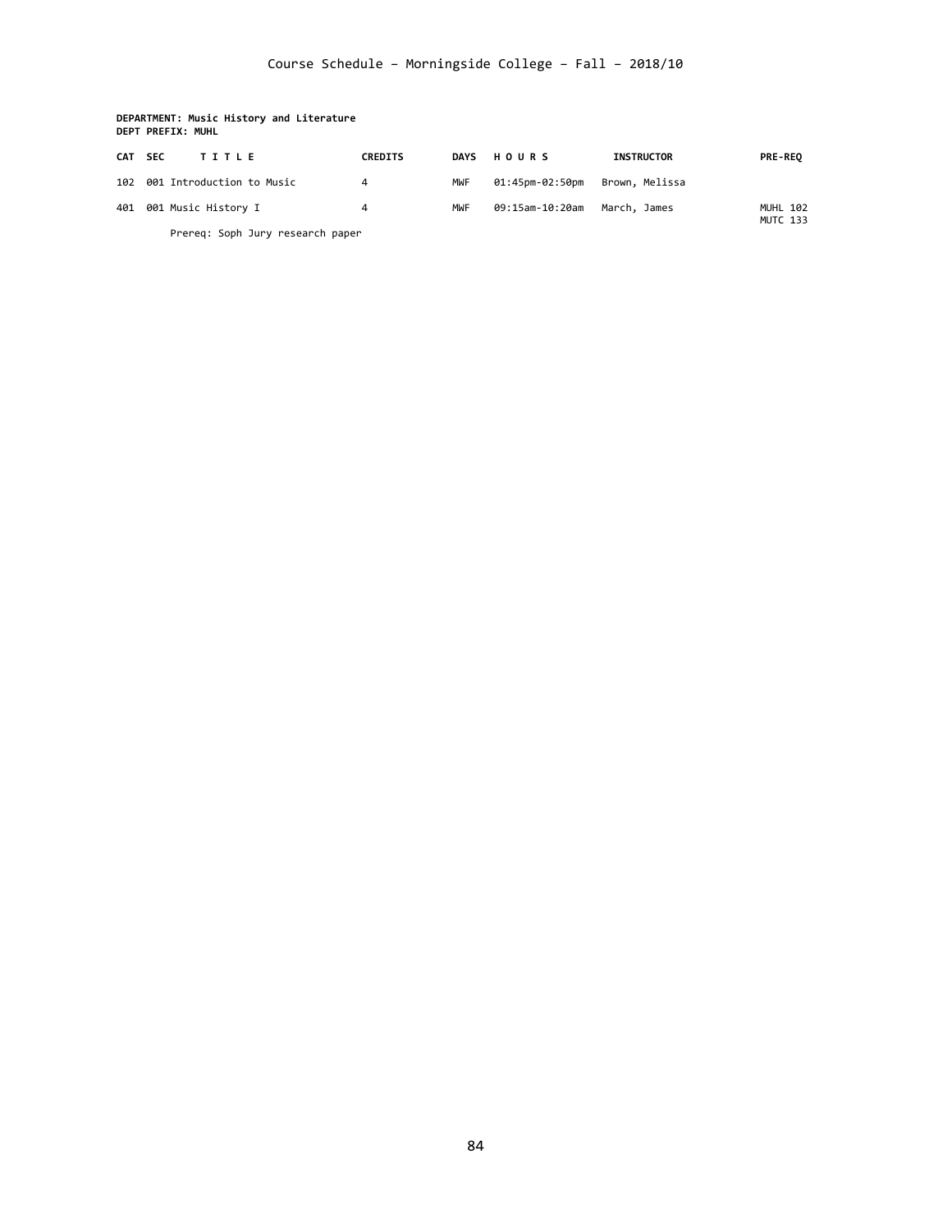Course Schedule – Morningside College – Fall – 2018/10

**DEPARTMENT: Music History and Literature**
**DEPT PREFIX: MUHL**

| CAT | SEC | TITLE | CREDITS | DAYS | HOURS | INSTRUCTOR | PRE-REQ |
|---|---|---|---|---|---|---|---|
| 102 | 001 | Introduction to Music | 4 | MWF | 01:45pm-02:50pm | Brown, Melissa | |
| 401 | 001 | Music History I | 4 | MWF | 09:15am-10:20am | March, James | MUHL 102 MUTC 133 |
| | | Prereq: Soph Jury research paper | | | | | |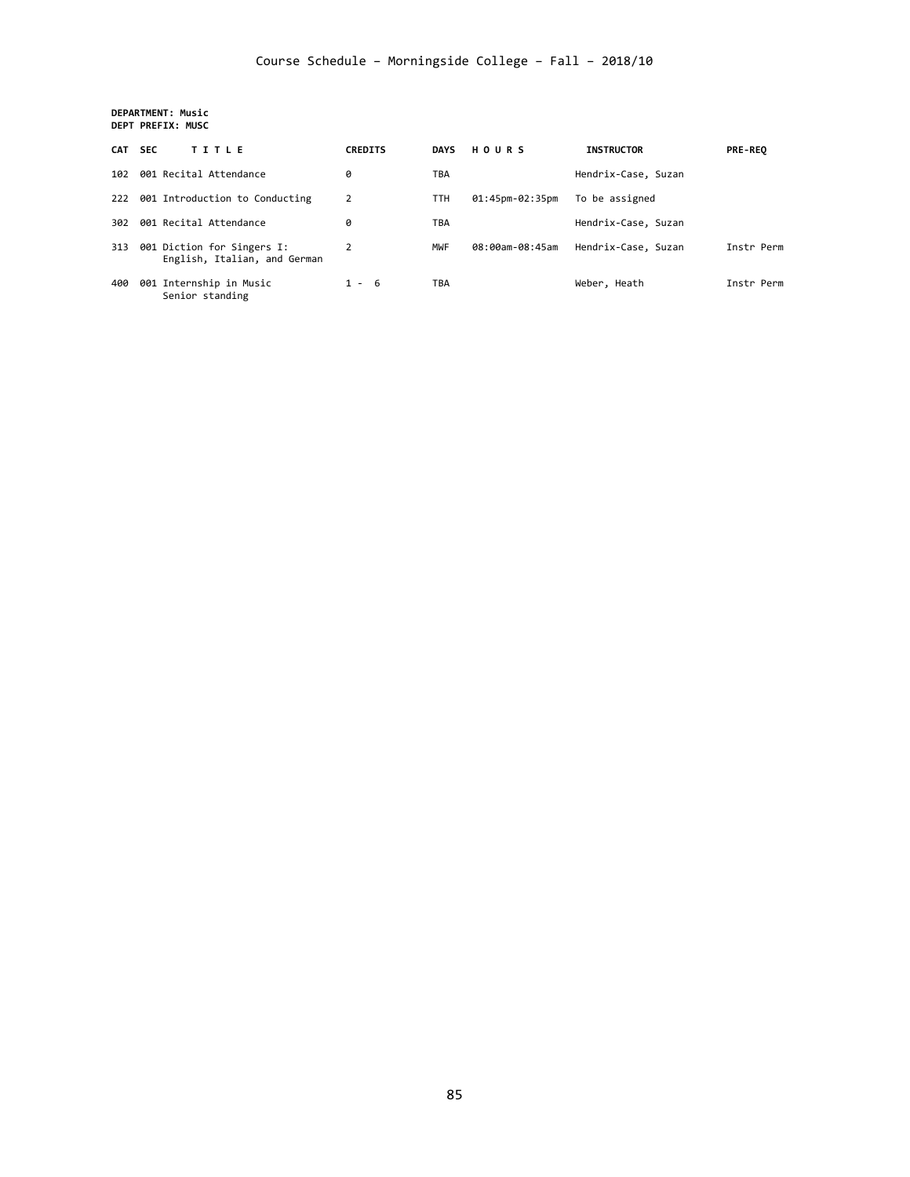Course Schedule – Morningside College – Fall – 2018/10

**DEPARTMENT: Music**
**DEPT PREFIX: MUSC**

| CAT | SEC | TITLE | CREDITS | DAYS | HOURS | INSTRUCTOR | PRE-REQ |
|---|---|---|---|---|---|---|---|
| 102 | 001 | Recital Attendance | 0 | TBA | | Hendrix-Case, Suzan | |
| 222 | 001 | Introduction to Conducting | 2 | TTH | 01:45pm-02:35pm | To be assigned | |
| 302 | 001 | Recital Attendance | 0 | TBA | | Hendrix-Case, Suzan | |
| 313 | 001 | Diction for Singers I: English, Italian, and German | 2 | MWF | 08:00am-08:45am | Hendrix-Case, Suzan | Instr Perm |
| 400 | 001 | Internship in Music Senior standing | 1 - 6 | TBA | | Weber, Heath | Instr Perm |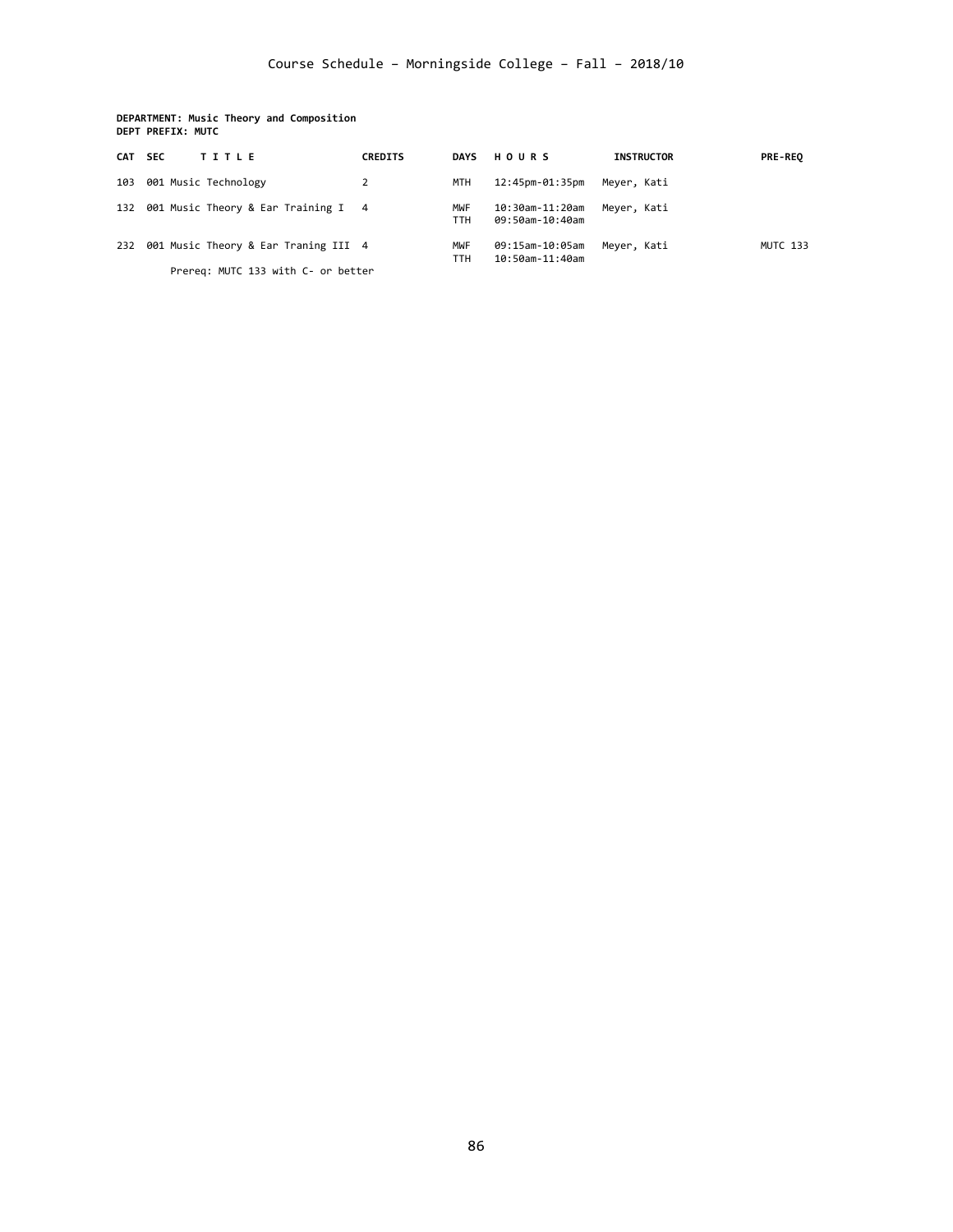Course Schedule – Morningside College – Fall – 2018/10

**DEPARTMENT: Music Theory and Composition**
**DEPT PREFIX: MUTC**

| CAT | SEC | TITLE | CREDITS | DAYS | HOURS | INSTRUCTOR | PRE-REQ |
|---|---|---|---|---|---|---|---|
| 103 | 001 | Music Technology | 2 | MTH | 12:45pm-01:35pm | Meyer, Kati | |
| 132 | 001 | Music Theory & Ear Training I | 4 | MWF | 10:30am-11:20am | Meyer, Kati | |
| | | | | TTH | 09:50am-10:40am | | |
| 232 | 001 | Music Theory & Ear Traning III | 4 | MWF | 09:15am-10:05am | Meyer, Kati | MUTC 133 |
| | | | | TTH | 10:50am-11:40am | | |
| | | Prereq: MUTC 133 with C- or better | | | | | |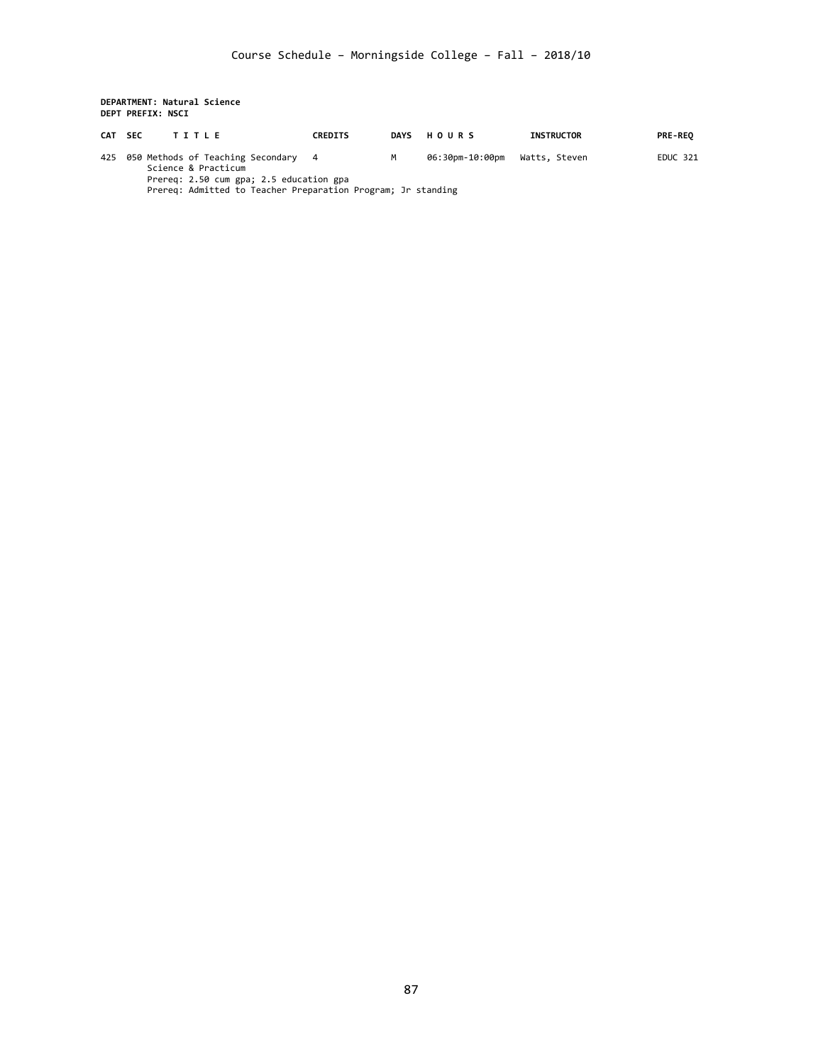**DEPARTMENT: Natural Science**
**DEPT PREFIX: NSCI**

| CAT | SEC | TITLE | CREDITS | DAYS | HOURS | INSTRUCTOR | PRE-REQ |
|---|---|---|---|---|---|---|---|
| 425 | 050 | Methods of Teaching Secondary Science & Practicum<br>Prereq: 2.50 cum gpa; 2.5 education gpa<br>Prereq: Admitted to Teacher Preparation Program; Jr standing | 4 | M | 06:30pm-10:00pm | Watts, Steven | EDUC 321 |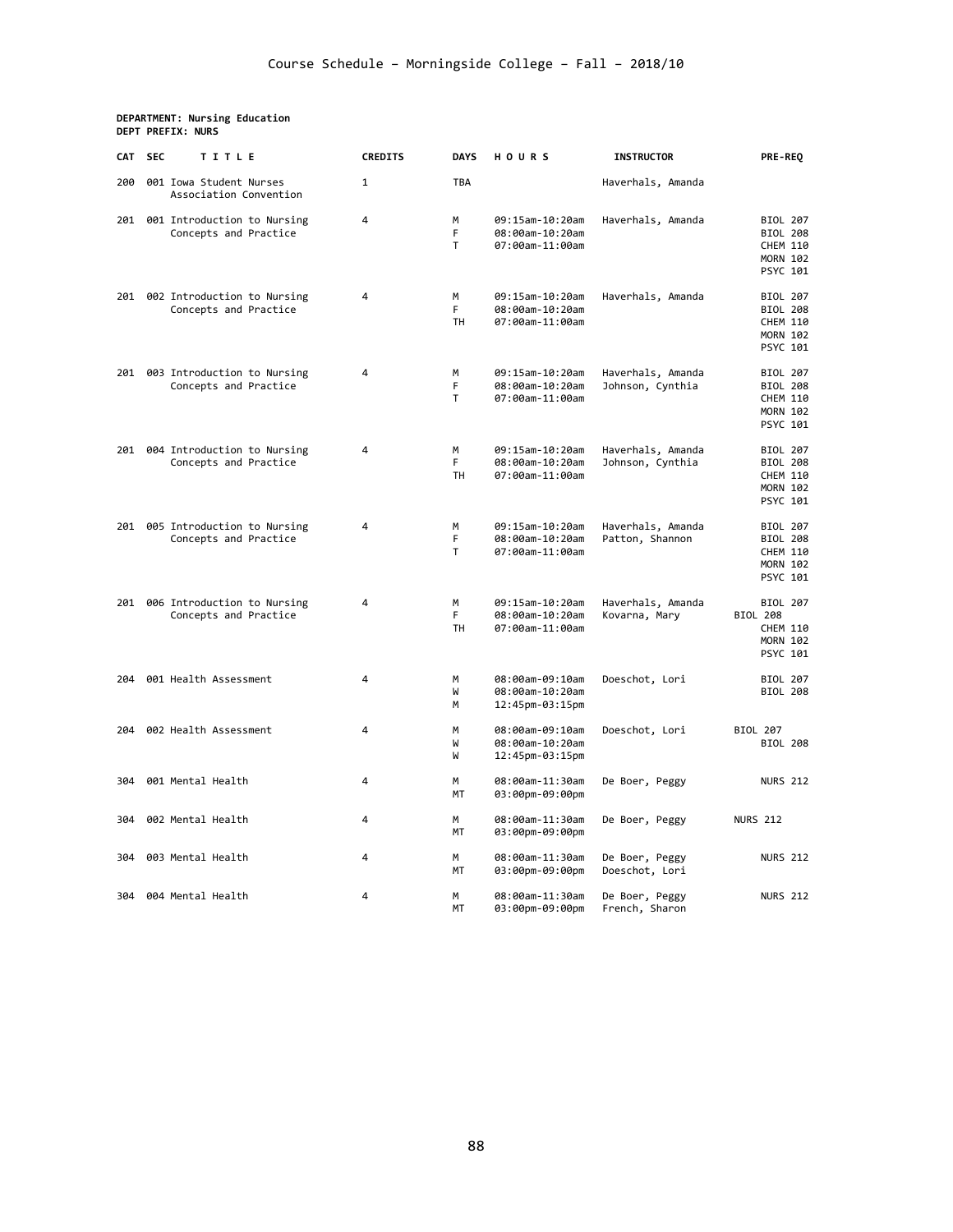Course Schedule – Morningside College – Fall – 2018/10

**DEPARTMENT: Nursing Education**
**DEPT PREFIX: NURS**

| CAT | SEC | TITLE | CREDITS | DAYS | HOURS | INSTRUCTOR | PRE-REQ |
|---|---|---|---|---|---|---|---|
| 200 | 001 | Iowa Student Nurses Association Convention | 1 | TBA | | Haverhals, Amanda | |
| 201 | 001 | Introduction to Nursing Concepts and Practice | 4 | M<br>F<br>T | 09:15am-10:20am<br>08:00am-10:20am<br>07:00am-11:00am | Haverhals, Amanda | BIOL 207<br>BIOL 208<br>CHEM 110<br>MORN 102<br>PSYC 101 |
| 201 | 002 | Introduction to Nursing Concepts and Practice | 4 | M<br>F<br>TH | 09:15am-10:20am<br>08:00am-10:20am<br>07:00am-11:00am | Haverhals, Amanda | BIOL 207<br>BIOL 208<br>CHEM 110<br>MORN 102<br>PSYC 101 |
| 201 | 003 | Introduction to Nursing Concepts and Practice | 4 | M<br>F<br>T | 09:15am-10:20am<br>08:00am-10:20am<br>07:00am-11:00am | Haverhals, Amanda<br>Johnson, Cynthia | BIOL 207<br>BIOL 208<br>CHEM 110<br>MORN 102<br>PSYC 101 |
| 201 | 004 | Introduction to Nursing Concepts and Practice | 4 | M<br>F<br>TH | 09:15am-10:20am<br>08:00am-10:20am<br>07:00am-11:00am | Haverhals, Amanda<br>Johnson, Cynthia | BIOL 207<br>BIOL 208<br>CHEM 110<br>MORN 102<br>PSYC 101 |
| 201 | 005 | Introduction to Nursing Concepts and Practice | 4 | M<br>F<br>T | 09:15am-10:20am<br>08:00am-10:20am<br>07:00am-11:00am | Haverhals, Amanda<br>Patton, Shannon | BIOL 207<br>BIOL 208<br>CHEM 110<br>MORN 102<br>PSYC 101 |
| 201 | 006 | Introduction to Nursing Concepts and Practice | 4 | M<br>F<br>TH | 09:15am-10:20am<br>08:00am-10:20am<br>07:00am-11:00am | Haverhals, Amanda<br>Kovarna, Mary | BIOL 207<br>BIOL 208<br>CHEM 110<br>MORN 102<br>PSYC 101 |
| 204 | 001 | Health Assessment | 4 | M<br>W<br>M | 08:00am-09:10am<br>08:00am-10:20am<br>12:45pm-03:15pm | Doeschot, Lori | BIOL 207<br>BIOL 208 |
| 204 | 002 | Health Assessment | 4 | M<br>W<br>W | 08:00am-09:10am<br>08:00am-10:20am<br>12:45pm-03:15pm | Doeschot, Lori | BIOL 207<br>BIOL 208 |
| 304 | 001 | Mental Health | 4 | M<br>MT | 08:00am-11:30am<br>03:00pm-09:00pm | De Boer, Peggy | NURS 212 |
| 304 | 002 | Mental Health | 4 | M<br>MT | 08:00am-11:30am<br>03:00pm-09:00pm | De Boer, Peggy | NURS 212 |
| 304 | 003 | Mental Health | 4 | M<br>MT | 08:00am-11:30am<br>03:00pm-09:00pm | De Boer, Peggy<br>Doeschot, Lori | NURS 212 |
| 304 | 004 | Mental Health | 4 | M<br>MT | 08:00am-11:30am<br>03:00pm-09:00pm | De Boer, Peggy<br>French, Sharon | NURS 212 |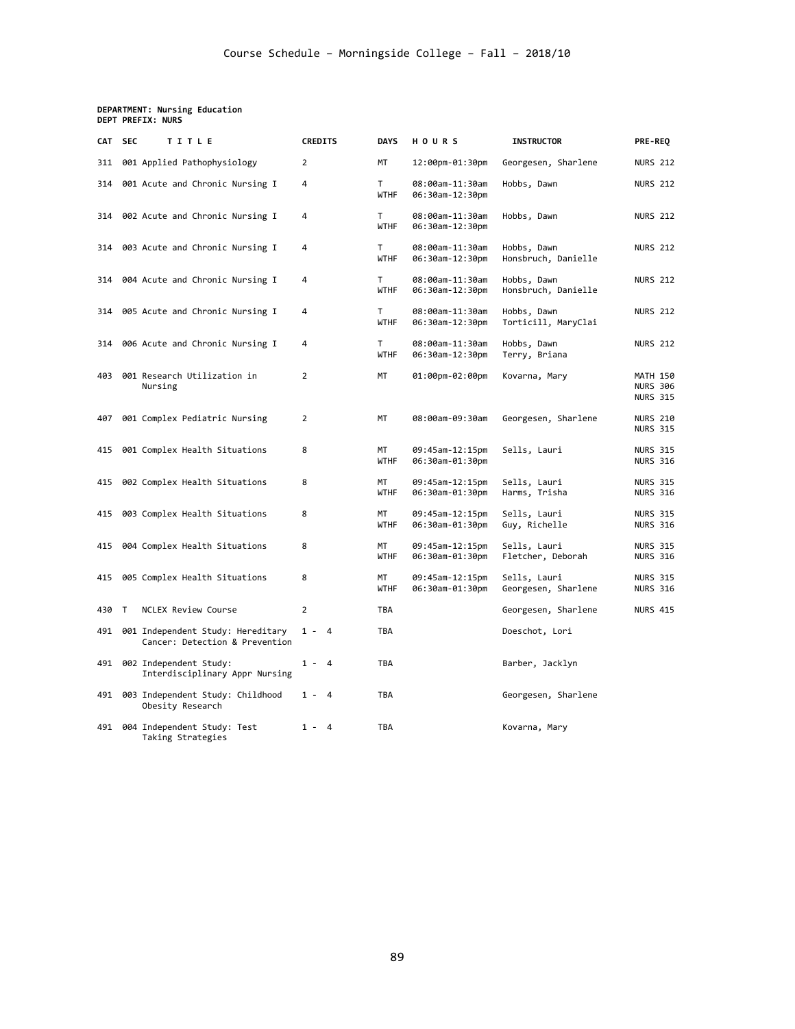# Course Schedule – Morningside College – Fall – 2018/10

**DEPARTMENT: Nursing Education**
**DEPT PREFIX: NURS**

| CAT | SEC | TITLE | CREDITS | DAYS | HOURS | INSTRUCTOR | PRE-REQ |
|---|---|---|---|---|---|---|---|
| 311 | 001 | Applied Pathophysiology | 2 | MT | 12:00pm-01:30pm | Georgesen, Sharlene | NURS 212 |
| 314 | 001 | Acute and Chronic Nursing I | 4 | T<br>WTHF | 08:00am-11:30am<br>06:30am-12:30pm | Hobbs, Dawn | NURS 212 |
| 314 | 002 | Acute and Chronic Nursing I | 4 | T<br>WTHF | 08:00am-11:30am<br>06:30am-12:30pm | Hobbs, Dawn | NURS 212 |
| 314 | 003 | Acute and Chronic Nursing I | 4 | T<br>WTHF | 08:00am-11:30am<br>06:30am-12:30pm | Hobbs, Dawn<br>Honsbruch, Danielle | NURS 212 |
| 314 | 004 | Acute and Chronic Nursing I | 4 | T<br>WTHF | 08:00am-11:30am<br>06:30am-12:30pm | Hobbs, Dawn<br>Honsbruch, Danielle | NURS 212 |
| 314 | 005 | Acute and Chronic Nursing I | 4 | T<br>WTHF | 08:00am-11:30am<br>06:30am-12:30pm | Hobbs, Dawn<br>Torticill, MaryClai | NURS 212 |
| 314 | 006 | Acute and Chronic Nursing I | 4 | T<br>WTHF | 08:00am-11:30am<br>06:30am-12:30pm | Hobbs, Dawn<br>Terry, Briana | NURS 212 |
| 403 | 001 | Research Utilization in Nursing | 2 | MT | 01:00pm-02:00pm | Kovarna, Mary | MATH 150<br>NURS 306<br>NURS 315 |
| 407 | 001 | Complex Pediatric Nursing | 2 | MT | 08:00am-09:30am | Georgesen, Sharlene | NURS 210<br>NURS 315 |
| 415 | 001 | Complex Health Situations | 8 | MT<br>WTHF | 09:45am-12:15pm<br>06:30am-01:30pm | Sells, Lauri | NURS 315<br>NURS 316 |
| 415 | 002 | Complex Health Situations | 8 | MT<br>WTHF | 09:45am-12:15pm<br>06:30am-01:30pm | Sells, Lauri<br>Harms, Trisha | NURS 315<br>NURS 316 |
| 415 | 003 | Complex Health Situations | 8 | MT<br>WTHF | 09:45am-12:15pm<br>06:30am-01:30pm | Sells, Lauri<br>Guy, Richelle | NURS 315<br>NURS 316 |
| 415 | 004 | Complex Health Situations | 8 | MT<br>WTHF | 09:45am-12:15pm<br>06:30am-01:30pm | Sells, Lauri<br>Fletcher, Deborah | NURS 315<br>NURS 316 |
| 415 | 005 | Complex Health Situations | 8 | MT<br>WTHF | 09:45am-12:15pm<br>06:30am-01:30pm | Sells, Lauri<br>Georgesen, Sharlene | NURS 315<br>NURS 316 |
| 430 | T | NCLEX Review Course | 2 | TBA | | Georgesen, Sharlene | NURS 415 |
| 491 | 001 | Independent Study: Hereditary Cancer: Detection & Prevention | 1 - 4 | TBA | | Doeschot, Lori | |
| 491 | 002 | Independent Study: Interdisciplinary Appr Nursing | 1 - 4 | TBA | | Barber, Jacklyn | |
| 491 | 003 | Independent Study: Childhood Obesity Research | 1 - 4 | TBA | | Georgesen, Sharlene | |
| 491 | 004 | Independent Study: Test Taking Strategies | 1 - 4 | TBA | | Kovarna, Mary | |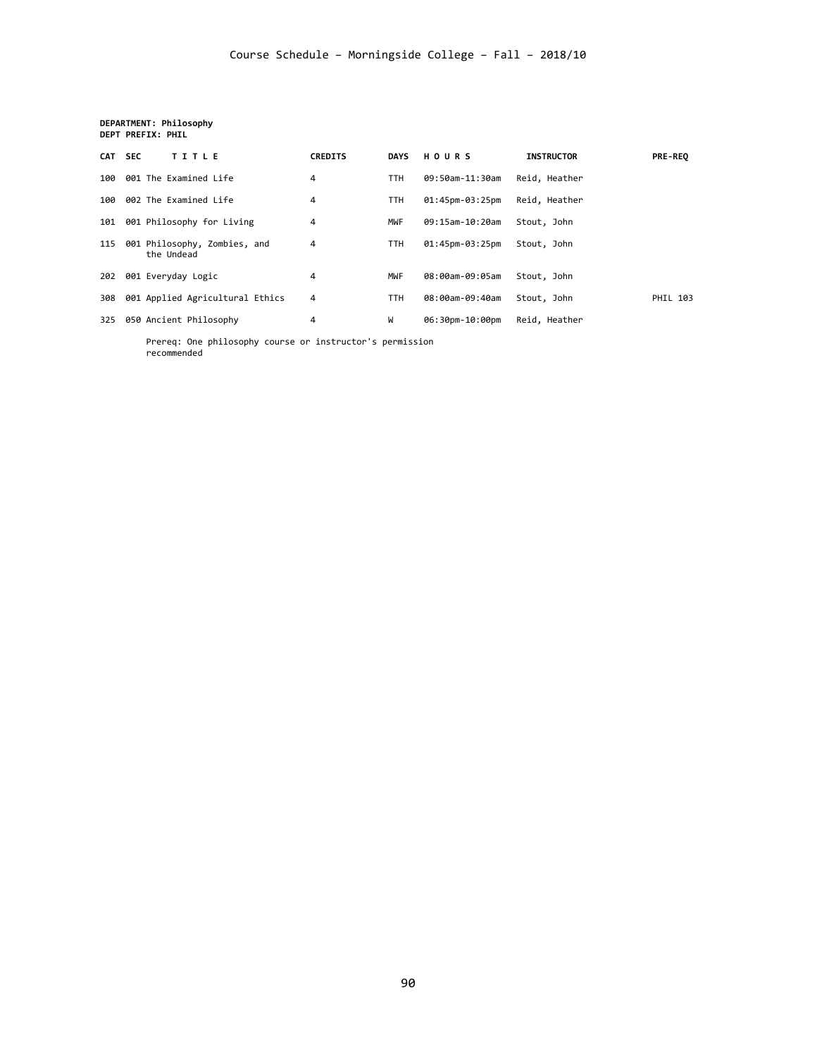Course Schedule – Morningside College – Fall – 2018/10

**DEPARTMENT: Philosophy**
**DEPT PREFIX: PHIL**

| CAT | SEC | TITLE | CREDITS | DAYS | HOURS | INSTRUCTOR | PRE-REQ |
|---|---|---|---|---|---|---|---|
| 100 | 001 | The Examined Life | 4 | TTH | 09:50am-11:30am | Reid, Heather | |
| 100 | 002 | The Examined Life | 4 | TTH | 01:45pm-03:25pm | Reid, Heather | |
| 101 | 001 | Philosophy for Living | 4 | MWF | 09:15am-10:20am | Stout, John | |
| 115 | 001 | Philosophy, Zombies, and the Undead | 4 | TTH | 01:45pm-03:25pm | Stout, John | |
| 202 | 001 | Everyday Logic | 4 | MWF | 08:00am-09:05am | Stout, John | |
| 308 | 001 | Applied Agricultural Ethics | 4 | TTH | 08:00am-09:40am | Stout, John | PHIL 103 |
| 325 | 050 | Ancient Philosophy | 4 | W | 06:30pm-10:00pm | Reid, Heather | |

Prereq: One philosophy course or instructor's permission recommended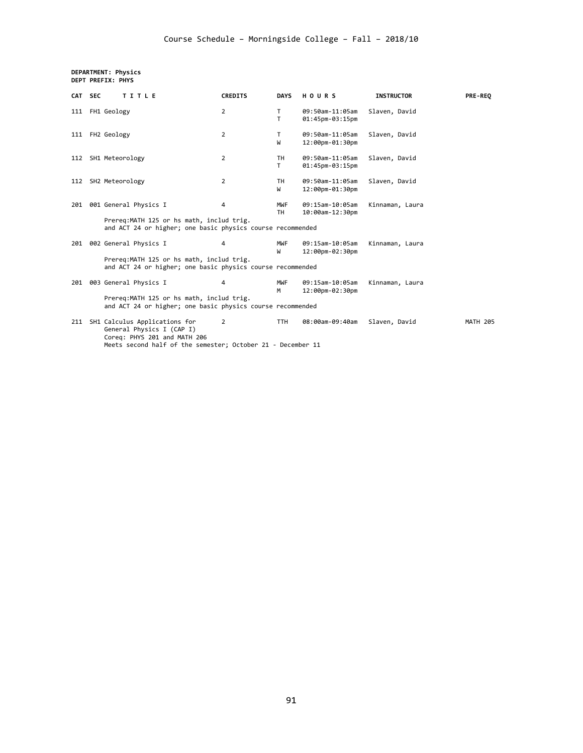# Course Schedule – Morningside College – Fall – 2018/10

**DEPARTMENT: Physics**
**DEPT PREFIX: PHYS**

| CAT | SEC | TITLE | CREDITS | DAYS | HOURS | INSTRUCTOR | PRE-REQ |
|---|---|---|---|---|---|---|---|
| 111 | FH1 | Geology | 2 | T<br>T | 09:50am-11:05am<br>01:45pm-03:15pm | Slaven, David | |
| 111 | FH2 | Geology | 2 | T<br>W | 09:50am-11:05am<br>12:00pm-01:30pm | Slaven, David | |
| 112 | SH1 | Meteorology | 2 | TH<br>T | 09:50am-11:05am<br>01:45pm-03:15pm | Slaven, David | |
| 112 | SH2 | Meteorology | 2 | TH<br>W | 09:50am-11:05am<br>12:00pm-01:30pm | Slaven, David | |
| 201 | 001 | General Physics I<br>Prereq:MATH 125 or hs math, includ trig. and ACT 24 or higher; one basic physics course recommended | 4 | MWF<br>TH | 09:15am-10:05am<br>10:00am-12:30pm | Kinnaman, Laura | |
| 201 | 002 | General Physics I<br>Prereq:MATH 125 or hs math, includ trig. and ACT 24 or higher; one basic physics course recommended | 4 | MWF<br>W | 09:15am-10:05am<br>12:00pm-02:30pm | Kinnaman, Laura | |
| 201 | 003 | General Physics I<br>Prereq:MATH 125 or hs math, includ trig. and ACT 24 or higher; one basic physics course recommended | 4 | MWF<br>M | 09:15am-10:05am<br>12:00pm-02:30pm | Kinnaman, Laura | |
| 211 | SH1 | Calculus Applications for General Physics I (CAP I)<br>Coreq: PHYS 201 and MATH 206<br>Meets second half of the semester; October 21 - December 11 | 2 | TTH | 08:00am-09:40am | Slaven, David | MATH 205 |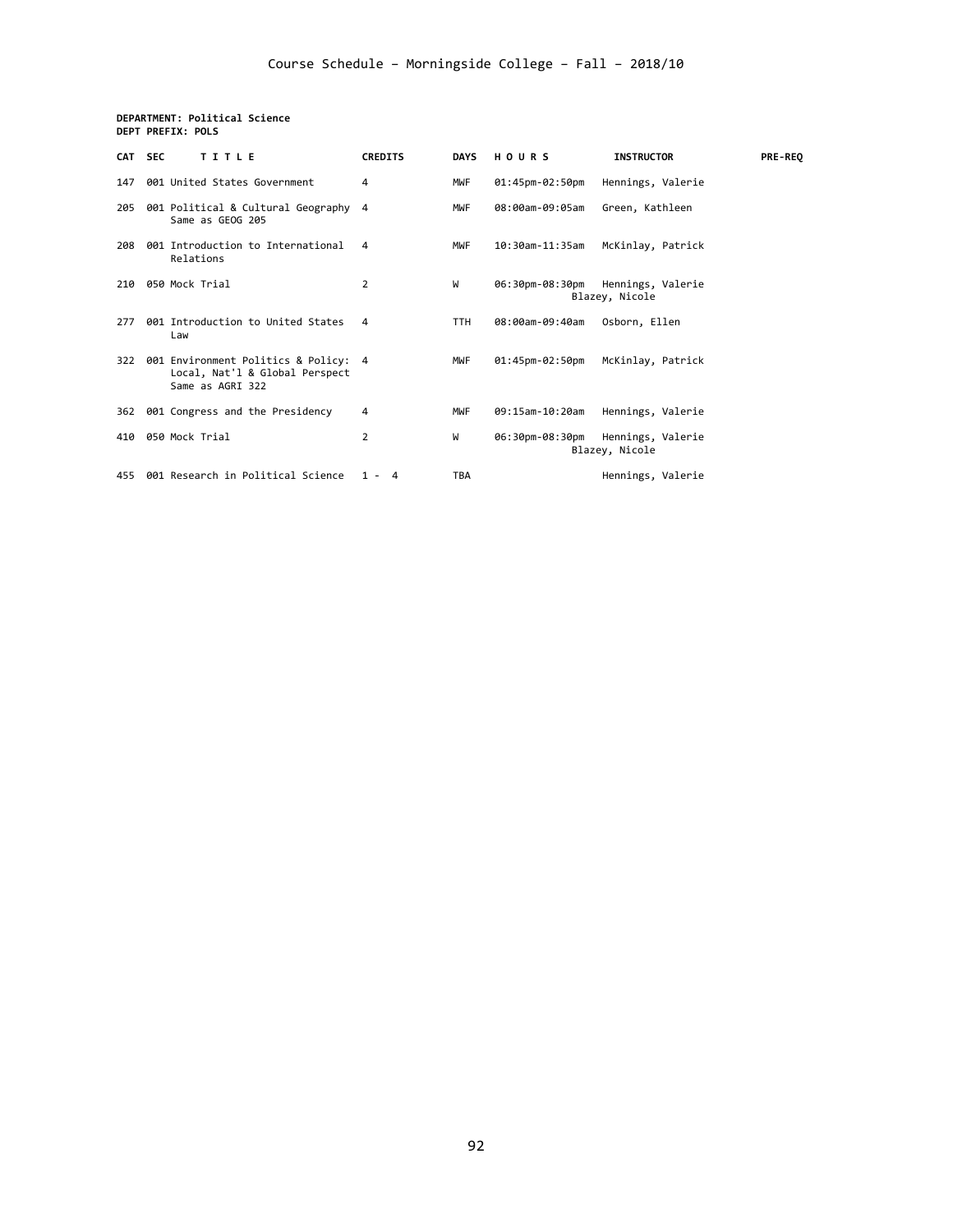**DEPARTMENT: Political Science**
**DEPT PREFIX: POLS**

| CAT | SEC | TITLE | CREDITS | DAYS | HOURS | INSTRUCTOR | PRE-REQ |
|---|---|---|---|---|---|---|---|
| 147 | 001 | United States Government | 4 | MWF | 01:45pm-02:50pm | Hennings, Valerie | |
| 205 | 001 | Political & Cultural Geography Same as GEOG 205 | 4 | MWF | 08:00am-09:05am | Green, Kathleen | |
| 208 | 001 | Introduction to International Relations | 4 | MWF | 10:30am-11:35am | McKinlay, Patrick | |
| 210 | 050 | Mock Trial | 2 | W | 06:30pm-08:30pm | Hennings, Valerie Blazey, Nicole | |
| 277 | 001 | Introduction to United States Law | 4 | TTH | 08:00am-09:40am | Osborn, Ellen | |
| 322 | 001 | Environment Politics & Policy: Local, Nat'l & Global Perspect Same as AGRI 322 | 4 | MWF | 01:45pm-02:50pm | McKinlay, Patrick | |
| 362 | 001 | Congress and the Presidency | 4 | MWF | 09:15am-10:20am | Hennings, Valerie | |
| 410 | 050 | Mock Trial | 2 | W | 06:30pm-08:30pm | Hennings, Valerie Blazey, Nicole | |
| 455 | 001 | Research in Political Science | 1 - 4 | TBA | | Hennings, Valerie | |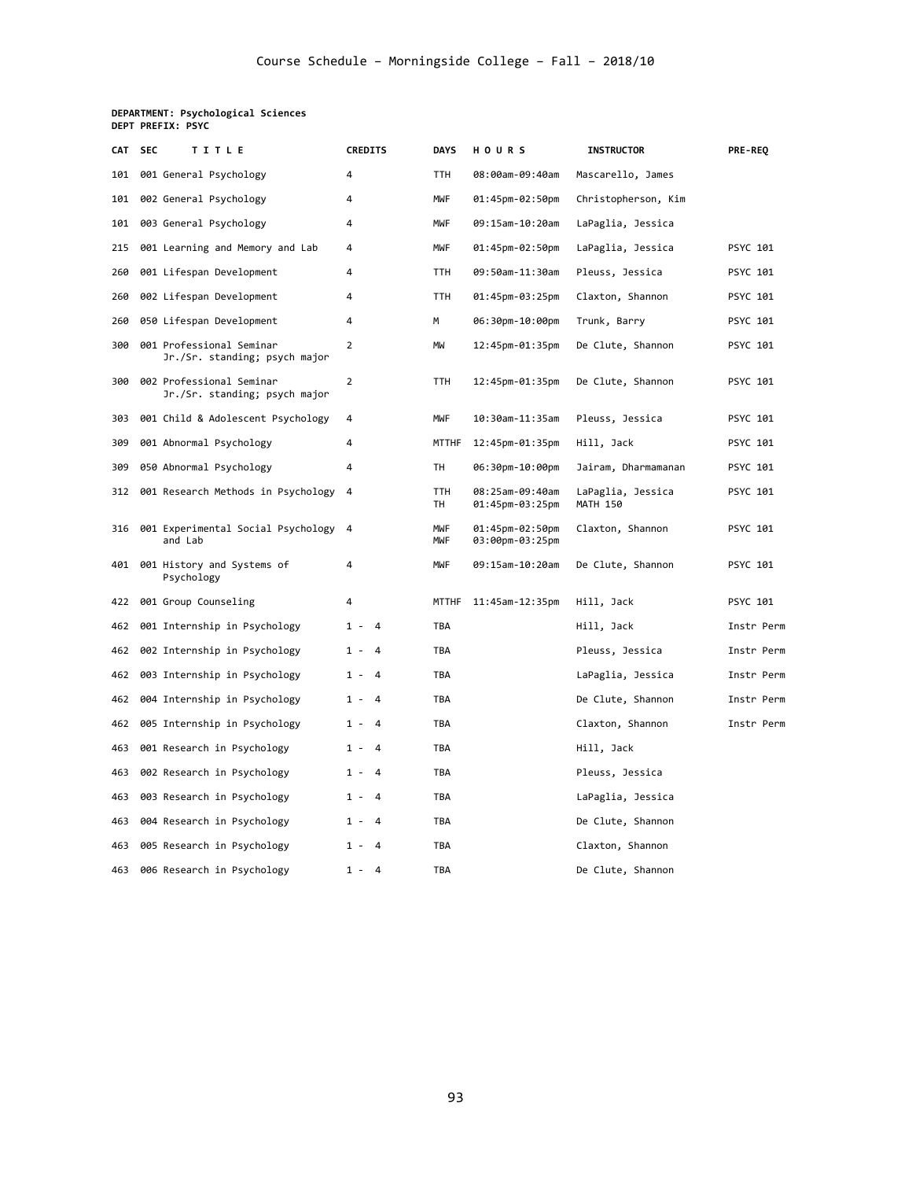Course Schedule – Morningside College – Fall – 2018/10

**DEPARTMENT: Psychological Sciences**
**DEPT PREFIX: PSYC**

| CAT | SEC | TITLE | CREDITS | DAYS | HOURS | INSTRUCTOR | PRE-REQ |
|---|---|---|---|---|---|---|---|
| 101 | 001 | General Psychology | 4 | TTH | 08:00am-09:40am | Mascarello, James | |
| 101 | 002 | General Psychology | 4 | MWF | 01:45pm-02:50pm | Christopherson, Kim | |
| 101 | 003 | General Psychology | 4 | MWF | 09:15am-10:20am | LaPaglia, Jessica | |
| 215 | 001 | Learning and Memory and Lab | 4 | MWF | 01:45pm-02:50pm | LaPaglia, Jessica | PSYC 101 |
| 260 | 001 | Lifespan Development | 4 | TTH | 09:50am-11:30am | Pleuss, Jessica | PSYC 101 |
| 260 | 002 | Lifespan Development | 4 | TTH | 01:45pm-03:25pm | Claxton, Shannon | PSYC 101 |
| 260 | 050 | Lifespan Development | 4 | M | 06:30pm-10:00pm | Trunk, Barry | PSYC 101 |
| 300 | 001 | Professional Seminar Jr./Sr. standing; psych major | 2 | MW | 12:45pm-01:35pm | De Clute, Shannon | PSYC 101 |
| 300 | 002 | Professional Seminar Jr./Sr. standing; psych major | 2 | TTH | 12:45pm-01:35pm | De Clute, Shannon | PSYC 101 |
| 303 | 001 | Child & Adolescent Psychology | 4 | MWF | 10:30am-11:35am | Pleuss, Jessica | PSYC 101 |
| 309 | 001 | Abnormal Psychology | 4 | MTTHF | 12:45pm-01:35pm | Hill, Jack | PSYC 101 |
| 309 | 050 | Abnormal Psychology | 4 | TH | 06:30pm-10:00pm | Jairam, Dharmamanan | PSYC 101 |
| 312 | 001 | Research Methods in Psychology | 4 | TTH<br>TH | 08:25am-09:40am<br>01:45pm-03:25pm | LaPaglia, Jessica<br>MATH 150 | PSYC 101 |
| 316 | 001 | Experimental Social Psychology and Lab | 4 | MWF<br>MWF | 01:45pm-02:50pm<br>03:00pm-03:25pm | Claxton, Shannon | PSYC 101 |
| 401 | 001 | History and Systems of Psychology | 4 | MWF | 09:15am-10:20am | De Clute, Shannon | PSYC 101 |
| 422 | 001 | Group Counseling | 4 | MTTHF | 11:45am-12:35pm | Hill, Jack | PSYC 101 |
| 462 | 001 | Internship in Psychology | 1 - 4 | TBA | | Hill, Jack | Instr Perm |
| 462 | 002 | Internship in Psychology | 1 - 4 | TBA | | Pleuss, Jessica | Instr Perm |
| 462 | 003 | Internship in Psychology | 1 - 4 | TBA | | LaPaglia, Jessica | Instr Perm |
| 462 | 004 | Internship in Psychology | 1 - 4 | TBA | | De Clute, Shannon | Instr Perm |
| 462 | 005 | Internship in Psychology | 1 - 4 | TBA | | Claxton, Shannon | Instr Perm |
| 463 | 001 | Research in Psychology | 1 - 4 | TBA | | Hill, Jack | |
| 463 | 002 | Research in Psychology | 1 - 4 | TBA | | Pleuss, Jessica | |
| 463 | 003 | Research in Psychology | 1 - 4 | TBA | | LaPaglia, Jessica | |
| 463 | 004 | Research in Psychology | 1 - 4 | TBA | | De Clute, Shannon | |
| 463 | 005 | Research in Psychology | 1 - 4 | TBA | | Claxton, Shannon | |
| 463 | 006 | Research in Psychology | 1 - 4 | TBA | | De Clute, Shannon | |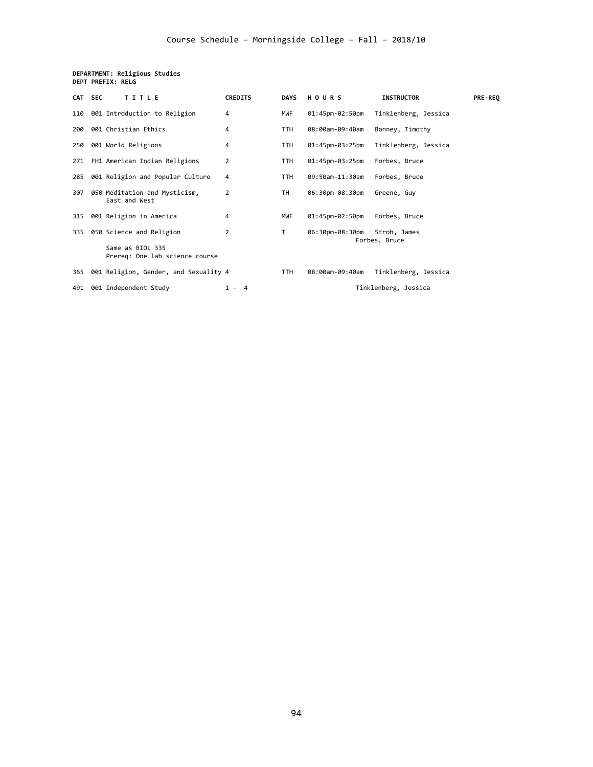Course Schedule – Morningside College – Fall – 2018/10

**DEPARTMENT: Religious Studies**
**DEPT PREFIX: RELG**

| CAT | SEC | TITLE | CREDITS | DAYS | HOURS | INSTRUCTOR | PRE-REQ |
|---|---|---|---|---|---|---|---|
| 110 | 001 | Introduction to Religion | 4 | MWF | 01:45pm-02:50pm | Tinklenberg, Jessica | |
| 200 | 001 | Christian Ethics | 4 | TTH | 08:00am-09:40am | Bonney, Timothy | |
| 250 | 001 | World Religions | 4 | TTH | 01:45pm-03:25pm | Tinklenberg, Jessica | |
| 271 | FH1 | American Indian Religions | 2 | TTH | 01:45pm-03:25pm | Forbes, Bruce | |
| 285 | 001 | Religion and Popular Culture | 4 | TTH | 09:50am-11:30am | Forbes, Bruce | |
| 307 | 050 | Meditation and Mysticism, East and West | 2 | TH | 06:30pm-08:30pm | Greene, Guy | |
| 315 | 001 | Religion in America | 4 | MWF | 01:45pm-02:50pm | Forbes, Bruce | |
| 335 | 050 | Science and Religion<br>Same as BIOL 335<br>Prereq: One lab science course | 2 | T | 06:30pm-08:30pm | Stroh, James<br>Forbes, Bruce | |
| 365 | 001 | Religion, Gender, and Sexuality | 4 | TTH | 08:00am-09:40am | Tinklenberg, Jessica | |
| 491 | 001 | Independent Study | 1 - 4 | | | Tinklenberg, Jessica | |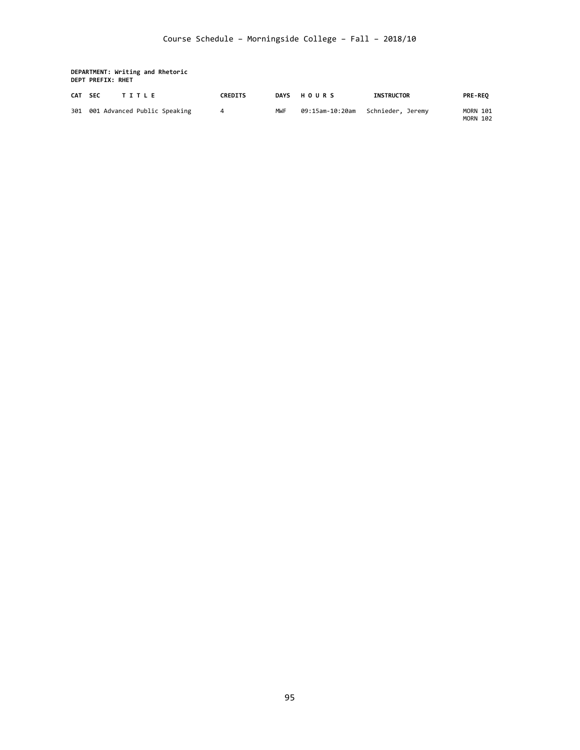Course Schedule – Morningside College – Fall – 2018/10

**DEPARTMENT: Writing and Rhetoric**
**DEPT PREFIX: RHET**

| CAT | SEC | TITLE | CREDITS | DAYS | HOURS | INSTRUCTOR | PRE-REQ |
|---|---|---|---|---|---|---|---|
| 301 | 001 | Advanced Public Speaking | 4 | MWF | 09:15am-10:20am | Schnieder, Jeremy | MORN 101<br>MORN 102 |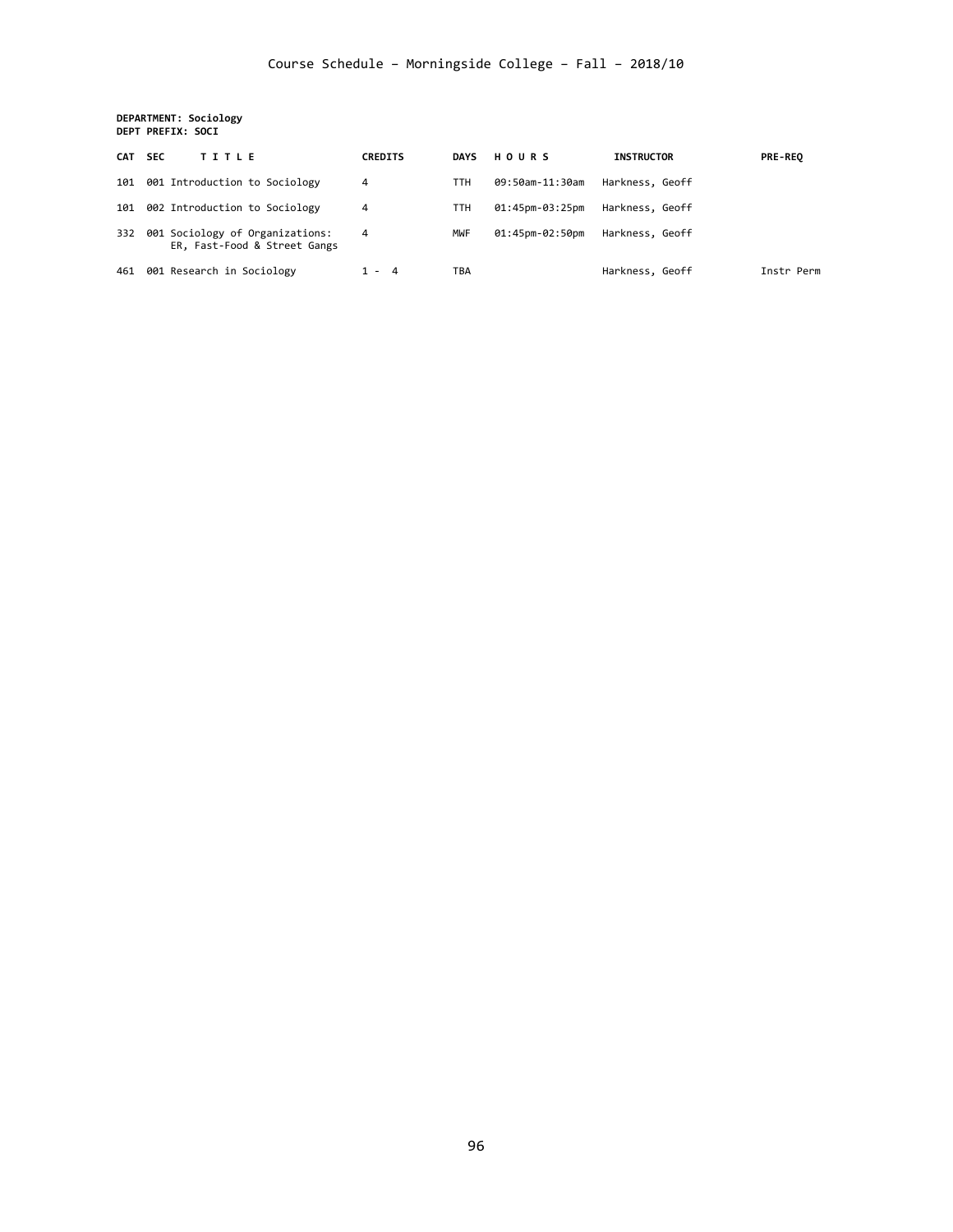Course Schedule – Morningside College – Fall – 2018/10

**DEPARTMENT: Sociology**
**DEPT PREFIX: SOCI**

| CAT | SEC | TITLE | CREDITS | DAYS | HOURS | INSTRUCTOR | PRE-REQ |
|---|---|---|---|---|---|---|---|
| 101 | 001 | Introduction to Sociology | 4 | TTH | 09:50am-11:30am | Harkness, Geoff | |
| 101 | 002 | Introduction to Sociology | 4 | TTH | 01:45pm-03:25pm | Harkness, Geoff | |
| 332 | 001 | Sociology of Organizations: ER, Fast-Food & Street Gangs | 4 | MWF | 01:45pm-02:50pm | Harkness, Geoff | |
| 461 | 001 | Research in Sociology | 1 - 4 | TBA | | Harkness, Geoff | Instr Perm |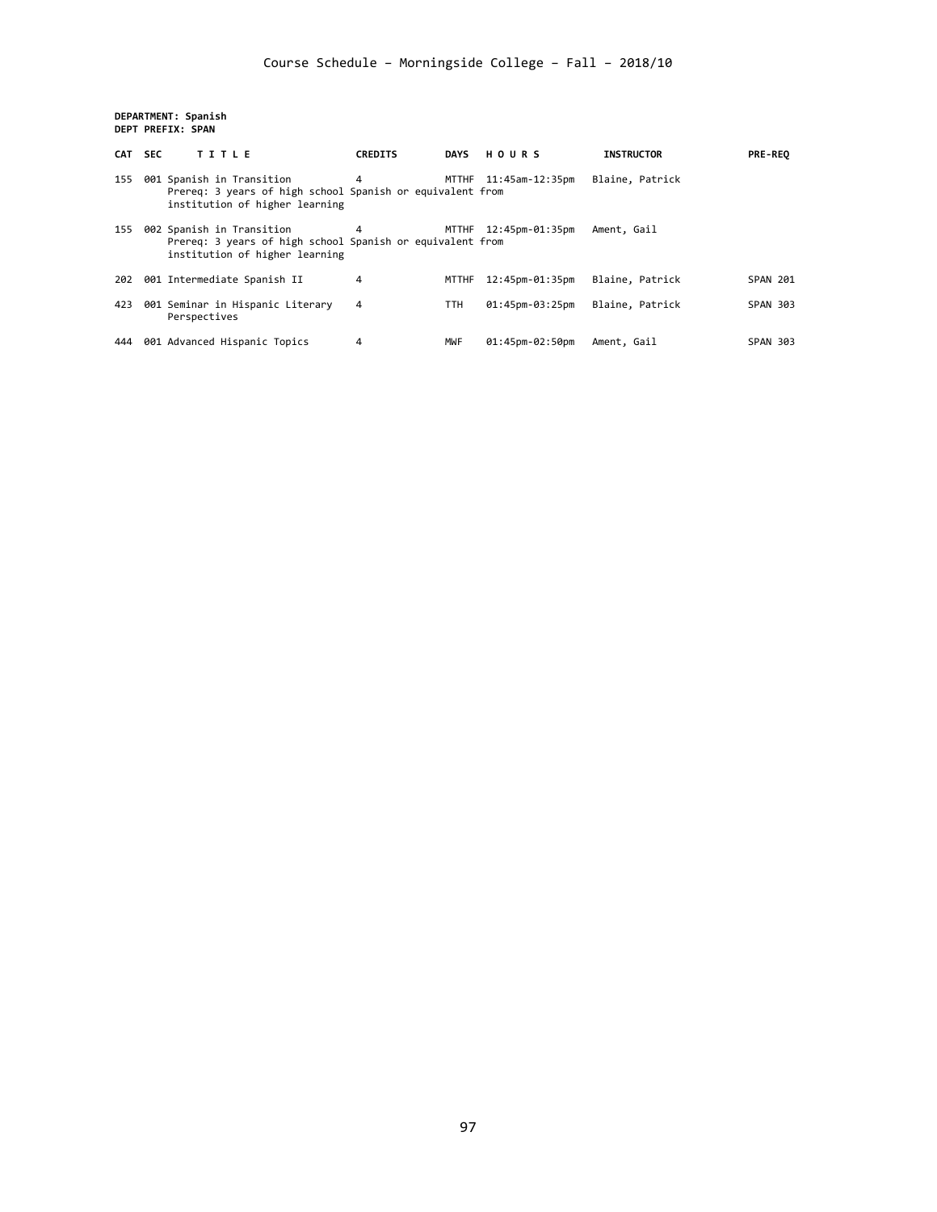Course Schedule – Morningside College – Fall – 2018/10

**DEPARTMENT: Spanish**
**DEPT PREFIX: SPAN**

| CAT | SEC | TITLE | CREDITS | DAYS | HOURS | INSTRUCTOR | PRE-REQ |
|---|---|---|---|---|---|---|---|
| 155 | 001 | Spanish in Transition<br>Prereq: 3 years of high school Spanish or equivalent from institution of higher learning | 4 | MTTHF | 11:45am-12:35pm | Blaine, Patrick | |
| 155 | 002 | Spanish in Transition<br>Prereq: 3 years of high school Spanish or equivalent from institution of higher learning | 4 | MTTHF | 12:45pm-01:35pm | Ament, Gail | |
| 202 | 001 | Intermediate Spanish II | 4 | MTTHF | 12:45pm-01:35pm | Blaine, Patrick | SPAN 201 |
| 423 | 001 | Seminar in Hispanic Literary Perspectives | 4 | TTH | 01:45pm-03:25pm | Blaine, Patrick | SPAN 303 |
| 444 | 001 | Advanced Hispanic Topics | 4 | MWF | 01:45pm-02:50pm | Ament, Gail | SPAN 303 |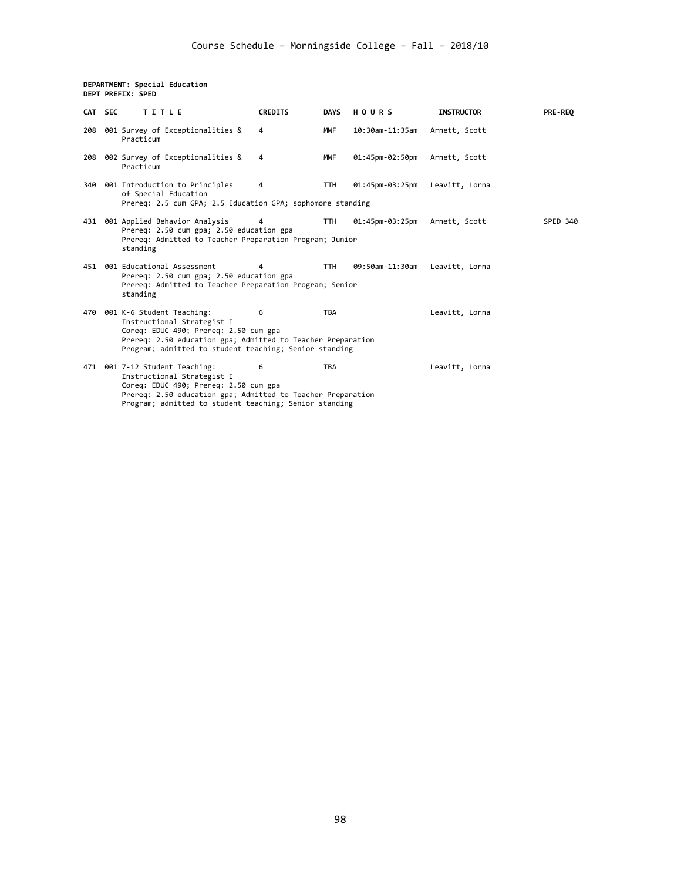Course Schedule – Morningside College – Fall – 2018/10

**DEPARTMENT: Special Education**
**DEPT PREFIX: SPED**

| CAT | SEC | TITLE | CREDITS | DAYS | HOURS | INSTRUCTOR | PRE-REQ |
|---|---|---|---|---|---|---|---|
| 208 | 001 | Survey of Exceptionalities & Practicum | 4 | MWF | 10:30am-11:35am | Arnett, Scott | |
| 208 | 002 | Survey of Exceptionalities & Practicum | 4 | MWF | 01:45pm-02:50pm | Arnett, Scott | |
| 340 | 001 | Introduction to Principles of Special Education<br>Prereq: 2.5 cum GPA; 2.5 Education GPA; sophomore standing | 4 | TTH | 01:45pm-03:25pm | Leavitt, Lorna | |
| 431 | 001 | Applied Behavior Analysis<br>Prereq: 2.50 cum gpa; 2.50 education gpa<br>Prereq: Admitted to Teacher Preparation Program; Junior standing | 4 | TTH | 01:45pm-03:25pm | Arnett, Scott | SPED 340 |
| 451 | 001 | Educational Assessment<br>Prereq: 2.50 cum gpa; 2.50 education gpa<br>Prereq: Admitted to Teacher Preparation Program; Senior standing | 4 | TTH | 09:50am-11:30am | Leavitt, Lorna | |
| 470 | 001 | K-6 Student Teaching: Instructional Strategist I<br>Coreq: EDUC 490; Prereq: 2.50 cum gpa<br>Prereq: 2.50 education gpa; Admitted to Teacher Preparation Program; admitted to student teaching; Senior standing | 6 | TBA | | Leavitt, Lorna | |
| 471 | 001 | 7-12 Student Teaching: Instructional Strategist I<br>Coreq: EDUC 490; Prereq: 2.50 cum gpa<br>Prereq: 2.50 education gpa; Admitted to Teacher Preparation Program; admitted to student teaching; Senior standing | 6 | TBA | | Leavitt, Lorna | |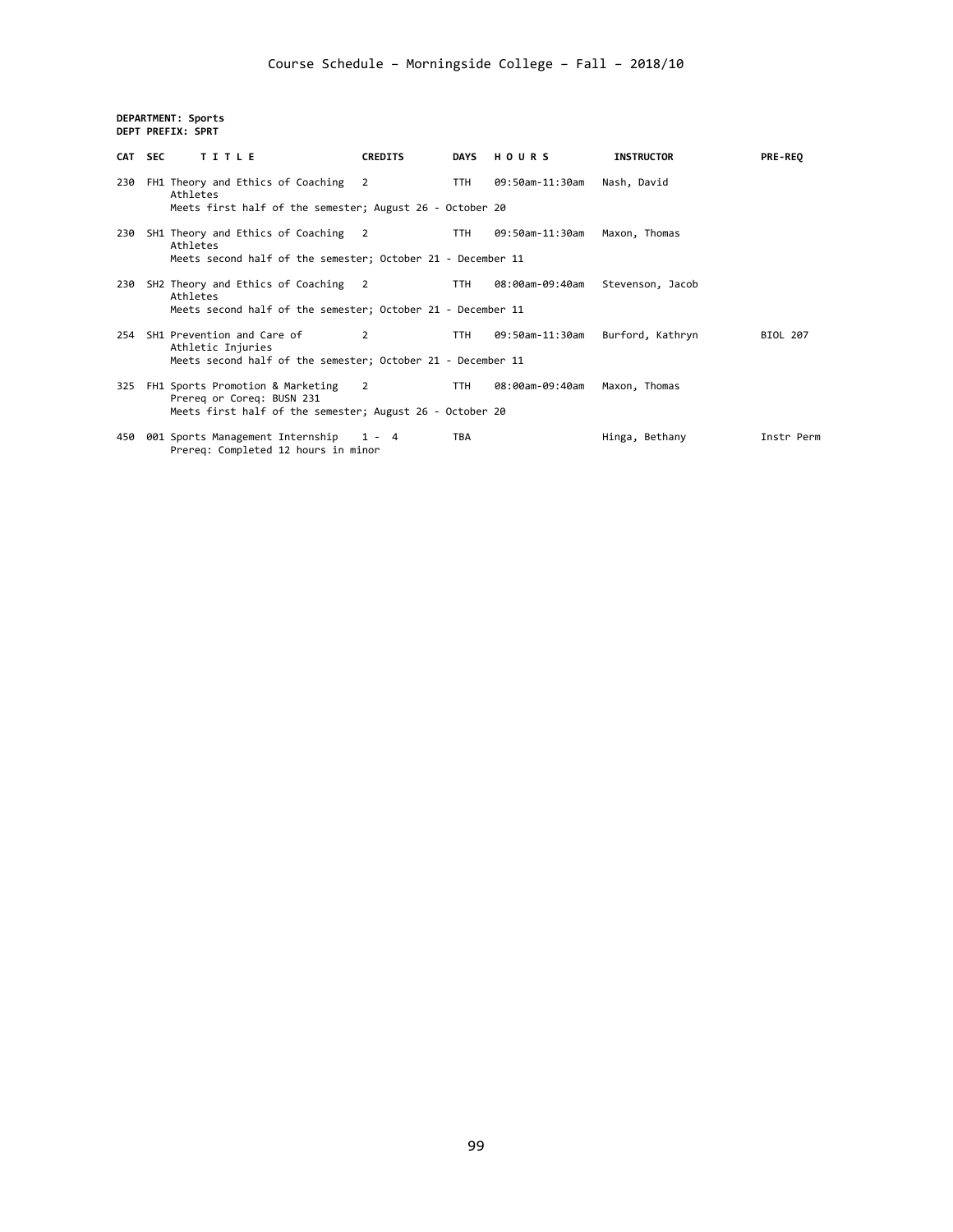Course Schedule – Morningside College – Fall – 2018/10

**DEPARTMENT: Sports**
**DEPT PREFIX: SPRT**

| CAT | SEC | TITLE | CREDITS | DAYS | HOURS | INSTRUCTOR | PRE-REQ |
|---|---|---|---|---|---|---|---|
| 230 | FH1 | Theory and Ethics of Coaching Athletes<br>Meets first half of the semester; August 26 - October 20 | 2 | TTH | 09:50am-11:30am | Nash, David | |
| 230 | SH1 | Theory and Ethics of Coaching Athletes<br>Meets second half of the semester; October 21 - December 11 | 2 | TTH | 09:50am-11:30am | Maxon, Thomas | |
| 230 | SH2 | Theory and Ethics of Coaching Athletes<br>Meets second half of the semester; October 21 - December 11 | 2 | TTH | 08:00am-09:40am | Stevenson, Jacob | |
| 254 | SH1 | Prevention and Care of Athletic Injuries<br>Meets second half of the semester; October 21 - December 11 | 2 | TTH | 09:50am-11:30am | Burford, Kathryn | BIOL 207 |
| 325 | FH1 | Sports Promotion & Marketing<br>Prereq or Coreq: BUSN 231<br>Meets first half of the semester; August 26 - October 20 | 2 | TTH | 08:00am-09:40am | Maxon, Thomas | |
| 450 | 001 | Sports Management Internship<br>Prereq: Completed 12 hours in minor | 1 - 4 | TBA | | Hinga, Bethany | Instr Perm |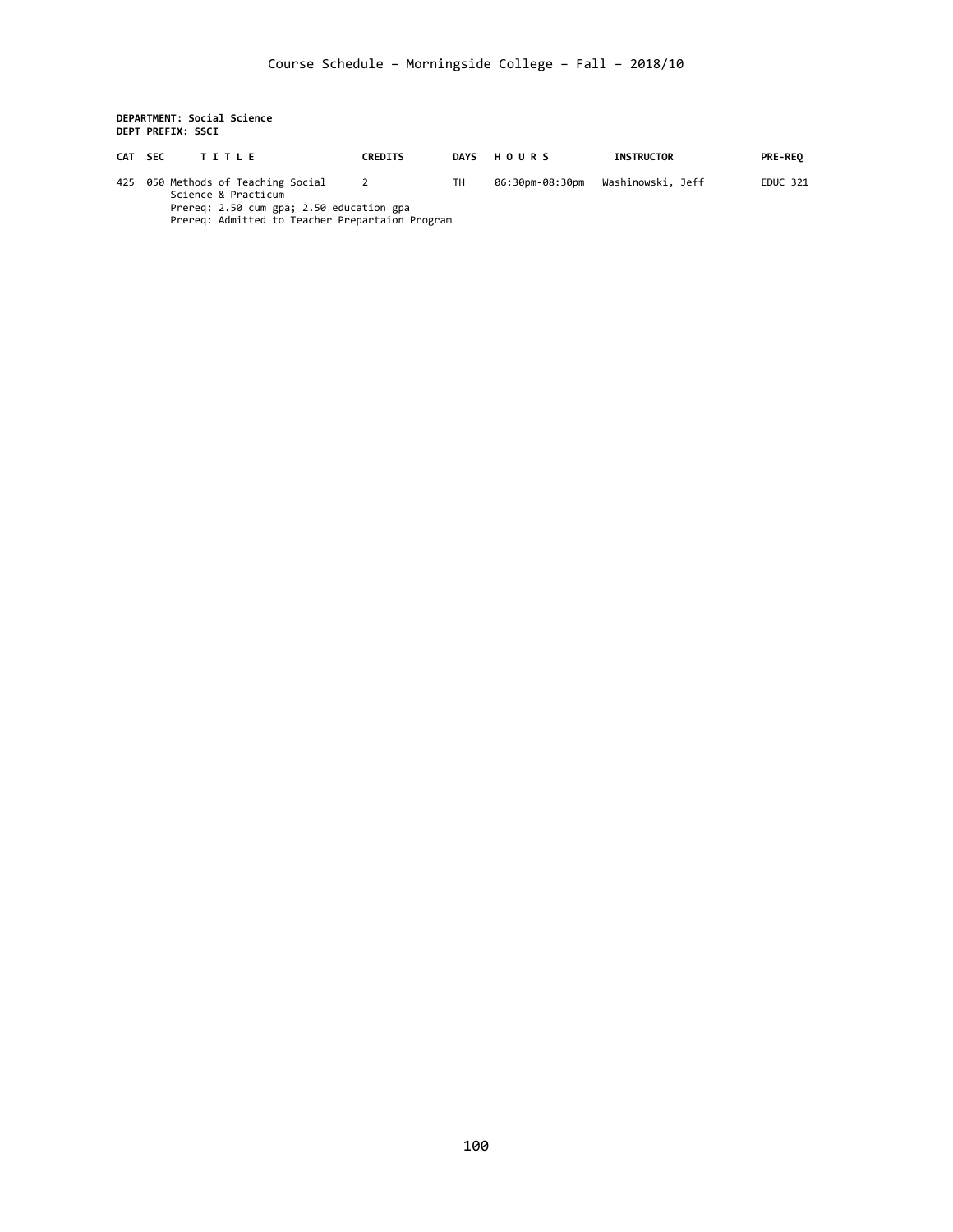**DEPARTMENT: Social Science**
**DEPT PREFIX: SSCI**

| CAT | SEC | TITLE | CREDITS | DAYS | HOURS | INSTRUCTOR | PRE-REQ |
|---|---|---|---|---|---|---|---|
| 425 | 050 | Methods of Teaching Social Science & Practicum<br>Prereq: 2.50 cum gpa; 2.50 education gpa<br>Prereq: Admitted to Teacher Prepartaion Program | 2 | TH | 06:30pm-08:30pm | Washinowski, Jeff | EDUC 321 |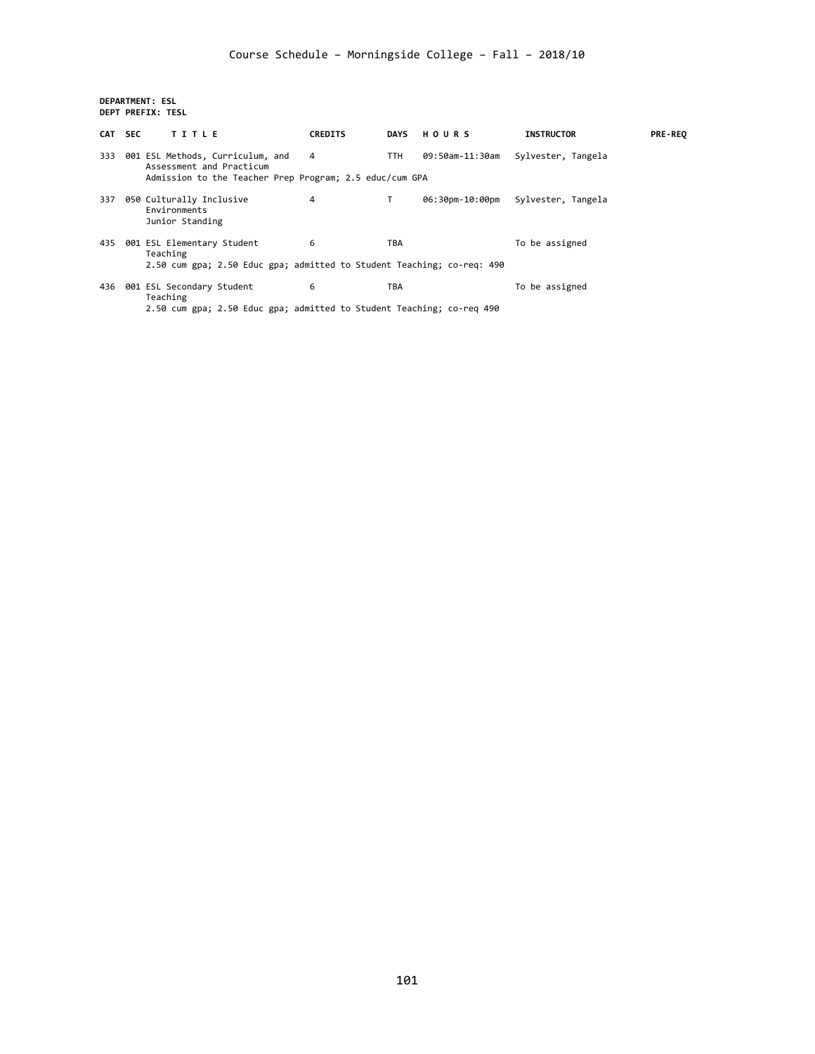Course Schedule – Morningside College – Fall – 2018/10

**DEPARTMENT: ESL**
**DEPT PREFIX: TESL**

| CAT | SEC | TITLE | CREDITS | DAYS | HOURS | INSTRUCTOR | PRE-REQ |
|---|---|---|---|---|---|---|---|
| 333 | 001 | ESL Methods, Curriculum, and Assessment and Practicum | 4 | TTH | 09:50am-11:30am | Sylvester, Tangela | |
| | | Admission to the Teacher Prep Program; 2.5 educ/cum GPA | | | | | |
| 337 | 050 | Culturally Inclusive Environments | 4 | T | 06:30pm-10:00pm | Sylvester, Tangela | |
| | | Junior Standing | | | | | |
| 435 | 001 | ESL Elementary Student Teaching | 6 | TBA | | To be assigned | |
| | | 2.50 cum gpa; 2.50 Educ gpa; admitted to Student Teaching; co-req: 490 | | | | | |
| 436 | 001 | ESL Secondary Student Teaching | 6 | TBA | | To be assigned | |
| | | 2.50 cum gpa; 2.50 Educ gpa; admitted to Student Teaching; co-req 490 | | | | | |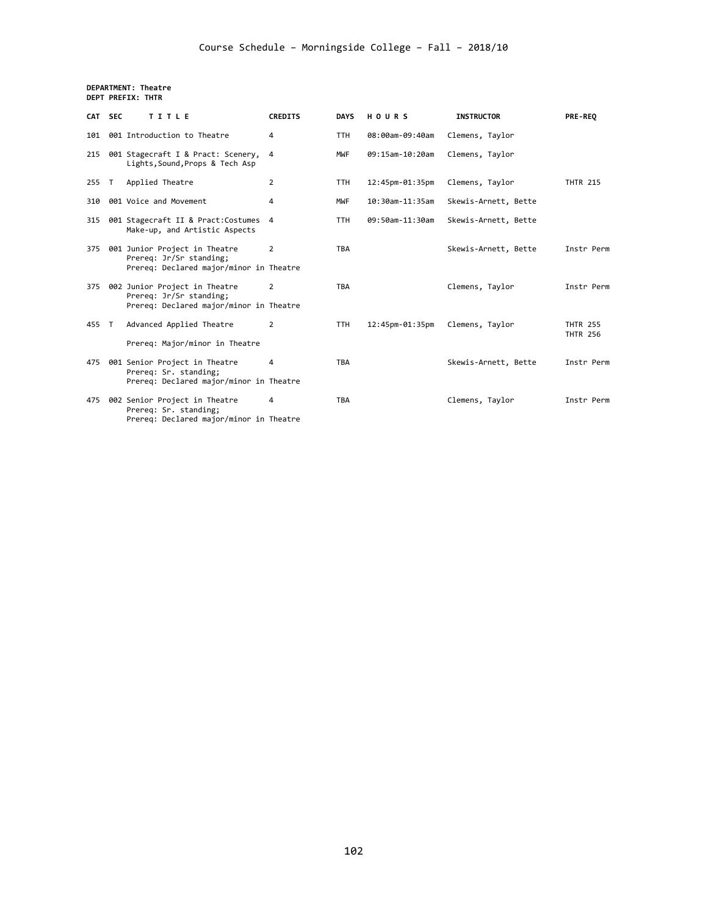# Course Schedule – Morningside College – Fall – 2018/10

**DEPARTMENT: Theatre**
**DEPT PREFIX: THTR**

| CAT | SEC | TITLE | CREDITS | DAYS | HOURS | INSTRUCTOR | PRE-REQ |
|---|---|---|---|---|---|---|---|
| 101 | 001 | Introduction to Theatre | 4 | TTH | 08:00am-09:40am | Clemens, Taylor | |
| 215 | 001 | Stagecraft I & Pract: Scenery, Lights,Sound,Props & Tech Asp | 4 | MWF | 09:15am-10:20am | Clemens, Taylor | |
| 255 | T | Applied Theatre | 2 | TTH | 12:45pm-01:35pm | Clemens, Taylor | THTR 215 |
| 310 | 001 | Voice and Movement | 4 | MWF | 10:30am-11:35am | Skewis-Arnett, Bette | |
| 315 | 001 | Stagecraft II & Pract:Costumes Make-up, and Artistic Aspects | 4 | TTH | 09:50am-11:30am | Skewis-Arnett, Bette | |
| 375 | 001 | Junior Project in Theatre<br>Prereq: Jr/Sr standing;<br>Prereq: Declared major/minor in Theatre | 2 | TBA | | Skewis-Arnett, Bette | Instr Perm |
| 375 | 002 | Junior Project in Theatre<br>Prereq: Jr/Sr standing;<br>Prereq: Declared major/minor in Theatre | 2 | TBA | | Clemens, Taylor | Instr Perm |
| 455 | T | Advanced Applied Theatre<br>Prereq: Major/minor in Theatre | 2 | TTH | 12:45pm-01:35pm | Clemens, Taylor | THTR 255<br>THTR 256 |
| 475 | 001 | Senior Project in Theatre<br>Prereq: Sr. standing;<br>Prereq: Declared major/minor in Theatre | 4 | TBA | | Skewis-Arnett, Bette | Instr Perm |
| 475 | 002 | Senior Project in Theatre<br>Prereq: Sr. standing;<br>Prereq: Declared major/minor in Theatre | 4 | TBA | | Clemens, Taylor | Instr Perm |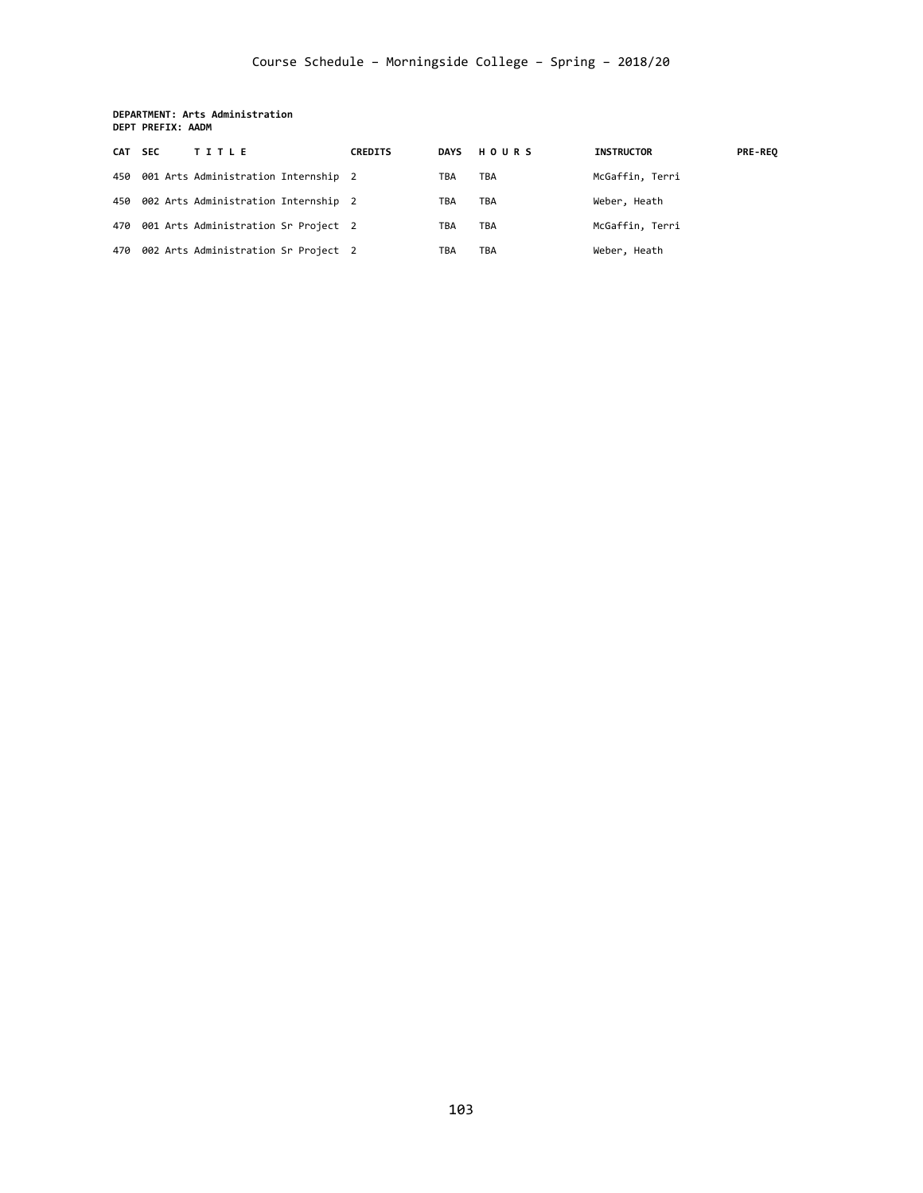Course Schedule – Morningside College – Spring – 2018/20

**DEPARTMENT: Arts Administration**
**DEPT PREFIX: AADM**

| CAT | SEC | TITLE | CREDITS | DAYS | HOURS | INSTRUCTOR | PRE-REQ |
|---|---|---|---|---|---|---|---|
| 450 | 001 | Arts Administration Internship | 2 | TBA | TBA | McGaffin, Terri | |
| 450 | 002 | Arts Administration Internship | 2 | TBA | TBA | Weber, Heath | |
| 470 | 001 | Arts Administration Sr Project | 2 | TBA | TBA | McGaffin, Terri | |
| 470 | 002 | Arts Administration Sr Project | 2 | TBA | TBA | Weber, Heath | |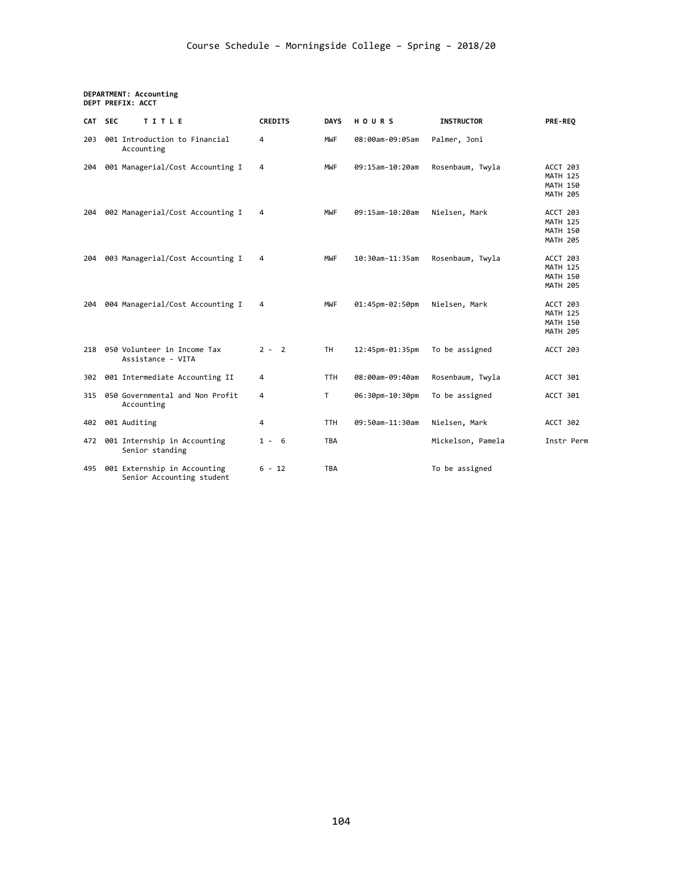Course Schedule – Morningside College – Spring – 2018/20

**DEPARTMENT: Accounting**
**DEPT PREFIX: ACCT**

| CAT | SEC | TITLE | CREDITS | DAYS | HOURS | INSTRUCTOR | PRE-REQ |
|---|---|---|---|---|---|---|---|
| 203 | 001 | Introduction to Financial Accounting | 4 | MWF | 08:00am-09:05am | Palmer, Joni | |
| 204 | 001 | Managerial/Cost Accounting I | 4 | MWF | 09:15am-10:20am | Rosenbaum, Twyla | ACCT 203 MATH 125 MATH 150 MATH 205 |
| 204 | 002 | Managerial/Cost Accounting I | 4 | MWF | 09:15am-10:20am | Nielsen, Mark | ACCT 203 MATH 125 MATH 150 MATH 205 |
| 204 | 003 | Managerial/Cost Accounting I | 4 | MWF | 10:30am-11:35am | Rosenbaum, Twyla | ACCT 203 MATH 125 MATH 150 MATH 205 |
| 204 | 004 | Managerial/Cost Accounting I | 4 | MWF | 01:45pm-02:50pm | Nielsen, Mark | ACCT 203 MATH 125 MATH 150 MATH 205 |
| 218 | 050 | Volunteer in Income Tax Assistance - VITA | 2 - 2 | TH | 12:45pm-01:35pm | To be assigned | ACCT 203 |
| 302 | 001 | Intermediate Accounting II | 4 | TTH | 08:00am-09:40am | Rosenbaum, Twyla | ACCT 301 |
| 315 | 050 | Governmental and Non Profit Accounting | 4 | T | 06:30pm-10:30pm | To be assigned | ACCT 301 |
| 402 | 001 | Auditing | 4 | TTH | 09:50am-11:30am | Nielsen, Mark | ACCT 302 |
| 472 | 001 | Internship in Accounting Senior standing | 1 - 6 | TBA | | Mickelson, Pamela | Instr Perm |
| 495 | 001 | Externship in Accounting Senior Accounting student | 6 - 12 | TBA | | To be assigned | |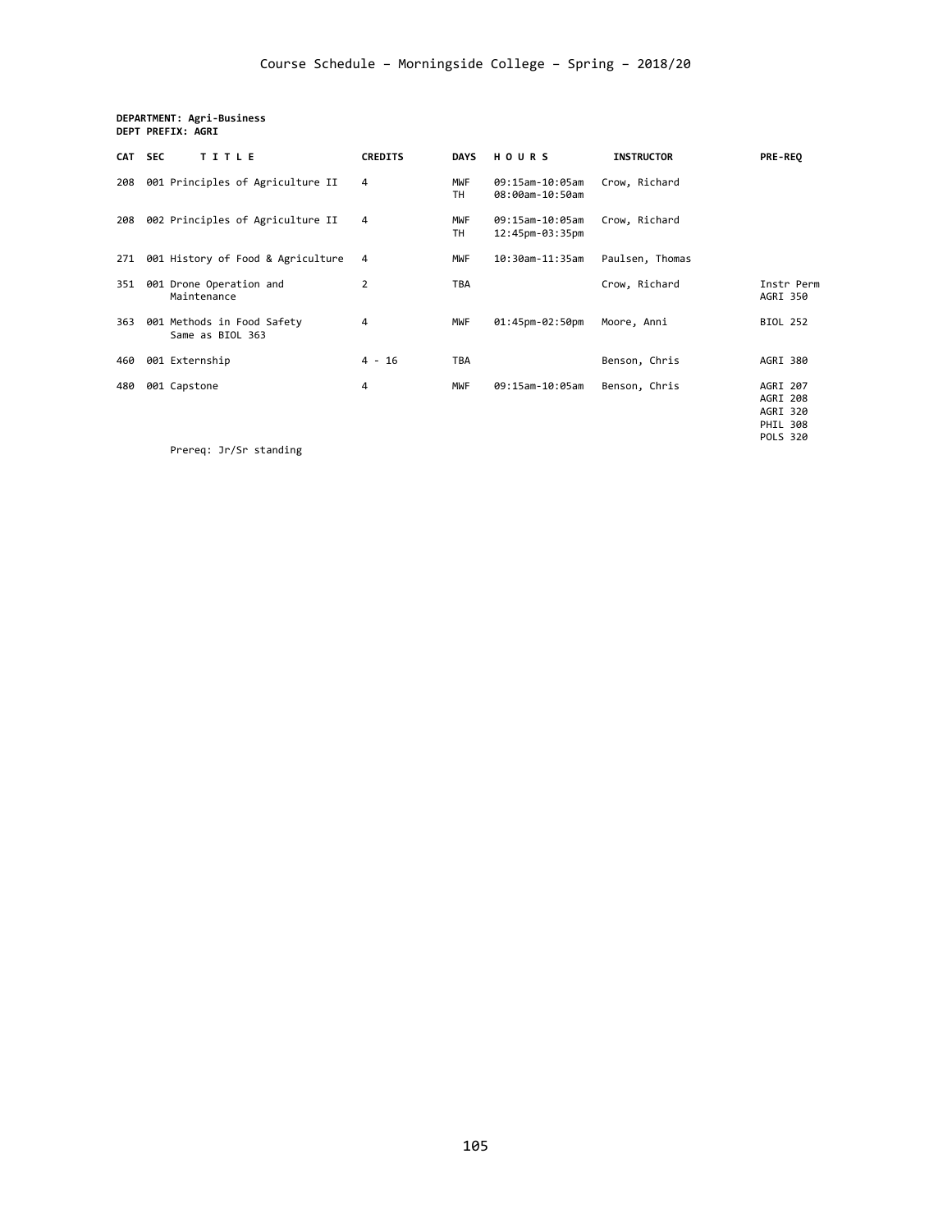**DEPARTMENT: Agri-Business**
**DEPT PREFIX: AGRI**

| CAT | SEC | TITLE | CREDITS | DAYS | HOURS | INSTRUCTOR | PRE-REQ |
|---|---|---|---|---|---|---|---|
| 208 | 001 | Principles of Agriculture II | 4 | MWF<br>TH | 09:15am-10:05am<br>08:00am-10:50am | Crow, Richard | |
| 208 | 002 | Principles of Agriculture II | 4 | MWF<br>TH | 09:15am-10:05am<br>12:45pm-03:35pm | Crow, Richard | |
| 271 | 001 | History of Food & Agriculture | 4 | MWF | 10:30am-11:35am | Paulsen, Thomas | |
| 351 | 001 | Drone Operation and Maintenance | 2 | TBA | | Crow, Richard | Instr Perm<br>AGRI 350 |
| 363 | 001 | Methods in Food Safety<br>Same as BIOL 363 | 4 | MWF | 01:45pm-02:50pm | Moore, Anni | BIOL 252 |
| 460 | 001 | Externship | 4 - 16 | TBA | | Benson, Chris | AGRI 380 |
| 480 | 001 | Capstone | 4 | MWF | 09:15am-10:05am | Benson, Chris | AGRI 207<br>AGRI 208<br>AGRI 320<br>PHIL 308<br>POLS 320 |

Prereq: Jr/Sr standing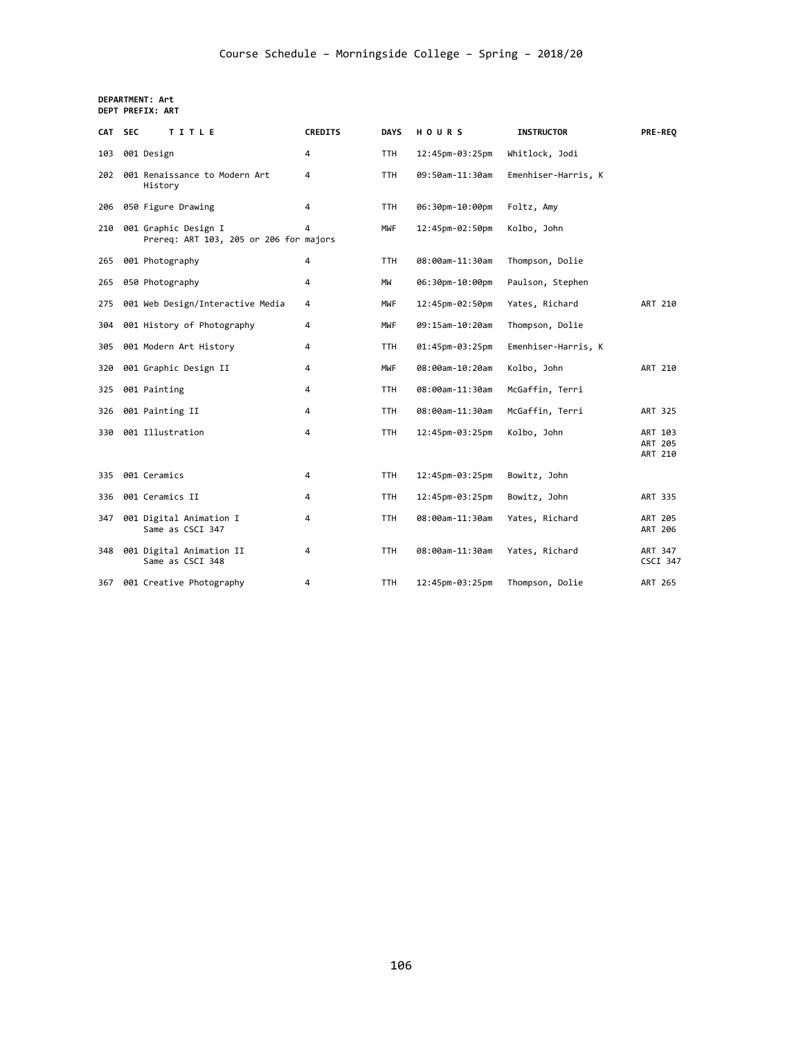# Course Schedule – Morningside College – Spring – 2018/20

**DEPARTMENT: Art**
**DEPT PREFIX: ART**

| CAT | SEC | TITLE | CREDITS | DAYS | HOURS | INSTRUCTOR | PRE-REQ |
|---|---|---|---|---|---|---|---|
| 103 | 001 | Design | 4 | TTH | 12:45pm-03:25pm | Whitlock, Jodi | |
| 202 | 001 | Renaissance to Modern Art History | 4 | TTH | 09:50am-11:30am | Emenhiser-Harris, K | |
| 206 | 050 | Figure Drawing | 4 | TTH | 06:30pm-10:00pm | Foltz, Amy | |
| 210 | 001 | Graphic Design I<br>Prereq: ART 103, 205 or 206 for majors | 4 | MWF | 12:45pm-02:50pm | Kolbo, John | |
| 265 | 001 | Photography | 4 | TTH | 08:00am-11:30am | Thompson, Dolie | |
| 265 | 050 | Photography | 4 | MW | 06:30pm-10:00pm | Paulson, Stephen | |
| 275 | 001 | Web Design/Interactive Media | 4 | MWF | 12:45pm-02:50pm | Yates, Richard | ART 210 |
| 304 | 001 | History of Photography | 4 | MWF | 09:15am-10:20am | Thompson, Dolie | |
| 305 | 001 | Modern Art History | 4 | TTH | 01:45pm-03:25pm | Emenhiser-Harris, K | |
| 320 | 001 | Graphic Design II | 4 | MWF | 08:00am-10:20am | Kolbo, John | ART 210 |
| 325 | 001 | Painting | 4 | TTH | 08:00am-11:30am | McGaffin, Terri | |
| 326 | 001 | Painting II | 4 | TTH | 08:00am-11:30am | McGaffin, Terri | ART 325 |
| 330 | 001 | Illustration | 4 | TTH | 12:45pm-03:25pm | Kolbo, John | ART 103<br>ART 205<br>ART 210 |
| 335 | 001 | Ceramics | 4 | TTH | 12:45pm-03:25pm | Bowitz, John | |
| 336 | 001 | Ceramics II | 4 | TTH | 12:45pm-03:25pm | Bowitz, John | ART 335 |
| 347 | 001 | Digital Animation I<br>Same as CSCI 347 | 4 | TTH | 08:00am-11:30am | Yates, Richard | ART 205<br>ART 206 |
| 348 | 001 | Digital Animation II<br>Same as CSCI 348 | 4 | TTH | 08:00am-11:30am | Yates, Richard | ART 347<br>CSCI 347 |
| 367 | 001 | Creative Photography | 4 | TTH | 12:45pm-03:25pm | Thompson, Dolie | ART 265 |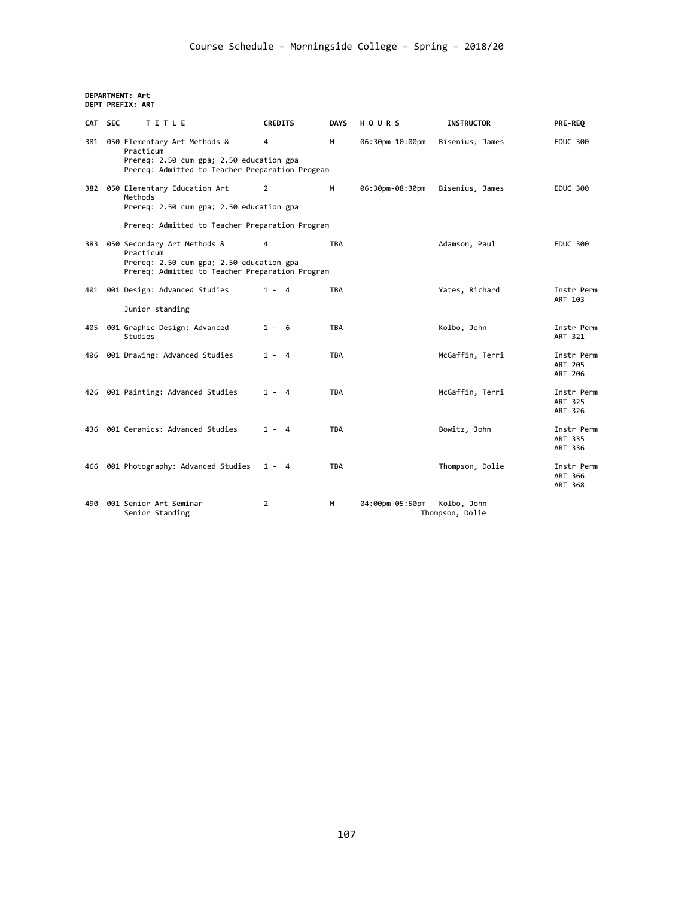# Course Schedule – Morningside College – Spring – 2018/20

**DEPARTMENT: Art**
**DEPT PREFIX: ART**

| CAT | SEC | TITLE | CREDITS | DAYS | HOURS | INSTRUCTOR | PRE-REQ |
|---|---|---|---|---|---|---|---|
| 381 | 050 | Elementary Art Methods & Practicum<br>Prereq: 2.50 cum gpa; 2.50 education gpa<br>Prereq: Admitted to Teacher Preparation Program | 4 | M | 06:30pm-10:00pm | Bisenius, James | EDUC 300 |
| 382 | 050 | Elementary Education Art Methods<br>Prereq: 2.50 cum gpa; 2.50 education gpa<br>Prereq: Admitted to Teacher Preparation Program | 2 | M | 06:30pm-08:30pm | Bisenius, James | EDUC 300 |
| 383 | 050 | Secondary Art Methods & Practicum<br>Prereq: 2.50 cum gpa; 2.50 education gpa<br>Prereq: Admitted to Teacher Preparation Program | 4 | TBA | | Adamson, Paul | EDUC 300 |
| 401 | 001 | Design: Advanced Studies<br>Junior standing | 1 - 4 | TBA | | Yates, Richard | Instr Perm<br>ART 103 |
| 405 | 001 | Graphic Design: Advanced Studies | 1 - 6 | TBA | | Kolbo, John | Instr Perm<br>ART 321 |
| 406 | 001 | Drawing: Advanced Studies | 1 - 4 | TBA | | McGaffin, Terri | Instr Perm<br>ART 205<br>ART 206 |
| 426 | 001 | Painting: Advanced Studies | 1 - 4 | TBA | | McGaffin, Terri | Instr Perm<br>ART 325<br>ART 326 |
| 436 | 001 | Ceramics: Advanced Studies | 1 - 4 | TBA | | Bowitz, John | Instr Perm<br>ART 335<br>ART 336 |
| 466 | 001 | Photography: Advanced Studies | 1 - 4 | TBA | | Thompson, Dolie | Instr Perm<br>ART 366<br>ART 368 |
| 490 | 001 | Senior Art Seminar<br>Senior Standing | 2 | M | 04:00pm-05:50pm | Kolbo, John<br>Thompson, Dolie | |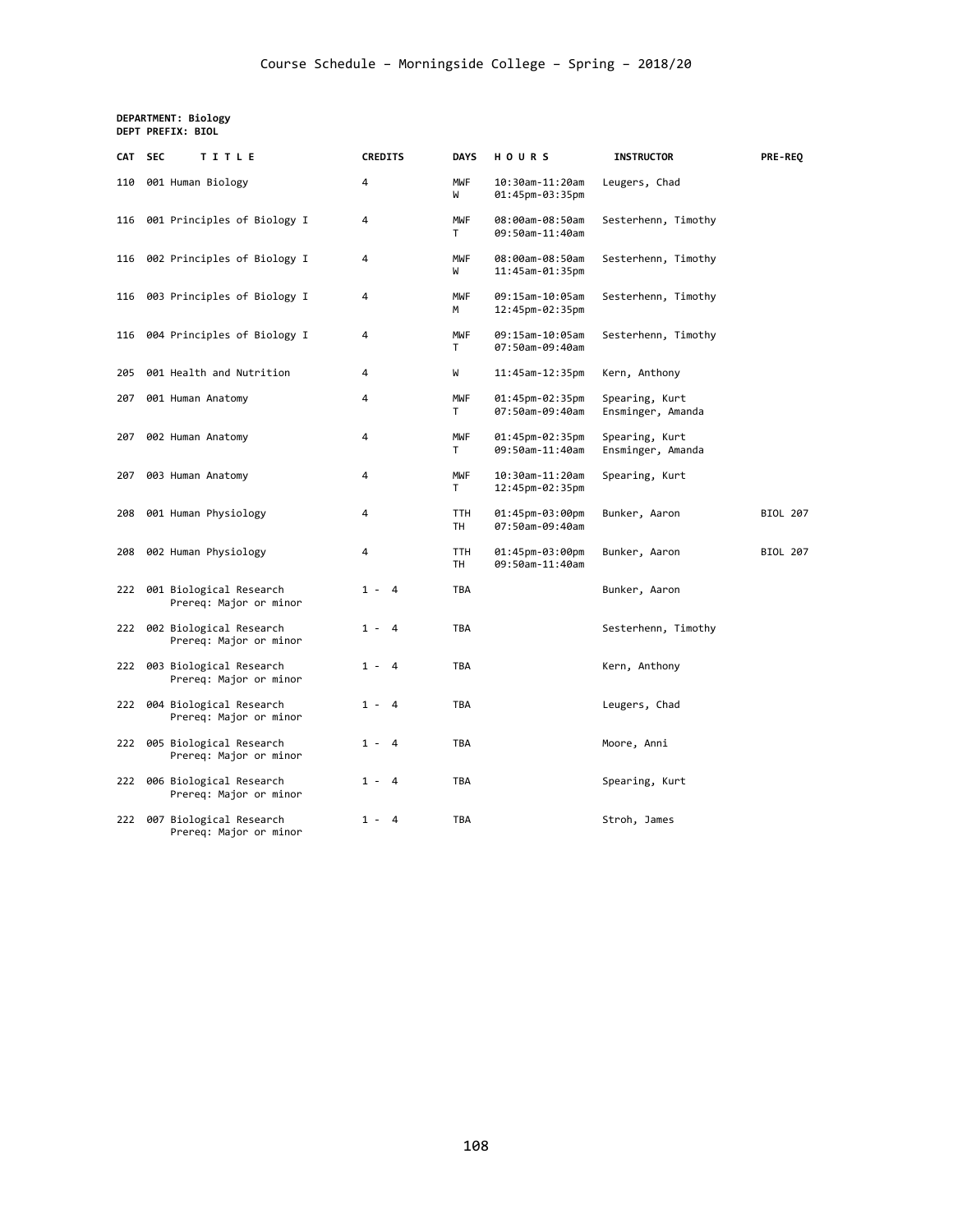# Course Schedule – Morningside College – Spring – 2018/20

**DEPARTMENT: Biology**
**DEPT PREFIX: BIOL**

| CAT | SEC | TITLE | CREDITS | DAYS | HOURS | INSTRUCTOR | PRE-REQ |
|---|---|---|---|---|---|---|---|
| 110 | 001 | Human Biology | 4 | MWF<br>W | 10:30am-11:20am<br>01:45pm-03:35pm | Leugers, Chad | |
| 116 | 001 | Principles of Biology I | 4 | MWF<br>T | 08:00am-08:50am<br>09:50am-11:40am | Sesterhenn, Timothy | |
| 116 | 002 | Principles of Biology I | 4 | MWF<br>W | 08:00am-08:50am<br>11:45am-01:35pm | Sesterhenn, Timothy | |
| 116 | 003 | Principles of Biology I | 4 | MWF<br>M | 09:15am-10:05am<br>12:45pm-02:35pm | Sesterhenn, Timothy | |
| 116 | 004 | Principles of Biology I | 4 | MWF<br>T | 09:15am-10:05am<br>07:50am-09:40am | Sesterhenn, Timothy | |
| 205 | 001 | Health and Nutrition | 4 | W | 11:45am-12:35pm | Kern, Anthony | |
| 207 | 001 | Human Anatomy | 4 | MWF<br>T | 01:45pm-02:35pm<br>07:50am-09:40am | Spearing, Kurt<br>Ensminger, Amanda | |
| 207 | 002 | Human Anatomy | 4 | MWF<br>T | 01:45pm-02:35pm<br>09:50am-11:40am | Spearing, Kurt<br>Ensminger, Amanda | |
| 207 | 003 | Human Anatomy | 4 | MWF<br>T | 10:30am-11:20am<br>12:45pm-02:35pm | Spearing, Kurt | |
| 208 | 001 | Human Physiology | 4 | TTH<br>TH | 01:45pm-03:00pm<br>07:50am-09:40am | Bunker, Aaron | BIOL 207 |
| 208 | 002 | Human Physiology | 4 | TTH<br>TH | 01:45pm-03:00pm<br>09:50am-11:40am | Bunker, Aaron | BIOL 207 |
| 222 | 001 | Biological Research<br>Prereq: Major or minor | 1 - 4 | TBA | | Bunker, Aaron | |
| 222 | 002 | Biological Research<br>Prereq: Major or minor | 1 - 4 | TBA | | Sesterhenn, Timothy | |
| 222 | 003 | Biological Research<br>Prereq: Major or minor | 1 - 4 | TBA | | Kern, Anthony | |
| 222 | 004 | Biological Research<br>Prereq: Major or minor | 1 - 4 | TBA | | Leugers, Chad | |
| 222 | 005 | Biological Research<br>Prereq: Major or minor | 1 - 4 | TBA | | Moore, Anni | |
| 222 | 006 | Biological Research<br>Prereq: Major or minor | 1 - 4 | TBA | | Spearing, Kurt | |
| 222 | 007 | Biological Research<br>Prereq: Major or minor | 1 - 4 | TBA | | Stroh, James | |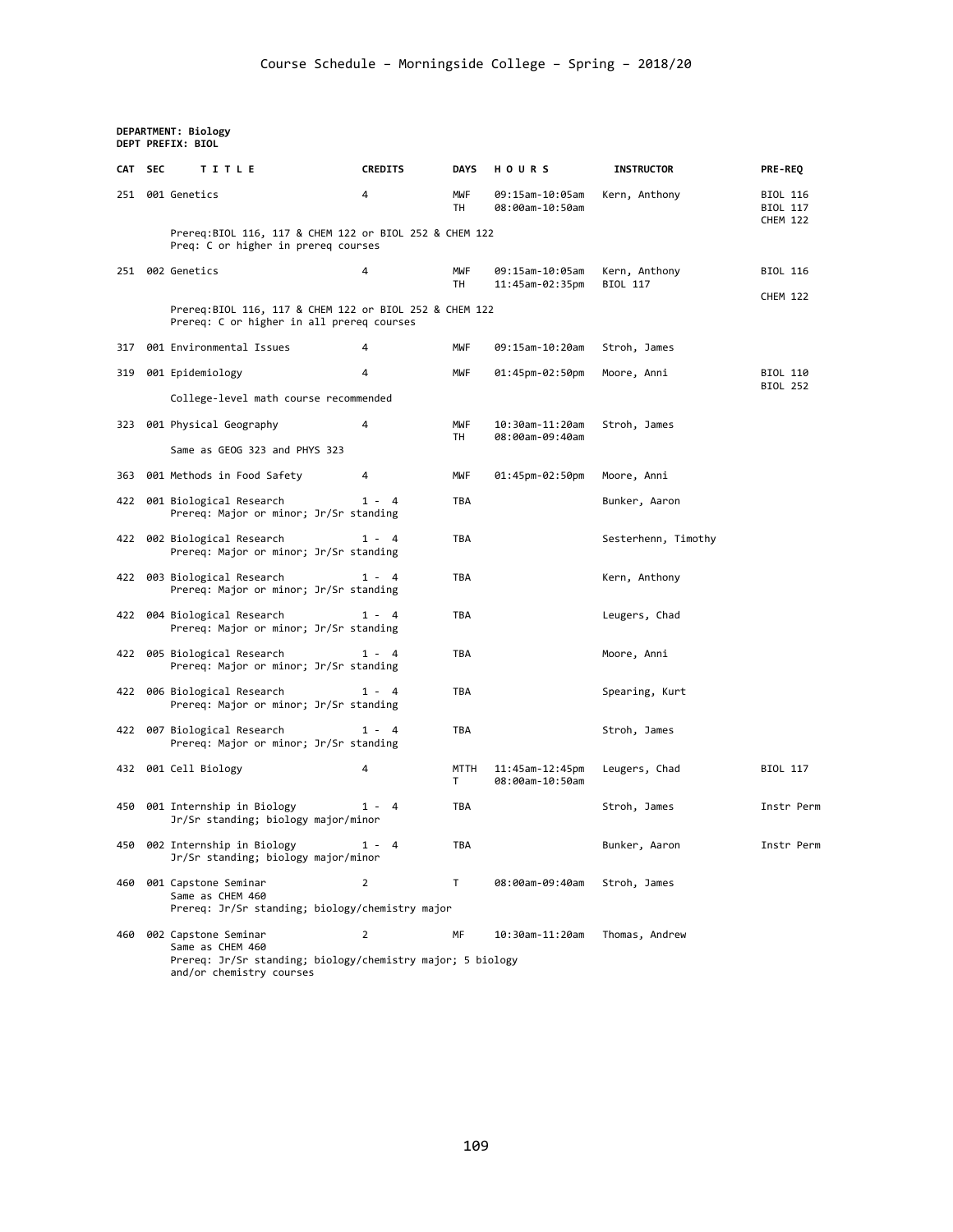# Course Schedule – Morningside College – Spring – 2018/20

**DEPARTMENT: Biology**
**DEPT PREFIX: BIOL**

| CAT | SEC | TITLE | CREDITS | DAYS | HOURS | INSTRUCTOR | PRE-REQ |
|---|---|---|---|---|---|---|---|
| 251 | 001 | Genetics | 4 | MWF<br>TH | 09:15am-10:05am<br>08:00am-10:50am | Kern, Anthony | BIOL 116<br>BIOL 117<br>CHEM 122 |
| | | Prereq:BIOL 116, 117 & CHEM 122 or BIOL 252 & CHEM 122<br>Preq: C or higher in prereq courses | | | | | |
| 251 | 002 | Genetics | 4 | MWF<br>TH | 09:15am-10:05am<br>11:45am-02:35pm | Kern, Anthony<br>BIOL 117 | BIOL 116<br>CHEM 122 |
| | | Prereq:BIOL 116, 117 & CHEM 122 or BIOL 252 & CHEM 122<br>Prereq: C or higher in all prereq courses | | | | | |
| 317 | 001 | Environmental Issues | 4 | MWF | 09:15am-10:20am | Stroh, James | |
| 319 | 001 | Epidemiology | 4 | MWF | 01:45pm-02:50pm | Moore, Anni | BIOL 110<br>BIOL 252 |
| | | College-level math course recommended | | | | | |
| 323 | 001 | Physical Geography | 4 | MWF<br>TH | 10:30am-11:20am<br>08:00am-09:40am | Stroh, James | |
| | | Same as GEOG 323 and PHYS 323 | | | | | |
| 363 | 001 | Methods in Food Safety | 4 | MWF | 01:45pm-02:50pm | Moore, Anni | |
| 422 | 001 | Biological Research<br>Prereq: Major or minor; Jr/Sr standing | 1 - 4 | TBA | | Bunker, Aaron | |
| 422 | 002 | Biological Research<br>Prereq: Major or minor; Jr/Sr standing | 1 - 4 | TBA | | Sesterhenn, Timothy | |
| 422 | 003 | Biological Research<br>Prereq: Major or minor; Jr/Sr standing | 1 - 4 | TBA | | Kern, Anthony | |
| 422 | 004 | Biological Research<br>Prereq: Major or minor; Jr/Sr standing | 1 - 4 | TBA | | Leugers, Chad | |
| 422 | 005 | Biological Research<br>Prereq: Major or minor; Jr/Sr standing | 1 - 4 | TBA | | Moore, Anni | |
| 422 | 006 | Biological Research<br>Prereq: Major or minor; Jr/Sr standing | 1 - 4 | TBA | | Spearing, Kurt | |
| 422 | 007 | Biological Research<br>Prereq: Major or minor; Jr/Sr standing | 1 - 4 | TBA | | Stroh, James | |
| 432 | 001 | Cell Biology | 4 | MTTH<br>T | 11:45am-12:45pm<br>08:00am-10:50am | Leugers, Chad | BIOL 117 |
| 450 | 001 | Internship in Biology<br>Jr/Sr standing; biology major/minor | 1 - 4 | TBA | | Stroh, James | Instr Perm |
| 450 | 002 | Internship in Biology<br>Jr/Sr standing; biology major/minor | 1 - 4 | TBA | | Bunker, Aaron | Instr Perm |
| 460 | 001 | Capstone Seminar<br>Same as CHEM 460<br>Prereq: Jr/Sr standing; biology/chemistry major | 2 | T | 08:00am-09:40am | Stroh, James | |
| 460 | 002 | Capstone Seminar<br>Same as CHEM 460<br>Prereq: Jr/Sr standing; biology/chemistry major; 5 biology and/or chemistry courses | 2 | MF | 10:30am-11:20am | Thomas, Andrew | |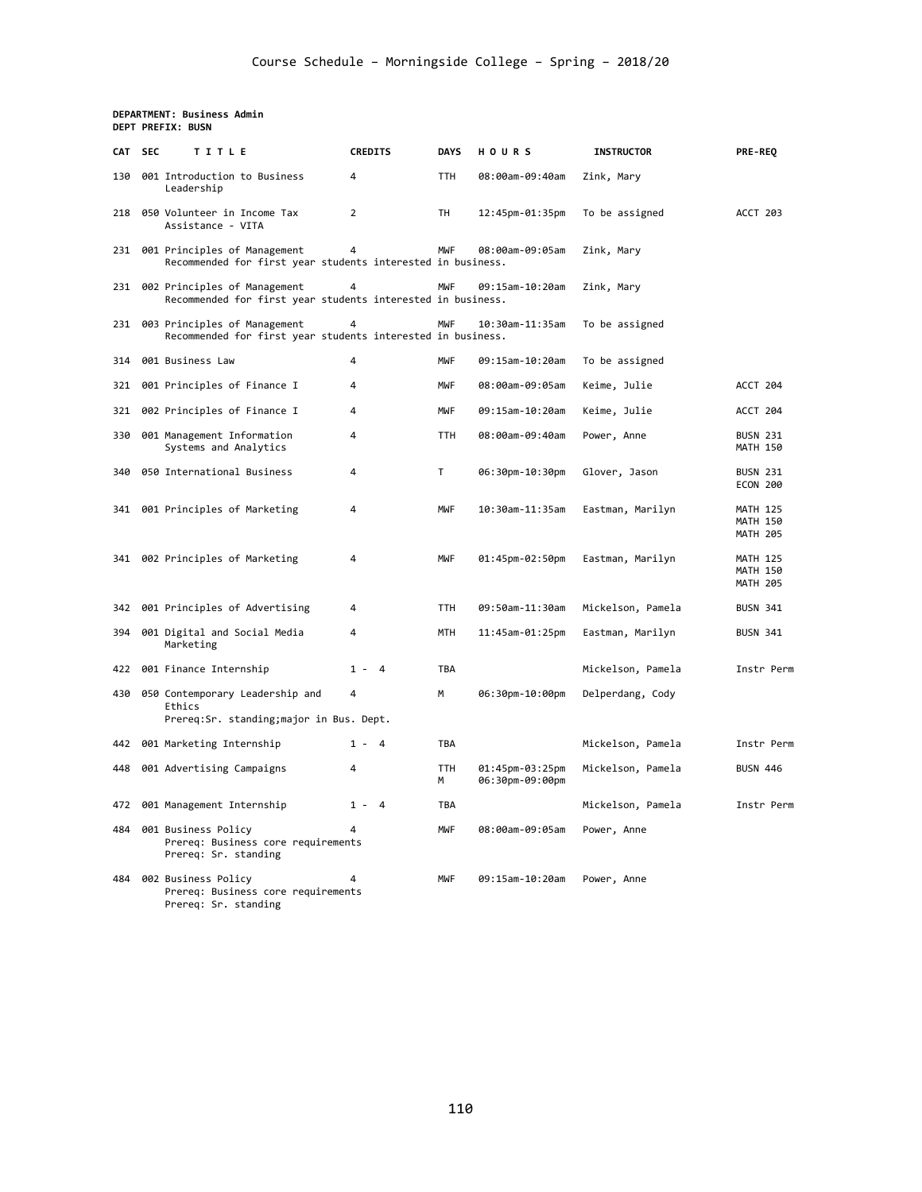# Course Schedule – Morningside College – Spring – 2018/20

**DEPARTMENT: Business Admin**
**DEPT PREFIX: BUSN**

| CAT | SEC | TITLE | CREDITS | DAYS | HOURS | INSTRUCTOR | PRE-REQ |
|---|---|---|---|---|---|---|---|
| 130 | 001 | Introduction to Business Leadership | 4 | TTH | 08:00am-09:40am | Zink, Mary | |
| 218 | 050 | Volunteer in Income Tax Assistance - VITA | 2 | TH | 12:45pm-01:35pm | To be assigned | ACCT 203 |
| 231 | 001 | Principles of Management<br>Recommended for first year students interested in business. | 4 | MWF | 08:00am-09:05am | Zink, Mary | |
| 231 | 002 | Principles of Management<br>Recommended for first year students interested in business. | 4 | MWF | 09:15am-10:20am | Zink, Mary | |
| 231 | 003 | Principles of Management<br>Recommended for first year students interested in business. | 4 | MWF | 10:30am-11:35am | To be assigned | |
| 314 | 001 | Business Law | 4 | MWF | 09:15am-10:20am | To be assigned | |
| 321 | 001 | Principles of Finance I | 4 | MWF | 08:00am-09:05am | Keime, Julie | ACCT 204 |
| 321 | 002 | Principles of Finance I | 4 | MWF | 09:15am-10:20am | Keime, Julie | ACCT 204 |
| 330 | 001 | Management Information Systems and Analytics | 4 | TTH | 08:00am-09:40am | Power, Anne | BUSN 231<br>MATH 150 |
| 340 | 050 | International Business | 4 | T | 06:30pm-10:30pm | Glover, Jason | BUSN 231<br>ECON 200 |
| 341 | 001 | Principles of Marketing | 4 | MWF | 10:30am-11:35am | Eastman, Marilyn | MATH 125<br>MATH 150<br>MATH 205 |
| 341 | 002 | Principles of Marketing | 4 | MWF | 01:45pm-02:50pm | Eastman, Marilyn | MATH 125<br>MATH 150<br>MATH 205 |
| 342 | 001 | Principles of Advertising | 4 | TTH | 09:50am-11:30am | Mickelson, Pamela | BUSN 341 |
| 394 | 001 | Digital and Social Media Marketing | 4 | MTH | 11:45am-01:25pm | Eastman, Marilyn | BUSN 341 |
| 422 | 001 | Finance Internship | 1 - 4 | TBA | | Mickelson, Pamela | Instr Perm |
| 430 | 050 | Contemporary Leadership and Ethics<br>Prereq:Sr. standing;major in Bus. Dept. | 4 | M | 06:30pm-10:00pm | Delperdang, Cody | |
| 442 | 001 | Marketing Internship | 1 - 4 | TBA | | Mickelson, Pamela | Instr Perm |
| 448 | 001 | Advertising Campaigns | 4 | TTH<br>M | 01:45pm-03:25pm<br>06:30pm-09:00pm | Mickelson, Pamela | BUSN 446 |
| 472 | 001 | Management Internship | 1 - 4 | TBA | | Mickelson, Pamela | Instr Perm |
| 484 | 001 | Business Policy<br>Prereq: Business core requirements<br>Prereq: Sr. standing | 4 | MWF | 08:00am-09:05am | Power, Anne | |
| 484 | 002 | Business Policy<br>Prereq: Business core requirements<br>Prereq: Sr. standing | 4 | MWF | 09:15am-10:20am | Power, Anne | |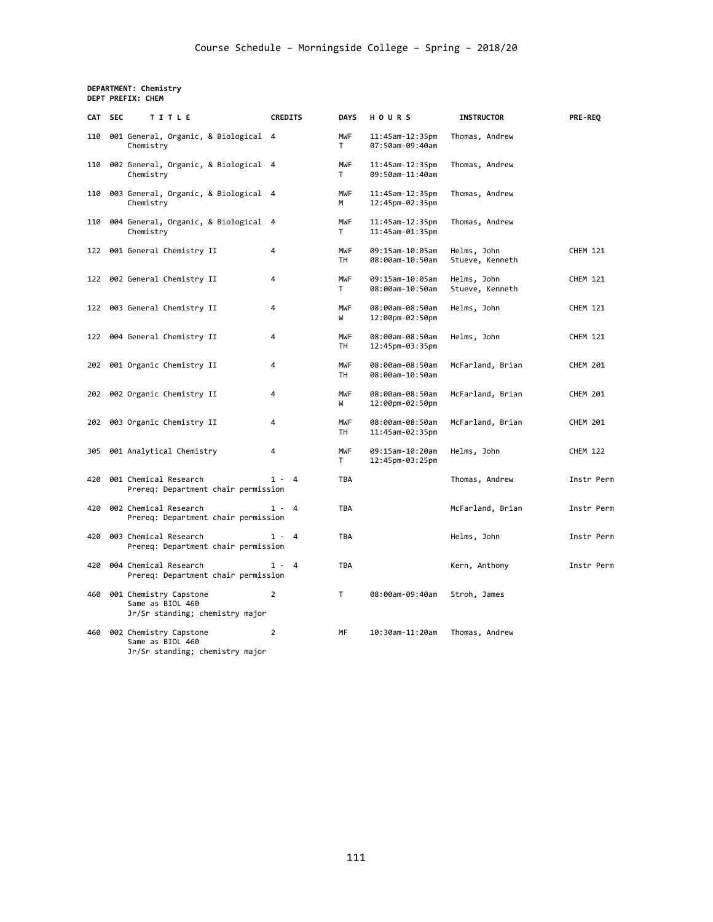Course Schedule – Morningside College – Spring – 2018/20

**DEPARTMENT: Chemistry**
**DEPT PREFIX: CHEM**

| CAT | SEC | TITLE | CREDITS | DAYS | HOURS | INSTRUCTOR | PRE-REQ |
|---|---|---|---|---|---|---|---|
| 110 | 001 | General, Organic, & Biological Chemistry | 4 | MWF<br>T | 11:45am-12:35pm<br>07:50am-09:40am | Thomas, Andrew | |
| 110 | 002 | General, Organic, & Biological Chemistry | 4 | MWF<br>T | 11:45am-12:35pm<br>09:50am-11:40am | Thomas, Andrew | |
| 110 | 003 | General, Organic, & Biological Chemistry | 4 | MWF<br>M | 11:45am-12:35pm<br>12:45pm-02:35pm | Thomas, Andrew | |
| 110 | 004 | General, Organic, & Biological Chemistry | 4 | MWF<br>T | 11:45am-12:35pm<br>11:45am-01:35pm | Thomas, Andrew | |
| 122 | 001 | General Chemistry II | 4 | MWF<br>TH | 09:15am-10:05am<br>08:00am-10:50am | Helms, John<br>Stueve, Kenneth | CHEM 121 |
| 122 | 002 | General Chemistry II | 4 | MWF<br>T | 09:15am-10:05am<br>08:00am-10:50am | Helms, John<br>Stueve, Kenneth | CHEM 121 |
| 122 | 003 | General Chemistry II | 4 | MWF<br>W | 08:00am-08:50am<br>12:00pm-02:50pm | Helms, John | CHEM 121 |
| 122 | 004 | General Chemistry II | 4 | MWF<br>TH | 08:00am-08:50am<br>12:45pm-03:35pm | Helms, John | CHEM 121 |
| 202 | 001 | Organic Chemistry II | 4 | MWF<br>TH | 08:00am-08:50am<br>08:00am-10:50am | McFarland, Brian | CHEM 201 |
| 202 | 002 | Organic Chemistry II | 4 | MWF<br>W | 08:00am-08:50am<br>12:00pm-02:50pm | McFarland, Brian | CHEM 201 |
| 202 | 003 | Organic Chemistry II | 4 | MWF<br>TH | 08:00am-08:50am<br>11:45am-02:35pm | McFarland, Brian | CHEM 201 |
| 305 | 001 | Analytical Chemistry | 4 | MWF<br>T | 09:15am-10:20am<br>12:45pm-03:25pm | Helms, John | CHEM 122 |
| 420 | 001 | Chemical Research<br>Prereq: Department chair permission | 1 - 4 | TBA | | Thomas, Andrew | Instr Perm |
| 420 | 002 | Chemical Research<br>Prereq: Department chair permission | 1 - 4 | TBA | | McFarland, Brian | Instr Perm |
| 420 | 003 | Chemical Research<br>Prereq: Department chair permission | 1 - 4 | TBA | | Helms, John | Instr Perm |
| 420 | 004 | Chemical Research<br>Prereq: Department chair permission | 1 - 4 | TBA | | Kern, Anthony | Instr Perm |
| 460 | 001 | Chemistry Capstone<br>Same as BIOL 460<br>Jr/Sr standing; chemistry major | 2 | T | 08:00am-09:40am | Stroh, James | |
| 460 | 002 | Chemistry Capstone<br>Same as BIOL 460<br>Jr/Sr standing; chemistry major | 2 | MF | 10:30am-11:20am | Thomas, Andrew | |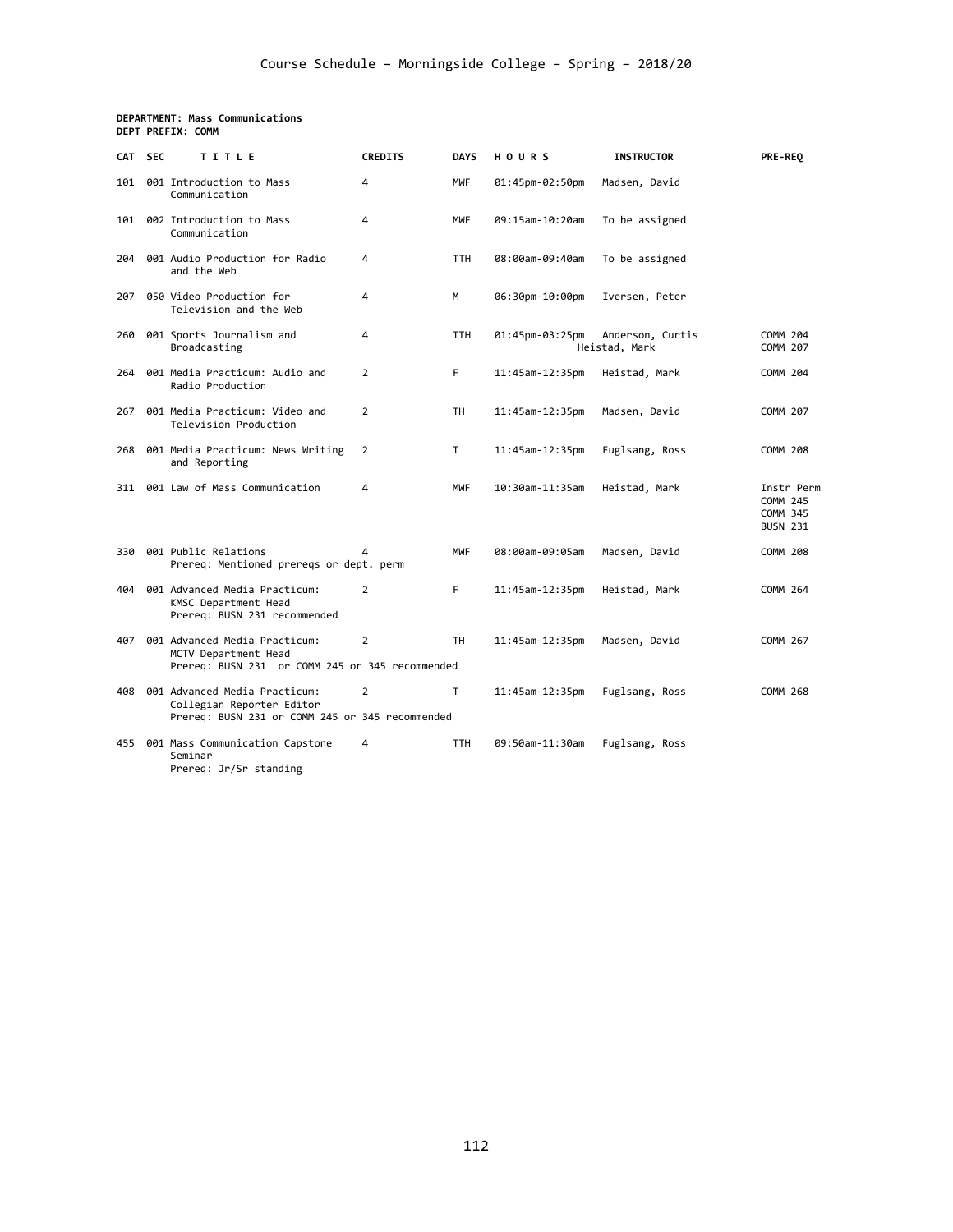**DEPARTMENT: Mass Communications**
**DEPT PREFIX: COMM**

| CAT | SEC | TITLE | CREDITS | DAYS | HOURS | INSTRUCTOR | PRE-REQ |
|---|---|---|---|---|---|---|---|
| 101 | 001 | Introduction to Mass Communication | 4 | MWF | 01:45pm-02:50pm | Madsen, David | |
| 101 | 002 | Introduction to Mass Communication | 4 | MWF | 09:15am-10:20am | To be assigned | |
| 204 | 001 | Audio Production for Radio and the Web | 4 | TTH | 08:00am-09:40am | To be assigned | |
| 207 | 050 | Video Production for Television and the Web | 4 | M | 06:30pm-10:00pm | Iversen, Peter | |
| 260 | 001 | Sports Journalism and Broadcasting | 4 | TTH | 01:45pm-03:25pm | Anderson, Curtis<br>Heistad, Mark | COMM 204<br>COMM 207 |
| 264 | 001 | Media Practicum: Audio and Radio Production | 2 | F | 11:45am-12:35pm | Heistad, Mark | COMM 204 |
| 267 | 001 | Media Practicum: Video and Television Production | 2 | TH | 11:45am-12:35pm | Madsen, David | COMM 207 |
| 268 | 001 | Media Practicum: News Writing and Reporting | 2 | T | 11:45am-12:35pm | Fuglsang, Ross | COMM 208 |
| 311 | 001 | Law of Mass Communication | 4 | MWF | 10:30am-11:35am | Heistad, Mark | Instr Perm<br>COMM 245<br>COMM 345<br>BUSN 231 |
| 330 | 001 | Public Relations<br>Prereq: Mentioned prereqs or dept. perm | 4 | MWF | 08:00am-09:05am | Madsen, David | COMM 208 |
| 404 | 001 | Advanced Media Practicum: KMSC Department Head<br>Prereq: BUSN 231 recommended | 2 | F | 11:45am-12:35pm | Heistad, Mark | COMM 264 |
| 407 | 001 | Advanced Media Practicum: MCTV Department Head<br>Prereq: BUSN 231 or COMM 245 or 345 recommended | 2 | TH | 11:45am-12:35pm | Madsen, David | COMM 267 |
| 408 | 001 | Advanced Media Practicum: Collegian Reporter Editor<br>Prereq: BUSN 231 or COMM 245 or 345 recommended | 2 | T | 11:45am-12:35pm | Fuglsang, Ross | COMM 268 |
| 455 | 001 | Mass Communication Capstone Seminar<br>Prereq: Jr/Sr standing | 4 | TTH | 09:50am-11:30am | Fuglsang, Ross | |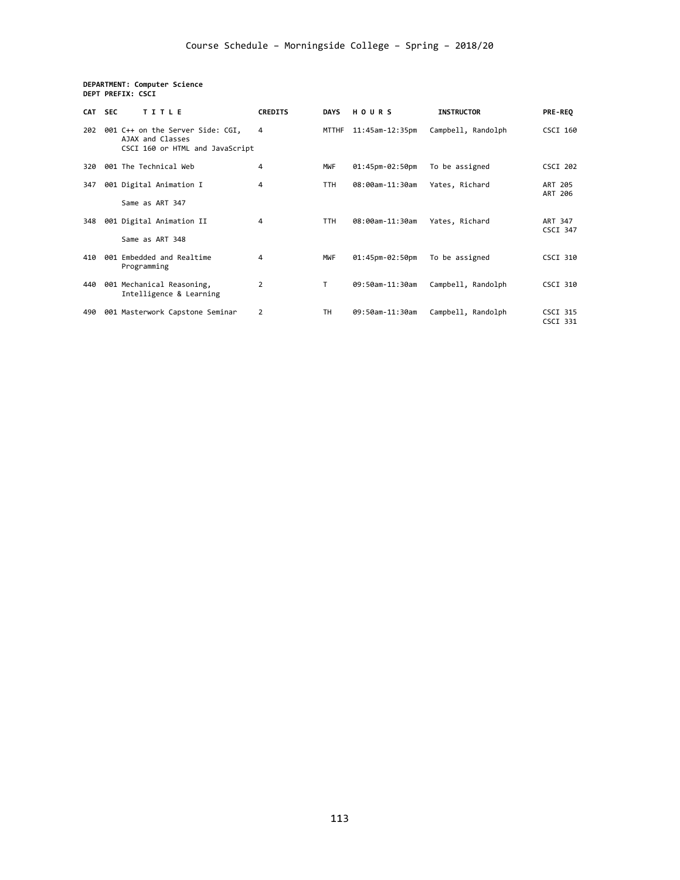Course Schedule – Morningside College – Spring – 2018/20

**DEPARTMENT: Computer Science**
**DEPT PREFIX: CSCI**

| CAT | SEC | TITLE | CREDITS | DAYS | HOURS | INSTRUCTOR | PRE-REQ |
|---|---|---|---|---|---|---|---|
| 202 | 001 | C++ on the Server Side: CGI, AJAX and Classes<br>CSCI 160 or HTML and JavaScript | 4 | MTTHF | 11:45am-12:35pm | Campbell, Randolph | CSCI 160 |
| 320 | 001 | The Technical Web | 4 | MWF | 01:45pm-02:50pm | To be assigned | CSCI 202 |
| 347 | 001 | Digital Animation I<br>Same as ART 347 | 4 | TTH | 08:00am-11:30am | Yates, Richard | ART 205<br>ART 206 |
| 348 | 001 | Digital Animation II<br>Same as ART 348 | 4 | TTH | 08:00am-11:30am | Yates, Richard | ART 347<br>CSCI 347 |
| 410 | 001 | Embedded and Realtime Programming | 4 | MWF | 01:45pm-02:50pm | To be assigned | CSCI 310 |
| 440 | 001 | Mechanical Reasoning, Intelligence & Learning | 2 | T | 09:50am-11:30am | Campbell, Randolph | CSCI 310 |
| 490 | 001 | Masterwork Capstone Seminar | 2 | TH | 09:50am-11:30am | Campbell, Randolph | CSCI 315<br>CSCI 331 |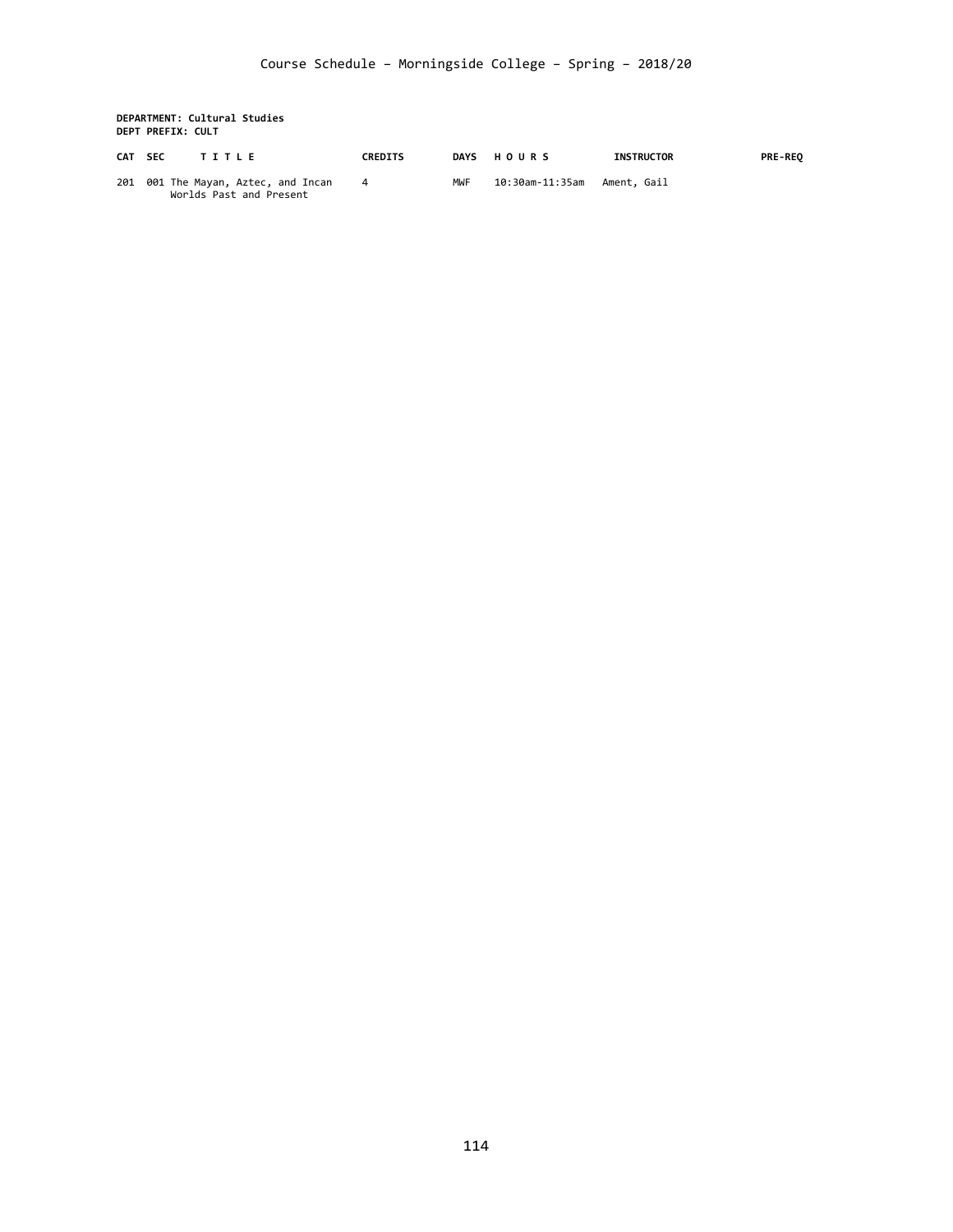**DEPARTMENT: Cultural Studies**
**DEPT PREFIX: CULT**

| CAT | SEC | TITLE | CREDITS | DAYS | HOURS | INSTRUCTOR | PRE-REQ |
|---|---|---|---|---|---|---|---|
| 201 | 001 | The Mayan, Aztec, and Incan Worlds Past and Present | 4 | MWF | 10:30am-11:35am | Ament, Gail | |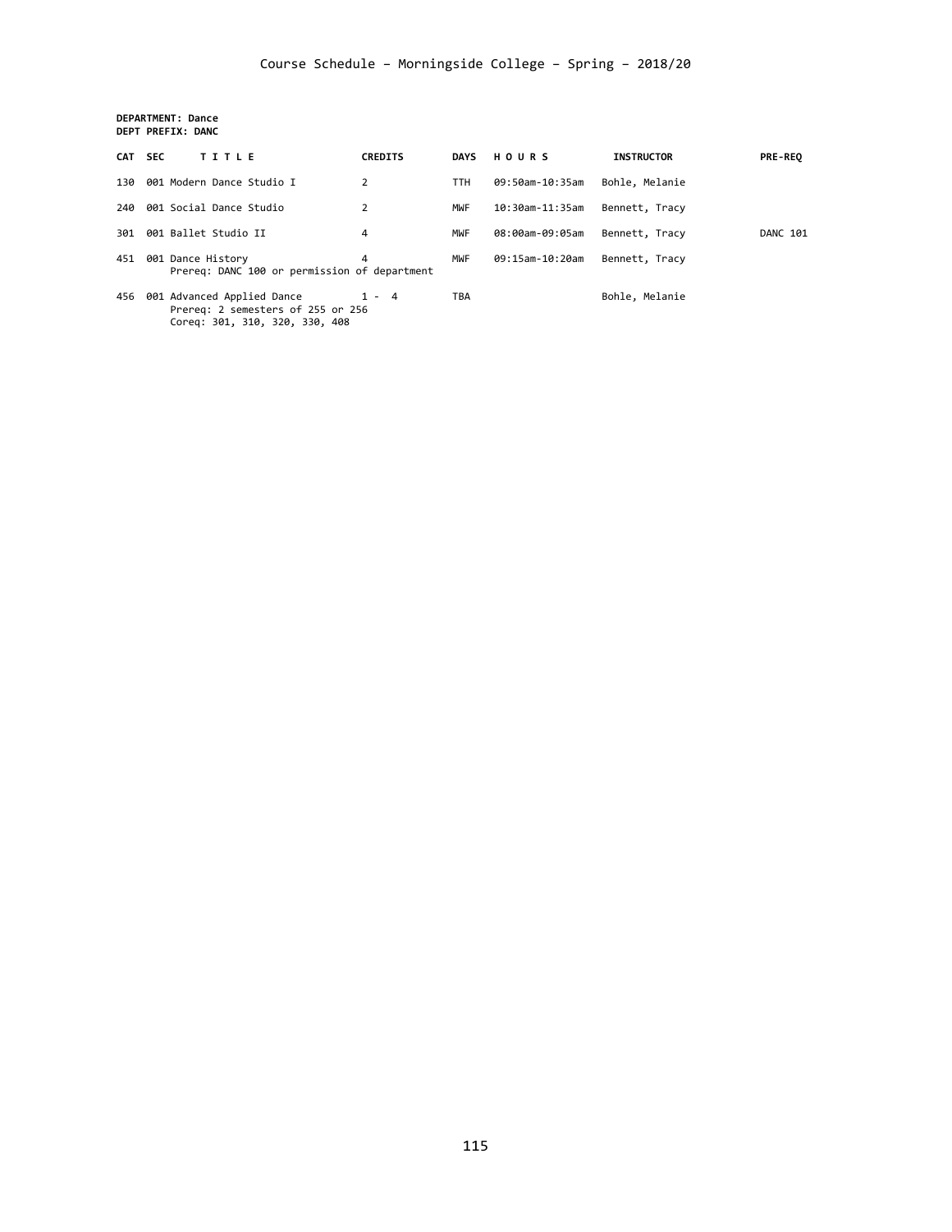Course Schedule – Morningside College – Spring – 2018/20

**DEPARTMENT: Dance**
**DEPT PREFIX: DANC**

| CAT | SEC | TITLE | CREDITS | DAYS | HOURS | INSTRUCTOR | PRE-REQ |
|---|---|---|---|---|---|---|---|
| 130 | 001 | Modern Dance Studio I | 2 | TTH | 09:50am-10:35am | Bohle, Melanie | |
| 240 | 001 | Social Dance Studio | 2 | MWF | 10:30am-11:35am | Bennett, Tracy | |
| 301 | 001 | Ballet Studio II | 4 | MWF | 08:00am-09:05am | Bennett, Tracy | DANC 101 |
| 451 | 001 | Dance History<br>Prereq: DANC 100 or permission of department | 4 | MWF | 09:15am-10:20am | Bennett, Tracy | |
| 456 | 001 | Advanced Applied Dance<br>Prereq: 2 semesters of 255 or 256<br>Coreq: 301, 310, 320, 330, 408 | 1 - 4 | TBA | | Bohle, Melanie | |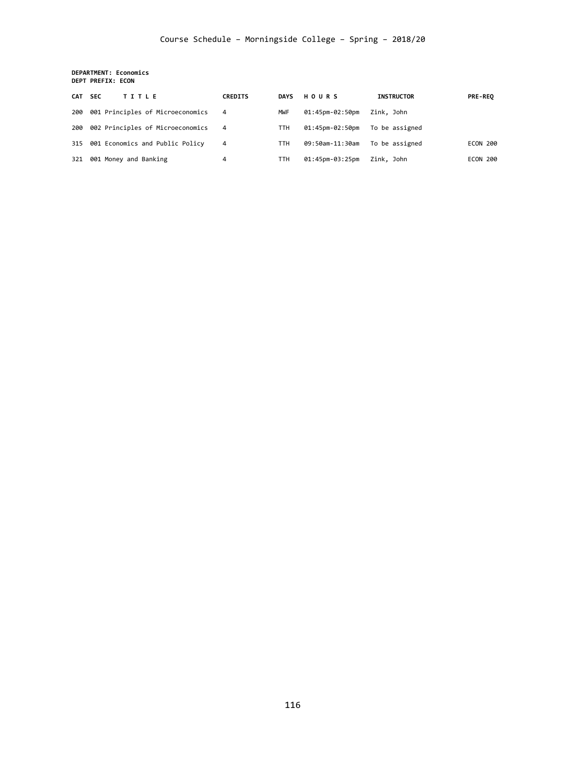**DEPARTMENT: Economics**
**DEPT PREFIX: ECON**

| CAT | SEC | T I T L E | CREDITS | DAYS | H O U R S | INSTRUCTOR | PRE-REQ |
|---|---|---|---|---|---|---|---|
| 200 | 001 | Principles of Microeconomics | 4 | MWF | 01:45pm-02:50pm | Zink, John | |
| 200 | 002 | Principles of Microeconomics | 4 | TTH | 01:45pm-02:50pm | To be assigned | |
| 315 | 001 | Economics and Public Policy | 4 | TTH | 09:50am-11:30am | To be assigned | ECON 200 |
| 321 | 001 | Money and Banking | 4 | TTH | 01:45pm-03:25pm | Zink, John | ECON 200 |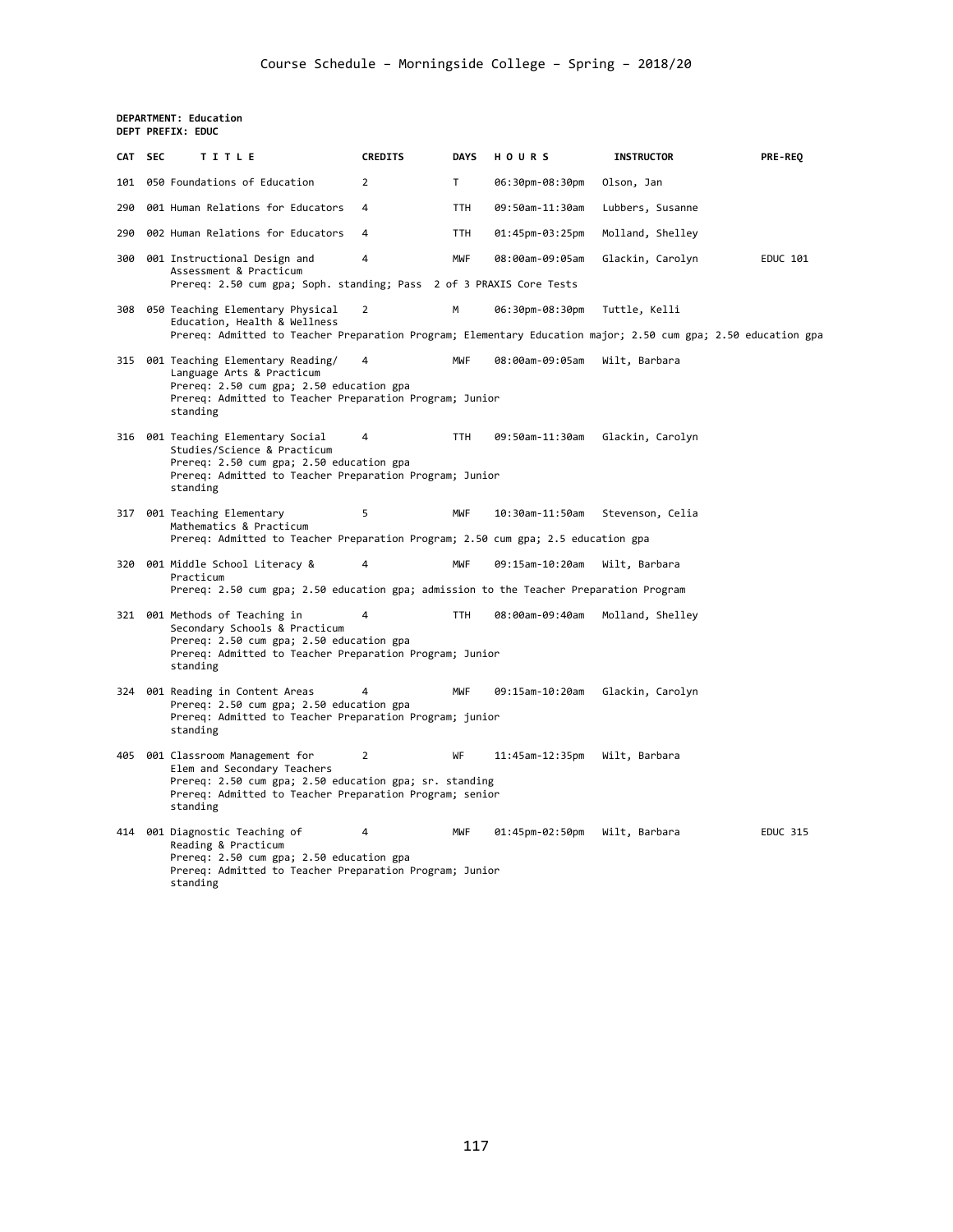**DEPARTMENT: Education**
**DEPT PREFIX: EDUC**

| CAT | SEC | TITLE | CREDITS | DAYS | HOURS | INSTRUCTOR | PRE-REQ |
|---|---|---|---|---|---|---|---|
| 101 | 050 | Foundations of Education | 2 | T | 06:30pm-08:30pm | Olson, Jan | |
| 290 | 001 | Human Relations for Educators | 4 | TTH | 09:50am-11:30am | Lubbers, Susanne | |
| 290 | 002 | Human Relations for Educators | 4 | TTH | 01:45pm-03:25pm | Molland, Shelley | |
| 300 | 001 | Instructional Design and Assessment & Practicum<br>Prereq: 2.50 cum gpa; Soph. standing; Pass 2 of 3 PRAXIS Core Tests | 4 | MWF | 08:00am-09:05am | Glackin, Carolyn | EDUC 101 |
| 308 | 050 | Teaching Elementary Physical Education, Health & Wellness<br>Prereq: Admitted to Teacher Preparation Program; Elementary Education major; 2.50 cum gpa; 2.50 education gpa | 2 | M | 06:30pm-08:30pm | Tuttle, Kelli | |
| 315 | 001 | Teaching Elementary Reading/ Language Arts & Practicum<br>Prereq: 2.50 cum gpa; 2.50 education gpa<br>Prereq: Admitted to Teacher Preparation Program; Junior standing | 4 | MWF | 08:00am-09:05am | Wilt, Barbara | |
| 316 | 001 | Teaching Elementary Social Studies/Science & Practicum<br>Prereq: 2.50 cum gpa; 2.50 education gpa<br>Prereq: Admitted to Teacher Preparation Program; Junior standing | 4 | TTH | 09:50am-11:30am | Glackin, Carolyn | |
| 317 | 001 | Teaching Elementary Mathematics & Practicum<br>Prereq: Admitted to Teacher Preparation Program; 2.50 cum gpa; 2.5 education gpa | 5 | MWF | 10:30am-11:50am | Stevenson, Celia | |
| 320 | 001 | Middle School Literacy & Practicum<br>Prereq: 2.50 cum gpa; 2.50 education gpa; admission to the Teacher Preparation Program | 4 | MWF | 09:15am-10:20am | Wilt, Barbara | |
| 321 | 001 | Methods of Teaching in Secondary Schools & Practicum<br>Prereq: 2.50 cum gpa; 2.50 education gpa<br>Prereq: Admitted to Teacher Preparation Program; Junior standing | 4 | TTH | 08:00am-09:40am | Molland, Shelley | |
| 324 | 001 | Reading in Content Areas<br>Prereq: 2.50 cum gpa; 2.50 education gpa<br>Prereq: Admitted to Teacher Preparation Program; junior standing | 4 | MWF | 09:15am-10:20am | Glackin, Carolyn | |
| 405 | 001 | Classroom Management for Elem and Secondary Teachers<br>Prereq: 2.50 cum gpa; 2.50 education gpa; sr. standing<br>Prereq: Admitted to Teacher Preparation Program; senior standing | 2 | WF | 11:45am-12:35pm | Wilt, Barbara | |
| 414 | 001 | Diagnostic Teaching of Reading & Practicum<br>Prereq: 2.50 cum gpa; 2.50 education gpa<br>Prereq: Admitted to Teacher Preparation Program; Junior standing | 4 | MWF | 01:45pm-02:50pm | Wilt, Barbara | EDUC 315 |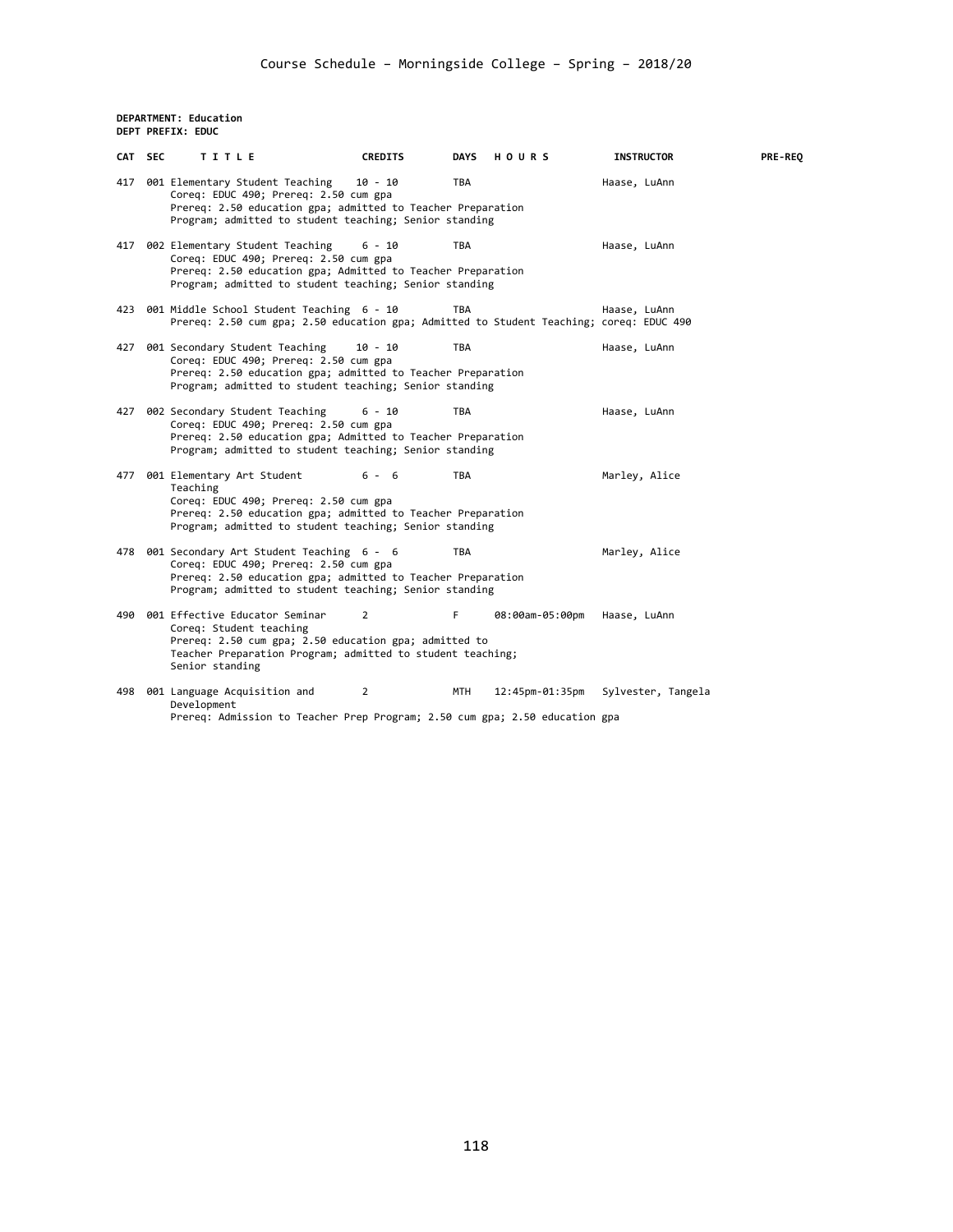**DEPARTMENT: Education**
**DEPT PREFIX: EDUC**

| CAT | SEC | TITLE | CREDITS | DAYS | HOURS | INSTRUCTOR | PRE-REQ |
|---|---|---|---|---|---|---|---|
| 417 | 001 | Elementary Student Teaching<br>Coreq: EDUC 490; Prereq: 2.50 cum gpa<br>Prereq: 2.50 education gpa; admitted to Teacher Preparation Program; admitted to student teaching; Senior standing | 10 - 10 | TBA | | Haase, LuAnn | |
| 417 | 002 | Elementary Student Teaching<br>Coreq: EDUC 490; Prereq: 2.50 cum gpa<br>Prereq: 2.50 education gpa; Admitted to Teacher Preparation Program; admitted to student teaching; Senior standing | 6 - 10 | TBA | | Haase, LuAnn | |
| 423 | 001 | Middle School Student Teaching<br>Prereq: 2.50 cum gpa; 2.50 education gpa; Admitted to Student Teaching; coreq: EDUC 490 | 6 - 10 | TBA | | Haase, LuAnn | |
| 427 | 001 | Secondary Student Teaching<br>Coreq: EDUC 490; Prereq: 2.50 cum gpa<br>Prereq: 2.50 education gpa; admitted to Teacher Preparation Program; admitted to student teaching; Senior standing | 10 - 10 | TBA | | Haase, LuAnn | |
| 427 | 002 | Secondary Student Teaching<br>Coreq: EDUC 490; Prereq: 2.50 cum gpa<br>Prereq: 2.50 education gpa; Admitted to Teacher Preparation Program; admitted to student teaching; Senior standing | 6 - 10 | TBA | | Haase, LuAnn | |
| 477 | 001 | Elementary Art Student Teaching<br>Coreq: EDUC 490; Prereq: 2.50 cum gpa<br>Prereq: 2.50 education gpa; admitted to Teacher Preparation Program; admitted to student teaching; Senior standing | 6 - 6 | TBA | | Marley, Alice | |
| 478 | 001 | Secondary Art Student Teaching<br>Coreq: EDUC 490; Prereq: 2.50 cum gpa<br>Prereq: 2.50 education gpa; admitted to Teacher Preparation Program; admitted to student teaching; Senior standing | 6 - 6 | TBA | | Marley, Alice | |
| 490 | 001 | Effective Educator Seminar<br>Coreq: Student teaching<br>Prereq: 2.50 cum gpa; 2.50 education gpa; admitted to Teacher Preparation Program; admitted to student teaching; Senior standing | 2 | F | 08:00am-05:00pm | Haase, LuAnn | |
| 498 | 001 | Language Acquisition and Development<br>Prereq: Admission to Teacher Prep Program; 2.50 cum gpa; 2.50 education gpa | 2 | MTH | 12:45pm-01:35pm | Sylvester, Tangela | |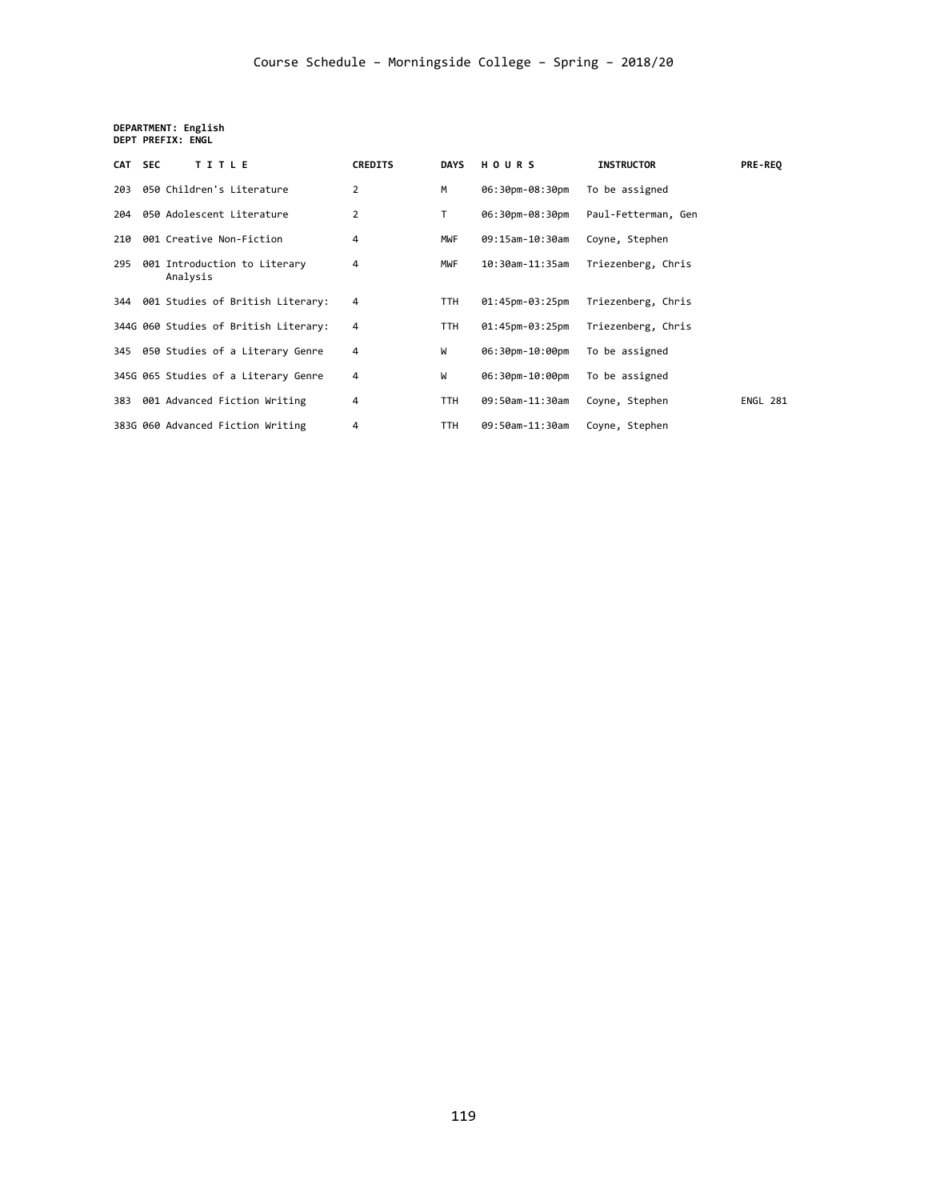Course Schedule – Morningside College – Spring – 2018/20

**DEPARTMENT: English**
**DEPT PREFIX: ENGL**

| CAT | SEC | TITLE | CREDITS | DAYS | HOURS | INSTRUCTOR | PRE-REQ |
|---|---|---|---|---|---|---|---|
| 203 | 050 | Children's Literature | 2 | M | 06:30pm-08:30pm | To be assigned | |
| 204 | 050 | Adolescent Literature | 2 | T | 06:30pm-08:30pm | Paul-Fetterman, Gen | |
| 210 | 001 | Creative Non-Fiction | 4 | MWF | 09:15am-10:30am | Coyne, Stephen | |
| 295 | 001 | Introduction to Literary Analysis | 4 | MWF | 10:30am-11:35am | Triezenberg, Chris | |
| 344 | 001 | Studies of British Literary: | 4 | TTH | 01:45pm-03:25pm | Triezenberg, Chris | |
| 344G | 060 | Studies of British Literary: | 4 | TTH | 01:45pm-03:25pm | Triezenberg, Chris | |
| 345 | 050 | Studies of a Literary Genre | 4 | W | 06:30pm-10:00pm | To be assigned | |
| 345G | 065 | Studies of a Literary Genre | 4 | W | 06:30pm-10:00pm | To be assigned | |
| 383 | 001 | Advanced Fiction Writing | 4 | TTH | 09:50am-11:30am | Coyne, Stephen | ENGL 281 |
| 383G | 060 | Advanced Fiction Writing | 4 | TTH | 09:50am-11:30am | Coyne, Stephen | |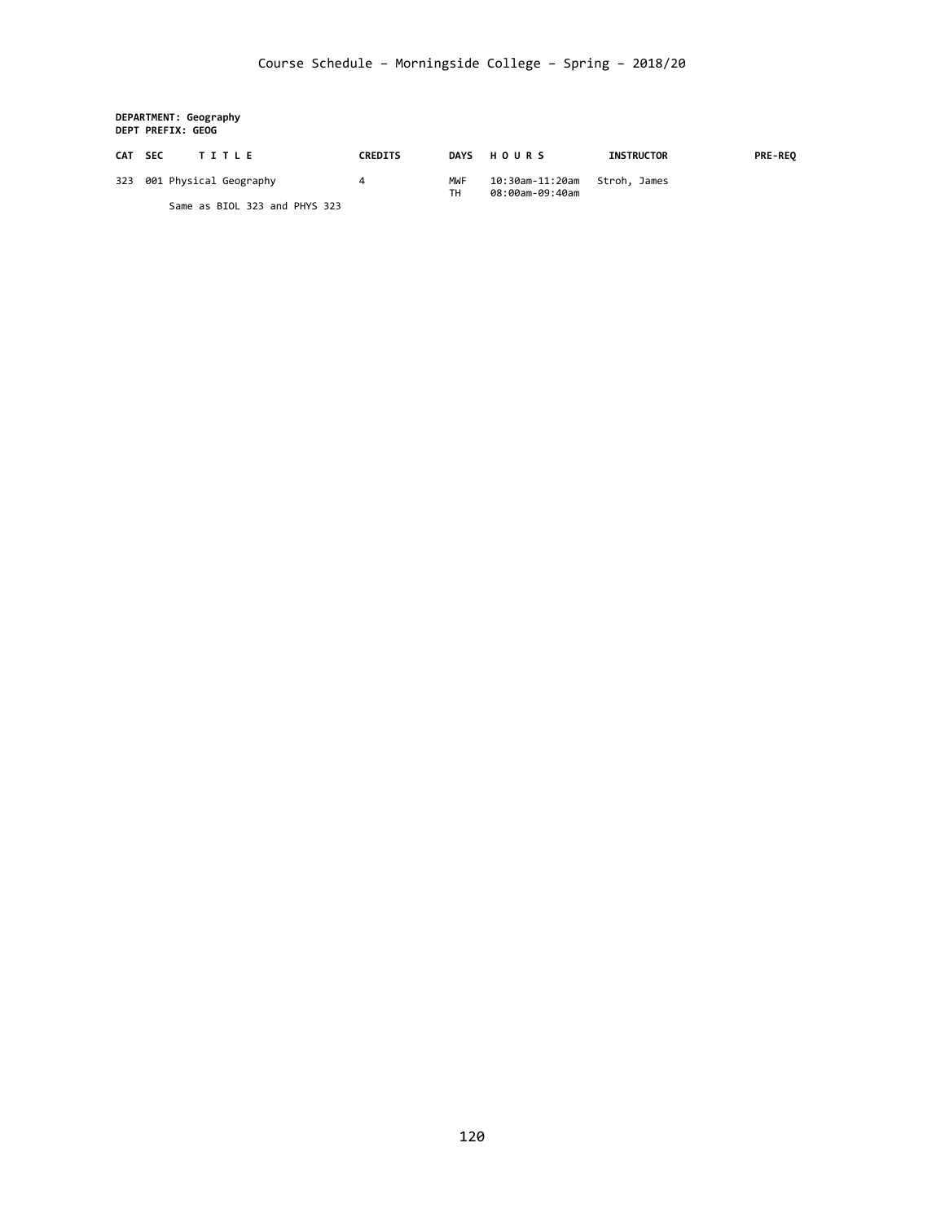**DEPARTMENT: Geography**
**DEPT PREFIX: GEOG**

| CAT | SEC | TITLE | CREDITS | DAYS | HOURS | INSTRUCTOR | PRE-REQ |
|---|---|---|---|---|---|---|---|
| 323 | 001 | Physical Geography | 4 | MWF | 10:30am-11:20am | Stroh, James | |
| | | | | TH | 08:00am-09:40am | | |
| | | Same as BIOL 323 and PHYS 323 | | | | | |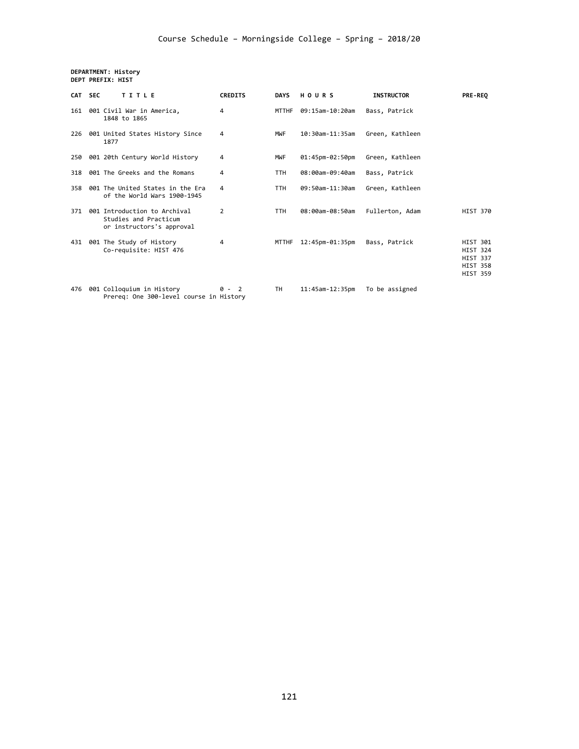# Course Schedule – Morningside College – Spring – 2018/20

**DEPARTMENT: History**
**DEPT PREFIX: HIST**

| CAT | SEC | TITLE | CREDITS | DAYS | HOURS | INSTRUCTOR | PRE-REQ |
|---|---|---|---|---|---|---|---|
| 161 | 001 | Civil War in America, 1848 to 1865 | 4 | MTTHF | 09:15am-10:20am | Bass, Patrick | |
| 226 | 001 | United States History Since 1877 | 4 | MWF | 10:30am-11:35am | Green, Kathleen | |
| 250 | 001 | 20th Century World History | 4 | MWF | 01:45pm-02:50pm | Green, Kathleen | |
| 318 | 001 | The Greeks and the Romans | 4 | TTH | 08:00am-09:40am | Bass, Patrick | |
| 358 | 001 | The United States in the Era of the World Wars 1900-1945 | 4 | TTH | 09:50am-11:30am | Green, Kathleen | |
| 371 | 001 | Introduction to Archival Studies and Practicum or instructors's approval | 2 | TTH | 08:00am-08:50am | Fullerton, Adam | HIST 370 |
| 431 | 001 | The Study of History Co-requisite: HIST 476 | 4 | MTTHF | 12:45pm-01:35pm | Bass, Patrick | HIST 301 HIST 324 HIST 337 HIST 358 HIST 359 |
| 476 | 001 | Colloquium in History Prereq: One 300-level course in History | 0 - 2 | TH | 11:45am-12:35pm | To be assigned | |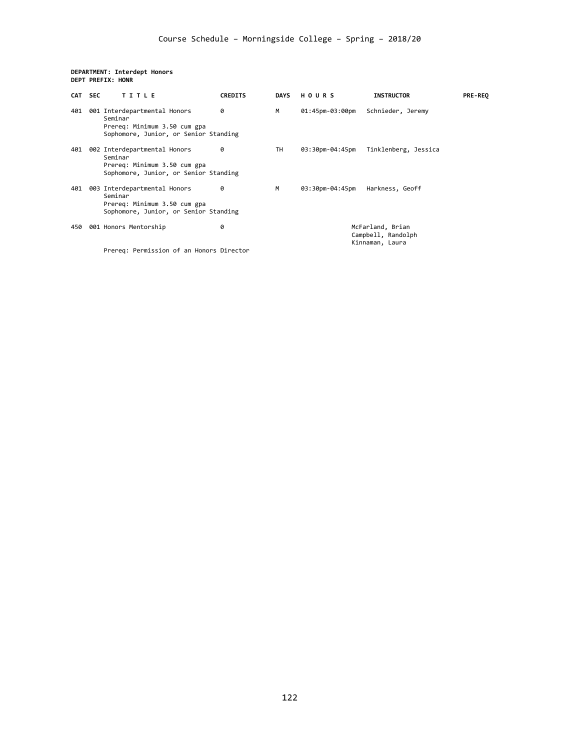**DEPARTMENT: Interdept Honors**
**DEPT PREFIX: HONR**

| CAT | SEC | TITLE | CREDITS | DAYS | HOURS | INSTRUCTOR | PRE-REQ |
|---|---|---|---|---|---|---|---|
| 401 | 001 | Interdepartmental Honors Seminar<br>Prereq: Minimum 3.50 cum gpa<br>Sophomore, Junior, or Senior Standing | 0 | M | 01:45pm-03:00pm | Schnieder, Jeremy | |
| 401 | 002 | Interdepartmental Honors Seminar<br>Prereq: Minimum 3.50 cum gpa<br>Sophomore, Junior, or Senior Standing | 0 | TH | 03:30pm-04:45pm | Tinklenberg, Jessica | |
| 401 | 003 | Interdepartmental Honors Seminar<br>Prereq: Minimum 3.50 cum gpa<br>Sophomore, Junior, or Senior Standing | 0 | M | 03:30pm-04:45pm | Harkness, Geoff | |
| 450 | 001 | Honors Mentorship<br>Prereq: Permission of an Honors Director | 0 | | | McFarland, Brian<br>Campbell, Randolph<br>Kinnaman, Laura | |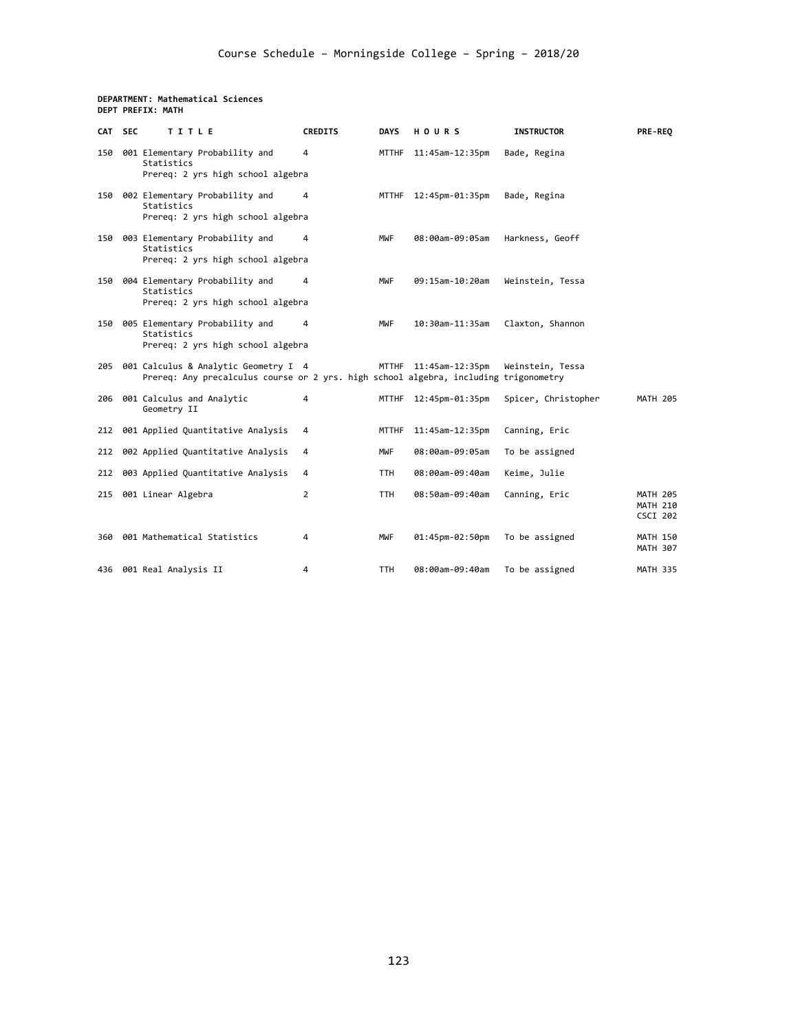# Course Schedule – Morningside College – Spring – 2018/20

**DEPARTMENT: Mathematical Sciences**
**DEPT PREFIX: MATH**

| CAT | SEC | TITLE | CREDITS | DAYS | HOURS | INSTRUCTOR | PRE-REQ |
|---|---|---|---|---|---|---|---|
| 150 | 001 | Elementary Probability and Statistics<br>Prereq: 2 yrs high school algebra | 4 | MTTHF | 11:45am-12:35pm | Bade, Regina | |
| 150 | 002 | Elementary Probability and Statistics<br>Prereq: 2 yrs high school algebra | 4 | MTTHF | 12:45pm-01:35pm | Bade, Regina | |
| 150 | 003 | Elementary Probability and Statistics<br>Prereq: 2 yrs high school algebra | 4 | MWF | 08:00am-09:05am | Harkness, Geoff | |
| 150 | 004 | Elementary Probability and Statistics<br>Prereq: 2 yrs high school algebra | 4 | MWF | 09:15am-10:20am | Weinstein, Tessa | |
| 150 | 005 | Elementary Probability and Statistics<br>Prereq: 2 yrs high school algebra | 4 | MWF | 10:30am-11:35am | Claxton, Shannon | |
| 205 | 001 | Calculus & Analytic Geometry I<br>Prereq: Any precalculus course or 2 yrs. high school algebra, including trigonometry | 4 | MTTHF | 11:45am-12:35pm | Weinstein, Tessa | |
| 206 | 001 | Calculus and Analytic Geometry II | 4 | MTTHF | 12:45pm-01:35pm | Spicer, Christopher | MATH 205 |
| 212 | 001 | Applied Quantitative Analysis | 4 | MTTHF | 11:45am-12:35pm | Canning, Eric | |
| 212 | 002 | Applied Quantitative Analysis | 4 | MWF | 08:00am-09:05am | To be assigned | |
| 212 | 003 | Applied Quantitative Analysis | 4 | TTH | 08:00am-09:40am | Keime, Julie | |
| 215 | 001 | Linear Algebra | 2 | TTH | 08:50am-09:40am | Canning, Eric | MATH 205<br>MATH 210<br>CSCI 202 |
| 360 | 001 | Mathematical Statistics | 4 | MWF | 01:45pm-02:50pm | To be assigned | MATH 150<br>MATH 307 |
| 436 | 001 | Real Analysis II | 4 | TTH | 08:00am-09:40am | To be assigned | MATH 335 |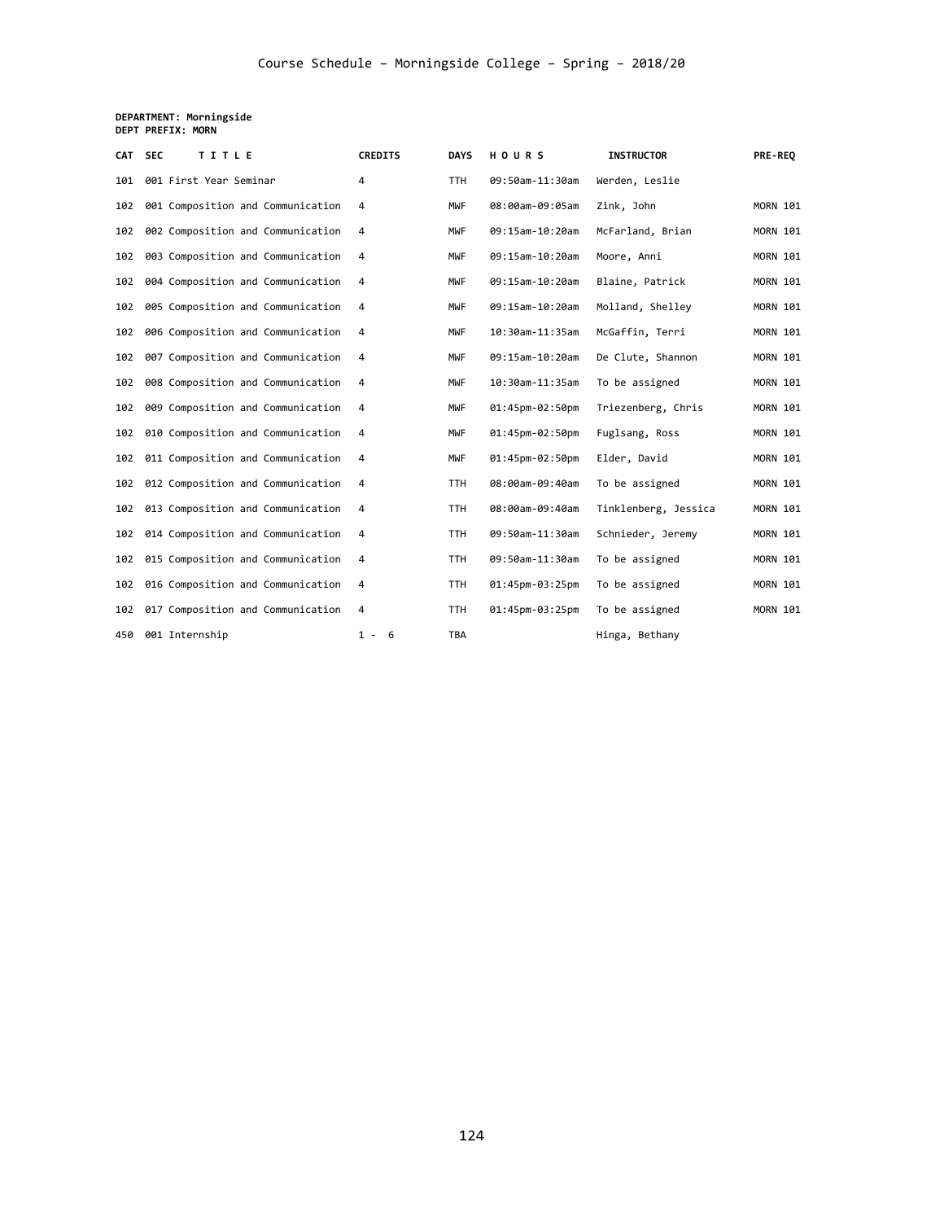Course Schedule – Morningside College – Spring – 2018/20

**DEPARTMENT: Morningside**
**DEPT PREFIX: MORN**

| CAT | SEC | TITLE | CREDITS | DAYS | HOURS | INSTRUCTOR | PRE-REQ |
|---|---|---|---|---|---|---|---|
| 101 | 001 | First Year Seminar | 4 | TTH | 09:50am-11:30am | Werden, Leslie | |
| 102 | 001 | Composition and Communication | 4 | MWF | 08:00am-09:05am | Zink, John | MORN 101 |
| 102 | 002 | Composition and Communication | 4 | MWF | 09:15am-10:20am | McFarland, Brian | MORN 101 |
| 102 | 003 | Composition and Communication | 4 | MWF | 09:15am-10:20am | Moore, Anni | MORN 101 |
| 102 | 004 | Composition and Communication | 4 | MWF | 09:15am-10:20am | Blaine, Patrick | MORN 101 |
| 102 | 005 | Composition and Communication | 4 | MWF | 09:15am-10:20am | Molland, Shelley | MORN 101 |
| 102 | 006 | Composition and Communication | 4 | MWF | 10:30am-11:35am | McGaffin, Terri | MORN 101 |
| 102 | 007 | Composition and Communication | 4 | MWF | 09:15am-10:20am | De Clute, Shannon | MORN 101 |
| 102 | 008 | Composition and Communication | 4 | MWF | 10:30am-11:35am | To be assigned | MORN 101 |
| 102 | 009 | Composition and Communication | 4 | MWF | 01:45pm-02:50pm | Triezenberg, Chris | MORN 101 |
| 102 | 010 | Composition and Communication | 4 | MWF | 01:45pm-02:50pm | Fuglsang, Ross | MORN 101 |
| 102 | 011 | Composition and Communication | 4 | MWF | 01:45pm-02:50pm | Elder, David | MORN 101 |
| 102 | 012 | Composition and Communication | 4 | TTH | 08:00am-09:40am | To be assigned | MORN 101 |
| 102 | 013 | Composition and Communication | 4 | TTH | 08:00am-09:40am | Tinklenberg, Jessica | MORN 101 |
| 102 | 014 | Composition and Communication | 4 | TTH | 09:50am-11:30am | Schnieder, Jeremy | MORN 101 |
| 102 | 015 | Composition and Communication | 4 | TTH | 09:50am-11:30am | To be assigned | MORN 101 |
| 102 | 016 | Composition and Communication | 4 | TTH | 01:45pm-03:25pm | To be assigned | MORN 101 |
| 102 | 017 | Composition and Communication | 4 | TTH | 01:45pm-03:25pm | To be assigned | MORN 101 |
| 450 | 001 | Internship | 1 - 6 | TBA | | Hinga, Bethany | |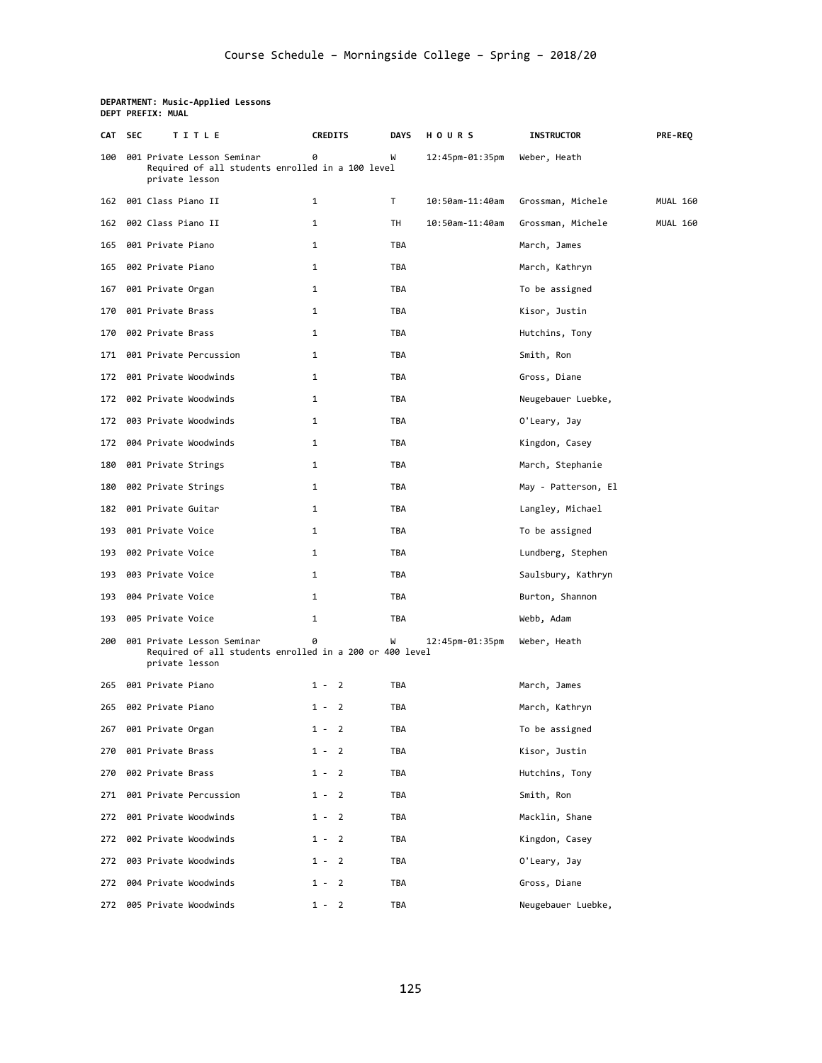**DEPARTMENT: Music-Applied Lessons**
**DEPT PREFIX: MUAL**

| CAT | SEC | TITLE | CREDITS | DAYS | HOURS | INSTRUCTOR | PRE-REQ |
|---|---|---|---|---|---|---|---|
| 100 | 001 | Private Lesson Seminar<br>Required of all students enrolled in a 100 level private lesson | 0 | W | 12:45pm-01:35pm | Weber, Heath | |
| 162 | 001 | Class Piano II | 1 | T | 10:50am-11:40am | Grossman, Michele | MUAL 160 |
| 162 | 002 | Class Piano II | 1 | TH | 10:50am-11:40am | Grossman, Michele | MUAL 160 |
| 165 | 001 | Private Piano | 1 | TBA | | March, James | |
| 165 | 002 | Private Piano | 1 | TBA | | March, Kathryn | |
| 167 | 001 | Private Organ | 1 | TBA | | To be assigned | |
| 170 | 001 | Private Brass | 1 | TBA | | Kisor, Justin | |
| 170 | 002 | Private Brass | 1 | TBA | | Hutchins, Tony | |
| 171 | 001 | Private Percussion | 1 | TBA | | Smith, Ron | |
| 172 | 001 | Private Woodwinds | 1 | TBA | | Gross, Diane | |
| 172 | 002 | Private Woodwinds | 1 | TBA | | Neugebauer Luebke, | |
| 172 | 003 | Private Woodwinds | 1 | TBA | | O'Leary, Jay | |
| 172 | 004 | Private Woodwinds | 1 | TBA | | Kingdon, Casey | |
| 180 | 001 | Private Strings | 1 | TBA | | March, Stephanie | |
| 180 | 002 | Private Strings | 1 | TBA | | May - Patterson, El | |
| 182 | 001 | Private Guitar | 1 | TBA | | Langley, Michael | |
| 193 | 001 | Private Voice | 1 | TBA | | To be assigned | |
| 193 | 002 | Private Voice | 1 | TBA | | Lundberg, Stephen | |
| 193 | 003 | Private Voice | 1 | TBA | | Saulsbury, Kathryn | |
| 193 | 004 | Private Voice | 1 | TBA | | Burton, Shannon | |
| 193 | 005 | Private Voice | 1 | TBA | | Webb, Adam | |
| 200 | 001 | Private Lesson Seminar<br>Required of all students enrolled in a 200 or 400 level private lesson | 0 | W | 12:45pm-01:35pm | Weber, Heath | |
| 265 | 001 | Private Piano | 1 - 2 | TBA | | March, James | |
| 265 | 002 | Private Piano | 1 - 2 | TBA | | March, Kathryn | |
| 267 | 001 | Private Organ | 1 - 2 | TBA | | To be assigned | |
| 270 | 001 | Private Brass | 1 - 2 | TBA | | Kisor, Justin | |
| 270 | 002 | Private Brass | 1 - 2 | TBA | | Hutchins, Tony | |
| 271 | 001 | Private Percussion | 1 - 2 | TBA | | Smith, Ron | |
| 272 | 001 | Private Woodwinds | 1 - 2 | TBA | | Macklin, Shane | |
| 272 | 002 | Private Woodwinds | 1 - 2 | TBA | | Kingdon, Casey | |
| 272 | 003 | Private Woodwinds | 1 - 2 | TBA | | O'Leary, Jay | |
| 272 | 004 | Private Woodwinds | 1 - 2 | TBA | | Gross, Diane | |
| 272 | 005 | Private Woodwinds | 1 - 2 | TBA | | Neugebauer Luebke, | |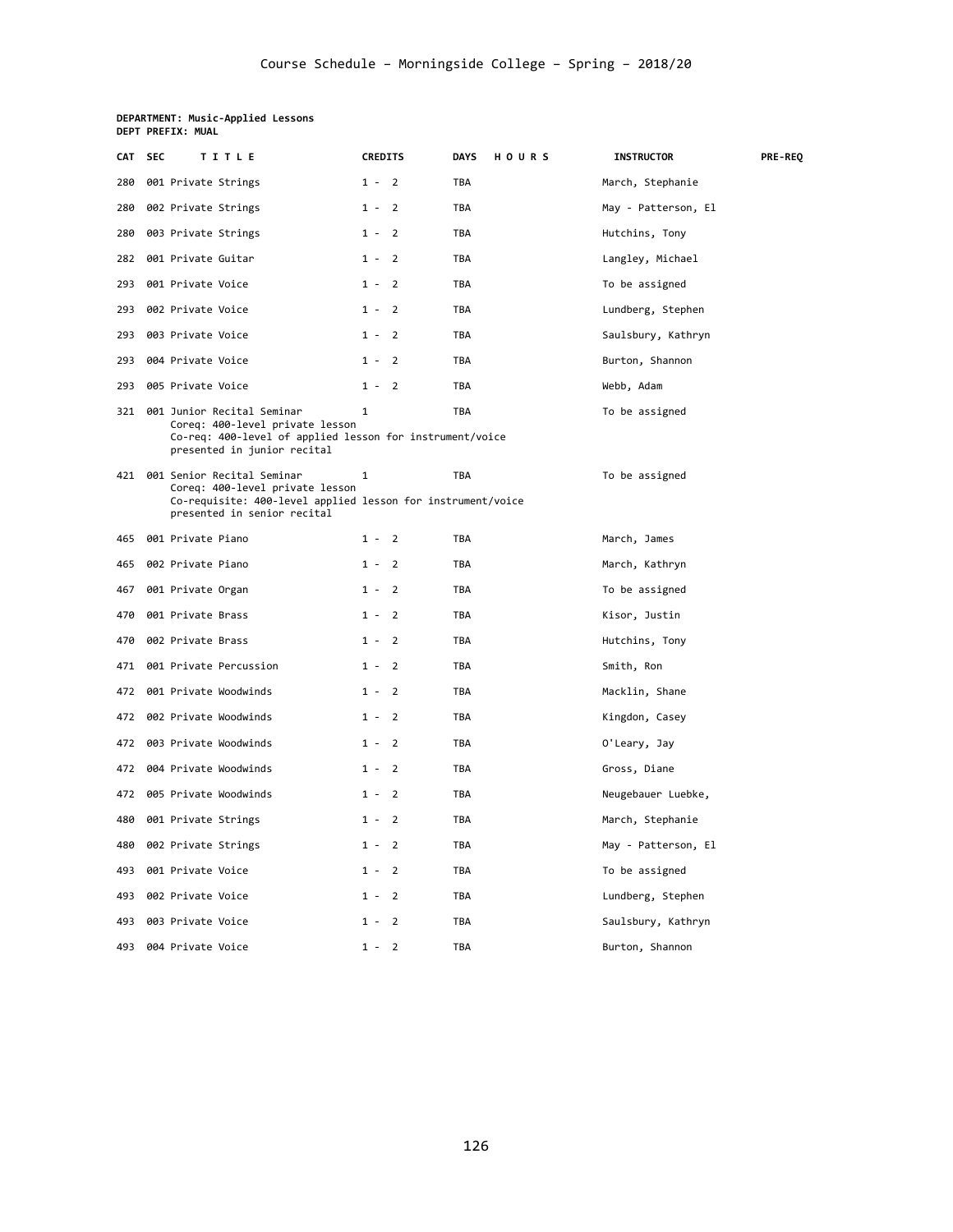Course Schedule – Morningside College – Spring – 2018/20

**DEPARTMENT: Music-Applied Lessons**
**DEPT PREFIX: MUAL**

| CAT | SEC | TITLE | CREDITS | DAYS | HOURS | INSTRUCTOR | PRE-REQ |
|---|---|---|---|---|---|---|---|
| 280 | 001 | Private Strings | 1 - 2 | TBA | | March, Stephanie | |
| 280 | 002 | Private Strings | 1 - 2 | TBA | | May - Patterson, El | |
| 280 | 003 | Private Strings | 1 - 2 | TBA | | Hutchins, Tony | |
| 282 | 001 | Private Guitar | 1 - 2 | TBA | | Langley, Michael | |
| 293 | 001 | Private Voice | 1 - 2 | TBA | | To be assigned | |
| 293 | 002 | Private Voice | 1 - 2 | TBA | | Lundberg, Stephen | |
| 293 | 003 | Private Voice | 1 - 2 | TBA | | Saulsbury, Kathryn | |
| 293 | 004 | Private Voice | 1 - 2 | TBA | | Burton, Shannon | |
| 293 | 005 | Private Voice | 1 - 2 | TBA | | Webb, Adam | |
| 321 | 001 | Junior Recital Seminar<br>Coreq: 400-level private lesson<br>Co-req: 400-level of applied lesson for instrument/voice presented in junior recital | 1 | TBA | | To be assigned | |
| 421 | 001 | Senior Recital Seminar<br>Coreq: 400-level private lesson<br>Co-requisite: 400-level applied lesson for instrument/voice presented in senior recital | 1 | TBA | | To be assigned | |
| 465 | 001 | Private Piano | 1 - 2 | TBA | | March, James | |
| 465 | 002 | Private Piano | 1 - 2 | TBA | | March, Kathryn | |
| 467 | 001 | Private Organ | 1 - 2 | TBA | | To be assigned | |
| 470 | 001 | Private Brass | 1 - 2 | TBA | | Kisor, Justin | |
| 470 | 002 | Private Brass | 1 - 2 | TBA | | Hutchins, Tony | |
| 471 | 001 | Private Percussion | 1 - 2 | TBA | | Smith, Ron | |
| 472 | 001 | Private Woodwinds | 1 - 2 | TBA | | Macklin, Shane | |
| 472 | 002 | Private Woodwinds | 1 - 2 | TBA | | Kingdon, Casey | |
| 472 | 003 | Private Woodwinds | 1 - 2 | TBA | | O'Leary, Jay | |
| 472 | 004 | Private Woodwinds | 1 - 2 | TBA | | Gross, Diane | |
| 472 | 005 | Private Woodwinds | 1 - 2 | TBA | | Neugebauer Luebke, | |
| 480 | 001 | Private Strings | 1 - 2 | TBA | | March, Stephanie | |
| 480 | 002 | Private Strings | 1 - 2 | TBA | | May - Patterson, El | |
| 493 | 001 | Private Voice | 1 - 2 | TBA | | To be assigned | |
| 493 | 002 | Private Voice | 1 - 2 | TBA | | Lundberg, Stephen | |
| 493 | 003 | Private Voice | 1 - 2 | TBA | | Saulsbury, Kathryn | |
| 493 | 004 | Private Voice | 1 - 2 | TBA | | Burton, Shannon | |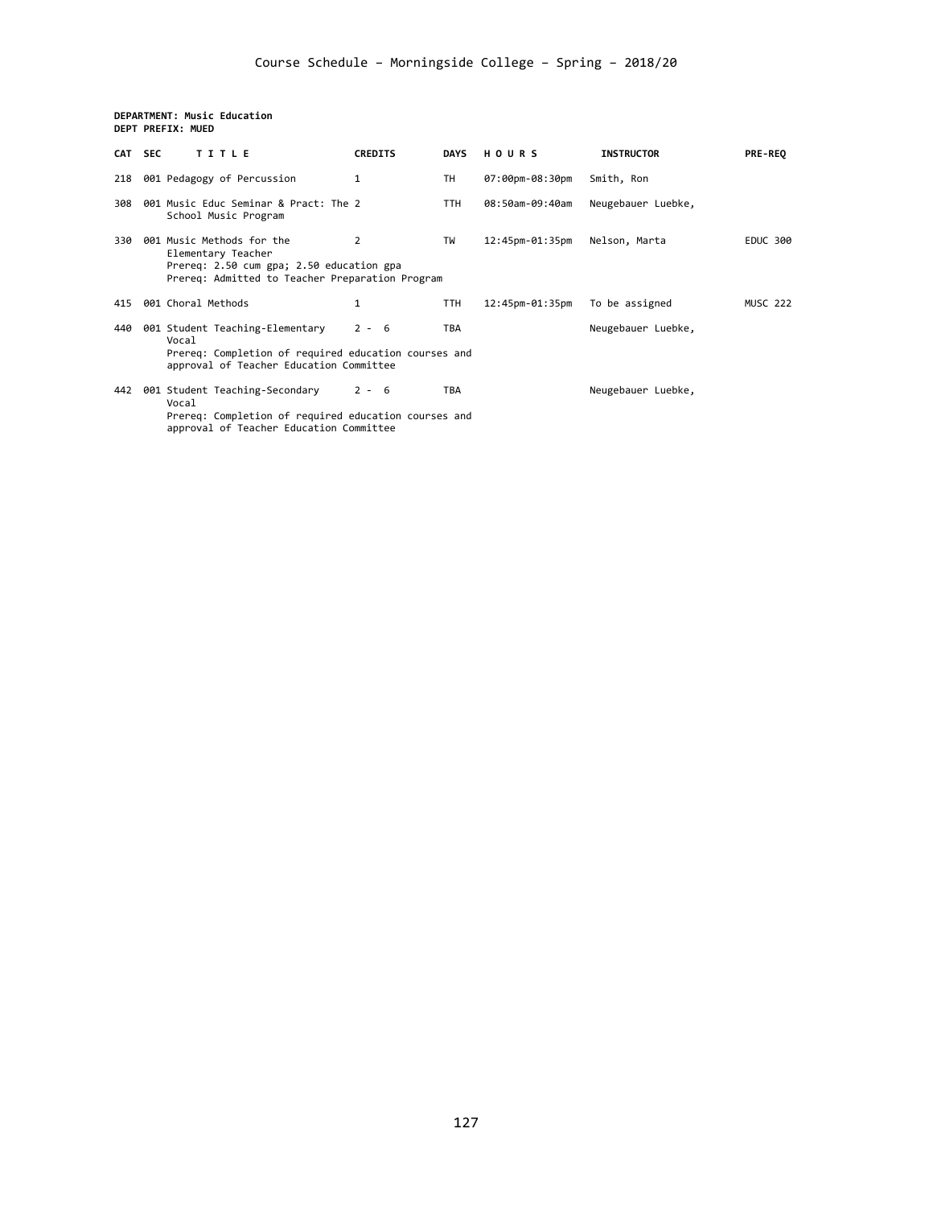Course Schedule – Morningside College – Spring – 2018/20

**DEPARTMENT: Music Education**
**DEPT PREFIX: MUED**

| CAT | SEC | TITLE | CREDITS | DAYS | HOURS | INSTRUCTOR | PRE-REQ |
|---|---|---|---|---|---|---|---|
| 218 | 001 | Pedagogy of Percussion | 1 | TH | 07:00pm-08:30pm | Smith, Ron | |
| 308 | 001 | Music Educ Seminar & Pract: The School Music Program | 2 | TTH | 08:50am-09:40am | Neugebauer Luebke, | |
| 330 | 001 | Music Methods for the Elementary Teacher<br>Prereq: 2.50 cum gpa; 2.50 education gpa<br>Prereq: Admitted to Teacher Preparation Program | 2 | TW | 12:45pm-01:35pm | Nelson, Marta | EDUC 300 |
| 415 | 001 | Choral Methods | 1 | TTH | 12:45pm-01:35pm | To be assigned | MUSC 222 |
| 440 | 001 | Student Teaching-Elementary Vocal<br>Prereq: Completion of required education courses and approval of Teacher Education Committee | 2 - 6 | TBA | | Neugebauer Luebke, | |
| 442 | 001 | Student Teaching-Secondary Vocal<br>Prereq: Completion of required education courses and approval of Teacher Education Committee | 2 - 6 | TBA | | Neugebauer Luebke, | |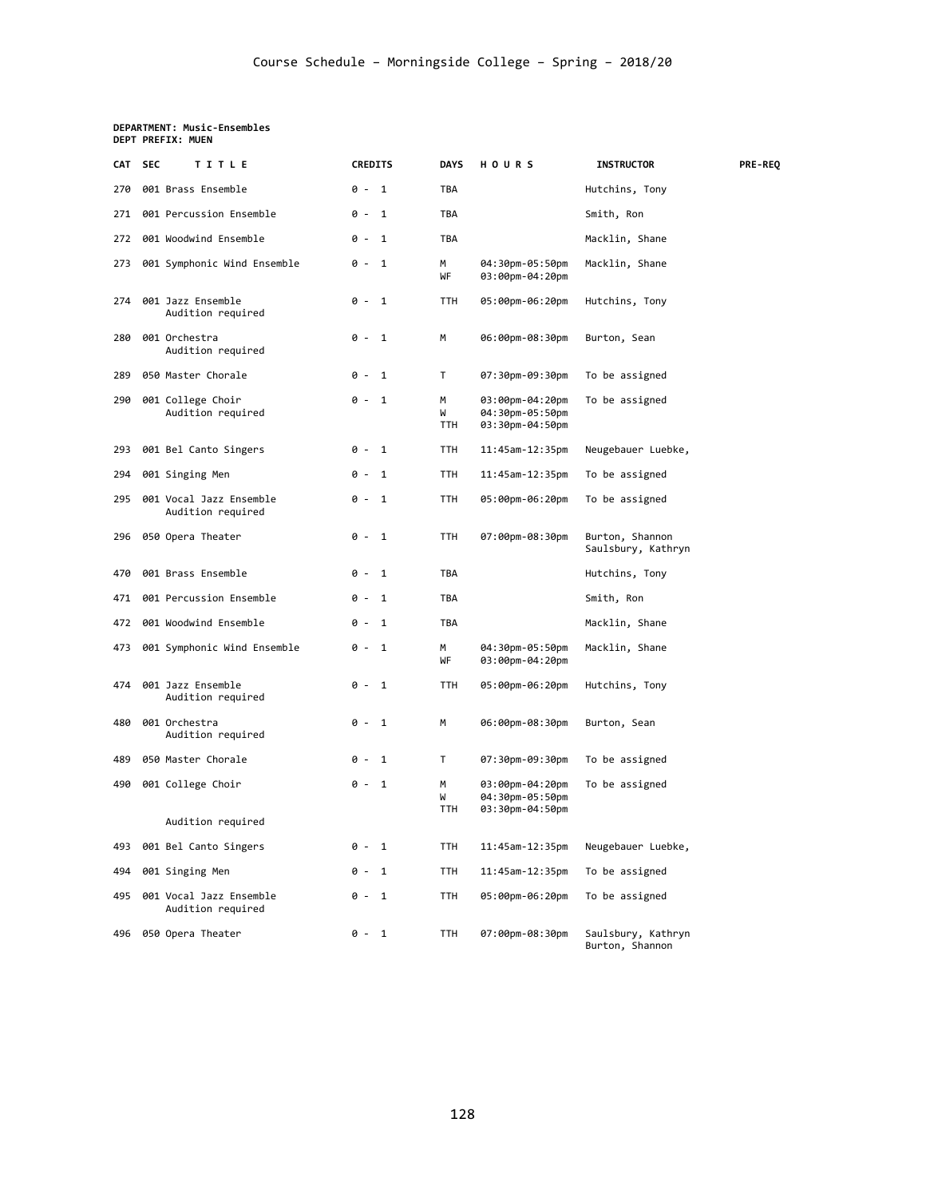**DEPARTMENT: Music-Ensembles**
**DEPT PREFIX: MUEN**

| CAT | SEC | TITLE | CREDITS | DAYS | HOURS | INSTRUCTOR | PRE-REQ |
|---|---|---|---|---|---|---|---|
| 270 | 001 | Brass Ensemble | 0 - 1 | TBA | | Hutchins, Tony | |
| 271 | 001 | Percussion Ensemble | 0 - 1 | TBA | | Smith, Ron | |
| 272 | 001 | Woodwind Ensemble | 0 - 1 | TBA | | Macklin, Shane | |
| 273 | 001 | Symphonic Wind Ensemble | 0 - 1 | M<br>WF | 04:30pm-05:50pm<br>03:00pm-04:20pm | Macklin, Shane | |
| 274 | 001 | Jazz Ensemble<br>Audition required | 0 - 1 | TTH | 05:00pm-06:20pm | Hutchins, Tony | |
| 280 | 001 | Orchestra<br>Audition required | 0 - 1 | M | 06:00pm-08:30pm | Burton, Sean | |
| 289 | 050 | Master Chorale | 0 - 1 | T | 07:30pm-09:30pm | To be assigned | |
| 290 | 001 | College Choir<br>Audition required | 0 - 1 | M<br>W<br>TTH | 03:00pm-04:20pm<br>04:30pm-05:50pm<br>03:30pm-04:50pm | To be assigned | |
| 293 | 001 | Bel Canto Singers | 0 - 1 | TTH | 11:45am-12:35pm | Neugebauer Luebke, | |
| 294 | 001 | Singing Men | 0 - 1 | TTH | 11:45am-12:35pm | To be assigned | |
| 295 | 001 | Vocal Jazz Ensemble<br>Audition required | 0 - 1 | TTH | 05:00pm-06:20pm | To be assigned | |
| 296 | 050 | Opera Theater | 0 - 1 | TTH | 07:00pm-08:30pm | Burton, Shannon<br>Saulsbury, Kathryn | |
| 470 | 001 | Brass Ensemble | 0 - 1 | TBA | | Hutchins, Tony | |
| 471 | 001 | Percussion Ensemble | 0 - 1 | TBA | | Smith, Ron | |
| 472 | 001 | Woodwind Ensemble | 0 - 1 | TBA | | Macklin, Shane | |
| 473 | 001 | Symphonic Wind Ensemble | 0 - 1 | M<br>WF | 04:30pm-05:50pm<br>03:00pm-04:20pm | Macklin, Shane | |
| 474 | 001 | Jazz Ensemble<br>Audition required | 0 - 1 | TTH | 05:00pm-06:20pm | Hutchins, Tony | |
| 480 | 001 | Orchestra<br>Audition required | 0 - 1 | M | 06:00pm-08:30pm | Burton, Sean | |
| 489 | 050 | Master Chorale | 0 - 1 | T | 07:30pm-09:30pm | To be assigned | |
| 490 | 001 | College Choir<br>Audition required | 0 - 1 | M<br>W<br>TTH | 03:00pm-04:20pm<br>04:30pm-05:50pm<br>03:30pm-04:50pm | To be assigned | |
| 493 | 001 | Bel Canto Singers | 0 - 1 | TTH | 11:45am-12:35pm | Neugebauer Luebke, | |
| 494 | 001 | Singing Men | 0 - 1 | TTH | 11:45am-12:35pm | To be assigned | |
| 495 | 001 | Vocal Jazz Ensemble<br>Audition required | 0 - 1 | TTH | 05:00pm-06:20pm | To be assigned | |
| 496 | 050 | Opera Theater | 0 - 1 | TTH | 07:00pm-08:30pm | Saulsbury, Kathryn<br>Burton, Shannon | |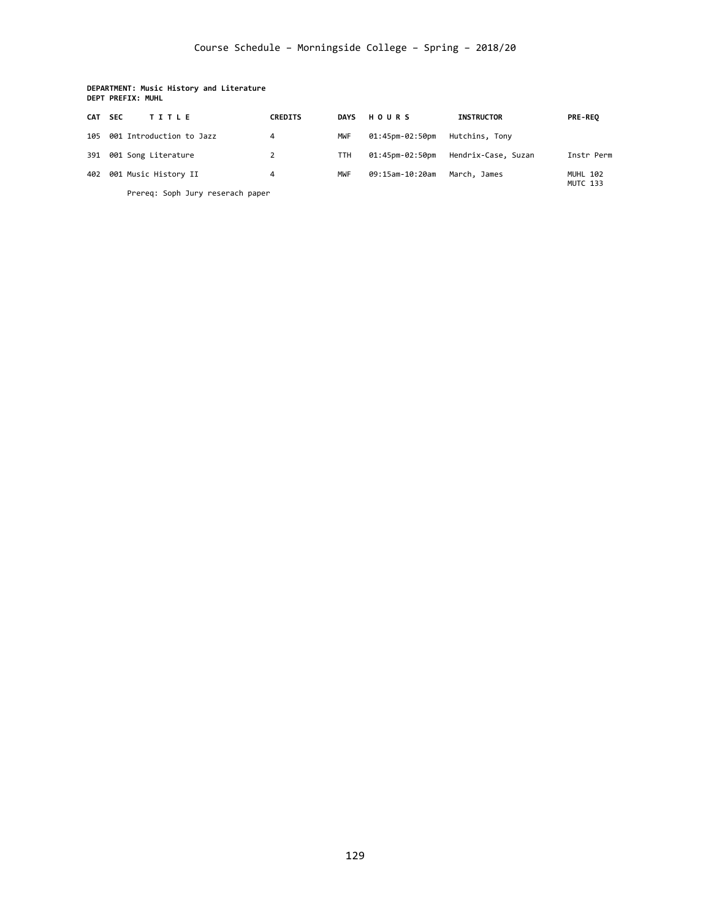# Course Schedule – Morningside College – Spring – 2018/20

**DEPARTMENT: Music History and Literature**
**DEPT PREFIX: MUHL**

| CAT | SEC | TITLE | CREDITS | DAYS | HOURS | INSTRUCTOR | PRE-REQ |
|---|---|---|---|---|---|---|---|
| 105 | 001 | Introduction to Jazz | 4 | MWF | 01:45pm-02:50pm | Hutchins, Tony | |
| 391 | 001 | Song Literature | 2 | TTH | 01:45pm-02:50pm | Hendrix-Case, Suzan | Instr Perm |
| 402 | 001 | Music History II | 4 | MWF | 09:15am-10:20am | March, James | MUHL 102 MUTC 133 |

Prereq: Soph Jury reserach paper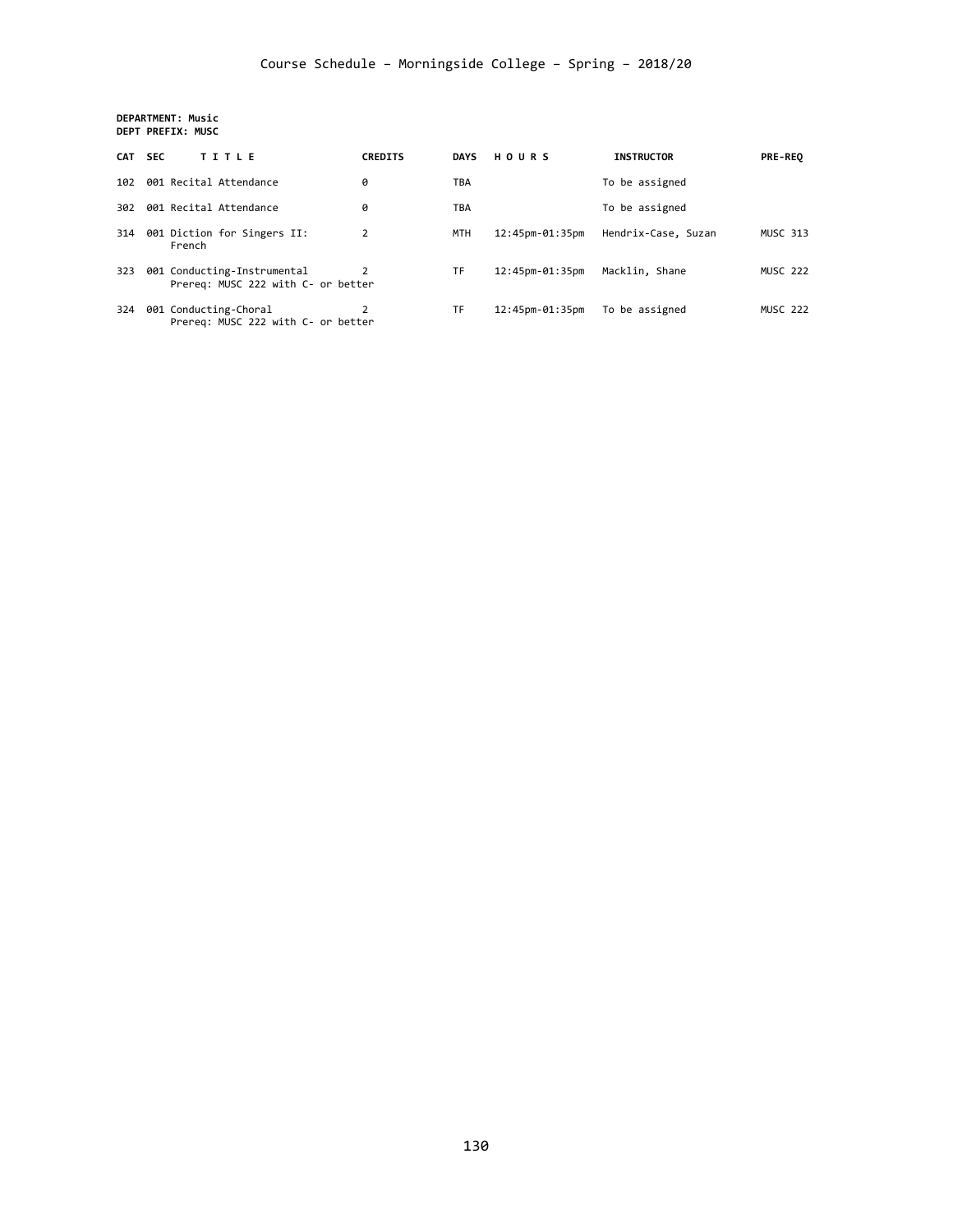# Course Schedule – Morningside College – Spring – 2018/20

**DEPARTMENT: Music**
**DEPT PREFIX: MUSC**

| CAT | SEC | TITLE | CREDITS | DAYS | HOURS | INSTRUCTOR | PRE-REQ |
|---|---|---|---|---|---|---|---|
| 102 | 001 | Recital Attendance | 0 | TBA | | To be assigned | |
| 302 | 001 | Recital Attendance | 0 | TBA | | To be assigned | |
| 314 | 001 | Diction for Singers II: French | 2 | MTH | 12:45pm-01:35pm | Hendrix-Case, Suzan | MUSC 313 |
| 323 | 001 | Conducting-Instrumental<br>Prereq: MUSC 222 with C- or better | 2 | TF | 12:45pm-01:35pm | Macklin, Shane | MUSC 222 |
| 324 | 001 | Conducting-Choral<br>Prereq: MUSC 222 with C- or better | 2 | TF | 12:45pm-01:35pm | To be assigned | MUSC 222 |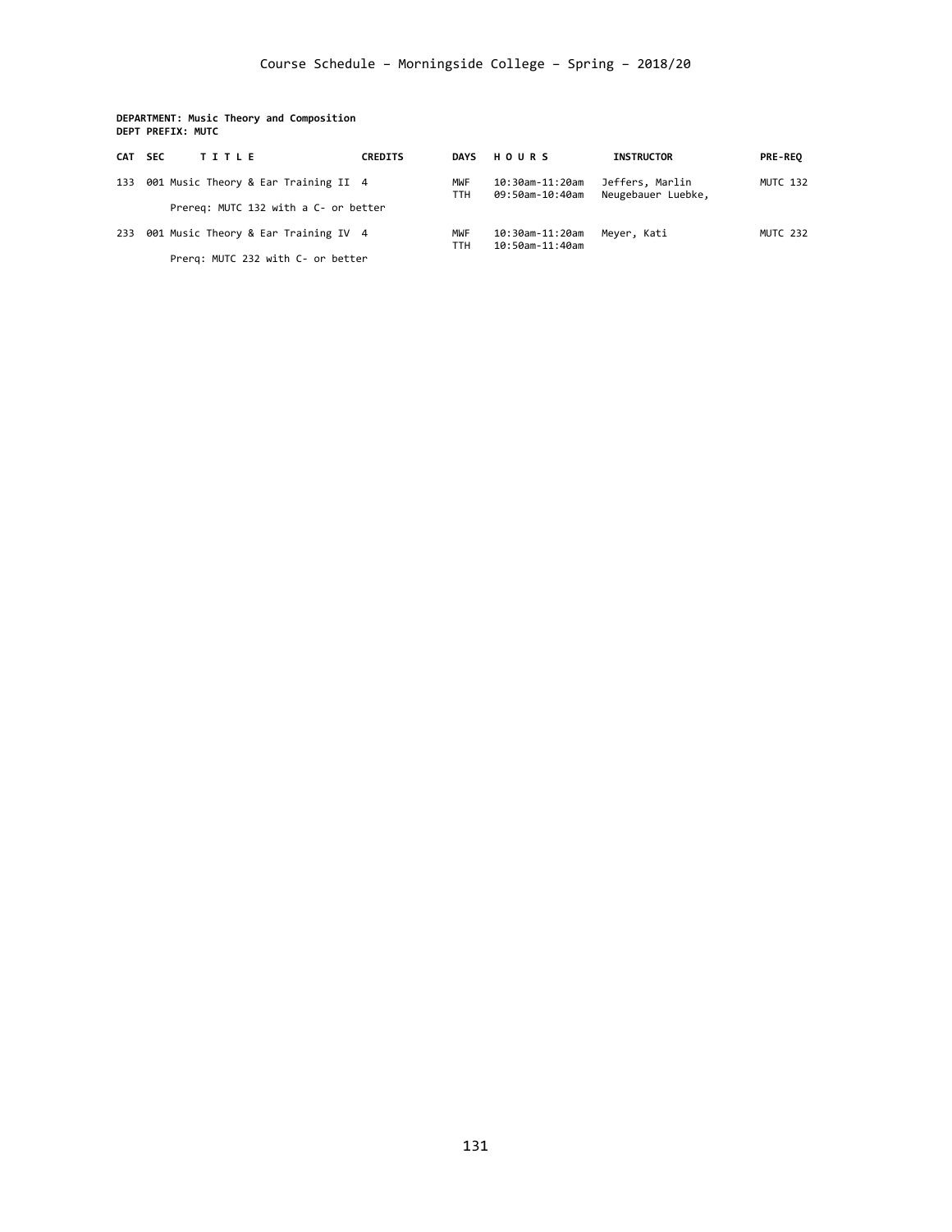# Course Schedule – Morningside College – Spring – 2018/20

**DEPARTMENT: Music Theory and Composition**
**DEPT PREFIX: MUTC**

| CAT | SEC | TITLE | CREDITS | DAYS | HOURS | INSTRUCTOR | PRE-REQ |
|---|---|---|---|---|---|---|---|
| 133 | 001 | Music Theory & Ear Training II | 4 | MWF | 10:30am-11:20am | Jeffers, Marlin | MUTC 132 |
| | | | | TTH | 09:50am-10:40am | Neugebauer Luebke, | |
| | | Prereq: MUTC 132 with a C- or better | | | | | |
| 233 | 001 | Music Theory & Ear Training IV | 4 | MWF | 10:30am-11:20am | Meyer, Kati | MUTC 232 |
| | | | | TTH | 10:50am-11:40am | | |
| | | Prerq: MUTC 232 with C- or better | | | | | |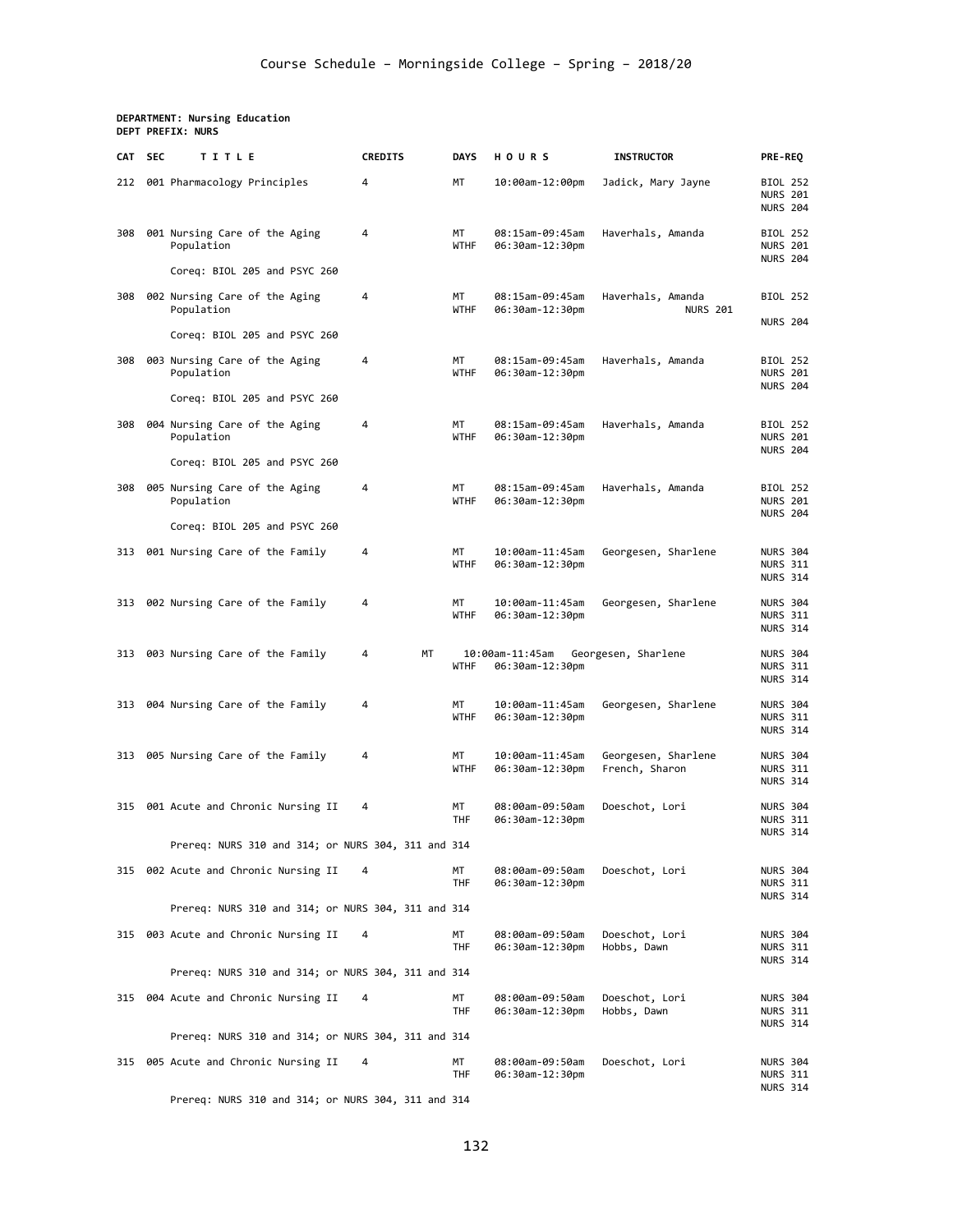Course Schedule – Morningside College – Spring – 2018/20

**DEPARTMENT: Nursing Education**
**DEPT PREFIX: NURS**

| CAT | SEC | TITLE | CREDITS | DAYS | HOURS | INSTRUCTOR | PRE-REQ |
|---|---|---|---|---|---|---|---|
| 212 | 001 | Pharmacology Principles | 4 | MT | 10:00am-12:00pm | Jadick, Mary Jayne | BIOL 252 NURS 201 NURS 204 |
| 308 | 001 | Nursing Care of the Aging Population | 4 | MT WTHF | 08:15am-09:45am 06:30am-12:30pm | Haverhals, Amanda | BIOL 252 NURS 201 NURS 204 |
| | | Coreq: BIOL 205 and PSYC 260 | | | | | |
| 308 | 002 | Nursing Care of the Aging Population | 4 | MT WTHF | 08:15am-09:45am 06:30am-12:30pm | Haverhals, Amanda NURS 201 | BIOL 252 NURS 204 |
| | | Coreq: BIOL 205 and PSYC 260 | | | | | |
| 308 | 003 | Nursing Care of the Aging Population | 4 | MT WTHF | 08:15am-09:45am 06:30am-12:30pm | Haverhals, Amanda | BIOL 252 NURS 201 NURS 204 |
| | | Coreq: BIOL 205 and PSYC 260 | | | | | |
| 308 | 004 | Nursing Care of the Aging Population | 4 | MT WTHF | 08:15am-09:45am 06:30am-12:30pm | Haverhals, Amanda | BIOL 252 NURS 201 NURS 204 |
| | | Coreq: BIOL 205 and PSYC 260 | | | | | |
| 308 | 005 | Nursing Care of the Aging Population | 4 | MT WTHF | 08:15am-09:45am 06:30am-12:30pm | Haverhals, Amanda | BIOL 252 NURS 201 NURS 204 |
| | | Coreq: BIOL 205 and PSYC 260 | | | | | |
| 313 | 001 | Nursing Care of the Family | 4 | MT WTHF | 10:00am-11:45am 06:30am-12:30pm | Georgesen, Sharlene | NURS 304 NURS 311 NURS 314 |
| 313 | 002 | Nursing Care of the Family | 4 | MT WTHF | 10:00am-11:45am 06:30am-12:30pm | Georgesen, Sharlene | NURS 304 NURS 311 NURS 314 |
| 313 | 003 | Nursing Care of the Family | 4 | MT WTHF | 10:00am-11:45am 06:30am-12:30pm | Georgesen, Sharlene | NURS 304 NURS 311 NURS 314 |
| 313 | 004 | Nursing Care of the Family | 4 | MT WTHF | 10:00am-11:45am 06:30am-12:30pm | Georgesen, Sharlene | NURS 304 NURS 311 NURS 314 |
| 313 | 005 | Nursing Care of the Family | 4 | MT WTHF | 10:00am-11:45am 06:30am-12:30pm | Georgesen, Sharlene French, Sharon | NURS 304 NURS 311 NURS 314 |
| 315 | 001 | Acute and Chronic Nursing II | 4 | MT THF | 08:00am-09:50am 06:30am-12:30pm | Doeschot, Lori | NURS 304 NURS 311 NURS 314 |
| | | Prereq: NURS 310 and 314; or NURS 304, 311 and 314 | | | | | |
| 315 | 002 | Acute and Chronic Nursing II | 4 | MT THF | 08:00am-09:50am 06:30am-12:30pm | Doeschot, Lori | NURS 304 NURS 311 NURS 314 |
| | | Prereq: NURS 310 and 314; or NURS 304, 311 and 314 | | | | | |
| 315 | 003 | Acute and Chronic Nursing II | 4 | MT THF | 08:00am-09:50am 06:30am-12:30pm | Doeschot, Lori Hobbs, Dawn | NURS 304 NURS 311 NURS 314 |
| | | Prereq: NURS 310 and 314; or NURS 304, 311 and 314 | | | | | |
| 315 | 004 | Acute and Chronic Nursing II | 4 | MT THF | 08:00am-09:50am 06:30am-12:30pm | Doeschot, Lori Hobbs, Dawn | NURS 304 NURS 311 NURS 314 |
| | | Prereq: NURS 310 and 314; or NURS 304, 311 and 314 | | | | | |
| 315 | 005 | Acute and Chronic Nursing II | 4 | MT THF | 08:00am-09:50am 06:30am-12:30pm | Doeschot, Lori | NURS 304 NURS 311 NURS 314 |
| | | Prereq: NURS 310 and 314; or NURS 304, 311 and 314 | | | | | |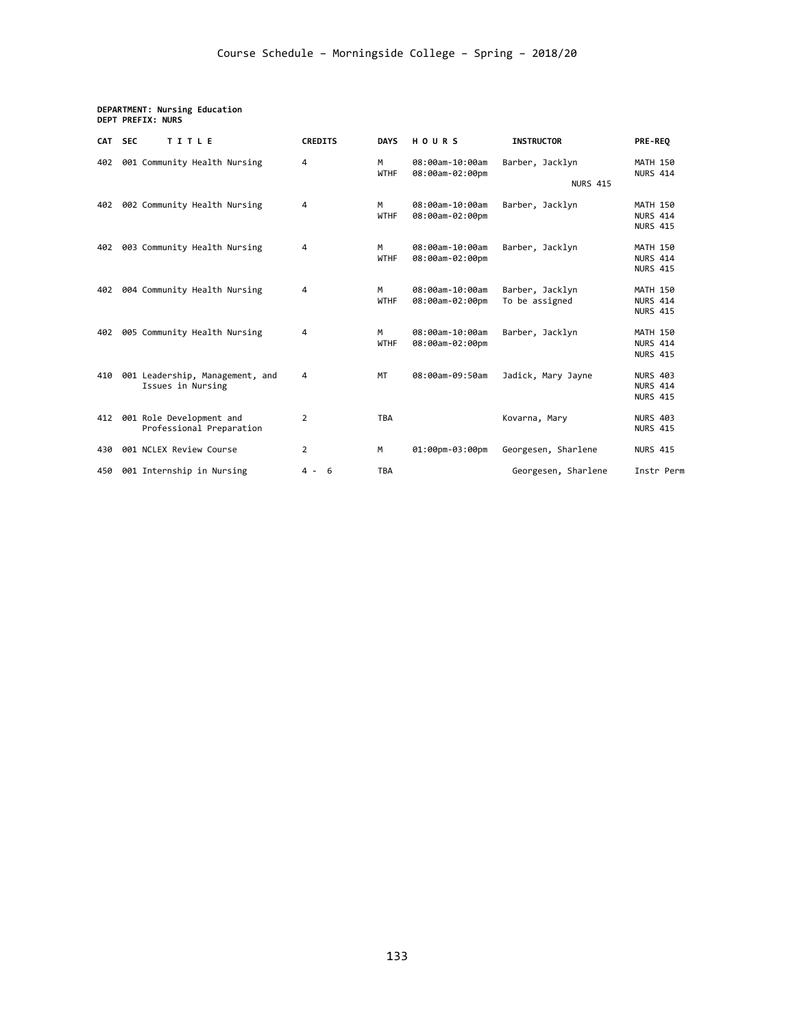Course Schedule – Morningside College – Spring – 2018/20

**DEPARTMENT: Nursing Education**
**DEPT PREFIX: NURS**

| CAT | SEC | TITLE | CREDITS | DAYS | HOURS | INSTRUCTOR | PRE-REQ |
|---|---|---|---|---|---|---|---|
| 402 | 001 | Community Health Nursing | 4 | M<br>WTHF | 08:00am-10:00am<br>08:00am-02:00pm | Barber, Jacklyn | MATH 150<br>NURS 414<br>NURS 415 |
| 402 | 002 | Community Health Nursing | 4 | M<br>WTHF | 08:00am-10:00am<br>08:00am-02:00pm | Barber, Jacklyn | MATH 150<br>NURS 414<br>NURS 415 |
| 402 | 003 | Community Health Nursing | 4 | M<br>WTHF | 08:00am-10:00am<br>08:00am-02:00pm | Barber, Jacklyn | MATH 150<br>NURS 414<br>NURS 415 |
| 402 | 004 | Community Health Nursing | 4 | M<br>WTHF | 08:00am-10:00am<br>08:00am-02:00pm | Barber, Jacklyn<br>To be assigned | MATH 150<br>NURS 414<br>NURS 415 |
| 402 | 005 | Community Health Nursing | 4 | M<br>WTHF | 08:00am-10:00am<br>08:00am-02:00pm | Barber, Jacklyn | MATH 150<br>NURS 414<br>NURS 415 |
| 410 | 001 | Leadership, Management, and Issues in Nursing | 4 | MT | 08:00am-09:50am | Jadick, Mary Jayne | NURS 403<br>NURS 414<br>NURS 415 |
| 412 | 001 | Role Development and Professional Preparation | 2 | TBA | | Kovarna, Mary | NURS 403<br>NURS 415 |
| 430 | 001 | NCLEX Review Course | 2 | M | 01:00pm-03:00pm | Georgesen, Sharlene | NURS 415 |
| 450 | 001 | Internship in Nursing | 4 - 6 | TBA | | Georgesen, Sharlene | Instr Perm |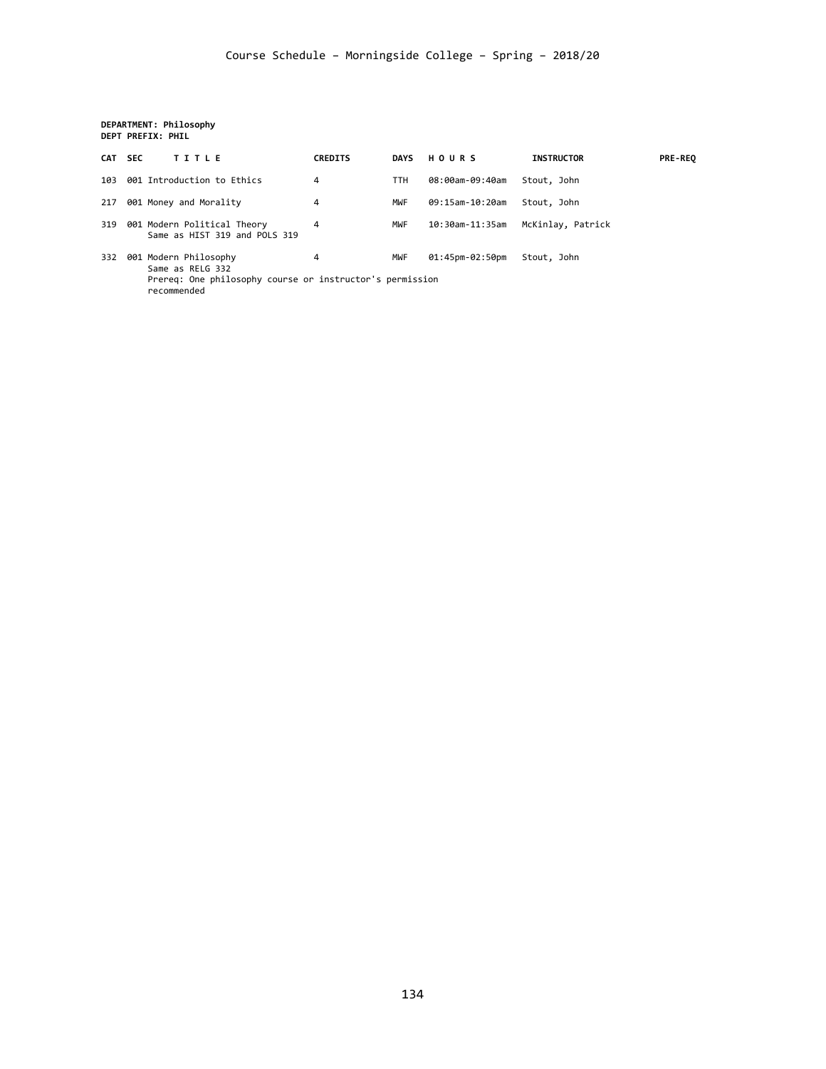Course Schedule – Morningside College – Spring – 2018/20

**DEPARTMENT: Philosophy**
**DEPT PREFIX: PHIL**

| CAT | SEC | TITLE | CREDITS | DAYS | HOURS | INSTRUCTOR | PRE-REQ |
|---|---|---|---|---|---|---|---|
| 103 | 001 | Introduction to Ethics | 4 | TTH | 08:00am-09:40am | Stout, John | |
| 217 | 001 | Money and Morality | 4 | MWF | 09:15am-10:20am | Stout, John | |
| 319 | 001 | Modern Political Theory<br>Same as HIST 319 and POLS 319 | 4 | MWF | 10:30am-11:35am | McKinlay, Patrick | |
| 332 | 001 | Modern Philosophy<br>Same as RELG 332<br>Prereq: One philosophy course or instructor's permission recommended | 4 | MWF | 01:45pm-02:50pm | Stout, John | |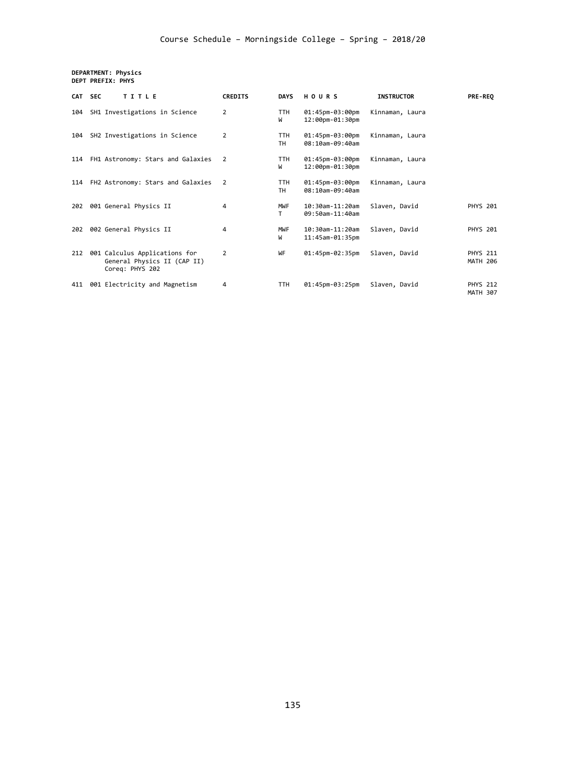# Course Schedule – Morningside College – Spring – 2018/20

**DEPARTMENT: Physics**
**DEPT PREFIX: PHYS**

| CAT | SEC | TITLE | CREDITS | DAYS | HOURS | INSTRUCTOR | PRE-REQ |
|---|---|---|---|---|---|---|---|
| 104 | SH1 | Investigations in Science | 2 | TTH<br>W | 01:45pm-03:00pm<br>12:00pm-01:30pm | Kinnaman, Laura | |
| 104 | SH2 | Investigations in Science | 2 | TTH<br>TH | 01:45pm-03:00pm<br>08:10am-09:40am | Kinnaman, Laura | |
| 114 | FH1 | Astronomy: Stars and Galaxies | 2 | TTH<br>W | 01:45pm-03:00pm<br>12:00pm-01:30pm | Kinnaman, Laura | |
| 114 | FH2 | Astronomy: Stars and Galaxies | 2 | TTH<br>TH | 01:45pm-03:00pm<br>08:10am-09:40am | Kinnaman, Laura | |
| 202 | 001 | General Physics II | 4 | MWF<br>T | 10:30am-11:20am<br>09:50am-11:40am | Slaven, David | PHYS 201 |
| 202 | 002 | General Physics II | 4 | MWF<br>W | 10:30am-11:20am<br>11:45am-01:35pm | Slaven, David | PHYS 201 |
| 212 | 001 | Calculus Applications for General Physics II (CAP II)<br>Coreq: PHYS 202 | 2 | WF | 01:45pm-02:35pm | Slaven, David | PHYS 211<br>MATH 206 |
| 411 | 001 | Electricity and Magnetism | 4 | TTH | 01:45pm-03:25pm | Slaven, David | PHYS 212<br>MATH 307 |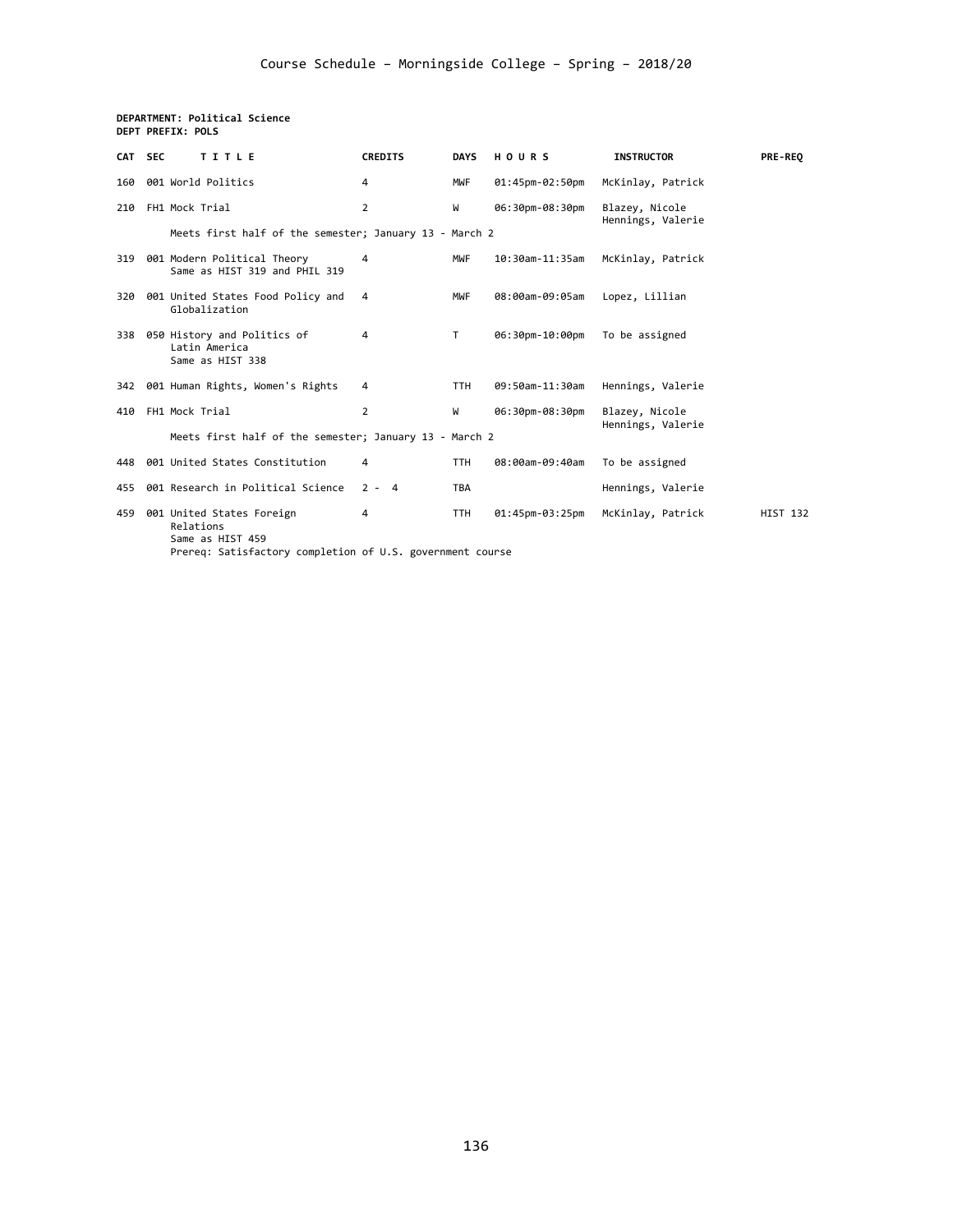Course Schedule – Morningside College – Spring – 2018/20

**DEPARTMENT: Political Science**
**DEPT PREFIX: POLS**

| CAT | SEC | TITLE | CREDITS | DAYS | HOURS | INSTRUCTOR | PRE-REQ |
|---|---|---|---|---|---|---|---|
| 160 | 001 | World Politics | 4 | MWF | 01:45pm-02:50pm | McKinlay, Patrick | |
| 210 | FH1 | Mock Trial<br>Meets first half of the semester; January 13 - March 2 | 2 | W | 06:30pm-08:30pm | Blazey, Nicole<br>Hennings, Valerie | |
| 319 | 001 | Modern Political Theory<br>Same as HIST 319 and PHIL 319 | 4 | MWF | 10:30am-11:35am | McKinlay, Patrick | |
| 320 | 001 | United States Food Policy and Globalization | 4 | MWF | 08:00am-09:05am | Lopez, Lillian | |
| 338 | 050 | History and Politics of Latin America<br>Same as HIST 338 | 4 | T | 06:30pm-10:00pm | To be assigned | |
| 342 | 001 | Human Rights, Women's Rights | 4 | TTH | 09:50am-11:30am | Hennings, Valerie | |
| 410 | FH1 | Mock Trial<br>Meets first half of the semester; January 13 - March 2 | 2 | W | 06:30pm-08:30pm | Blazey, Nicole<br>Hennings, Valerie | |
| 448 | 001 | United States Constitution | 4 | TTH | 08:00am-09:40am | To be assigned | |
| 455 | 001 | Research in Political Science | 2 - 4 | TBA | | Hennings, Valerie | |
| 459 | 001 | United States Foreign Relations<br>Same as HIST 459<br>Prereq: Satisfactory completion of U.S. government course | 4 | TTH | 01:45pm-03:25pm | McKinlay, Patrick | HIST 132 |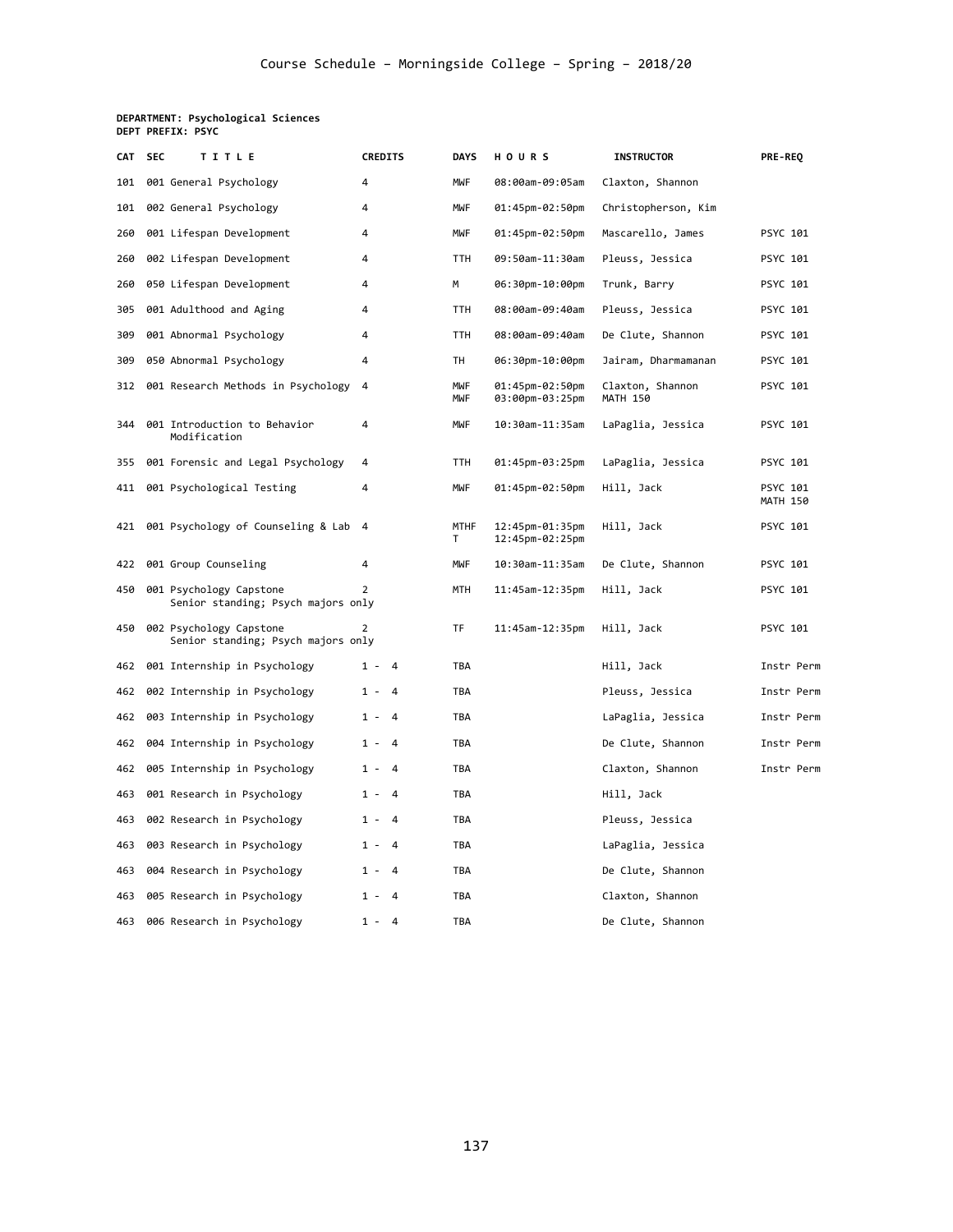# Course Schedule – Morningside College – Spring – 2018/20

**DEPARTMENT: Psychological Sciences**
**DEPT PREFIX: PSYC**

| CAT | SEC | TITLE | CREDITS | DAYS | HOURS | INSTRUCTOR | PRE-REQ |
|---|---|---|---|---|---|---|---|
| 101 | 001 | General Psychology | 4 | MWF | 08:00am-09:05am | Claxton, Shannon | |
| 101 | 002 | General Psychology | 4 | MWF | 01:45pm-02:50pm | Christopherson, Kim | |
| 260 | 001 | Lifespan Development | 4 | MWF | 01:45pm-02:50pm | Mascarello, James | PSYC 101 |
| 260 | 002 | Lifespan Development | 4 | TTH | 09:50am-11:30am | Pleuss, Jessica | PSYC 101 |
| 260 | 050 | Lifespan Development | 4 | M | 06:30pm-10:00pm | Trunk, Barry | PSYC 101 |
| 305 | 001 | Adulthood and Aging | 4 | TTH | 08:00am-09:40am | Pleuss, Jessica | PSYC 101 |
| 309 | 001 | Abnormal Psychology | 4 | TTH | 08:00am-09:40am | De Clute, Shannon | PSYC 101 |
| 309 | 050 | Abnormal Psychology | 4 | TH | 06:30pm-10:00pm | Jairam, Dharmamanan | PSYC 101 |
| 312 | 001 | Research Methods in Psychology | 4 | MWF<br>MWF | 01:45pm-02:50pm<br>03:00pm-03:25pm | Claxton, Shannon<br>MATH 150 | PSYC 101 |
| 344 | 001 | Introduction to Behavior Modification | 4 | MWF | 10:30am-11:35am | LaPaglia, Jessica | PSYC 101 |
| 355 | 001 | Forensic and Legal Psychology | 4 | TTH | 01:45pm-03:25pm | LaPaglia, Jessica | PSYC 101 |
| 411 | 001 | Psychological Testing | 4 | MWF | 01:45pm-02:50pm | Hill, Jack | PSYC 101<br>MATH 150 |
| 421 | 001 | Psychology of Counseling & Lab | 4 | MTHF<br>T | 12:45pm-01:35pm<br>12:45pm-02:25pm | Hill, Jack | PSYC 101 |
| 422 | 001 | Group Counseling | 4 | MWF | 10:30am-11:35am | De Clute, Shannon | PSYC 101 |
| 450 | 001 | Psychology Capstone<br>Senior standing; Psych majors only | 2 | MTH | 11:45am-12:35pm | Hill, Jack | PSYC 101 |
| 450 | 002 | Psychology Capstone<br>Senior standing; Psych majors only | 2 | TF | 11:45am-12:35pm | Hill, Jack | PSYC 101 |
| 462 | 001 | Internship in Psychology | 1 - 4 | TBA | | Hill, Jack | Instr Perm |
| 462 | 002 | Internship in Psychology | 1 - 4 | TBA | | Pleuss, Jessica | Instr Perm |
| 462 | 003 | Internship in Psychology | 1 - 4 | TBA | | LaPaglia, Jessica | Instr Perm |
| 462 | 004 | Internship in Psychology | 1 - 4 | TBA | | De Clute, Shannon | Instr Perm |
| 462 | 005 | Internship in Psychology | 1 - 4 | TBA | | Claxton, Shannon | Instr Perm |
| 463 | 001 | Research in Psychology | 1 - 4 | TBA | | Hill, Jack | |
| 463 | 002 | Research in Psychology | 1 - 4 | TBA | | Pleuss, Jessica | |
| 463 | 003 | Research in Psychology | 1 - 4 | TBA | | LaPaglia, Jessica | |
| 463 | 004 | Research in Psychology | 1 - 4 | TBA | | De Clute, Shannon | |
| 463 | 005 | Research in Psychology | 1 - 4 | TBA | | Claxton, Shannon | |
| 463 | 006 | Research in Psychology | 1 - 4 | TBA | | De Clute, Shannon | |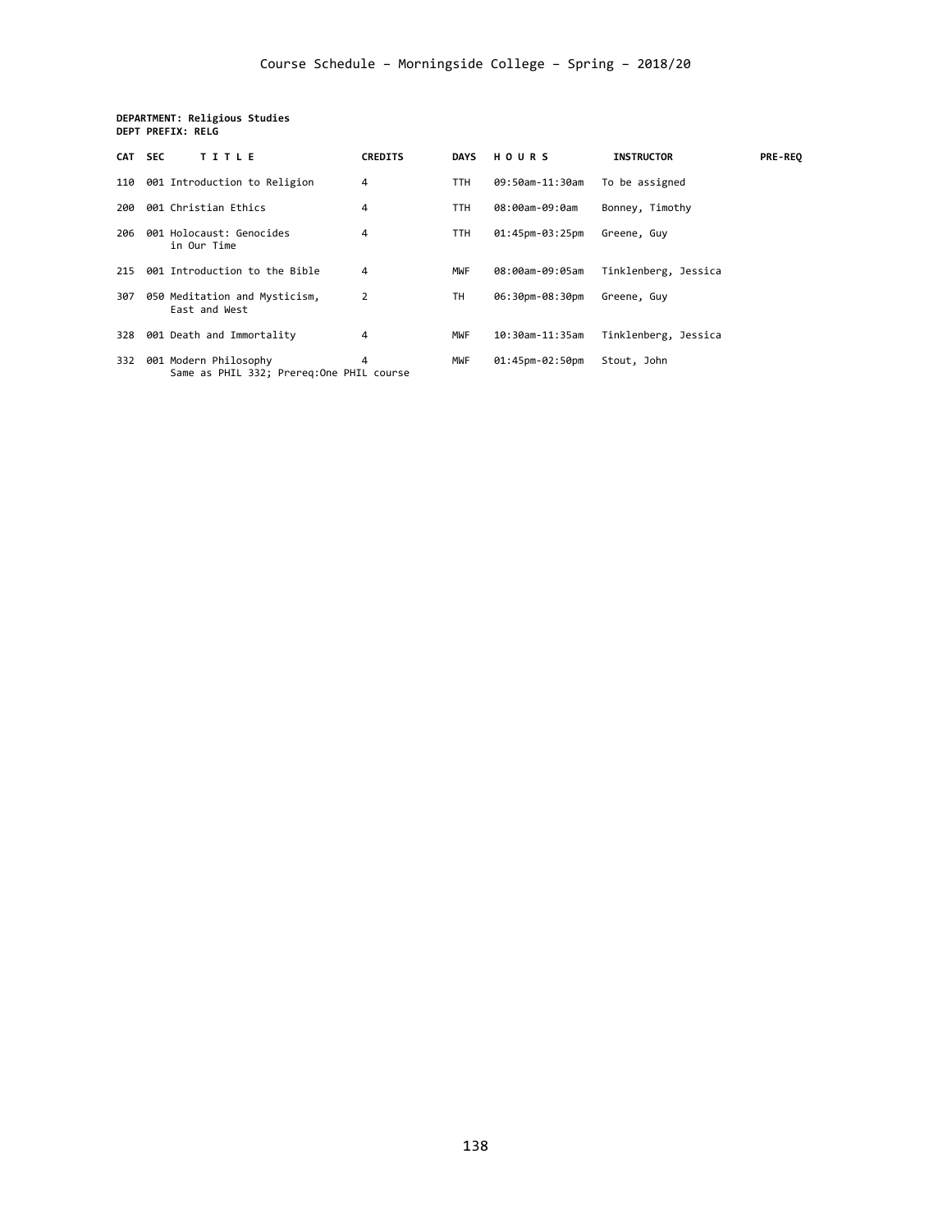**DEPARTMENT: Religious Studies**
**DEPT PREFIX: RELG**

| CAT | SEC | TITLE | CREDITS | DAYS | HOURS | INSTRUCTOR | PRE-REQ |
|---|---|---|---|---|---|---|---|
| 110 | 001 | Introduction to Religion | 4 | TTH | 09:50am-11:30am | To be assigned | |
| 200 | 001 | Christian Ethics | 4 | TTH | 08:00am-09:0am | Bonney, Timothy | |
| 206 | 001 | Holocaust: Genocides in Our Time | 4 | TTH | 01:45pm-03:25pm | Greene, Guy | |
| 215 | 001 | Introduction to the Bible | 4 | MWF | 08:00am-09:05am | Tinklenberg, Jessica | |
| 307 | 050 | Meditation and Mysticism, East and West | 2 | TH | 06:30pm-08:30pm | Greene, Guy | |
| 328 | 001 | Death and Immortality | 4 | MWF | 10:30am-11:35am | Tinklenberg, Jessica | |
| 332 | 001 | Modern Philosophy<br>Same as PHIL 332; Prereq:One PHIL course | 4 | MWF | 01:45pm-02:50pm | Stout, John | |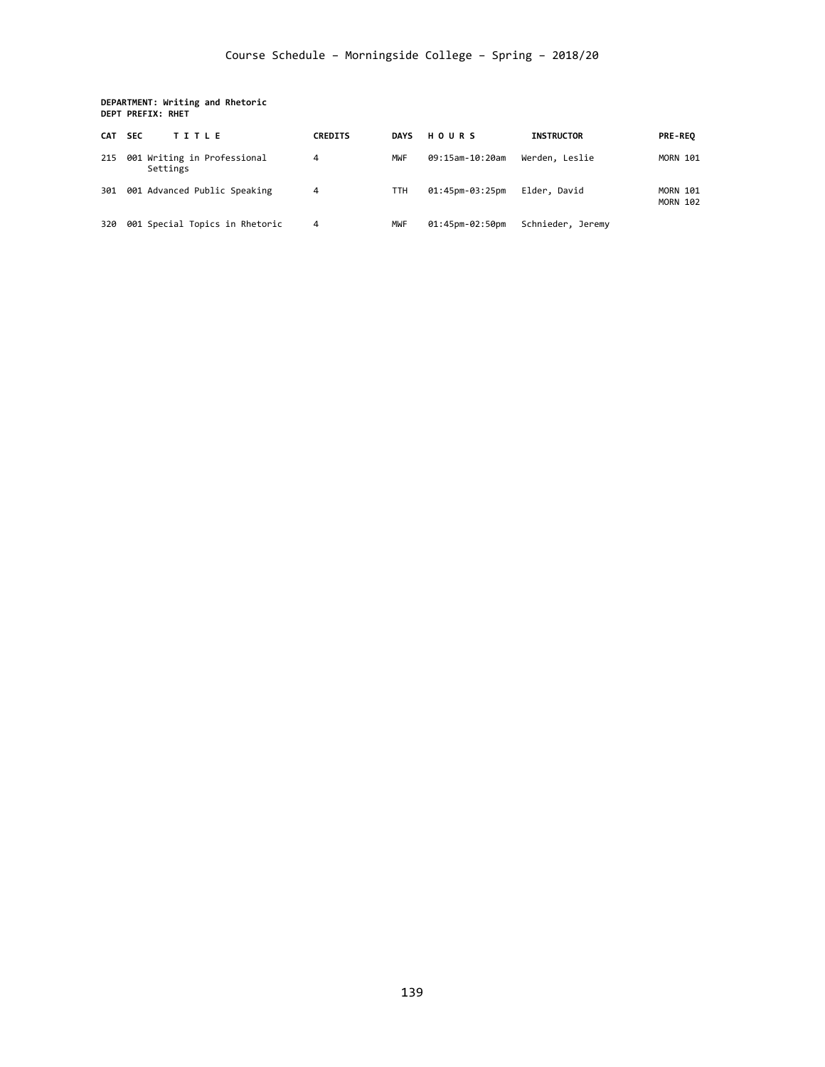# Course Schedule – Morningside College – Spring – 2018/20

**DEPARTMENT: Writing and Rhetoric**
**DEPT PREFIX: RHET**

| CAT | SEC | TITLE | CREDITS | DAYS | HOURS | INSTRUCTOR | PRE-REQ |
|---|---|---|---|---|---|---|---|
| 215 | 001 | Writing in Professional Settings | 4 | MWF | 09:15am-10:20am | Werden, Leslie | MORN 101 |
| 301 | 001 | Advanced Public Speaking | 4 | TTH | 01:45pm-03:25pm | Elder, David | MORN 101 MORN 102 |
| 320 | 001 | Special Topics in Rhetoric | 4 | MWF | 01:45pm-02:50pm | Schnieder, Jeremy | |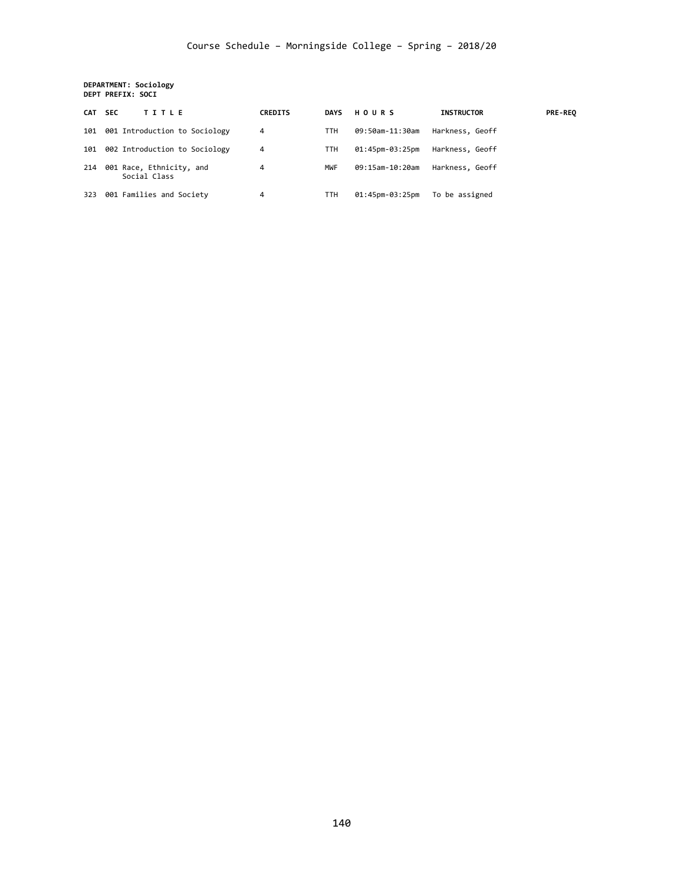Course Schedule – Morningside College – Spring – 2018/20

**DEPARTMENT: Sociology**
**DEPT PREFIX: SOCI**

| CAT | SEC | TITLE | CREDITS | DAYS | HOURS | INSTRUCTOR | PRE-REQ |
|---|---|---|---|---|---|---|---|
| 101 | 001 | Introduction to Sociology | 4 | TTH | 09:50am-11:30am | Harkness, Geoff | |
| 101 | 002 | Introduction to Sociology | 4 | TTH | 01:45pm-03:25pm | Harkness, Geoff | |
| 214 | 001 | Race, Ethnicity, and Social Class | 4 | MWF | 09:15am-10:20am | Harkness, Geoff | |
| 323 | 001 | Families and Society | 4 | TTH | 01:45pm-03:25pm | To be assigned | |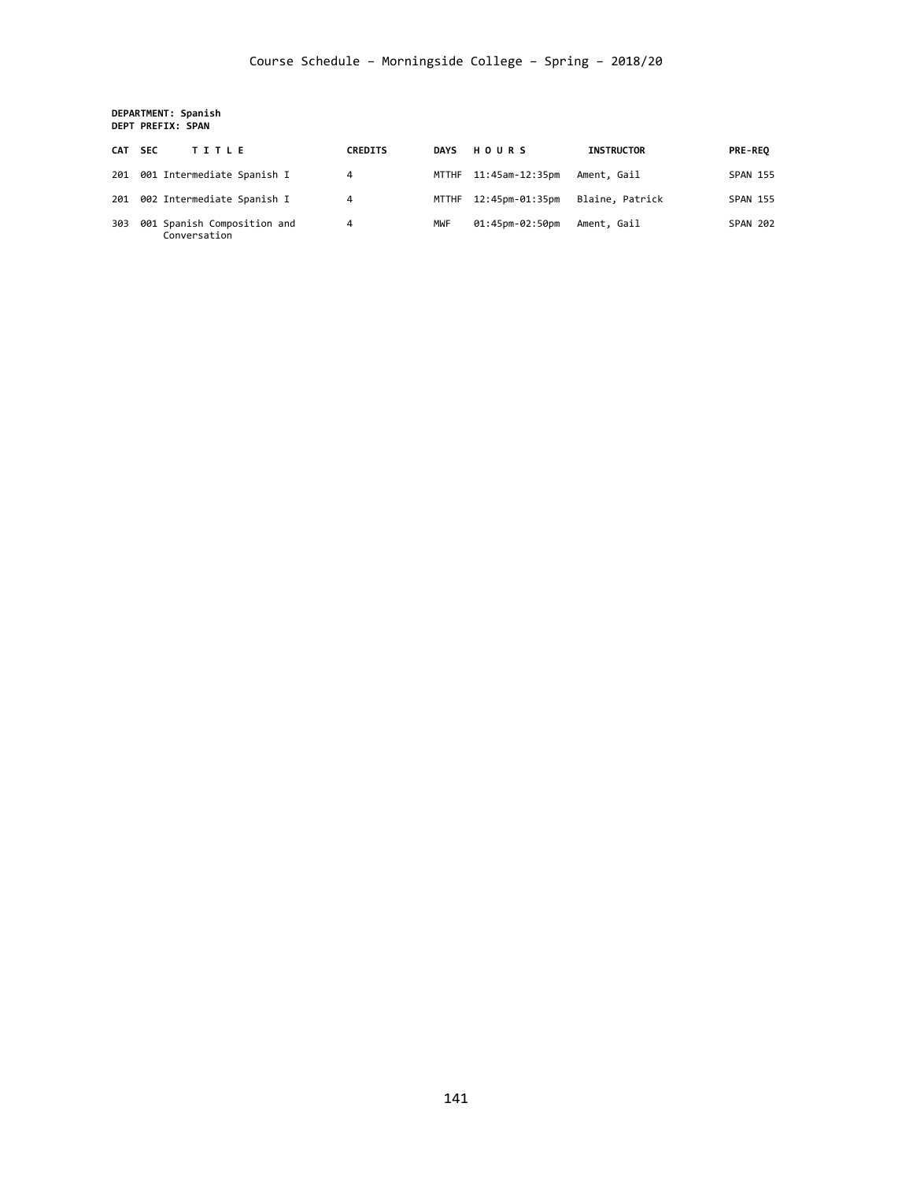# Course Schedule – Morningside College – Spring – 2018/20

**DEPARTMENT: Spanish**
**DEPT PREFIX: SPAN**

| CAT | SEC | TITLE | CREDITS | DAYS | HOURS | INSTRUCTOR | PRE-REQ |
|---|---|---|---|---|---|---|---|
| 201 | 001 | Intermediate Spanish I | 4 | MTTHF | 11:45am-12:35pm | Ament, Gail | SPAN 155 |
| 201 | 002 | Intermediate Spanish I | 4 | MTTHF | 12:45pm-01:35pm | Blaine, Patrick | SPAN 155 |
| 303 | 001 | Spanish Composition and Conversation | 4 | MWF | 01:45pm-02:50pm | Ament, Gail | SPAN 202 |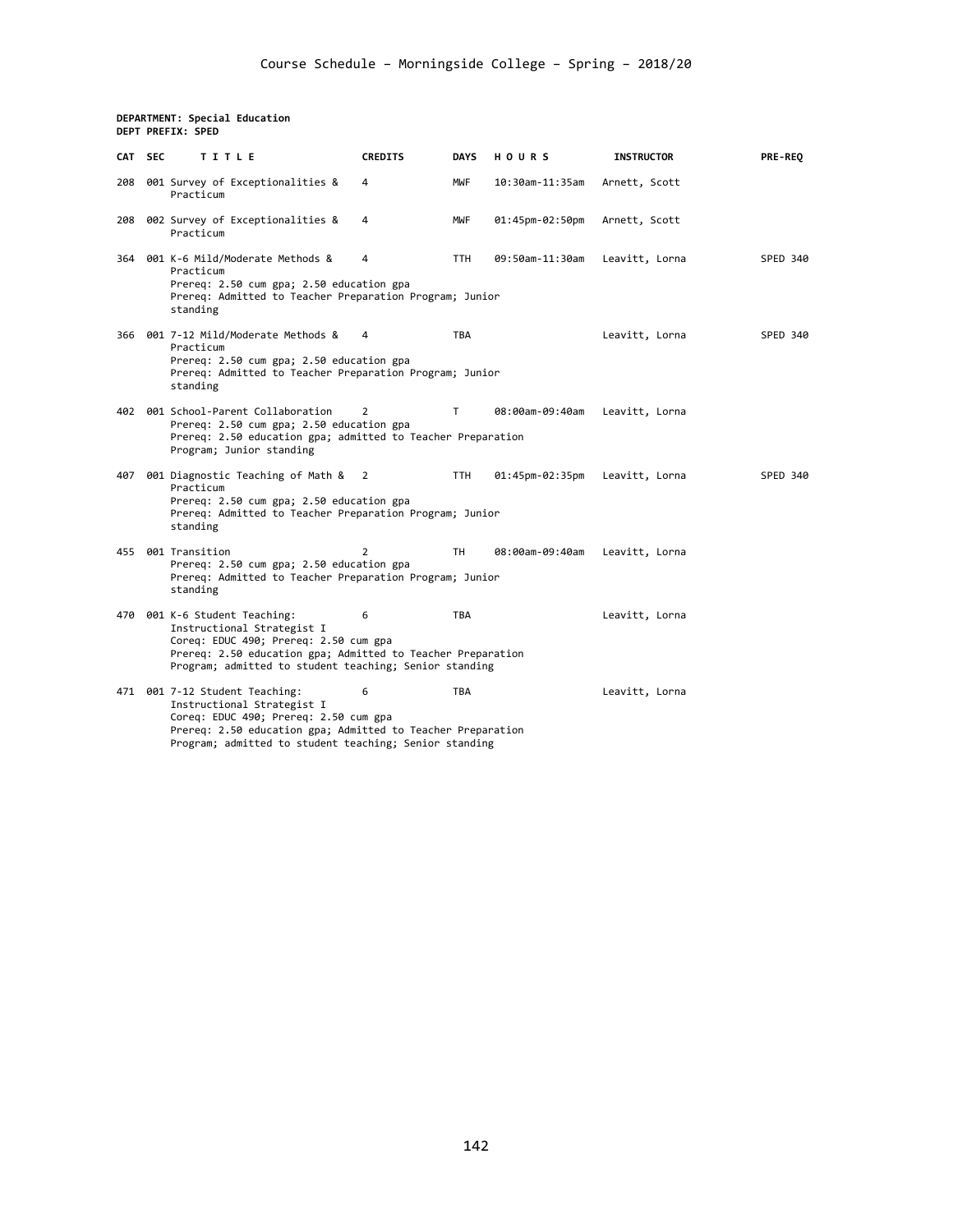**DEPARTMENT: Special Education**
**DEPT PREFIX: SPED**

| CAT | SEC | TITLE | CREDITS | DAYS | HOURS | INSTRUCTOR | PRE-REQ |
|---|---|---|---|---|---|---|---|
| 208 | 001 | Survey of Exceptionalities & Practicum | 4 | MWF | 10:30am-11:35am | Arnett, Scott | |
| 208 | 002 | Survey of Exceptionalities & Practicum | 4 | MWF | 01:45pm-02:50pm | Arnett, Scott | |
| 364 | 001 | K-6 Mild/Moderate Methods & Practicum<br>Prereq: 2.50 cum gpa; 2.50 education gpa<br>Prereq: Admitted to Teacher Preparation Program; Junior standing | 4 | TTH | 09:50am-11:30am | Leavitt, Lorna | SPED 340 |
| 366 | 001 | 7-12 Mild/Moderate Methods & Practicum<br>Prereq: 2.50 cum gpa; 2.50 education gpa<br>Prereq: Admitted to Teacher Preparation Program; Junior standing | 4 | TBA | | Leavitt, Lorna | SPED 340 |
| 402 | 001 | School-Parent Collaboration<br>Prereq: 2.50 cum gpa; 2.50 education gpa<br>Prereq: 2.50 education gpa; admitted to Teacher Preparation Program; Junior standing | 2 | T | 08:00am-09:40am | Leavitt, Lorna | |
| 407 | 001 | Diagnostic Teaching of Math & Practicum<br>Prereq: 2.50 cum gpa; 2.50 education gpa<br>Prereq: Admitted to Teacher Preparation Program; Junior standing | 2 | TTH | 01:45pm-02:35pm | Leavitt, Lorna | SPED 340 |
| 455 | 001 | Transition<br>Prereq: 2.50 cum gpa; 2.50 education gpa<br>Prereq: Admitted to Teacher Preparation Program; Junior standing | 2 | TH | 08:00am-09:40am | Leavitt, Lorna | |
| 470 | 001 | K-6 Student Teaching: Instructional Strategist I<br>Coreq: EDUC 490; Prereq: 2.50 cum gpa<br>Prereq: 2.50 education gpa; Admitted to Teacher Preparation Program; admitted to student teaching; Senior standing | 6 | TBA | | Leavitt, Lorna | |
| 471 | 001 | 7-12 Student Teaching: Instructional Strategist I<br>Coreq: EDUC 490; Prereq: 2.50 cum gpa<br>Prereq: 2.50 education gpa; Admitted to Teacher Preparation Program; admitted to student teaching; Senior standing | 6 | TBA | | Leavitt, Lorna | |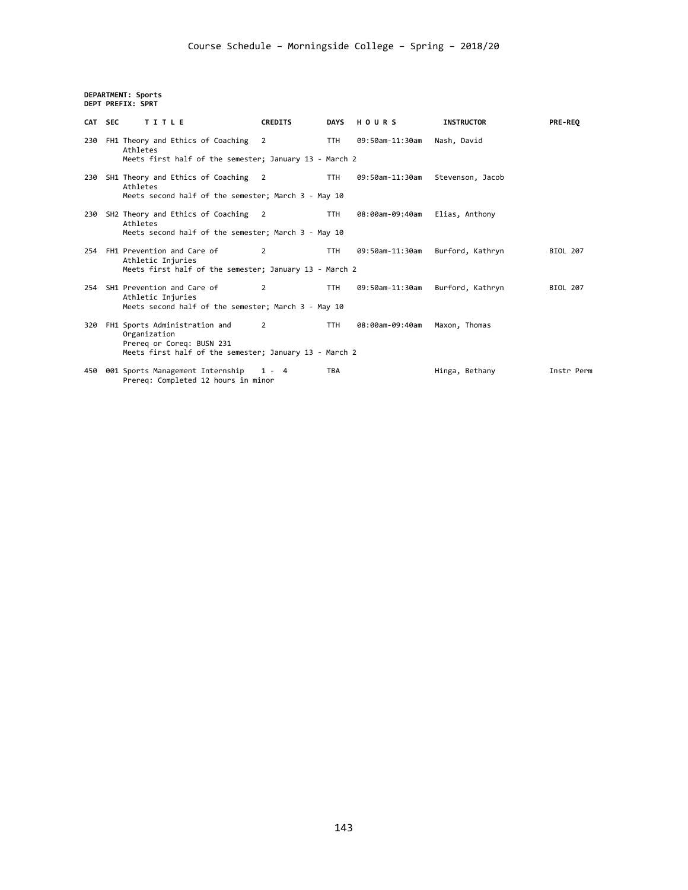Course Schedule – Morningside College – Spring – 2018/20

**DEPARTMENT: Sports**
**DEPT PREFIX: SPRT**

| CAT | SEC | TITLE | CREDITS | DAYS | HOURS | INSTRUCTOR | PRE-REQ |
|---|---|---|---|---|---|---|---|
| 230 | FH1 | Theory and Ethics of Coaching Athletes<br>Meets first half of the semester; January 13 - March 2 | 2 | TTH | 09:50am-11:30am | Nash, David | |
| 230 | SH1 | Theory and Ethics of Coaching Athletes<br>Meets second half of the semester; March 3 - May 10 | 2 | TTH | 09:50am-11:30am | Stevenson, Jacob | |
| 230 | SH2 | Theory and Ethics of Coaching Athletes<br>Meets second half of the semester; March 3 - May 10 | 2 | TTH | 08:00am-09:40am | Elias, Anthony | |
| 254 | FH1 | Prevention and Care of Athletic Injuries<br>Meets first half of the semester; January 13 - March 2 | 2 | TTH | 09:50am-11:30am | Burford, Kathryn | BIOL 207 |
| 254 | SH1 | Prevention and Care of Athletic Injuries<br>Meets second half of the semester; March 3 - May 10 | 2 | TTH | 09:50am-11:30am | Burford, Kathryn | BIOL 207 |
| 320 | FH1 | Sports Administration and Organization<br>Prereq or Coreq: BUSN 231<br>Meets first half of the semester; January 13 - March 2 | 2 | TTH | 08:00am-09:40am | Maxon, Thomas | |
| 450 | 001 | Sports Management Internship<br>Prereq: Completed 12 hours in minor | 1 - 4 | TBA | | Hinga, Bethany | Instr Perm |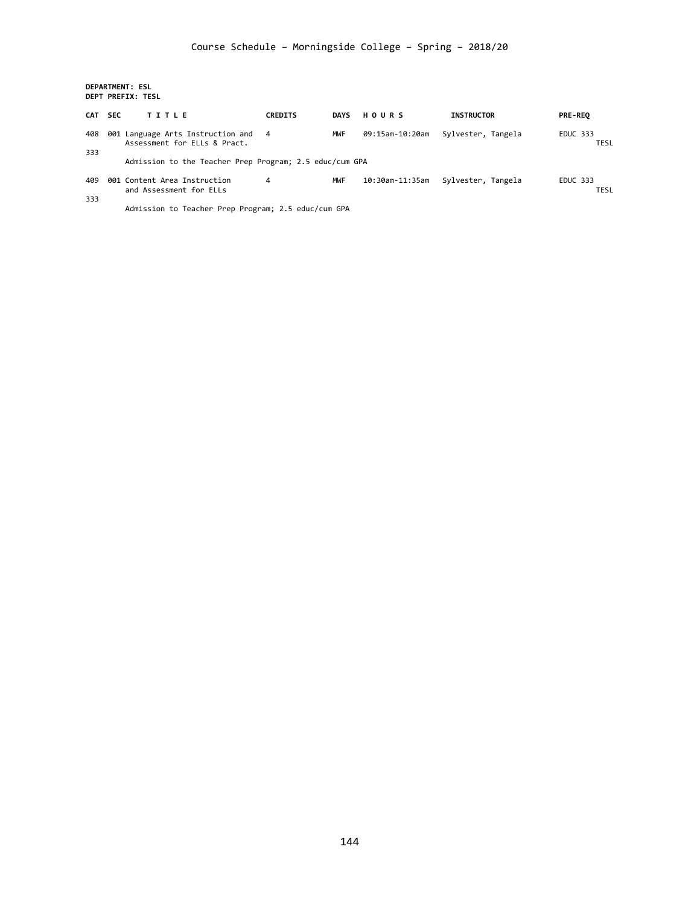**DEPARTMENT: ESL**
**DEPT PREFIX: TESL**

| CAT | SEC | TITLE | CREDITS | DAYS | HOURS | INSTRUCTOR | PRE-REQ |
|---|---|---|---|---|---|---|---|
| 408 | 001 | Language Arts Instruction and Assessment for ELLs & Pract. | 4 | MWF | 09:15am-10:20am | Sylvester, Tangela | EDUC 333 TESL 333 |
| | | Admission to the Teacher Prep Program; 2.5 educ/cum GPA | | | | | |
| 409 | 001 | Content Area Instruction and Assessment for ELLs | 4 | MWF | 10:30am-11:35am | Sylvester, Tangela | EDUC 333 TESL 333 |
| | | Admission to Teacher Prep Program; 2.5 educ/cum GPA | | | | | |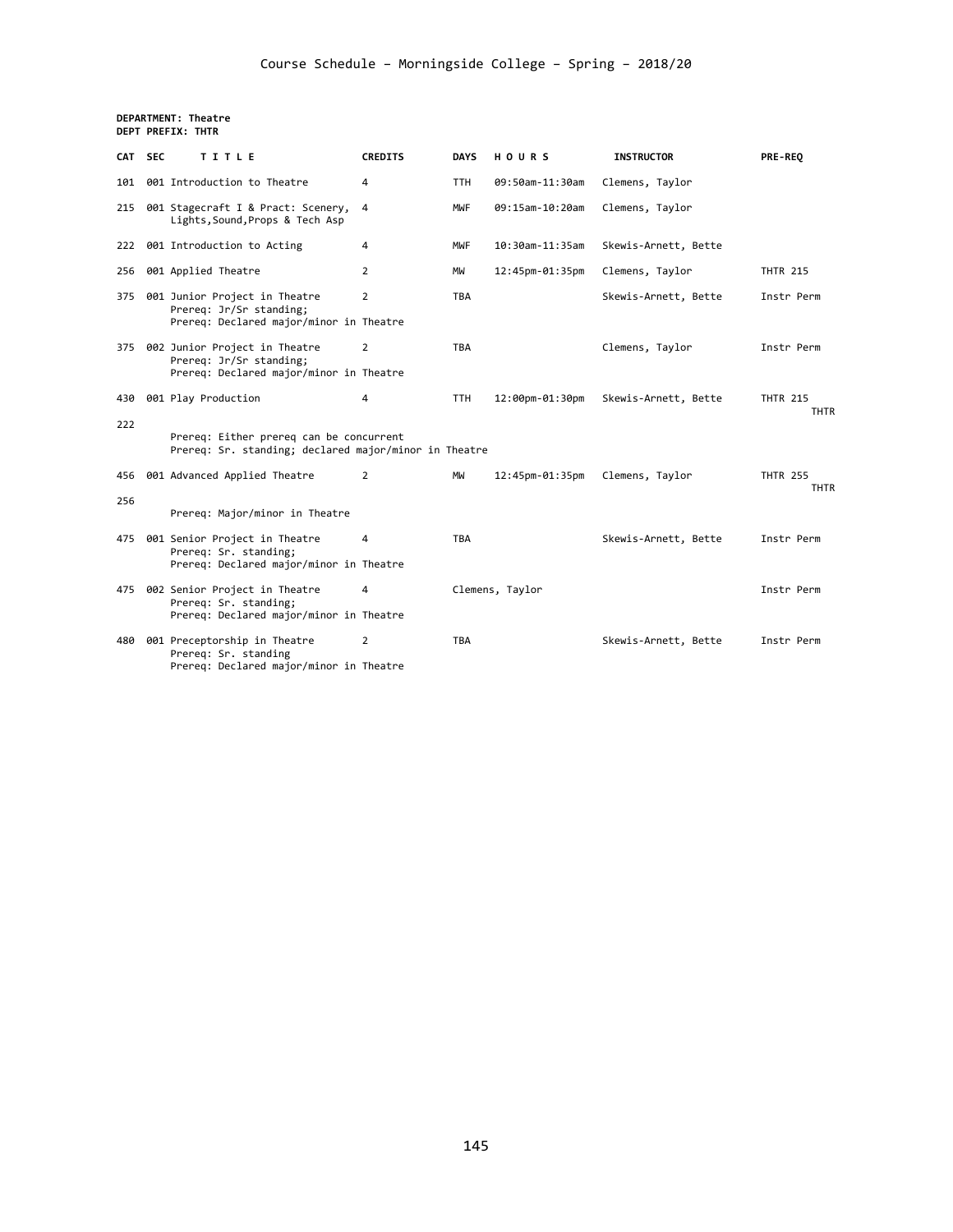**DEPARTMENT: Theatre**
**DEPT PREFIX: THTR**

| CAT | SEC | TITLE | CREDITS | DAYS | HOURS | INSTRUCTOR | PRE-REQ |
|---|---|---|---|---|---|---|---|
| 101 | 001 | Introduction to Theatre | 4 | TTH | 09:50am-11:30am | Clemens, Taylor | |
| 215 | 001 | Stagecraft I & Pract: Scenery, Lights,Sound,Props & Tech Asp | 4 | MWF | 09:15am-10:20am | Clemens, Taylor | |
| 222 | 001 | Introduction to Acting | 4 | MWF | 10:30am-11:35am | Skewis-Arnett, Bette | |
| 256 | 001 | Applied Theatre | 2 | MW | 12:45pm-01:35pm | Clemens, Taylor | THTR 215 |
| 375 | 001 | Junior Project in Theatre<br>Prereq: Jr/Sr standing;<br>Prereq: Declared major/minor in Theatre | 2 | TBA | | Skewis-Arnett, Bette | Instr Perm |
| 375 | 002 | Junior Project in Theatre<br>Prereq: Jr/Sr standing;<br>Prereq: Declared major/minor in Theatre | 2 | TBA | | Clemens, Taylor | Instr Perm |
| 430 | 001 | Play Production<br>Prereq: Either prereq can be concurrent<br>Prereq: Sr. standing; declared major/minor in Theatre | 4 | TTH | 12:00pm-01:30pm | Skewis-Arnett, Bette | THTR 215 THTR 222 |
| 456 | 001 | Advanced Applied Theatre<br>Prereq: Major/minor in Theatre | 2 | MW | 12:45pm-01:35pm | Clemens, Taylor | THTR 255 THTR 256 |
| 475 | 001 | Senior Project in Theatre<br>Prereq: Sr. standing;<br>Prereq: Declared major/minor in Theatre | 4 | TBA | | Skewis-Arnett, Bette | Instr Perm |
| 475 | 002 | Senior Project in Theatre<br>Prereq: Sr. standing;<br>Prereq: Declared major/minor in Theatre | 4 | Clemens, Taylor | | | Instr Perm |
| 480 | 001 | Preceptorship in Theatre<br>Prereq: Sr. standing<br>Prereq: Declared major/minor in Theatre | 2 | TBA | | Skewis-Arnett, Bette | Instr Perm |